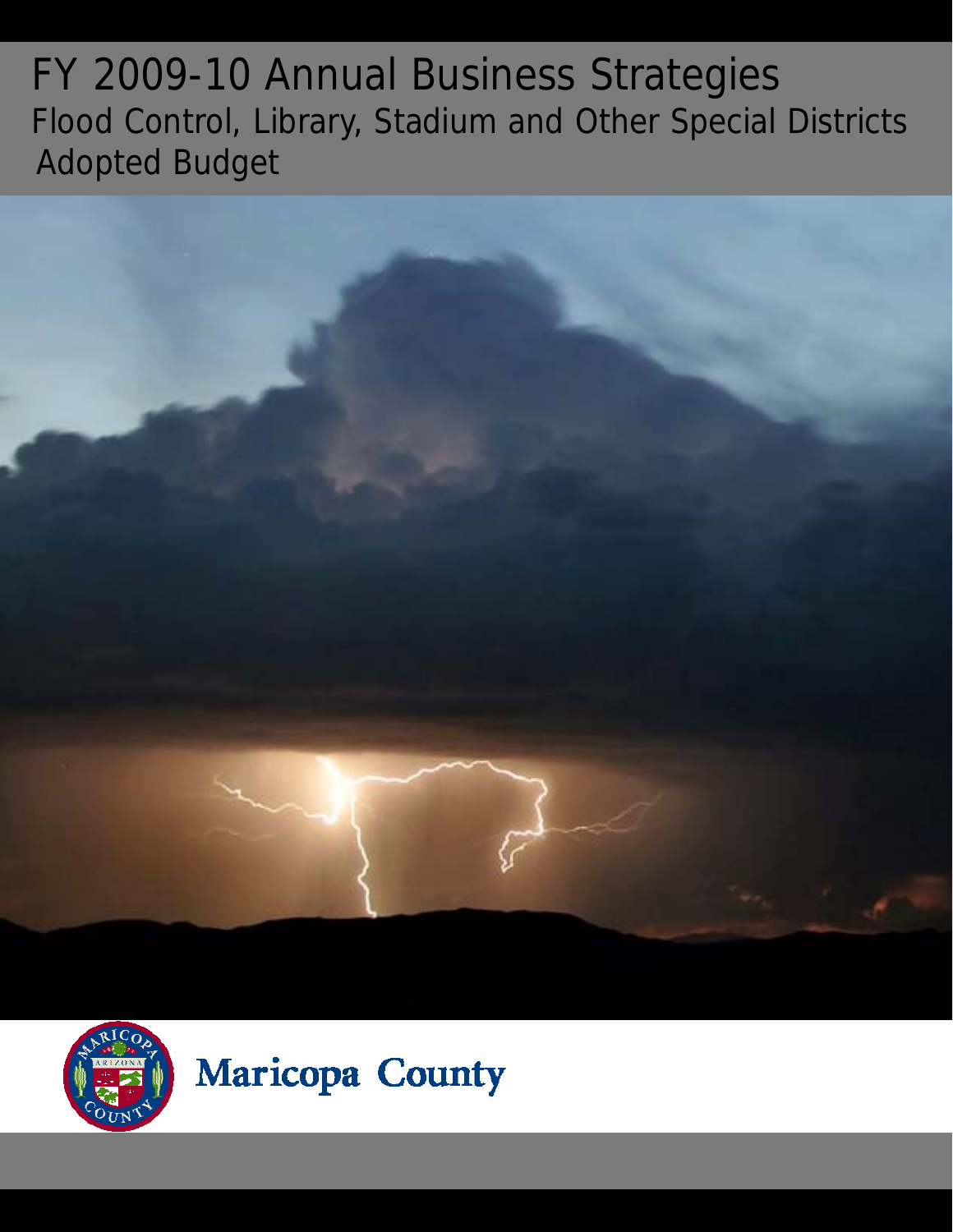# FY 2009-10 Annual Business Strategies

## Flood Control, Library, Stadium and Other Special Districts

## Adopted Budget

Maricopa County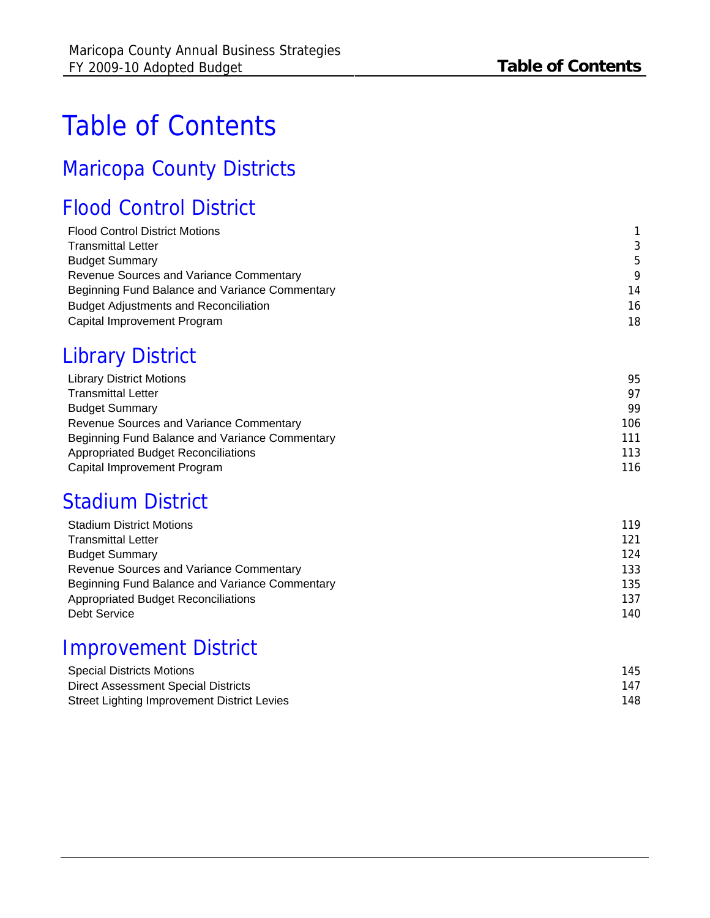# Table of Contents

## Maricopa County Districts

## Flood Control District

| | |
|---|---|
| Flood Control District Motions | 1 |
| Transmittal Letter | 3 |
| Budget Summary | 5 |
| Revenue Sources and Variance Commentary | 9 |
| Beginning Fund Balance and Variance Commentary | 14 |
| Budget Adjustments and Reconciliation | 16 |
| Capital Improvement Program | 18 |

## Library District

| | |
|---|---|
| Library District Motions | 95 |
| Transmittal Letter | 97 |
| Budget Summary | 99 |
| Revenue Sources and Variance Commentary | 106 |
| Beginning Fund Balance and Variance Commentary | 111 |
| Appropriated Budget Reconciliations | 113 |
| Capital Improvement Program | 116 |

## Stadium District

| | |
|---|---|
| Stadium District Motions | 119 |
| Transmittal Letter | 121 |
| Budget Summary | 124 |
| Revenue Sources and Variance Commentary | 133 |
| Beginning Fund Balance and Variance Commentary | 135 |
| Appropriated Budget Reconciliations | 137 |
| Debt Service | 140 |

## Improvement District

| | |
|---|---|
| Special Districts Motions | 145 |
| Direct Assessment Special Districts | 147 |
| Street Lighting Improvement District Levies | 148 |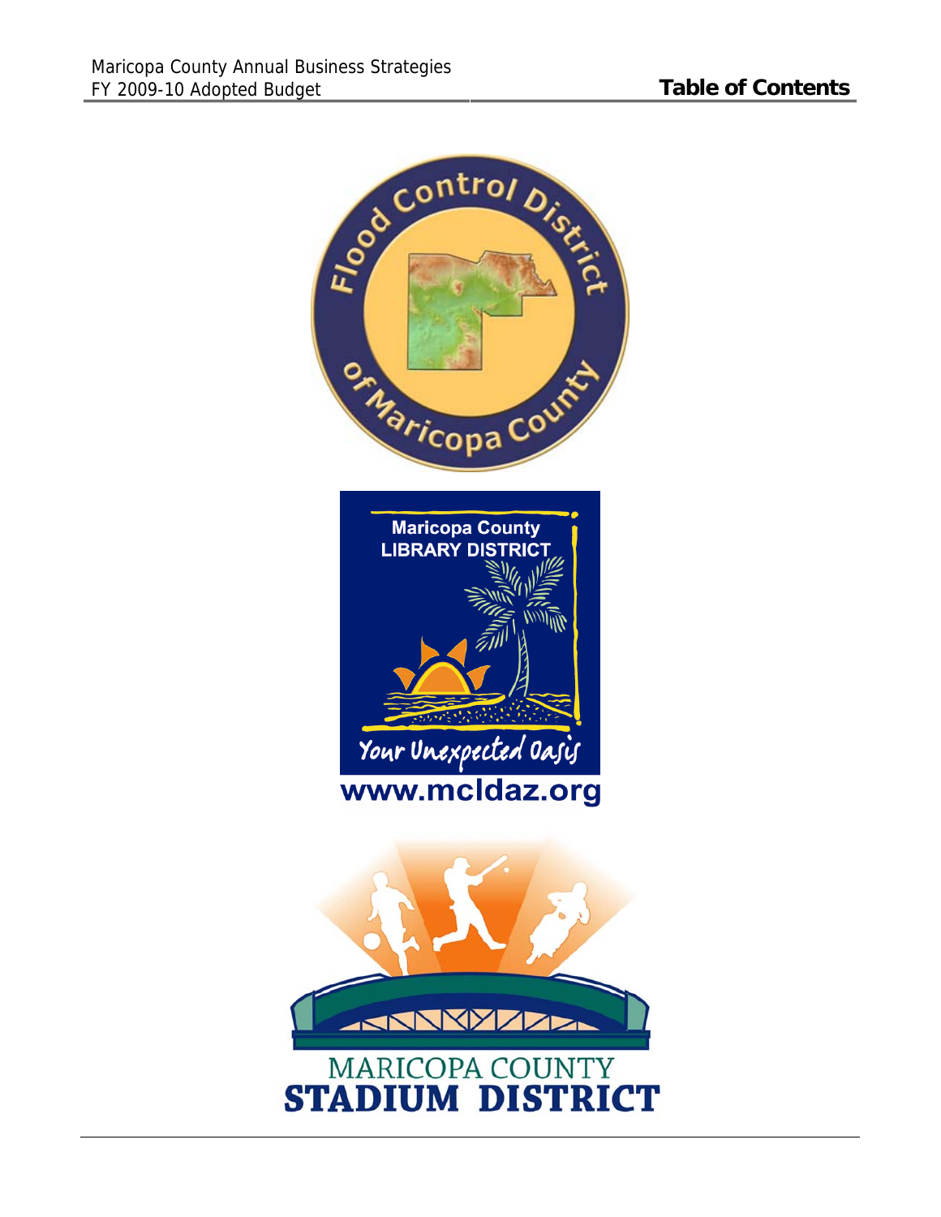Flood Control District of Maricopa County

Maricopa County LIBRARY DISTRICT

Your Unexpected Oasis

www.mcldaz.org

MARICOPA COUNTY STADIUM DISTRICT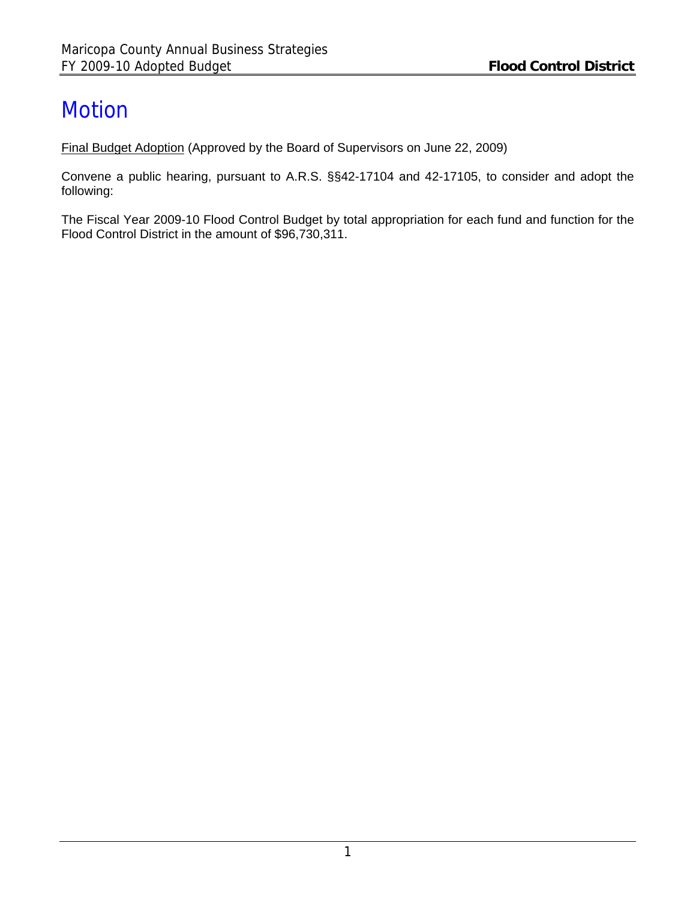# Motion

Final Budget Adoption (Approved by the Board of Supervisors on June 22, 2009)

Convene a public hearing, pursuant to A.R.S. §§42-17104 and 42-17105, to consider and adopt the following:

The Fiscal Year 2009-10 Flood Control Budget by total appropriation for each fund and function for the Flood Control District in the amount of $96,730,311.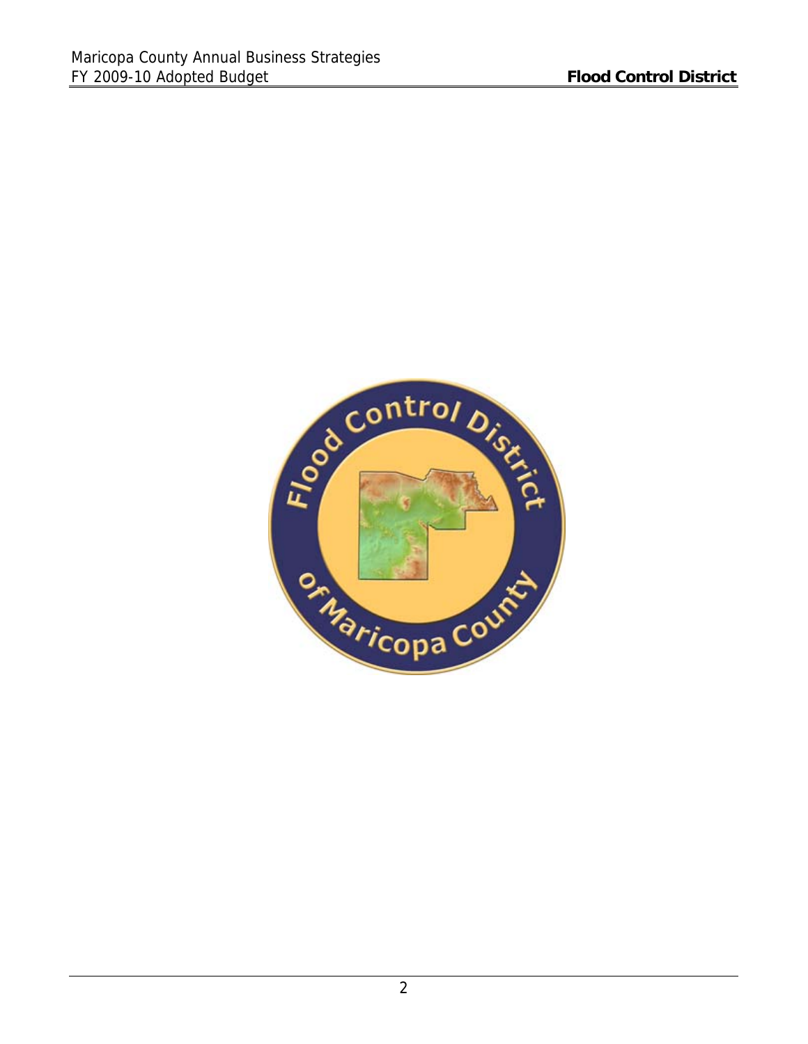Flood Control District of Maricopa County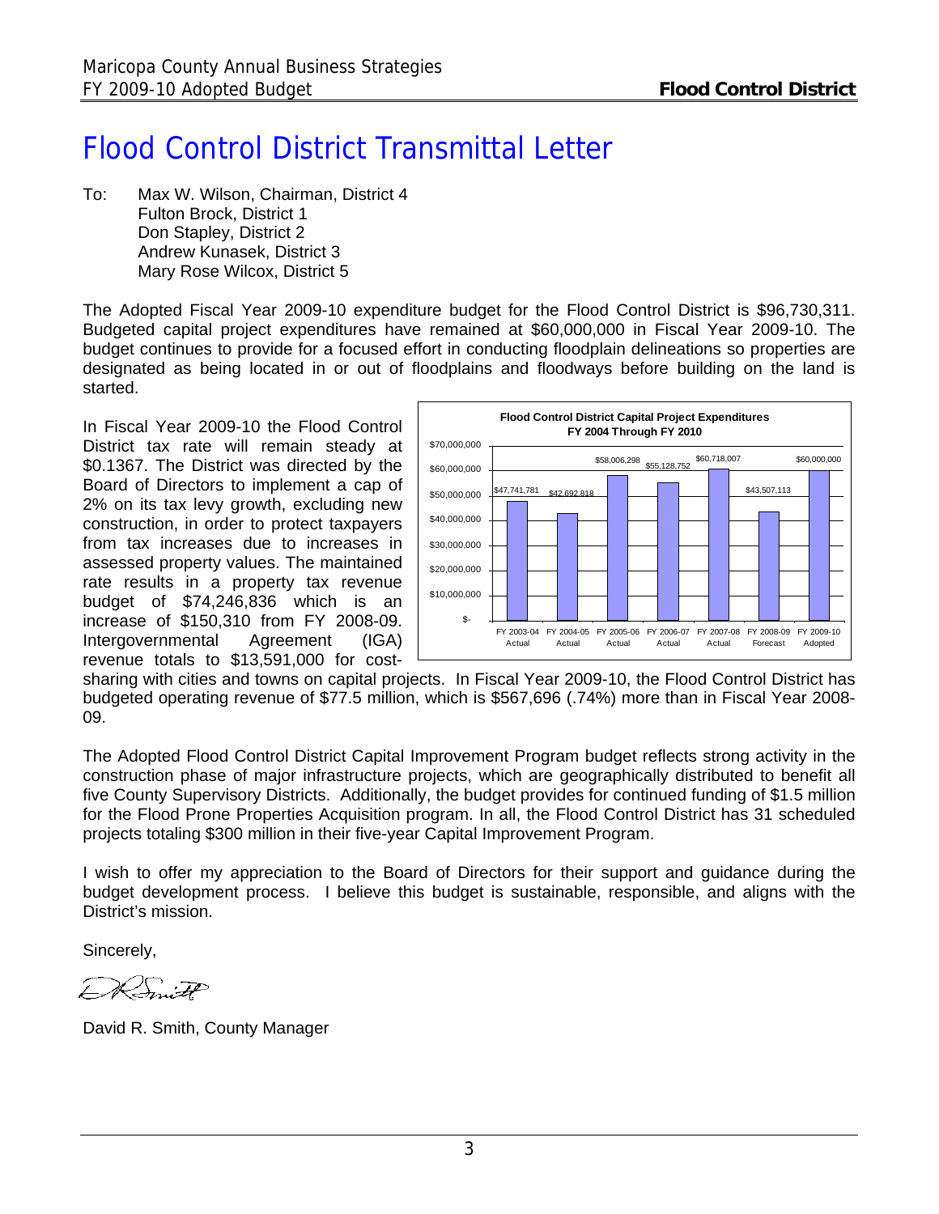# Flood Control District Transmittal Letter

To: Max W. Wilson, Chairman, District 4
Fulton Brock, District 1
Don Stapley, District 2
Andrew Kunasek, District 3
Mary Rose Wilcox, District 5

The Adopted Fiscal Year 2009-10 expenditure budget for the Flood Control District is $96,730,311. Budgeted capital project expenditures have remained at $60,000,000 in Fiscal Year 2009-10. The budget continues to provide for a focused effort in conducting floodplain delineations so properties are designated as being located in or out of floodplains and floodways before building on the land is started.

In Fiscal Year 2009-10 the Flood Control District tax rate will remain steady at $0.1367. The District was directed by the Board of Directors to implement a cap of 2% on its tax levy growth, excluding new construction, in order to protect taxpayers from tax increases due to increases in assessed property values. The maintained rate results in a property tax revenue budget of $74,246,836 which is an increase of $150,310 from FY 2008-09. Intergovernmental Agreement (IGA) revenue totals to $13,591,000 for cost-sharing with cities and towns on capital projects. In Fiscal Year 2009-10, the Flood Control District has budgeted operating revenue of $77.5 million, which is $567,696 (.74%) more than in Fiscal Year 2008-09.

**Flood Control District Capital Project Expenditures FY 2004 Through FY 2010**

| Fiscal Year | Amount |
|---|---|
| FY 2003-04 Actual | $47,741,781 |
| FY 2004-05 Actual | $42,692,818 |
| FY 2005-06 Actual | $58,006,298 |
| FY 2006-07 Actual | $55,128,752 |
| FY 2007-08 Actual | $60,718,007 |
| FY 2008-09 Forecast | $43,507,113 |
| FY 2009-10 Adopted | $60,000,000 |

The Adopted Flood Control District Capital Improvement Program budget reflects strong activity in the construction phase of major infrastructure projects, which are geographically distributed to benefit all five County Supervisory Districts. Additionally, the budget provides for continued funding of $1.5 million for the Flood Prone Properties Acquisition program. In all, the Flood Control District has 31 scheduled projects totaling $300 million in their five-year Capital Improvement Program.

I wish to offer my appreciation to the Board of Directors for their support and guidance during the budget development process. I believe this budget is sustainable, responsible, and aligns with the District's mission.

Sincerely,

David R. Smith, County Manager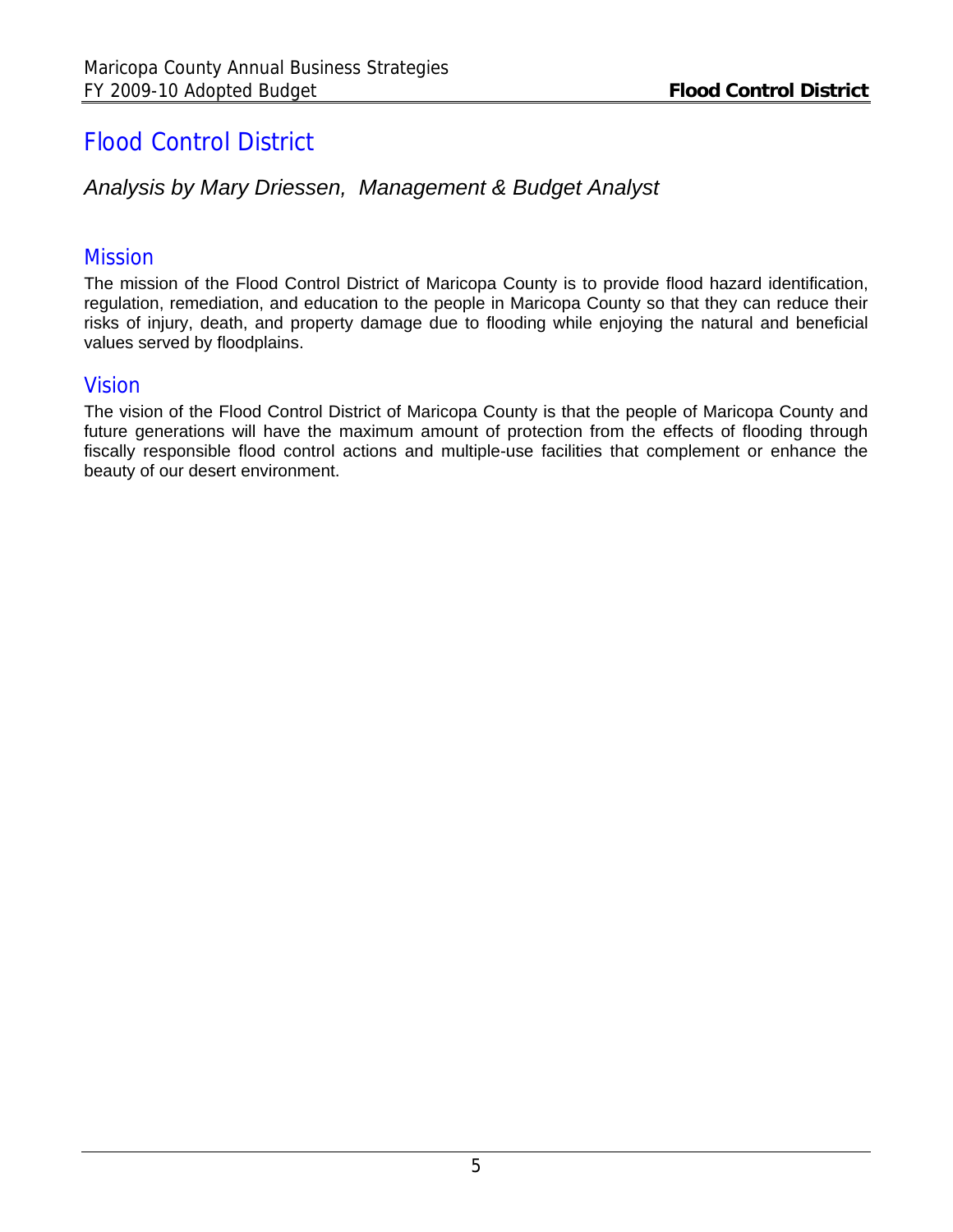# Flood Control District

*Analysis by Mary Driessen, Management & Budget Analyst*

## Mission

The mission of the Flood Control District of Maricopa County is to provide flood hazard identification, regulation, remediation, and education to the people in Maricopa County so that they can reduce their risks of injury, death, and property damage due to flooding while enjoying the natural and beneficial values served by floodplains.

## Vision

The vision of the Flood Control District of Maricopa County is that the people of Maricopa County and future generations will have the maximum amount of protection from the effects of flooding through fiscally responsible flood control actions and multiple-use facilities that complement or enhance the beauty of our desert environment.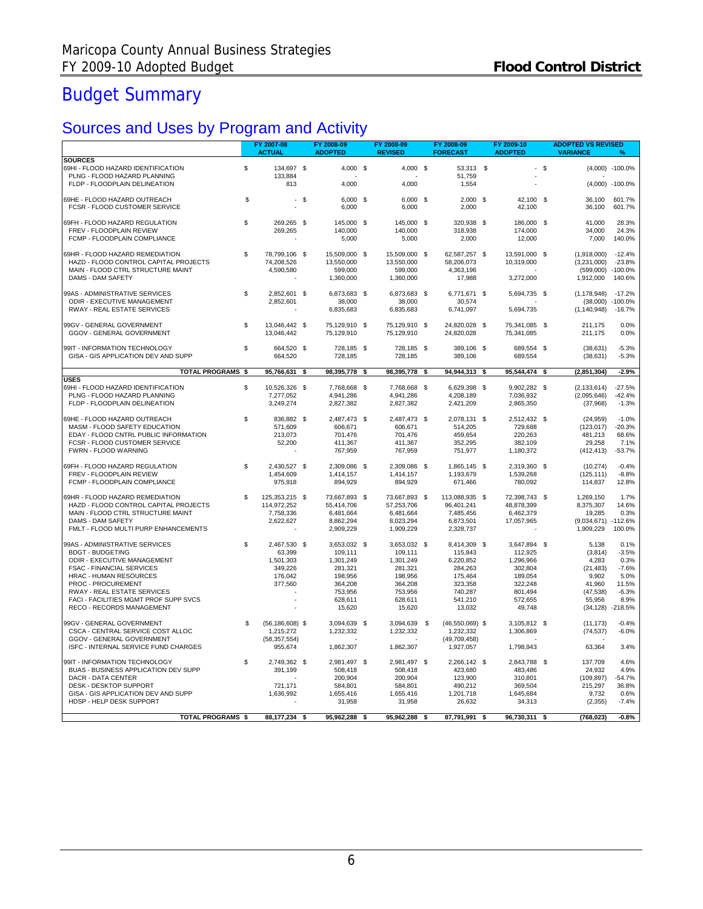# Budget Summary

## Sources and Uses by Program and Activity

| | FY 2007-08 ACTUAL | FY 2008-09 ADOPTED | FY 2008-09 REVISED | FY 2008-09 FORECAST | FY 2009-10 ADOPTED | ADOPTED VS REVISED VARIANCE | % |
|---|---|---|---|---|---|---|---|
| **SOURCES** | | | | | | | |
| 69HI - FLOOD HAZARD IDENTIFICATION | $ 134,697 | $ 4,000 | $ 4,000 | $ 53,313 | $ - | $ (4,000) | -100.0% |
| PLNG - FLOOD HAZARD PLANNING | 133,884 | - | | 51,759 | - | - | |
| FLDP - FLOODPLAIN DELINEATION | 813 | 4,000 | 4,000 | 1,554 | - | (4,000) | -100.0% |
| 69HE - FLOOD HAZARD OUTREACH | $ - | $ 6,000 | $ 6,000 | $ 2,000 | $ 42,100 | $ 36,100 | 601.7% |
| FCSR - FLOOD CUSTOMER SERVICE | - | 6,000 | 6,000 | 2,000 | 42,100 | 36,100 | 601.7% |
| 69FH - FLOOD HAZARD REGULATION | $ 269,265 | $ 145,000 | $ 145,000 | $ 320,938 | $ 186,000 | $ 41,000 | 28.3% |
| FREV - FLOODPLAIN REVIEW | 269,265 | 140,000 | 140,000 | 318,938 | 174,000 | 34,000 | 24.3% |
| FCMP - FLOODPLAIN COMPLIANCE | - | 5,000 | 5,000 | 2,000 | 12,000 | 7,000 | 140.0% |
| 69HR - FLOOD HAZARD REMEDIATION | $ 78,799,106 | $ 15,509,000 | $ 15,509,000 | $ 62,587,257 | $ 13,591,000 | $ (1,918,000) | -12.4% |
| HAZD - FLOOD CONTROL CAPITAL PROJECTS | 74,208,526 | 13,550,000 | 13,550,000 | 58,206,073 | 10,319,000 | (3,231,000) | -23.8% |
| MAIN - FLOOD CTRL STRUCTURE MAINT | 4,590,580 | 599,000 | 599,000 | 4,363,196 | - | (599,000) | -100.0% |
| DAMS - DAM SAFETY | - | 1,360,000 | 1,360,000 | 17,988 | 3,272,000 | 1,912,000 | 140.6% |
| 99AS - ADMINISTRATIVE SERVICES | $ 2,852,601 | $ 6,873,683 | $ 6,873,683 | $ 6,771,671 | $ 5,694,735 | $ (1,178,948) | -17.2% |
| ODIR - EXECUTIVE MANAGEMENT | 2,852,601 | 38,000 | 38,000 | 30,574 | - | (38,000) | -100.0% |
| RWAY - REAL ESTATE SERVICES | - | 6,835,683 | 6,835,683 | 6,741,097 | 5,694,735 | (1,140,948) | -16.7% |
| 99GV - GENERAL GOVERNMENT | $ 13,046,442 | $ 75,129,910 | $ 75,129,910 | $ 24,820,028 | $ 75,341,085 | $ 211,175 | 0.0% |
| GGOV - GENERAL GOVERNMENT | 13,046,442 | 75,129,910 | 75,129,910 | 24,820,028 | 75,341,085 | 211,175 | 0.0% |
| 99IT - INFORMATION TECHNOLOGY | $ 664,520 | $ 728,185 | $ 728,185 | $ 389,106 | $ 689,554 | $ (38,631) | -5.3% |
| GISA - GIS APPLICATION DEV AND SUPP | 664,520 | 728,185 | 728,185 | 389,106 | 689,554 | (38,631) | -5.3% |
| **TOTAL PROGRAMS** | **$ 95,766,631** | **$ 98,395,778** | **$ 98,395,778** | **$ 94,944,313** | **$ 95,544,474** | **$ (2,851,304)** | **-2.9%** |
| **USES** | | | | | | | |
| 69HI - FLOOD HAZARD IDENTIFICATION | $ 10,526,326 | $ 7,768,668 | $ 7,768,668 | $ 6,629,398 | $ 9,902,282 | $ (2,133,614) | -27.5% |
| PLNG - FLOOD HAZARD PLANNING | 7,277,052 | 4,941,286 | 4,941,286 | 4,208,189 | 7,036,932 | (2,095,646) | -42.4% |
| FLDP - FLOODPLAIN DELINEATION | 3,249,274 | 2,827,382 | 2,827,382 | 2,421,209 | 2,865,350 | (37,968) | -1.3% |
| 69HE - FLOOD HAZARD OUTREACH | $ 836,882 | $ 2,487,473 | $ 2,487,473 | $ 2,078,131 | $ 2,512,432 | $ (24,959) | -1.0% |
| MASM - FLOOD SAFETY EDUCATION | 571,609 | 606,671 | 606,671 | 514,205 | 729,688 | (123,017) | -20.3% |
| EDAY - FLOOD CNTRL PUBLIC INFORMATION | 213,073 | 701,476 | 701,476 | 459,654 | 220,263 | 481,213 | 68.6% |
| FCSR - FLOOD CUSTOMER SERVICE | 52,200 | 411,367 | 411,367 | 352,295 | 382,109 | 29,258 | 7.1% |
| FWRN - FLOOD WARNING | - | 767,959 | 767,959 | 751,977 | 1,180,372 | (412,413) | -53.7% |
| 69FH - FLOOD HAZARD REGULATION | $ 2,430,527 | $ 2,309,086 | $ 2,309,086 | $ 1,865,145 | $ 2,319,360 | $ (10,274) | -0.4% |
| FREV - FLOODPLAIN REVIEW | 1,454,609 | 1,414,157 | 1,414,157 | 1,193,679 | 1,539,268 | (125,111) | -8.8% |
| FCMP - FLOODPLAIN COMPLIANCE | 975,918 | 894,929 | 894,929 | 671,466 | 780,092 | 114,837 | 12.8% |
| 69HR - FLOOD HAZARD REMEDIATION | $ 125,353,215 | $ 73,667,893 | $ 73,667,893 | $ 113,088,935 | $ 72,398,743 | $ 1,269,150 | 1.7% |
| HAZD - FLOOD CONTROL CAPITAL PROJECTS | 114,972,252 | 55,414,706 | 57,253,706 | 96,401,241 | 48,878,399 | 8,375,307 | 14.6% |
| MAIN - FLOOD CTRL STRUCTURE MAINT | 7,758,336 | 6,481,664 | 6,481,664 | 7,485,456 | 6,462,379 | 19,285 | 0.3% |
| DAMS - DAM SAFETY | 2,622,627 | 8,862,294 | 8,023,294 | 6,873,501 | 17,057,965 | (9,034,671) | -112.6% |
| FMLT - FLOOD MULTI PURP ENHANCEMENTS | - | 2,909,229 | 1,909,229 | 2,328,737 | - | 1,909,229 | 100.0% |
| 99AS - ADMINISTRATIVE SERVICES | $ 2,467,530 | $ 3,653,032 | $ 3,653,032 | $ 8,414,309 | $ 3,647,894 | $ 5,138 | 0.1% |
| BDGT - BUDGETING | 63,399 | 109,111 | 109,111 | 115,843 | 112,925 | (3,814) | -3.5% |
| ODIR - EXECUTIVE MANAGEMENT | 1,501,303 | 1,301,249 | 1,301,249 | 6,220,852 | 1,296,966 | 4,283 | 0.3% |
| FSAC - FINANCIAL SERVICES | 349,226 | 281,321 | 281,321 | 284,263 | 302,804 | (21,483) | -7.6% |
| HRAC - HUMAN RESOURCES | 176,042 | 198,956 | 198,956 | 175,464 | 189,054 | 9,902 | 5.0% |
| PROC - PROCUREMENT | 377,560 | 364,208 | 364,208 | 323,358 | 322,248 | 41,960 | 11.5% |
| RWAY - REAL ESTATE SERVICES | - | 753,956 | 753,956 | 740,287 | 801,494 | (47,538) | -6.3% |
| FACI - FACILITIES MGMT PROF SUPP SVCS | - | 628,611 | 628,611 | 541,210 | 572,655 | 55,956 | 8.9% |
| RECO - RECORDS MANAGEMENT | - | 15,620 | 15,620 | 13,032 | 49,748 | (34,128) | -218.5% |
| 99GV - GENERAL GOVERNMENT | $ (56,186,608) | $ 3,094,639 | $ 3,094,639 | $ (46,550,069) | $ 3,105,812 | $ (11,173) | -0.4% |
| CSCA - CENTRAL SERVICE COST ALLOC | 1,215,272 | 1,232,332 | 1,232,332 | 1,232,332 | 1,306,869 | (74,537) | -6.0% |
| GGOV - GENERAL GOVERNMENT | (58,357,554) | - | - | (49,709,458) | - | - | |
| ISFC - INTERNAL SERVICE FUND CHARGES | 955,674 | 1,862,307 | 1,862,307 | 1,927,057 | 1,798,943 | 63,364 | 3.4% |
| 99IT - INFORMATION TECHNOLOGY | $ 2,749,362 | $ 2,981,497 | $ 2,981,497 | $ 2,266,142 | $ 2,843,788 | $ 137,709 | 4.6% |
| BUAS - BUSINESS APPLICATION DEV SUPP | 391,199 | 508,418 | 508,418 | 423,680 | 483,486 | 24,932 | 4.9% |
| DACR - DATA CENTER | - | 200,904 | 200,904 | 123,900 | 310,801 | (109,897) | -54.7% |
| DESK - DESKTOP SUPPORT | 721,171 | 584,801 | 584,801 | 490,212 | 369,504 | 215,297 | 36.8% |
| GISA - GIS APPLICATION DEV AND SUPP | 1,636,992 | 1,655,416 | 1,655,416 | 1,201,718 | 1,645,684 | 9,732 | 0.6% |
| HDSP - HELP DESK SUPPORT | - | 31,958 | 31,958 | 26,632 | 34,313 | (2,355) | -7.4% |
| **TOTAL PROGRAMS** | **$ 88,177,234** | **$ 95,962,288** | **$ 95,962,288** | **$ 87,791,991** | **$ 96,730,311** | **$ (768,023)** | **-0.8%** |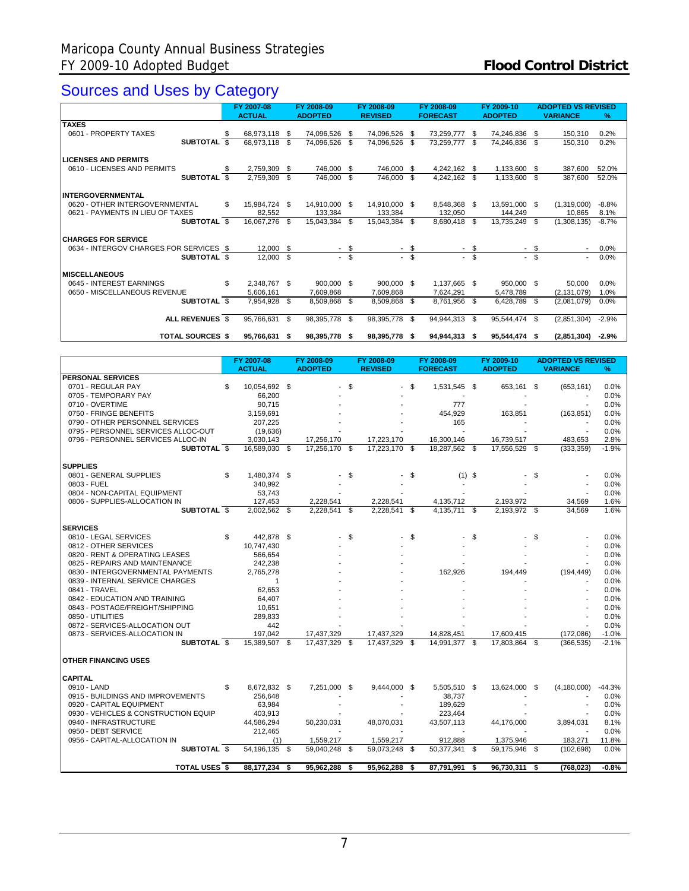# Maricopa County Annual Business Strategies FY 2009-10 Adopted Budget

**Flood Control District**

## Sources and Uses by Category

| | FY 2007-08 ACTUAL | FY 2008-09 ADOPTED | FY 2008-09 REVISED | FY 2008-09 FORECAST | FY 2009-10 ADOPTED | ADOPTED VS REVISED VARIANCE | % |
|---|---|---|---|---|---|---|---|
| **TAXES** | | | | | | | |
| 0601 - PROPERTY TAXES | $ 68,973,118 | $ 74,096,526 | $ 74,096,526 | $ 73,259,777 | $ 74,246,836 | $ 150,310 | 0.2% |
| **SUBTOTAL** | $ 68,973,118 | $ 74,096,526 | $ 74,096,526 | $ 73,259,777 | $ 74,246,836 | $ 150,310 | 0.2% |
| **LICENSES AND PERMITS** | | | | | | | |
| 0610 - LICENSES AND PERMITS | $ 2,759,309 | $ 746,000 | $ 746,000 | $ 4,242,162 | $ 1,133,600 | $ 387,600 | 52.0% |
| **SUBTOTAL** | $ 2,759,309 | $ 746,000 | $ 746,000 | $ 4,242,162 | $ 1,133,600 | $ 387,600 | 52.0% |
| **INTERGOVERNMENTAL** | | | | | | | |
| 0620 - OTHER INTERGOVERNMENTAL | $ 15,984,724 | $ 14,910,000 | $ 14,910,000 | $ 8,548,368 | $ 13,591,000 | $ (1,319,000) | -8.8% |
| 0621 - PAYMENTS IN LIEU OF TAXES | 82,552 | 133,384 | 133,384 | 132,050 | 144,249 | 10,865 | 8.1% |
| **SUBTOTAL** | $ 16,067,276 | $ 15,043,384 | $ 15,043,384 | $ 8,680,418 | $ 13,735,249 | $ (1,308,135) | -8.7% |
| **CHARGES FOR SERVICE** | | | | | | | |
| 0634 - INTERGOV CHARGES FOR SERVICES | $ 12,000 | $ - | $ - | $ - | $ - | $ - | 0.0% |
| **SUBTOTAL** | $ 12,000 | $ - | $ - | $ - | $ - | $ - | 0.0% |
| **MISCELLANEOUS** | | | | | | | |
| 0645 - INTEREST EARNINGS | $ 2,348,767 | $ 900,000 | $ 900,000 | $ 1,137,665 | $ 950,000 | $ 50,000 | 0.0% |
| 0650 - MISCELLANEOUS REVENUE | 5,606,161 | 7,609,868 | 7,609,868 | 7,624,291 | 5,478,789 | (2,131,079) | 1.0% |
| **SUBTOTAL** | $ 7,954,928 | $ 8,509,868 | $ 8,509,868 | $ 8,761,956 | $ 6,428,789 | $ (2,081,079) | 0.0% |
| **ALL REVENUES** | $ 95,766,631 | $ 98,395,778 | $ 98,395,778 | $ 94,944,313 | $ 95,544,474 | $ (2,851,304) | -2.9% |
| **TOTAL SOURCES** | **$ 95,766,631** | **$ 98,395,778** | **$ 98,395,778** | **$ 94,944,313** | **$ 95,544,474** | **$ (2,851,304)** | **-2.9%** |

| | FY 2007-08 ACTUAL | FY 2008-09 ADOPTED | FY 2008-09 REVISED | FY 2008-09 FORECAST | FY 2009-10 ADOPTED | ADOPTED VS REVISED VARIANCE | % |
|---|---|---|---|---|---|---|---|
| **PERSONAL SERVICES** | | | | | | | |
| 0701 - REGULAR PAY | $ 10,054,692 | $ - | $ - | $ 1,531,545 | $ 653,161 | $ (653,161) | 0.0% |
| 0705 - TEMPORARY PAY | 66,200 | - | - | - | - | - | 0.0% |
| 0710 - OVERTIME | 90,715 | - | - | 777 | - | - | 0.0% |
| 0750 - FRINGE BENEFITS | 3,159,691 | - | - | 454,929 | 163,851 | (163,851) | 0.0% |
| 0790 - OTHER PERSONNEL SERVICES | 207,225 | - | - | 165 | - | - | 0.0% |
| 0795 - PERSONNEL SERVICES ALLOC-OUT | (19,636) | - | - | - | - | - | 0.0% |
| 0796 - PERSONNEL SERVICES ALLOC-IN | 3,030,143 | 17,256,170 | 17,223,170 | 16,300,146 | 16,739,517 | 483,653 | 2.8% |
| **SUBTOTAL** | $ 16,589,030 | $ 17,256,170 | $ 17,223,170 | $ 18,287,562 | $ 17,556,529 | $ (333,359) | -1.9% |
| **SUPPLIES** | | | | | | | |
| 0801 - GENERAL SUPPLIES | $ 1,480,374 | $ - | $ - | $ (1) | $ - | $ - | 0.0% |
| 0803 - FUEL | 340,992 | - | - | - | - | - | 0.0% |
| 0804 - NON-CAPITAL EQUIPMENT | 53,743 | - | - | - | - | - | 0.0% |
| 0806 - SUPPLIES-ALLOCATION IN | 127,453 | 2,228,541 | 2,228,541 | 4,135,712 | 2,193,972 | 34,569 | 1.6% |
| **SUBTOTAL** | $ 2,002,562 | $ 2,228,541 | $ 2,228,541 | $ 4,135,711 | $ 2,193,972 | $ 34,569 | 1.6% |
| **SERVICES** | | | | | | | |
| 0810 - LEGAL SERVICES | $ 442,878 | $ - | $ - | $ - | $ - | $ - | 0.0% |
| 0812 - OTHER SERVICES | 10,747,430 | - | - | - | - | - | 0.0% |
| 0820 - RENT & OPERATING LEASES | 566,654 | - | - | - | - | - | 0.0% |
| 0825 - REPAIRS AND MAINTENANCE | 242,238 | - | - | - | - | - | 0.0% |
| 0830 - INTERGOVERNMENTAL PAYMENTS | 2,765,278 | - | - | 162,926 | 194,449 | (194,449) | 0.0% |
| 0839 - INTERNAL SERVICE CHARGES | 1 | - | - | - | - | - | 0.0% |
| 0841 - TRAVEL | 62,653 | - | - | - | - | - | 0.0% |
| 0842 - EDUCATION AND TRAINING | 64,407 | - | - | - | - | - | 0.0% |
| 0843 - POSTAGE/FREIGHT/SHIPPING | 10,651 | - | - | - | - | - | 0.0% |
| 0850 - UTILITIES | 289,833 | - | - | - | - | - | 0.0% |
| 0872 - SERVICES-ALLOCATION OUT | 442 | - | - | - | - | - | 0.0% |
| 0873 - SERVICES-ALLOCATION IN | 197,042 | 17,437,329 | 17,437,329 | 14,828,451 | 17,609,415 | (172,086) | -1.0% |
| **SUBTOTAL** | $ 15,389,507 | $ 17,437,329 | $ 17,437,329 | $ 14,991,377 | $ 17,803,864 | $ (366,535) | -2.1% |
| **OTHER FINANCING USES** | | | | | | | |
| **CAPITAL** | | | | | | | |
| 0910 - LAND | $ 8,672,832 | $ 7,251,000 | $ 9,444,000 | $ 5,505,510 | $ 13,624,000 | $ (4,180,000) | -44.3% |
| 0915 - BUILDINGS AND IMPROVEMENTS | 256,648 | - | - | 38,737 | - | - | 0.0% |
| 0920 - CAPITAL EQUIPMENT | 63,984 | - | - | 189,629 | - | - | 0.0% |
| 0930 - VEHICLES & CONSTRUCTION EQUIP | 403,913 | - | - | 223,464 | - | - | 0.0% |
| 0940 - INFRASTRUCTURE | 44,586,294 | 50,230,031 | 48,070,031 | 43,507,113 | 44,176,000 | 3,894,031 | 8.1% |
| 0950 - DEBT SERVICE | 212,465 | - | - | - | - | - | 0.0% |
| 0956 - CAPITAL-ALLOCATION IN | (1) | 1,559,217 | 1,559,217 | 912,888 | 1,375,946 | 183,271 | 11.8% |
| **SUBTOTAL** | $ 54,196,135 | $ 59,040,248 | $ 59,073,248 | $ 50,377,341 | $ 59,175,946 | $ (102,698) | 0.0% |
| **TOTAL USES** | **$ 88,177,234** | **$ 95,962,288** | **$ 95,962,288** | **$ 87,791,991** | **$ 96,730,311** | **$ (768,023)** | **-0.8%** |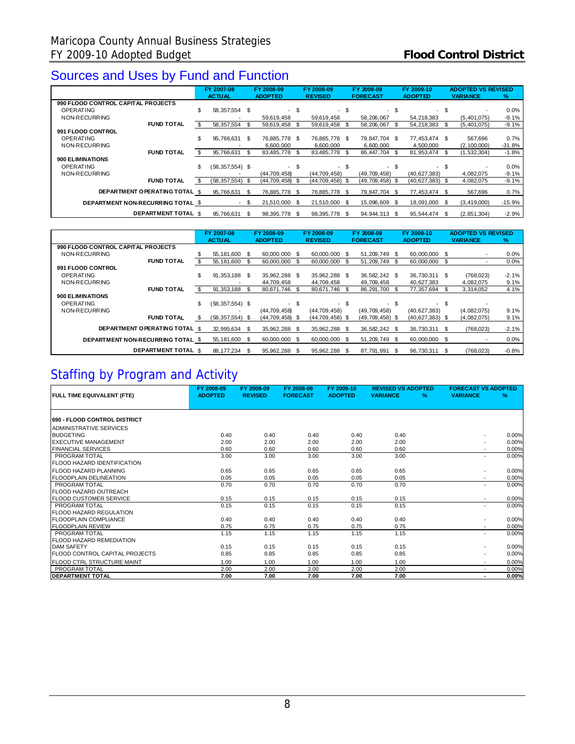# Sources and Uses by Fund and Function

| | FY 2007-08 ACTUAL | FY 2008-09 ADOPTED | FY 2008-09 REVISED | FY 2008-09 FORECAST | FY 2009-10 ADOPTED | ADOPTED VS REVISED VARIANCE | % |
|---|---|---|---|---|---|---|---|
| **990 FLOOD CONTROL CAPITAL PROJECTS** | | | | | | | |
| OPERATING | $ 58,357,554 | $ - | $ - | $ - | $ - | $ - | 0.0% |
| NON-RECURRING | - | 59,619,458 | 59,619,458 | 58,206,067 | 54,218,383 | (5,401,075) | -9.1% |
| **FUND TOTAL** | $ 58,357,554 | $ 59,619,458 | $ 59,619,458 | $ 58,206,067 | $ 54,218,383 | $ (5,401,075) | -9.1% |
| **991 FLOOD CONTROL** | | | | | | | |
| OPERATING | $ 95,766,631 | $ 76,885,778 | $ 76,885,778 | $ 79,847,704 | $ 77,453,474 | $ 567,696 | 0.7% |
| NON-RECURRING | - | 6,600,000 | 6,600,000 | 6,600,000 | 4,500,000 | (2,100,000) | -31.8% |
| **FUND TOTAL** | $ 95,766,631 | $ 83,485,778 | $ 83,485,778 | $ 86,447,704 | $ 81,953,474 | $ (1,532,304) | -1.8% |
| **900 ELIMINATIONS** | | | | | | | |
| OPERATING | $ (58,357,554) | $ - | $ - | $ - | $ - | $ - | 0.0% |
| NON-RECURRING | - | (44,709,458) | (44,709,458) | (49,709,458) | (40,627,383) | 4,082,075 | -9.1% |
| **FUND TOTAL** | $ (58,357,554) | $ (44,709,458) | $ (44,709,458) | $ (49,709,458) | $ (40,627,383) | $ 4,082,075 | -9.1% |
| **DEPARTMENT OPERATING TOTAL** | $ 95,766,631 | $ 76,885,778 | $ 76,885,778 | $ 79,847,704 | $ 77,453,474 | $ 567,696 | 0.7% |
| **DEPARTMENT NON-RECURRING TOTAL** | $ - | $ 21,510,000 | $ 21,510,000 | $ 15,096,609 | $ 18,091,000 | $ (3,419,000) | -15.9% |
| **DEPARTMENT TOTAL** | $ 95,766,631 | $ 98,395,778 | $ 98,395,778 | $ 94,944,313 | $ 95,544,474 | $ (2,851,304) | -2.9% |

| | FY 2007-08 ACTUAL | FY 2008-09 ADOPTED | FY 2008-09 REVISED | FY 2008-09 FORECAST | FY 2009-10 ADOPTED | ADOPTED VS REVISED VARIANCE | % |
|---|---|---|---|---|---|---|---|
| **990 FLOOD CONTROL CAPITAL PROJECTS** | | | | | | | |
| NON-RECURRING | $ 55,181,600 | $ 60,000,000 | $ 60,000,000 | $ 51,209,749 | $ 60,000,000 | $ - | 0.0% |
| **FUND TOTAL** | $ 55,181,600 | $ 60,000,000 | $ 60,000,000 | $ 51,209,749 | $ 60,000,000 | $ - | 0.0% |
| **991 FLOOD CONTROL** | | | | | | | |
| OPERATING | $ 91,353,188 | $ 35,962,288 | $ 35,962,288 | $ 36,582,242 | $ 36,730,311 | $ (768,023) | -2.1% |
| NON-RECURRING | - | 44,709,458 | 44,709,458 | 49,709,458 | 40,627,383 | 4,082,075 | 9.1% |
| **FUND TOTAL** | $ 91,353,188 | $ 80,671,746 | $ 80,671,746 | $ 86,291,700 | $ 77,357,694 | $ 3,314,052 | 4.1% |
| **900 ELIMINATIONS** | | | | | | | |
| OPERATING | $ (58,357,554) | $ - | $ - | $ - | $ - | $ - | |
| NON-RECURRING | - | (44,709,458) | (44,709,458) | (49,709,458) | (40,627,383) | (4,082,075) | 9.1% |
| **FUND TOTAL** | $ (58,357,554) | $ (44,709,458) | $ (44,709,458) | $ (49,709,458) | $ (40,627,383) | $ (4,082,075) | 9.1% |
| **DEPARTMENT OPERATING TOTAL** | $ 32,995,634 | $ 35,962,288 | $ 35,962,288 | $ 36,582,242 | $ 36,730,311 | $ (768,023) | -2.1% |
| **DEPARTMENT NON-RECURRING TOTAL** | $ 55,181,600 | $ 60,000,000 | $ 60,000,000 | $ 51,209,749 | $ 60,000,000 | $ - | 0.0% |
| **DEPARTMENT TOTAL** | $ 88,177,234 | $ 95,962,288 | $ 95,962,288 | $ 87,791,991 | $ 96,730,311 | $ (768,023) | -0.8% |

# Staffing by Program and Activity

| FULL TIME EQUIVALENT (FTE) | FY 2008-09 ADOPTED | FY 2008-09 REVISED | FY 2008-09 FORECAST | FY 2009-10 ADOPTED | REVISED VS ADOPTED VARIANCE | % | FORECAST VS ADOPTED VARIANCE | % |
|---|---|---|---|---|---|---|---|---|
| **690 - FLOOD CONTROL DISTRICT** | | | | | | | | |
| ADMINISTRATIVE SERVICES | | | | | | | | |
| BUDGETING | 0.40 | 0.40 | 0.40 | 0.40 | 0.40 | | - | 0.00% |
| EXECUTIVE MANAGEMENT | 2.00 | 2.00 | 2.00 | 2.00 | 2.00 | | - | 0.00% |
| FINANCIAL SERVICES | 0.60 | 0.60 | 0.60 | 0.60 | 0.60 | | - | 0.00% |
| PROGRAM TOTAL | 3.00 | 3.00 | 3.00 | 3.00 | 3.00 | | - | 0.00% |
| FLOOD HAZARD IDENTIFICATION | | | | | | | | |
| FLOOD HAZARD PLANNING | 0.65 | 0.65 | 0.65 | 0.65 | 0.65 | | - | 0.00% |
| FLOODPLAIN DELINEATION | 0.05 | 0.05 | 0.05 | 0.05 | 0.05 | | - | 0.00% |
| PROGRAM TOTAL | 0.70 | 0.70 | 0.70 | 0.70 | 0.70 | | - | 0.00% |
| FLOOD HAZARD OUTREACH | | | | | | | | |
| FLOOD CUSTOMER SERVICE | 0.15 | 0.15 | 0.15 | 0.15 | 0.15 | | - | 0.00% |
| PROGRAM TOTAL | 0.15 | 0.15 | 0.15 | 0.15 | 0.15 | | - | 0.00% |
| FLOOD HAZARD REGULATION | | | | | | | | |
| FLOODPLAIN COMPLIANCE | 0.40 | 0.40 | 0.40 | 0.40 | 0.40 | | - | 0.00% |
| FLOODPLAIN REVIEW | 0.75 | 0.75 | 0.75 | 0.75 | 0.75 | | - | 0.00% |
| PROGRAM TOTAL | 1.15 | 1.15 | 1.15 | 1.15 | 1.15 | | - | 0.00% |
| FLOOD HAZARD REMEDIATION | | | | | | | | |
| DAM SAFETY | 0.15 | 0.15 | 0.15 | 0.15 | 0.15 | | - | 0.00% |
| FLOOD CONTROL CAPITAL PROJECTS | 0.85 | 0.85 | 0.85 | 0.85 | 0.85 | | - | 0.00% |
| FLOOD CTRL STRUCTURE MAINT | 1.00 | 1.00 | 1.00 | 1.00 | 1.00 | | - | 0.00% |
| PROGRAM TOTAL | 2.00 | 2.00 | 2.00 | 2.00 | 2.00 | | - | 0.00% |
| **DEPARTMENT TOTAL** | **7.00** | **7.00** | **7.00** | **7.00** | **7.00** | | **-** | **0.00%** |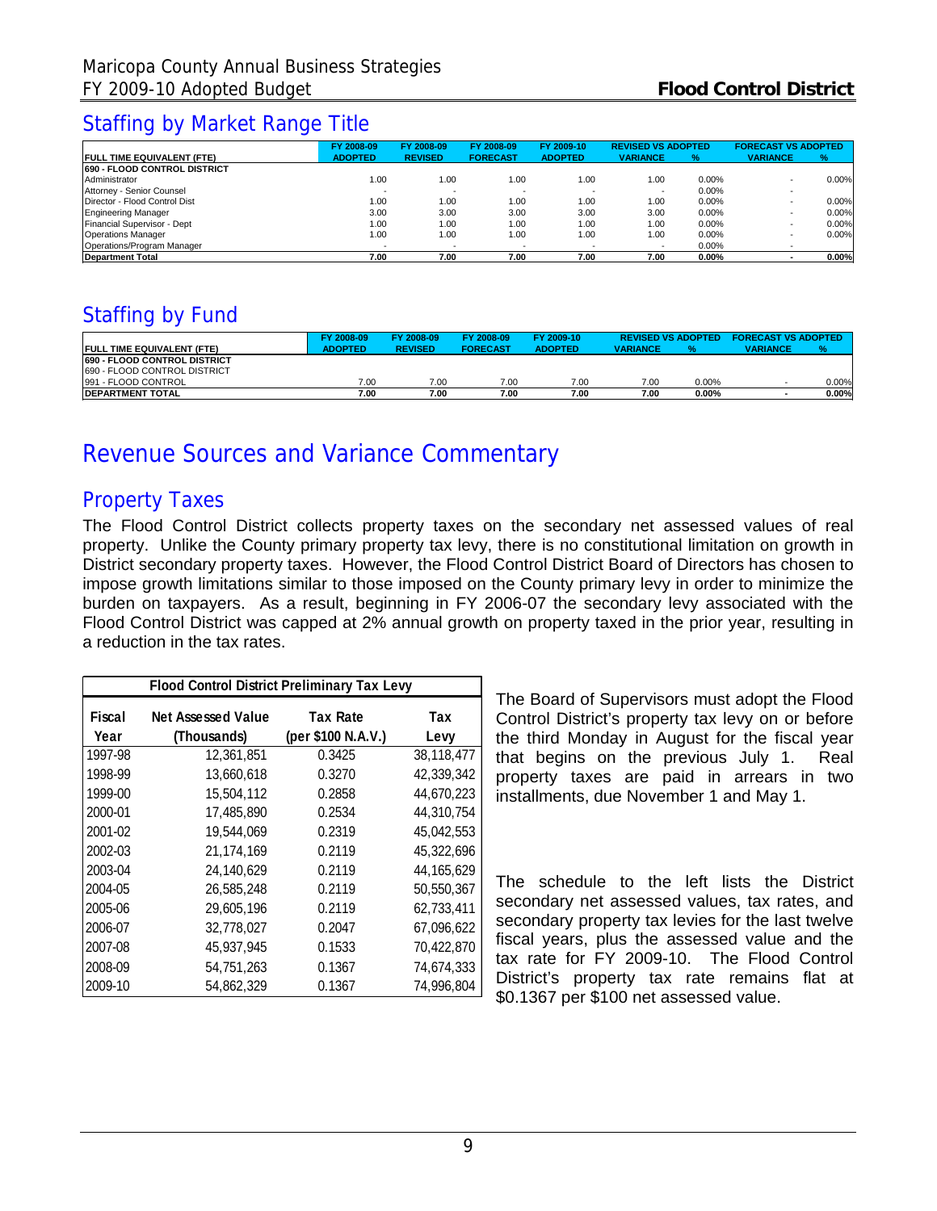## Staffing by Market Range Title

| FULL TIME EQUIVALENT (FTE) | FY 2008-09 ADOPTED | FY 2008-09 REVISED | FY 2008-09 FORECAST | FY 2009-10 ADOPTED | REVISED VS ADOPTED VARIANCE | REVISED VS ADOPTED % | FORECAST VS ADOPTED VARIANCE | FORECAST VS ADOPTED % |
|---|---|---|---|---|---|---|---|---|
| **690 - FLOOD CONTROL DISTRICT** | | | | | | | | |
| Administrator | 1.00 | 1.00 | 1.00 | 1.00 | 1.00 | 0.00% | - | 0.00% |
| Attorney - Senior Counsel | - | - | - | - | - | 0.00% | - | |
| Director - Flood Control Dist | 1.00 | 1.00 | 1.00 | 1.00 | 1.00 | 0.00% | - | 0.00% |
| Engineering Manager | 3.00 | 3.00 | 3.00 | 3.00 | 3.00 | 0.00% | - | 0.00% |
| Financial Supervisor - Dept | 1.00 | 1.00 | 1.00 | 1.00 | 1.00 | 0.00% | - | 0.00% |
| Operations Manager | 1.00 | 1.00 | 1.00 | 1.00 | 1.00 | 0.00% | - | 0.00% |
| Operations/Program Manager | - | - | - | - | - | 0.00% | - | |
| **Department Total** | **7.00** | **7.00** | **7.00** | **7.00** | **7.00** | **0.00%** | **-** | **0.00%** |

## Staffing by Fund

| FULL TIME EQUIVALENT (FTE) | FY 2008-09 ADOPTED | FY 2008-09 REVISED | FY 2008-09 FORECAST | FY 2009-10 ADOPTED | REVISED VS ADOPTED VARIANCE | REVISED VS ADOPTED % | FORECAST VS ADOPTED VARIANCE | FORECAST VS ADOPTED % |
|---|---|---|---|---|---|---|---|---|
| **690 - FLOOD CONTROL DISTRICT** | | | | | | | | |
| 690 - FLOOD CONTROL DISTRICT | | | | | | | | |
| 991 - FLOOD CONTROL | 7.00 | 7.00 | 7.00 | 7.00 | 7.00 | 0.00% | - | 0.00% |
| **DEPARTMENT TOTAL** | **7.00** | **7.00** | **7.00** | **7.00** | **7.00** | **0.00%** | **-** | **0.00%** |

# Revenue Sources and Variance Commentary

## Property Taxes

The Flood Control District collects property taxes on the secondary net assessed values of real property. Unlike the County primary property tax levy, there is no constitutional limitation on growth in District secondary property taxes. However, the Flood Control District Board of Directors has chosen to impose growth limitations similar to those imposed on the County primary levy in order to minimize the burden on taxpayers. As a result, beginning in FY 2006-07 the secondary levy associated with the Flood Control District was capped at 2% annual growth on property taxed in the prior year, resulting in a reduction in the tax rates.

**Flood Control District Preliminary Tax Levy**

| Fiscal Year | Net Assessed Value (Thousands) | Tax Rate (per $100 N.A.V.) | Tax Levy |
|---|---|---|---|
| 1997-98 | 12,361,851 | 0.3425 | 38,118,477 |
| 1998-99 | 13,660,618 | 0.3270 | 42,339,342 |
| 1999-00 | 15,504,112 | 0.2858 | 44,670,223 |
| 2000-01 | 17,485,890 | 0.2534 | 44,310,754 |
| 2001-02 | 19,544,069 | 0.2319 | 45,042,553 |
| 2002-03 | 21,174,169 | 0.2119 | 45,322,696 |
| 2003-04 | 24,140,629 | 0.2119 | 44,165,629 |
| 2004-05 | 26,585,248 | 0.2119 | 50,550,367 |
| 2005-06 | 29,605,196 | 0.2119 | 62,733,411 |
| 2006-07 | 32,778,027 | 0.2047 | 67,096,622 |
| 2007-08 | 45,937,945 | 0.1533 | 70,422,870 |
| 2008-09 | 54,751,263 | 0.1367 | 74,674,333 |
| 2009-10 | 54,862,329 | 0.1367 | 74,996,804 |

The Board of Supervisors must adopt the Flood Control District's property tax levy on or before the third Monday in August for the fiscal year that begins on the previous July 1. Real property taxes are paid in arrears in two installments, due November 1 and May 1.

The schedule to the left lists the District secondary net assessed values, tax rates, and secondary property tax levies for the last twelve fiscal years, plus the assessed value and the tax rate for FY 2009-10. The Flood Control District's property tax rate remains flat at $0.1367 per $100 net assessed value.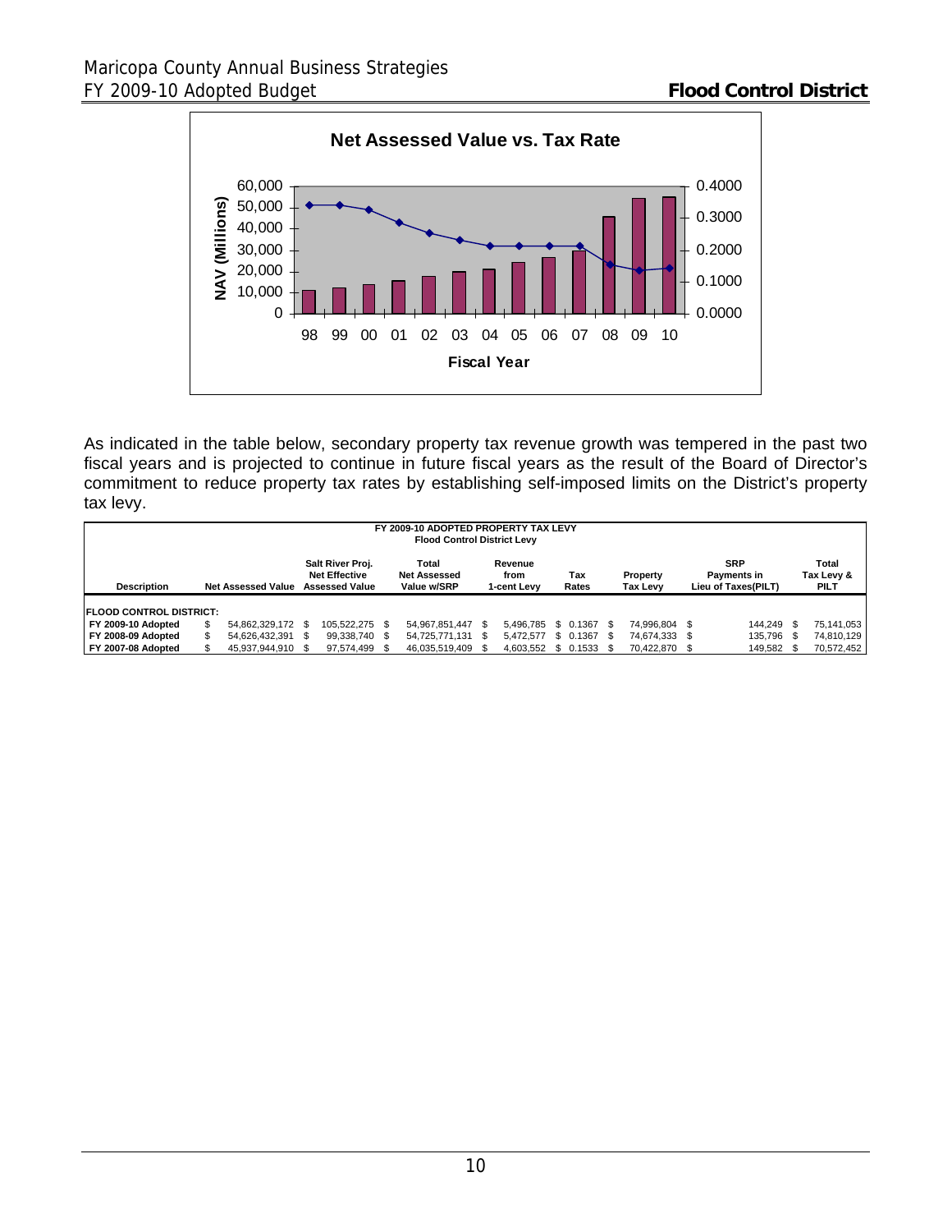**Net Assessed Value vs. Tax Rate**

As indicated in the table below, secondary property tax revenue growth was tempered in the past two fiscal years and is projected to continue in future fiscal years as the result of the Board of Director's commitment to reduce property tax rates by establishing self-imposed limits on the District's property tax levy.

**FY 2009-10 ADOPTED PROPERTY TAX LEVY**
**Flood Control District Levy**

| Description | Net Assessed Value | Salt River Proj. Net Effective Assessed Value | Total Net Assessed Value w/SRP | Revenue from 1-cent Levy | Tax Rates | Property Tax Levy | SRP Payments in Lieu of Taxes(PILT) | Total Tax Levy & PILT |
|---|---|---|---|---|---|---|---|---|
| **FLOOD CONTROL DISTRICT:** | | | | | | | | |
| **FY 2009-10 Adopted** | $ 54,862,329,172 | $ 105,522,275 | $ 54,967,851,447 | $ 5,496,785 | $ 0.1367 | $ 74,996,804 | $ 144,249 | $ 75,141,053 |
| **FY 2008-09 Adopted** | $ 54,626,432,391 | $ 99,338,740 | $ 54,725,771,131 | $ 5,472,577 | $ 0.1367 | $ 74,674,333 | $ 135,796 | $ 74,810,129 |
| **FY 2007-08 Adopted** | $ 45,937,944,910 | $ 97,574,499 | $ 46,035,519,409 | $ 4,603,552 | $ 0.1533 | $ 70,422,870 | $ 149,582 | $ 70,572,452 |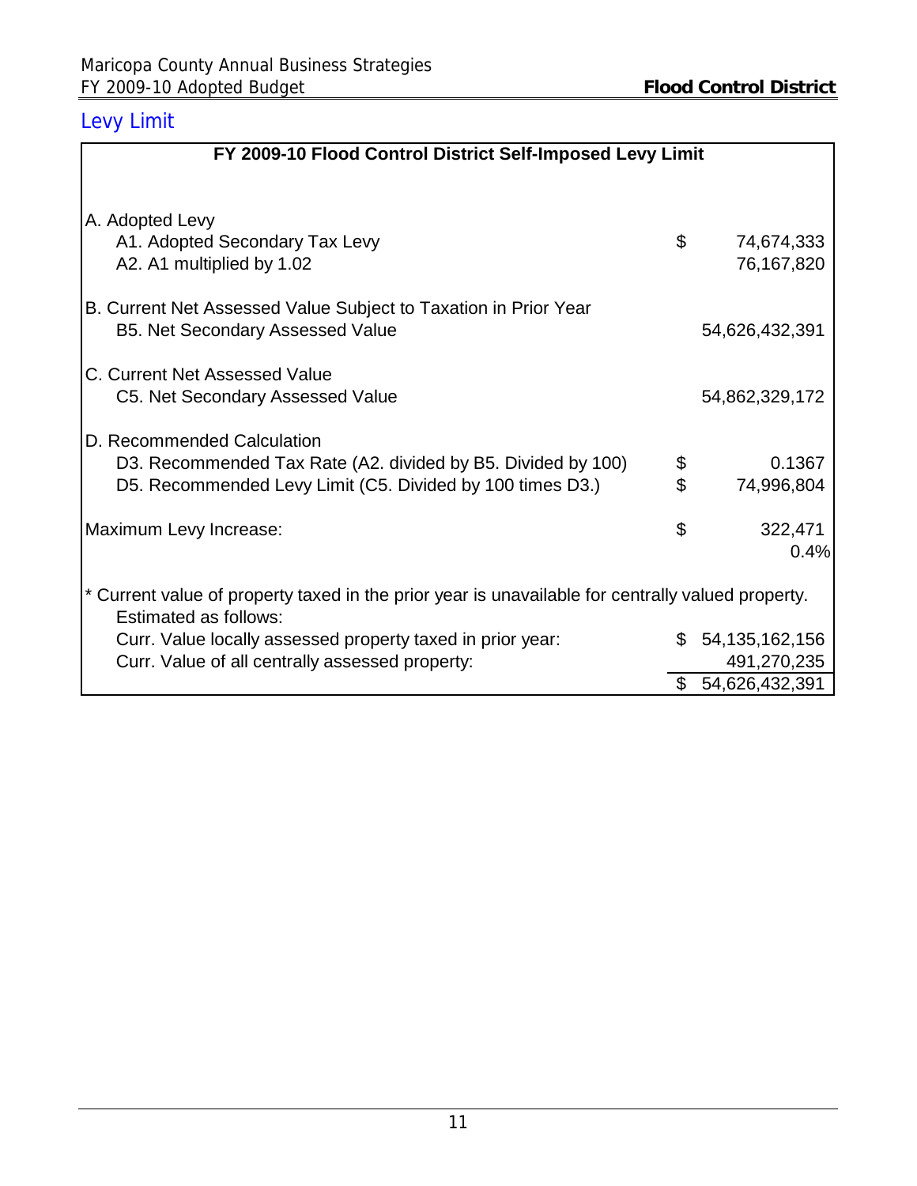## Levy Limit

**FY 2009-10 Flood Control District Self-Imposed Levy Limit**

| | | |
|---|---|---|
| A. Adopted Levy | | |
| A1. Adopted Secondary Tax Levy | $ | 74,674,333 |
| A2. A1 multiplied by 1.02 | | 76,167,820 |
| B. Current Net Assessed Value Subject to Taxation in Prior Year | | |
| B5. Net Secondary Assessed Value | | 54,626,432,391 |
| C. Current Net Assessed Value | | |
| C5. Net Secondary Assessed Value | | 54,862,329,172 |
| D. Recommended Calculation | | |
| D3. Recommended Tax Rate (A2. divided by B5. Divided by 100) | $ | 0.1367 |
| D5. Recommended Levy Limit (C5. Divided by 100 times D3.) | $ | 74,996,804 |
| Maximum Levy Increase: | $ | 322,471 |
| | | 0.4% |

* Current value of property taxed in the prior year is unavailable for centrally valued property. Estimated as follows:

| | | |
|---|---|---|
| Curr. Value locally assessed property taxed in prior year: | $ | 54,135,162,156 |
| Curr. Value of all centrally assessed property: | | 491,270,235 |
| | $ | 54,626,432,391 |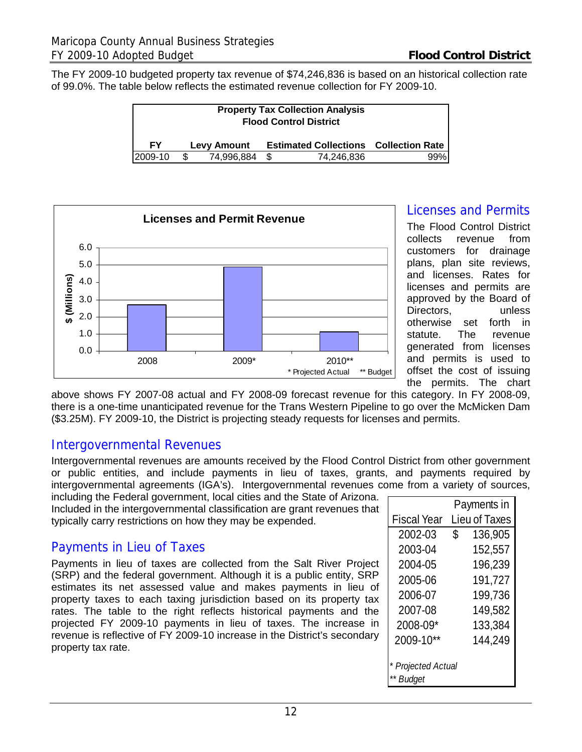The FY 2009-10 budgeted property tax revenue of $74,246,836 is based on an historical collection rate of 99.0%. The table below reflects the estimated revenue collection for FY 2009-10.

**Property Tax Collection Analysis**
**Flood Control District**

| FY | Levy Amount | Estimated Collections | Collection Rate |
|---|---|---|---|
| 2009-10 | $ 74,996,884 | $ 74,246,836 | 99% |

**Licenses and Permit Revenue**

| | 2008 | 2009* | 2010** |
|---|---|---|---|
| $ (Millions) | ~2.7 | ~4.9 | ~1.1 |

\* Projected Actual ** Budget

## Licenses and Permits

The Flood Control District collects revenue from customers for drainage plans, plan site reviews, and licenses. Rates for licenses and permits are approved by the Board of Directors, unless otherwise set forth in statute. The revenue generated from licenses and permits is used to offset the cost of issuing the permits. The chart above shows FY 2007-08 actual and FY 2008-09 forecast revenue for this category. In FY 2008-09, there is a one-time unanticipated revenue for the Trans Western Pipeline to go over the McMicken Dam ($3.25M). FY 2009-10, the District is projecting steady requests for licenses and permits.

## Intergovernmental Revenues

Intergovernmental revenues are amounts received by the Flood Control District from other government or public entities, and include payments in lieu of taxes, grants, and payments required by intergovernmental agreements (IGA's). Intergovernmental revenues come from a variety of sources, including the Federal government, local cities and the State of Arizona. Included in the intergovernmental classification are grant revenues that typically carry restrictions on how they may be expended.

## Payments in Lieu of Taxes

Payments in lieu of taxes are collected from the Salt River Project (SRP) and the federal government. Although it is a public entity, SRP estimates its net assessed value and makes payments in lieu of property taxes to each taxing jurisdiction based on its property tax rates. The table to the right reflects historical payments and the projected FY 2009-10 payments in lieu of taxes. The increase in revenue is reflective of FY 2009-10 increase in the District's secondary property tax rate.

| Fiscal Year | Payments in Lieu of Taxes |
|---|---|
| 2002-03 | $ 136,905 |
| 2003-04 | 152,557 |
| 2004-05 | 196,239 |
| 2005-06 | 191,727 |
| 2006-07 | 199,736 |
| 2007-08 | 149,582 |
| 2008-09* | 133,384 |
| 2009-10** | 144,249 |

*\* Projected Actual*
*\*\* Budget*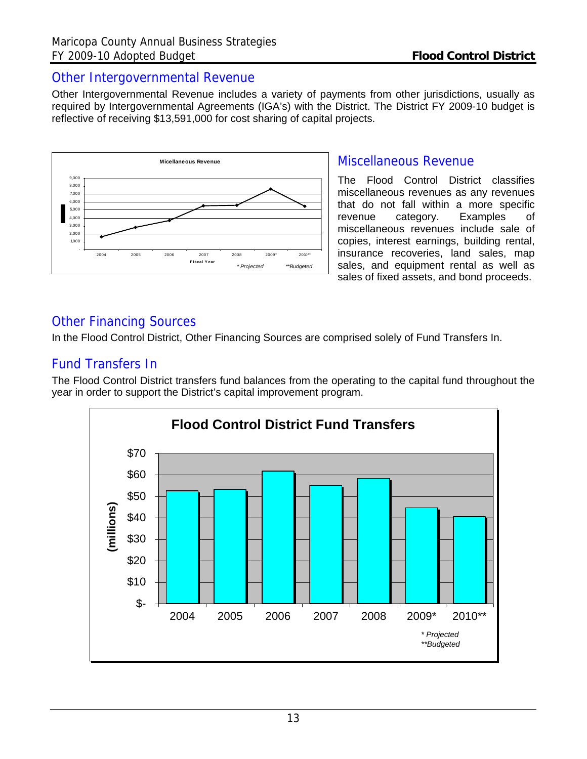## Other Intergovernmental Revenue

Other Intergovernmental Revenue includes a variety of payments from other jurisdictions, usually as required by Intergovernmental Agreements (IGA's) with the District. The District FY 2009-10 budget is reflective of receiving $13,591,000 for cost sharing of capital projects.

## Miscellaneous Revenue

The Flood Control District classifies miscellaneous revenues as any revenues that do not fall within a more specific revenue category. Examples of miscellaneous revenues include sale of copies, interest earnings, building rental, insurance recoveries, land sales, map sales, and equipment rental as well as sales of fixed assets, and bond proceeds.

## Other Financing Sources

In the Flood Control District, Other Financing Sources are comprised solely of Fund Transfers In.

## Fund Transfers In

The Flood Control District transfers fund balances from the operating to the capital fund throughout the year in order to support the District's capital improvement program.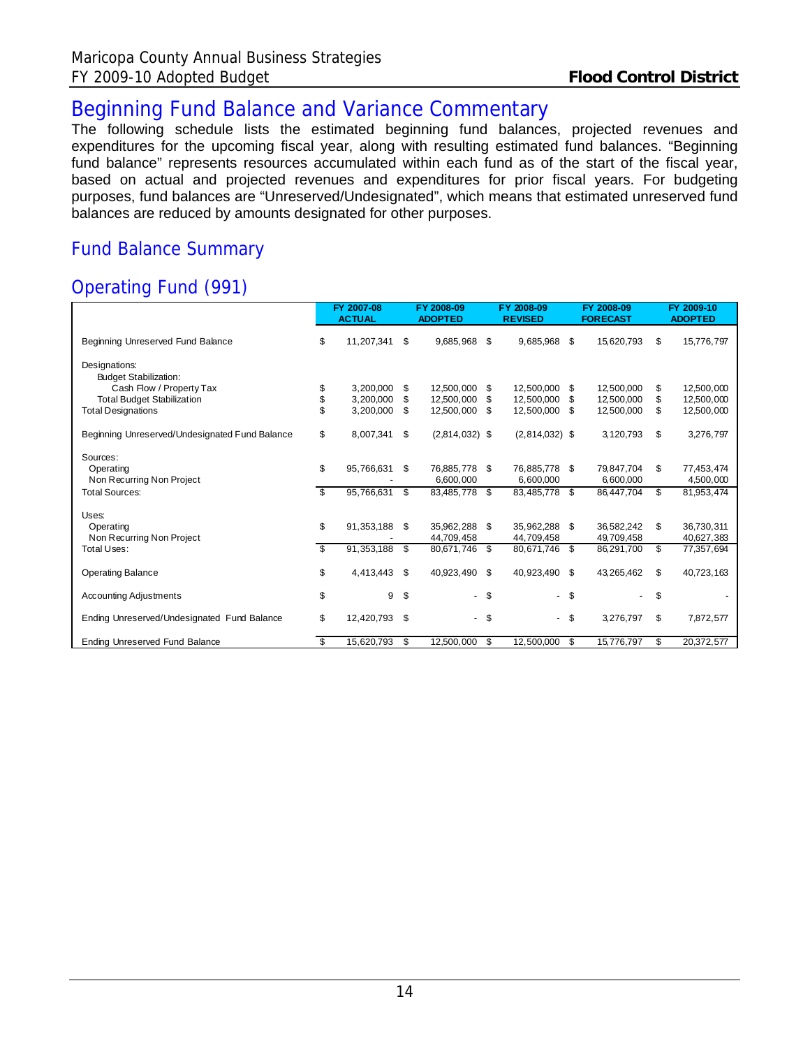# Beginning Fund Balance and Variance Commentary

The following schedule lists the estimated beginning fund balances, projected revenues and expenditures for the upcoming fiscal year, along with resulting estimated fund balances. "Beginning fund balance" represents resources accumulated within each fund as of the start of the fiscal year, based on actual and projected revenues and expenditures for prior fiscal years. For budgeting purposes, fund balances are "Unreserved/Undesignated", which means that estimated unreserved fund balances are reduced by amounts designated for other purposes.

## Fund Balance Summary

## Operating Fund (991)

| | FY 2007-08 ACTUAL | FY 2008-09 ADOPTED | FY 2008-09 REVISED | FY 2008-09 FORECAST | FY 2009-10 ADOPTED |
|---|---|---|---|---|---|
| Beginning Unreserved Fund Balance | $ 11,207,341 | $ 9,685,968 | $ 9,685,968 | $ 15,620,793 | $ 15,776,797 |
| Designations: | | | | | |
| Budget Stabilization: | | | | | |
| Cash Flow / Property Tax | $ 3,200,000 | $ 12,500,000 | $ 12,500,000 | $ 12,500,000 | $ 12,500,000 |
| Total Budget Stabilization | $ 3,200,000 | $ 12,500,000 | $ 12,500,000 | $ 12,500,000 | $ 12,500,000 |
| Total Designations | $ 3,200,000 | $ 12,500,000 | $ 12,500,000 | $ 12,500,000 | $ 12,500,000 |
| Beginning Unreserved/Undesignated Fund Balance | $ 8,007,341 | $ (2,814,032) | $ (2,814,032) | $ 3,120,793 | $ 3,276,797 |
| Sources: | | | | | |
| Operating | $ 95,766,631 | $ 76,885,778 | $ 76,885,778 | $ 79,847,704 | $ 77,453,474 |
| Non Recurring Non Project | - | 6,600,000 | 6,600,000 | 6,600,000 | 4,500,000 |
| Total Sources: | $ 95,766,631 | $ 83,485,778 | $ 83,485,778 | $ 86,447,704 | $ 81,953,474 |
| Uses: | | | | | |
| Operating | $ 91,353,188 | $ 35,962,288 | $ 35,962,288 | $ 36,582,242 | $ 36,730,311 |
| Non Recurring Non Project | - | 44,709,458 | 44,709,458 | 49,709,458 | 40,627,383 |
| Total Uses: | $ 91,353,188 | $ 80,671,746 | $ 80,671,746 | $ 86,291,700 | $ 77,357,694 |
| Operating Balance | $ 4,413,443 | $ 40,923,490 | $ 40,923,490 | $ 43,265,462 | $ 40,723,163 |
| Accounting Adjustments | $ 9 | $ - | $ - | $ - | $ - |
| Ending Unreserved/Undesignated Fund Balance | $ 12,420,793 | $ - | $ - | $ 3,276,797 | $ 7,872,577 |
| Ending Unreserved Fund Balance | $ 15,620,793 | $ 12,500,000 | $ 12,500,000 | $ 15,776,797 | $ 20,372,577 |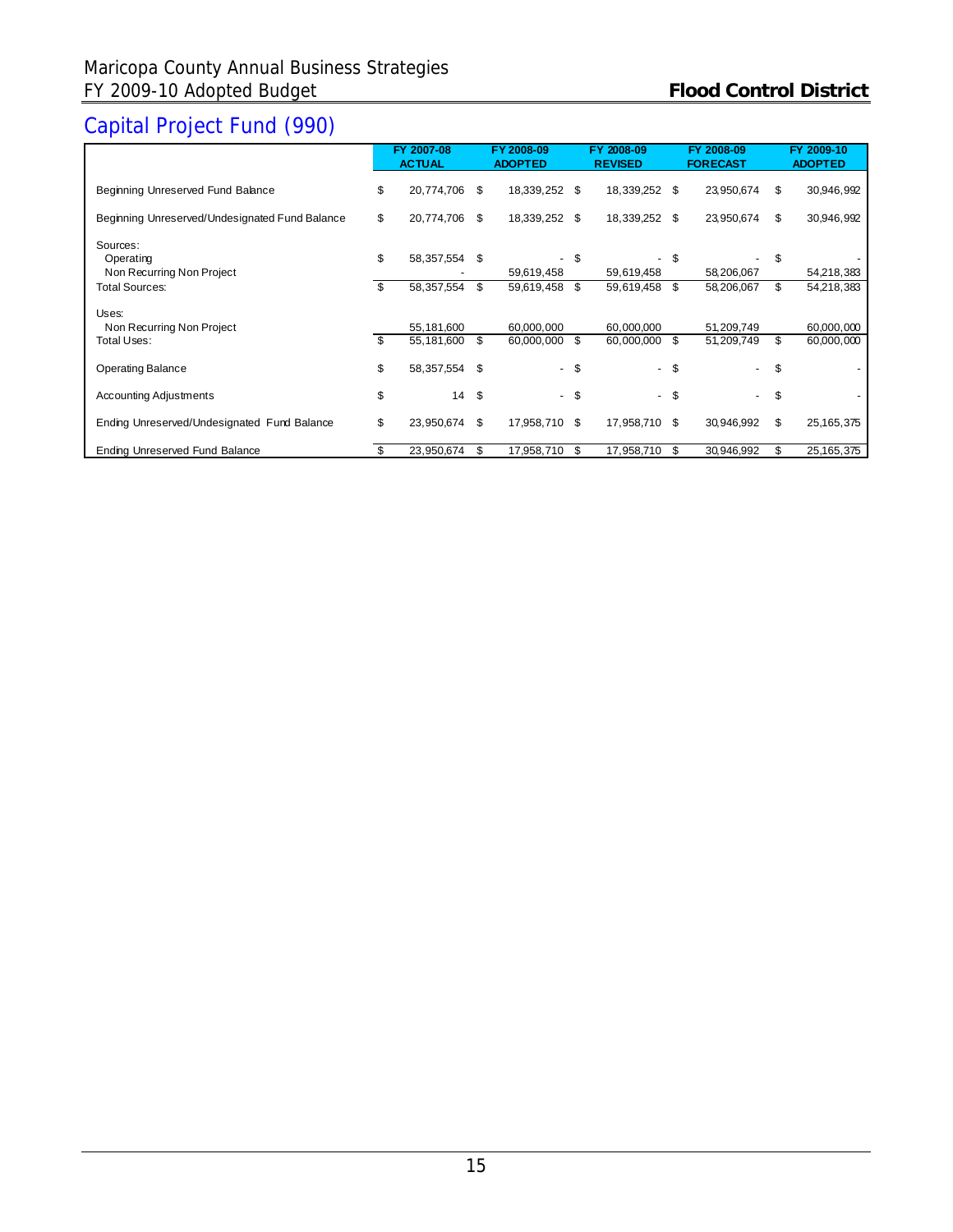## Capital Project Fund (990)

| | FY 2007-08 ACTUAL | FY 2008-09 ADOPTED | FY 2008-09 REVISED | FY 2008-09 FORECAST | FY 2009-10 ADOPTED |
|---|---|---|---|---|---|
| Beginning Unreserved Fund Balance | $ 20,774,706 | $ 18,339,252 | $ 18,339,252 | $ 23,950,674 | $ 30,946,992 |
| Beginning Unreserved/Undesignated Fund Balance | $ 20,774,706 | $ 18,339,252 | $ 18,339,252 | $ 23,950,674 | $ 30,946,992 |
| Sources: | | | | | |
| Operating | $ 58,357,554 | $ - | $ - | $ - | $ - |
| Non Recurring Non Project | - | 59,619,458 | 59,619,458 | 58,206,067 | 54,218,383 |
| Total Sources: | $ 58,357,554 | $ 59,619,458 | $ 59,619,458 | $ 58,206,067 | $ 54,218,383 |
| Uses: | | | | | |
| Non Recurring Non Project | 55,181,600 | 60,000,000 | 60,000,000 | 51,209,749 | 60,000,000 |
| Total Uses: | $ 55,181,600 | $ 60,000,000 | $ 60,000,000 | $ 51,209,749 | $ 60,000,000 |
| Operating Balance | $ 58,357,554 | $ - | $ - | $ - | $ - |
| Accounting Adjustments | $ 14 | $ - | $ - | $ - | $ - |
| Ending Unreserved/Undesignated Fund Balance | $ 23,950,674 | $ 17,958,710 | $ 17,958,710 | $ 30,946,992 | $ 25,165,375 |
| Ending Unreserved Fund Balance | $ 23,950,674 | $ 17,958,710 | $ 17,958,710 | $ 30,946,992 | $ 25,165,375 |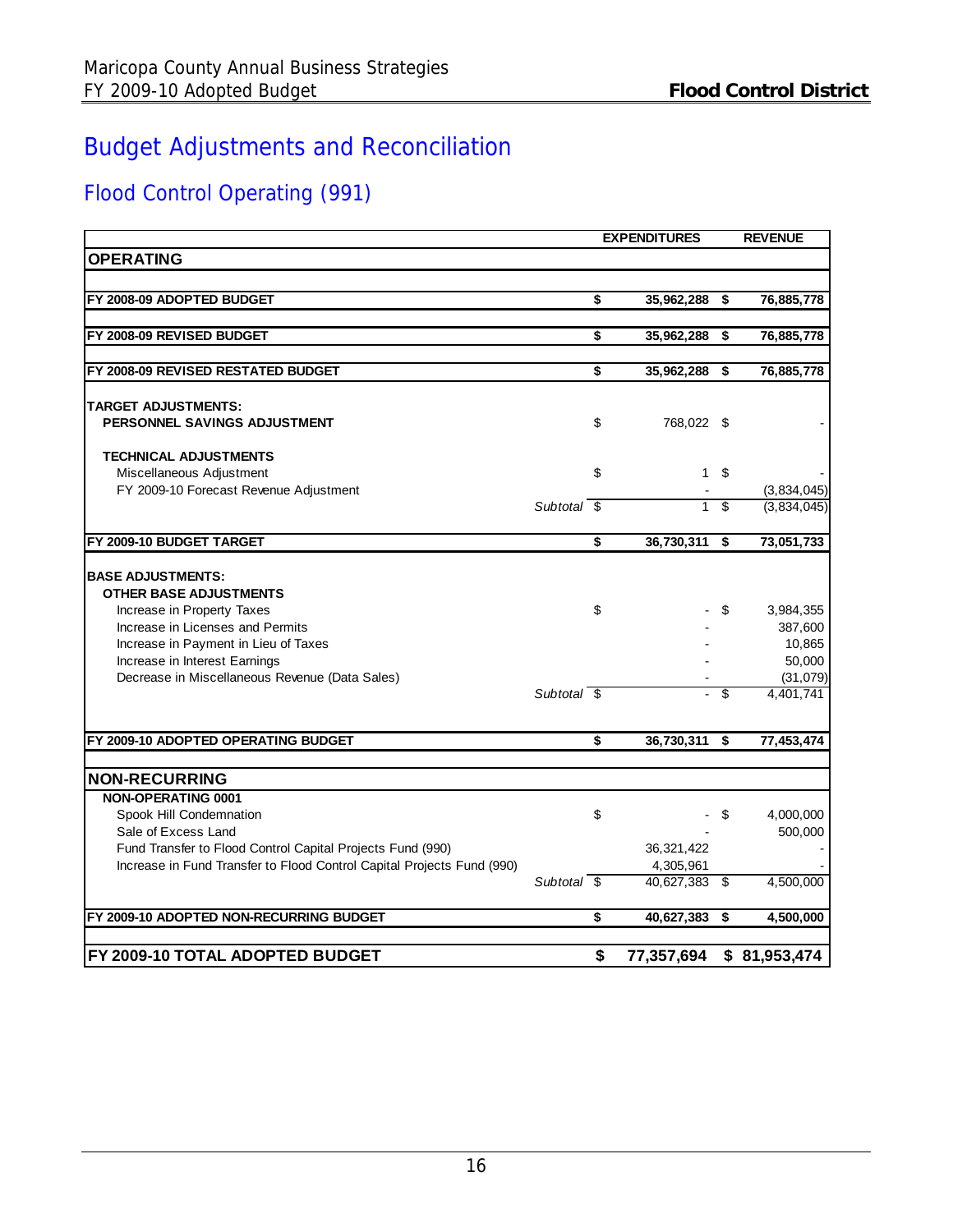# Budget Adjustments and Reconciliation

## Flood Control Operating (991)

| | | EXPENDITURES | REVENUE |
|---|---|---|---|
| **OPERATING** | | | |
| **FY 2008-09 ADOPTED BUDGET** | | **$ 35,962,288** | **$ 76,885,778** |
| **FY 2008-09 REVISED BUDGET** | | **$ 35,962,288** | **$ 76,885,778** |
| **FY 2008-09 REVISED RESTATED BUDGET** | | **$ 35,962,288** | **$ 76,885,778** |
| **TARGET ADJUSTMENTS:** | | | |
| **PERSONNEL SAVINGS ADJUSTMENT** | | $ 768,022 | $ - |
| **TECHNICAL ADJUSTMENTS** | | | |
| Miscellaneous Adjustment | | $ 1 | $ - |
| FY 2009-10 Forecast Revenue Adjustment | | - | (3,834,045) |
| | *Subtotal* | $ 1 | $ (3,834,045) |
| **FY 2009-10 BUDGET TARGET** | | **$ 36,730,311** | **$ 73,051,733** |
| **BASE ADJUSTMENTS:** | | | |
| **OTHER BASE ADJUSTMENTS** | | | |
| Increase in Property Taxes | | $ - | $ 3,984,355 |
| Increase in Licenses and Permits | | - | 387,600 |
| Increase in Payment in Lieu of Taxes | | - | 10,865 |
| Increase in Interest Earnings | | - | 50,000 |
| Decrease in Miscellaneous Revenue (Data Sales) | | - | (31,079) |
| | *Subtotal* | $ - | $ 4,401,741 |
| **FY 2009-10 ADOPTED OPERATING BUDGET** | | **$ 36,730,311** | **$ 77,453,474** |
| **NON-RECURRING** | | | |
| **NON-OPERATING 0001** | | | |
| Spook Hill Condemnation | | $ - | $ 4,000,000 |
| Sale of Excess Land | | - | 500,000 |
| Fund Transfer to Flood Control Capital Projects Fund (990) | | 36,321,422 | - |
| Increase in Fund Transfer to Flood Control Capital Projects Fund (990) | | 4,305,961 | - |
| | *Subtotal* | $ 40,627,383 | $ 4,500,000 |
| **FY 2009-10 ADOPTED NON-RECURRING BUDGET** | | **$ 40,627,383** | **$ 4,500,000** |
| **FY 2009-10 TOTAL ADOPTED BUDGET** | | **$ 77,357,694** | **$ 81,953,474** |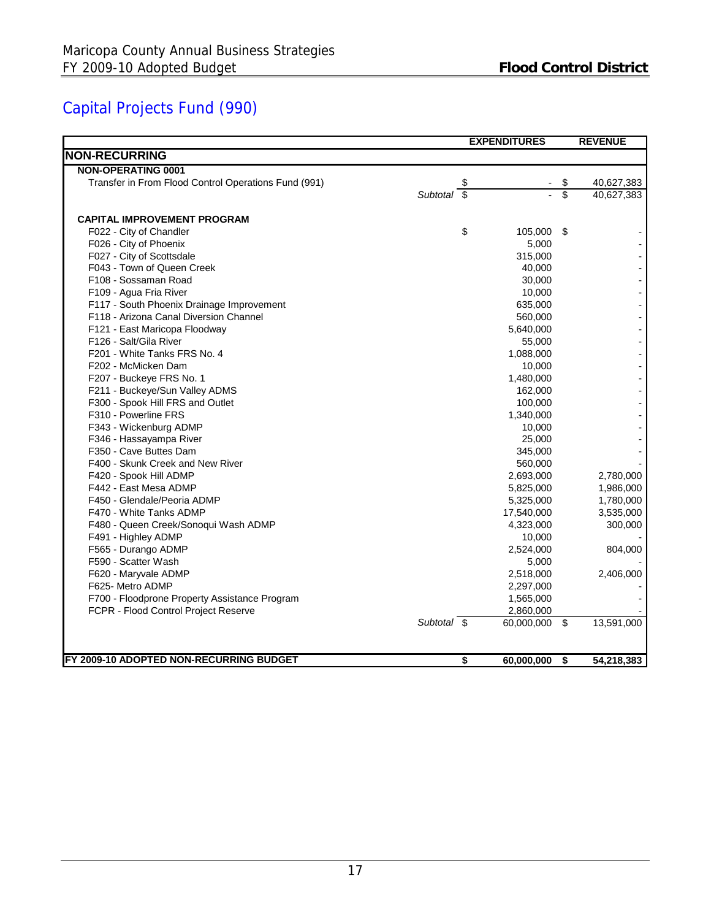# Capital Projects Fund (990)

| | EXPENDITURES | REVENUE |
|---|---|---|
| **NON-RECURRING** | | |
| **NON-OPERATING 0001** | | |
| Transfer in From Flood Control Operations Fund (991) | $ - | $ 40,627,383 |
| *Subtotal* | $ - | $ 40,627,383 |
| | | |
| **CAPITAL IMPROVEMENT PROGRAM** | | |
| F022 - City of Chandler | $ 105,000 | $ - |
| F026 - City of Phoenix | 5,000 | - |
| F027 - City of Scottsdale | 315,000 | - |
| F043 - Town of Queen Creek | 40,000 | - |
| F108 - Sossaman Road | 30,000 | - |
| F109 - Agua Fria River | 10,000 | - |
| F117 - South Phoenix Drainage Improvement | 635,000 | - |
| F118 - Arizona Canal Diversion Channel | 560,000 | - |
| F121 - East Maricopa Floodway | 5,640,000 | - |
| F126 - Salt/Gila River | 55,000 | - |
| F201 - White Tanks FRS No. 4 | 1,088,000 | - |
| F202 - McMicken Dam | 10,000 | - |
| F207 - Buckeye FRS No. 1 | 1,480,000 | - |
| F211 - Buckeye/Sun Valley ADMS | 162,000 | - |
| F300 - Spook Hill FRS and Outlet | 100,000 | - |
| F310 - Powerline FRS | 1,340,000 | - |
| F343 - Wickenburg ADMP | 10,000 | - |
| F346 - Hassayampa River | 25,000 | - |
| F350 - Cave Buttes Dam | 345,000 | - |
| F400 - Skunk Creek and New River | 560,000 | - |
| F420 - Spook Hill ADMP | 2,693,000 | 2,780,000 |
| F442 - East Mesa ADMP | 5,825,000 | 1,986,000 |
| F450 - Glendale/Peoria ADMP | 5,325,000 | 1,780,000 |
| F470 - White Tanks ADMP | 17,540,000 | 3,535,000 |
| F480 - Queen Creek/Sonoqui Wash ADMP | 4,323,000 | 300,000 |
| F491 - Highley ADMP | 10,000 | - |
| F565 - Durango ADMP | 2,524,000 | 804,000 |
| F590 - Scatter Wash | 5,000 | - |
| F620 - Maryvale ADMP | 2,518,000 | 2,406,000 |
| F625- Metro ADMP | 2,297,000 | - |
| F700 - Floodprone Property Assistance Program | 1,565,000 | - |
| FCPR - Flood Control Project Reserve | 2,860,000 | - |
| *Subtotal* | $ 60,000,000 | $ 13,591,000 |
| | | |
| **FY 2009-10 ADOPTED NON-RECURRING BUDGET** | **$ 60,000,000** | **$ 54,218,383** |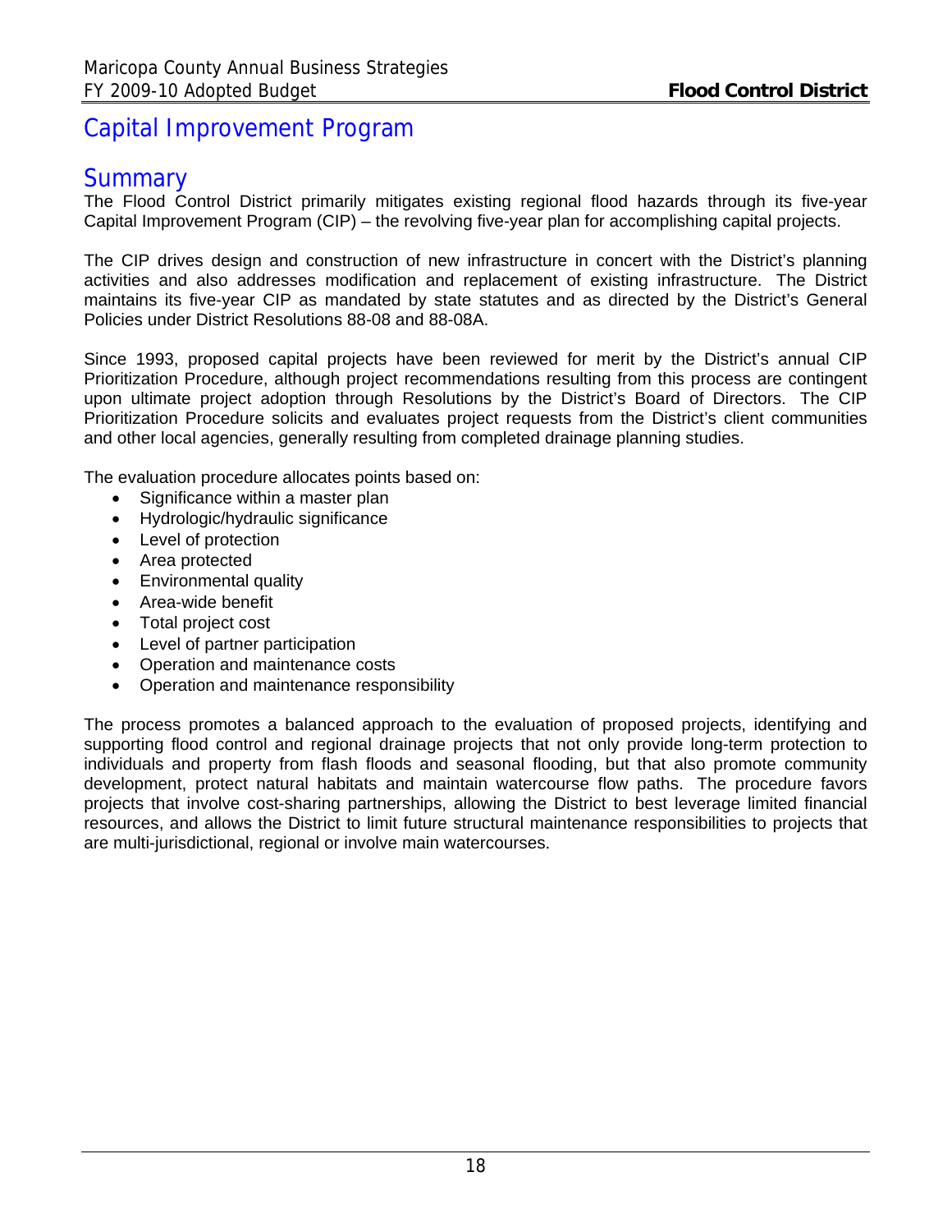# Capital Improvement Program

## Summary

The Flood Control District primarily mitigates existing regional flood hazards through its five-year Capital Improvement Program (CIP) – the revolving five-year plan for accomplishing capital projects.

The CIP drives design and construction of new infrastructure in concert with the District's planning activities and also addresses modification and replacement of existing infrastructure. The District maintains its five-year CIP as mandated by state statutes and as directed by the District's General Policies under District Resolutions 88-08 and 88-08A.

Since 1993, proposed capital projects have been reviewed for merit by the District's annual CIP Prioritization Procedure, although project recommendations resulting from this process are contingent upon ultimate project adoption through Resolutions by the District's Board of Directors. The CIP Prioritization Procedure solicits and evaluates project requests from the District's client communities and other local agencies, generally resulting from completed drainage planning studies.

The evaluation procedure allocates points based on:

- Significance within a master plan
- Hydrologic/hydraulic significance
- Level of protection
- Area protected
- Environmental quality
- Area-wide benefit
- Total project cost
- Level of partner participation
- Operation and maintenance costs
- Operation and maintenance responsibility

The process promotes a balanced approach to the evaluation of proposed projects, identifying and supporting flood control and regional drainage projects that not only provide long-term protection to individuals and property from flash floods and seasonal flooding, but that also promote community development, protect natural habitats and maintain watercourse flow paths. The procedure favors projects that involve cost-sharing partnerships, allowing the District to best leverage limited financial resources, and allows the District to limit future structural maintenance responsibilities to projects that are multi-jurisdictional, regional or involve main watercourses.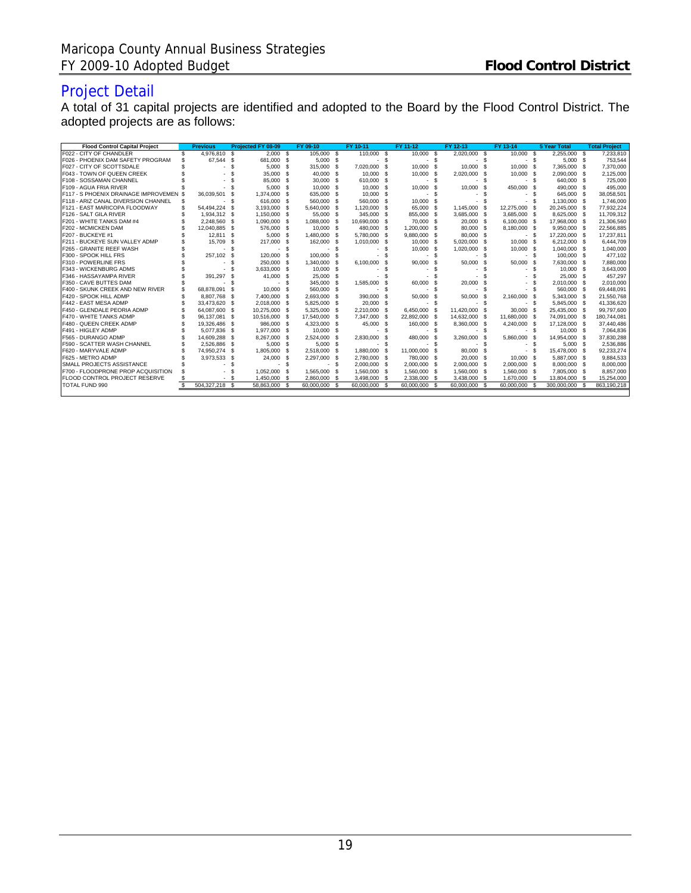## Project Detail

A total of 31 capital projects are identified and adopted to the Board by the Flood Control District. The adopted projects are as follows:

| Flood Control Capital Project | Previous | Projected FY 08-09 | FY 09-10 | FY 10-11 | FY 11-12 | FY 12-13 | FY 13-14 | 5 Year Total | Total Project |
|---|---|---|---|---|---|---|---|---|---|
| F022 - CITY OF CHANDLER | $ 4,976,810 | $ 2,000 | $ 105,000 | $ 110,000 | $ 10,000 | $ 2,020,000 | $ 10,000 | $ 2,255,000 | $ 7,233,810 |
| F026 - PHOENIX DAM SAFETY PROGRAM | $ 67,544 | $ 681,000 | $ 5,000 | $ - | $ - | $ - | $ - | $ 5,000 | $ 753,544 |
| F027 - CITY OF SCOTTSDALE | $ - | $ 5,000 | $ 315,000 | $ 7,020,000 | $ 10,000 | $ 10,000 | $ 10,000 | $ 7,365,000 | $ 7,370,000 |
| F043 - TOWN OF QUEEN CREEK | $ - | $ 35,000 | $ 40,000 | $ 10,000 | $ 10,000 | $ 2,020,000 | $ 10,000 | $ 2,090,000 | $ 2,125,000 |
| F108 - SOSSAMAN CHANNEL | $ - | $ 85,000 | $ 30,000 | $ 610,000 | $ - | $ - | $ - | $ 640,000 | $ 725,000 |
| F109 - AGUA FRIA RIVER | $ - | $ 5,000 | $ 10,000 | $ 10,000 | $ 10,000 | $ 10,000 | $ 450,000 | $ 490,000 | $ 495,000 |
| F117 - S PHOENIX DRAINAGE IMPROVEMEN | $ 36,039,501 | $ 1,374,000 | $ 635,000 | $ 10,000 | $ - | $ - | $ - | $ 645,000 | $ 38,058,501 |
| F118 - ARIZ CANAL DIVERSION CHANNEL | $ - | $ 616,000 | $ 560,000 | $ 560,000 | $ 10,000 | $ - | $ - | $ 1,130,000 | $ 1,746,000 |
| F121 - EAST MARICOPA FLOODWAY | $ 54,494,224 | $ 3,193,000 | $ 5,640,000 | $ 1,120,000 | $ 65,000 | $ 1,145,000 | $ 12,275,000 | $ 20,245,000 | $ 77,932,224 |
| F126 - SALT GILA RIVER | $ 1,934,312 | $ 1,150,000 | $ 55,000 | $ 345,000 | $ 855,000 | $ 3,685,000 | $ 3,685,000 | $ 8,625,000 | $ 11,709,312 |
| F201 - WHITE TANKS DAM #4 | $ 2,248,560 | $ 1,090,000 | $ 1,088,000 | $ 10,690,000 | $ 70,000 | $ 20,000 | $ 6,100,000 | $ 17,968,000 | $ 21,306,560 |
| F202 - MCMICKEN DAM | $ 12,040,885 | $ 576,000 | $ 10,000 | $ 480,000 | $ 1,200,000 | $ 80,000 | $ 8,180,000 | $ 9,950,000 | $ 22,566,885 |
| F207 - BUCKEYE #1 | $ 12,811 | $ 5,000 | $ 1,480,000 | $ 5,780,000 | $ 9,880,000 | $ 80,000 | $ - | $ 17,220,000 | $ 17,237,811 |
| F211 - BUCKEYE SUN VALLEY ADMP | $ 15,709 | $ 217,000 | $ 162,000 | $ 1,010,000 | $ 10,000 | $ 5,020,000 | $ 10,000 | $ 6,212,000 | $ 6,444,709 |
| F265 - GRANITE REEF WASH | $ - | $ - | $ - | $ - | $ 10,000 | $ 1,020,000 | $ 10,000 | $ 1,040,000 | $ 1,040,000 |
| F300 - SPOOK HILL FRS | $ 257,102 | $ 120,000 | $ 100,000 | $ - | $ - | $ - | $ - | $ 100,000 | $ 477,102 |
| F310 - POWERLINE FRS | $ - | $ 250,000 | $ 1,340,000 | $ 6,100,000 | $ 90,000 | $ 50,000 | $ 50,000 | $ 7,630,000 | $ 7,880,000 |
| F343 - WICKENBURG ADMS | $ - | $ 3,633,000 | $ 10,000 | $ - | $ - | $ - | $ - | $ 10,000 | $ 3,643,000 |
| F346 - HASSAYAMPA RIVER | $ 391,297 | $ 41,000 | $ 25,000 | $ - | $ - | $ - | $ - | $ 25,000 | $ 457,297 |
| F350 - CAVE BUTTES DAM | $ - | $ - | $ 345,000 | $ 1,585,000 | $ 60,000 | $ 20,000 | $ - | $ 2,010,000 | $ 2,010,000 |
| F400 - SKUNK CREEK AND NEW RIVER | $ 68,878,091 | $ 10,000 | $ 560,000 | $ - | $ - | $ - | $ - | $ 560,000 | $ 69,448,091 |
| F420 - SPOOK HILL ADMP | $ 8,807,768 | $ 7,400,000 | $ 2,693,000 | $ 390,000 | $ 50,000 | $ 50,000 | $ 2,160,000 | $ 5,343,000 | $ 21,550,768 |
| F442 - EAST MESA ADMP | $ 33,473,620 | $ 2,018,000 | $ 5,825,000 | $ 20,000 | $ - | $ - | $ - | $ 5,845,000 | $ 41,336,620 |
| F450 - GLENDALE PEORIA ADMP | $ 64,087,600 | $ 10,275,000 | $ 5,325,000 | $ 2,210,000 | $ 6,450,000 | $ 11,420,000 | $ 30,000 | $ 25,435,000 | $ 99,797,600 |
| F470 - WHITE TANKS ADMP | $ 96,137,081 | $ 10,516,000 | $ 17,540,000 | $ 7,347,000 | $ 22,892,000 | $ 14,632,000 | $ 11,680,000 | $ 74,091,000 | $ 180,744,081 |
| F480 - QUEEN CREEK ADMP | $ 19,326,486 | $ 986,000 | $ 4,323,000 | $ 45,000 | $ 160,000 | $ 8,360,000 | $ 4,240,000 | $ 17,128,000 | $ 37,440,486 |
| F491 - HIGLEY ADMP | $ 5,077,836 | $ 1,977,000 | $ 10,000 | $ - | $ - | $ - | $ - | $ 10,000 | $ 7,064,836 |
| F565 - DURANGO ADMP | $ 14,609,288 | $ 8,267,000 | $ 2,524,000 | $ 2,830,000 | $ 480,000 | $ 3,260,000 | $ 5,860,000 | $ 14,954,000 | $ 37,830,288 |
| F590 - SCATTER WASH CHANNEL | $ 2,526,886 | $ 5,000 | $ 5,000 | $ - | $ - | $ - | $ - | $ 5,000 | $ 2,536,886 |
| F620 - MARYVALE ADMP | $ 74,950,274 | $ 1,805,000 | $ 2,518,000 | $ 1,880,000 | $ 11,000,000 | $ 80,000 | $ - | $ 15,478,000 | $ 92,233,274 |
| F625 - METRO ADMP | $ 3,973,533 | $ 24,000 | $ 2,297,000 | $ 2,780,000 | $ 780,000 | $ 20,000 | $ 10,000 | $ 5,887,000 | $ 9,884,533 |
| SMALL PROJECTS ASSISTANCE | $ - | $ - | $ - | $ 2,000,000 | $ 2,000,000 | $ 2,000,000 | $ 2,000,000 | $ 8,000,000 | $ 8,000,000 |
| F700 - FLOODPRONE PROP ACQUISITION | $ - | $ 1,052,000 | $ 1,565,000 | $ 1,560,000 | $ 1,560,000 | $ 1,560,000 | $ 1,560,000 | $ 7,805,000 | $ 8,857,000 |
| FLOOD CONTROL PROJECT RESERVE | $ - | $ 1,450,000 | $ 2,860,000 | $ 3,498,000 | $ 2,338,000 | $ 3,438,000 | $ 1,670,000 | $ 13,804,000 | $ 15,254,000 |
| TOTAL FUND 990 | $ 504,327,218 | $ 58,863,000 | $ 60,000,000 | $ 60,000,000 | $ 60,000,000 | $ 60,000,000 | $ 60,000,000 | $ 300,000,000 | $ 863,190,218 |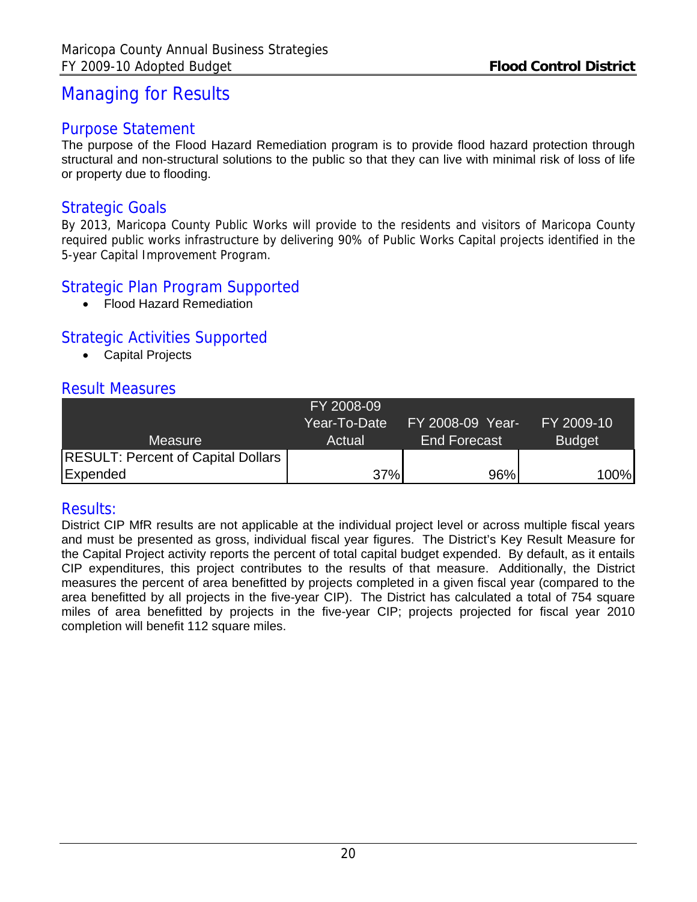# Managing for Results

## Purpose Statement

The purpose of the Flood Hazard Remediation program is to provide flood hazard protection through structural and non-structural solutions to the public so that they can live with minimal risk of loss of life or property due to flooding.

## Strategic Goals

By 2013, Maricopa County Public Works will provide to the residents and visitors of Maricopa County required public works infrastructure by delivering 90% of Public Works Capital projects identified in the 5-year Capital Improvement Program.

## Strategic Plan Program Supported

- Flood Hazard Remediation

## Strategic Activities Supported

- Capital Projects

## Result Measures

| Measure | FY 2008-09 Year-To-Date Actual | FY 2008-09 Year-End Forecast | FY 2009-10 Budget |
|---|---|---|---|
| RESULT: Percent of Capital Dollars Expended | 37% | 96% | 100% |

## Results:

District CIP MfR results are not applicable at the individual project level or across multiple fiscal years and must be presented as gross, individual fiscal year figures. The District's Key Result Measure for the Capital Project activity reports the percent of total capital budget expended. By default, as it entails CIP expenditures, this project contributes to the results of that measure. Additionally, the District measures the percent of area benefitted by projects completed in a given fiscal year (compared to the area benefitted by all projects in the five-year CIP). The District has calculated a total of 754 square miles of area benefitted by projects in the five-year CIP; projects projected for fiscal year 2010 completion will benefit 112 square miles.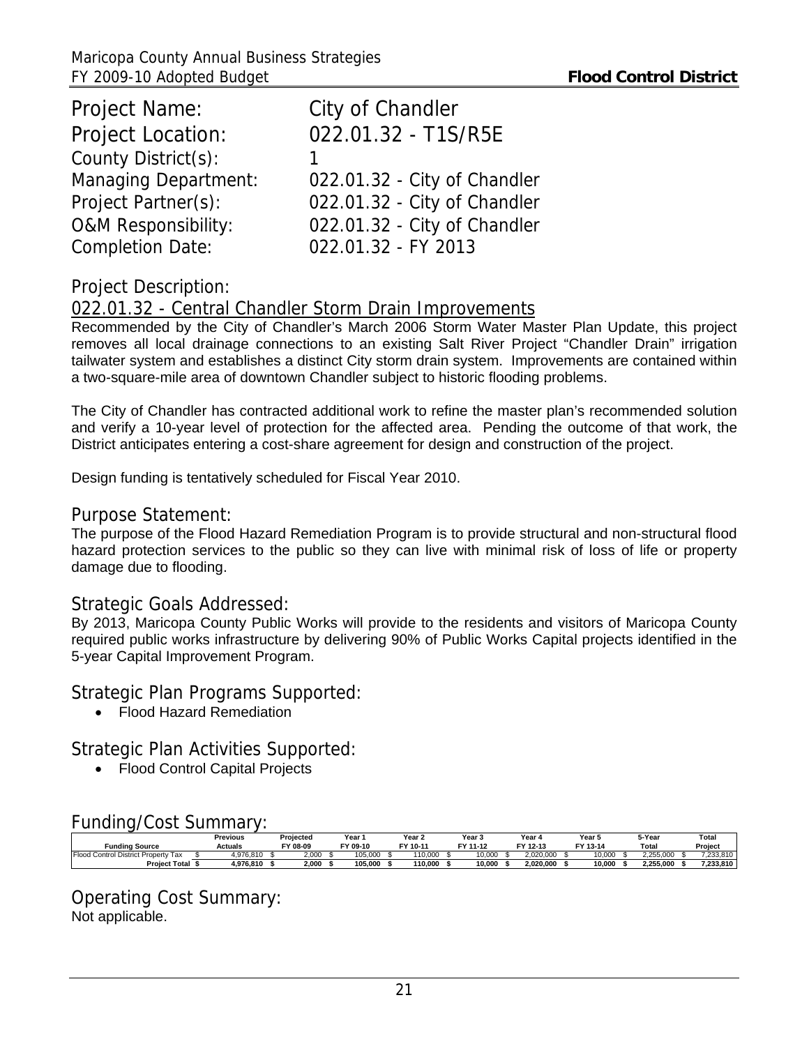Project Name: City of Chandler
Project Location: 022.01.32 - T1S/R5E
County District(s): 1
Managing Department: 022.01.32 - City of Chandler
Project Partner(s): 022.01.32 - City of Chandler
O&M Responsibility: 022.01.32 - City of Chandler
Completion Date: 022.01.32 - FY 2013

## Project Description:

022.01.32 - Central Chandler Storm Drain Improvements

Recommended by the City of Chandler's March 2006 Storm Water Master Plan Update, this project removes all local drainage connections to an existing Salt River Project "Chandler Drain" irrigation tailwater system and establishes a distinct City storm drain system. Improvements are contained within a two-square-mile area of downtown Chandler subject to historic flooding problems.

The City of Chandler has contracted additional work to refine the master plan's recommended solution and verify a 10-year level of protection for the affected area. Pending the outcome of that work, the District anticipates entering a cost-share agreement for design and construction of the project.

Design funding is tentatively scheduled for Fiscal Year 2010.

## Purpose Statement:

The purpose of the Flood Hazard Remediation Program is to provide structural and non-structural flood hazard protection services to the public so they can live with minimal risk of loss of life or property damage due to flooding.

## Strategic Goals Addressed:

By 2013, Maricopa County Public Works will provide to the residents and visitors of Maricopa County required public works infrastructure by delivering 90% of Public Works Capital projects identified in the 5-year Capital Improvement Program.

## Strategic Plan Programs Supported:

- Flood Hazard Remediation

## Strategic Plan Activities Supported:

- Flood Control Capital Projects

## Funding/Cost Summary:

| Funding Source | Previous Actuals | Projected FY 08-09 | Year 1 FY 09-10 | Year 2 FY 10-11 | Year 3 FY 11-12 | Year 4 FY 12-13 | Year 5 FY 13-14 | 5-Year Total | Total Project |
|---|---|---|---|---|---|---|---|---|---|
| Flood Control District Property Tax | $ 4,976,810 | $ 2,000 | $ 105,000 | $ 110,000 | $ 10,000 | $ 2,020,000 | $ 10,000 | $ 2,255,000 | $ 7,233,810 |
| **Project Total** | **$ 4,976,810** | **$ 2,000** | **$ 105,000** | **$ 110,000** | **$ 10,000** | **$ 2,020,000** | **$ 10,000** | **$ 2,255,000** | **$ 7,233,810** |

## Operating Cost Summary:

Not applicable.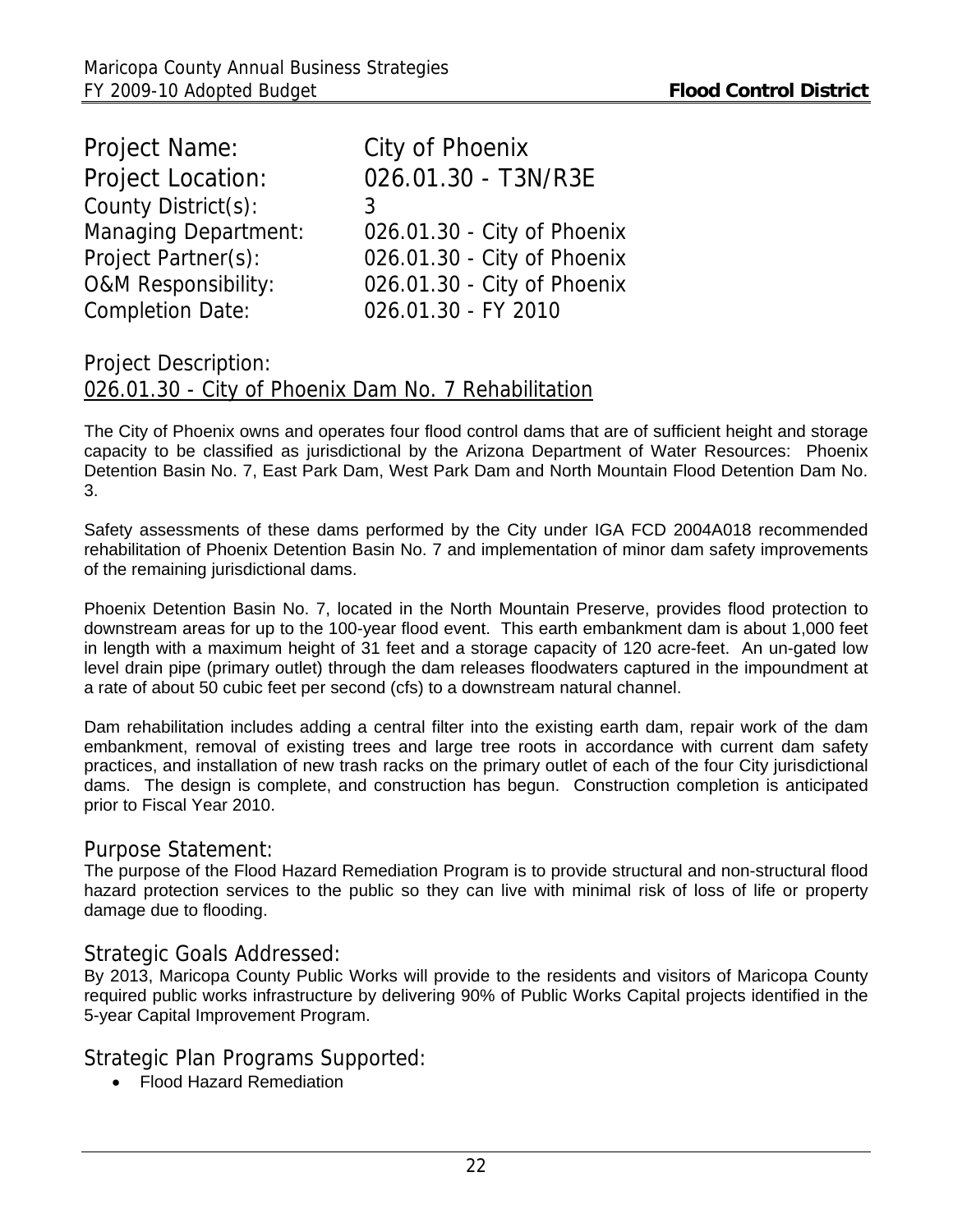Project Name: City of Phoenix

Project Location: 026.01.30 - T3N/R3E

County District(s): 3

Managing Department: 026.01.30 - City of Phoenix

Project Partner(s): 026.01.30 - City of Phoenix

O&M Responsibility: 026.01.30 - City of Phoenix

Completion Date: 026.01.30 - FY 2010

## Project Description:

026.01.30 - City of Phoenix Dam No. 7 Rehabilitation

The City of Phoenix owns and operates four flood control dams that are of sufficient height and storage capacity to be classified as jurisdictional by the Arizona Department of Water Resources: Phoenix Detention Basin No. 7, East Park Dam, West Park Dam and North Mountain Flood Detention Dam No. 3.

Safety assessments of these dams performed by the City under IGA FCD 2004A018 recommended rehabilitation of Phoenix Detention Basin No. 7 and implementation of minor dam safety improvements of the remaining jurisdictional dams.

Phoenix Detention Basin No. 7, located in the North Mountain Preserve, provides flood protection to downstream areas for up to the 100-year flood event. This earth embankment dam is about 1,000 feet in length with a maximum height of 31 feet and a storage capacity of 120 acre-feet. An un-gated low level drain pipe (primary outlet) through the dam releases floodwaters captured in the impoundment at a rate of about 50 cubic feet per second (cfs) to a downstream natural channel.

Dam rehabilitation includes adding a central filter into the existing earth dam, repair work of the dam embankment, removal of existing trees and large tree roots in accordance with current dam safety practices, and installation of new trash racks on the primary outlet of each of the four City jurisdictional dams. The design is complete, and construction has begun. Construction completion is anticipated prior to Fiscal Year 2010.

## Purpose Statement:

The purpose of the Flood Hazard Remediation Program is to provide structural and non-structural flood hazard protection services to the public so they can live with minimal risk of loss of life or property damage due to flooding.

## Strategic Goals Addressed:

By 2013, Maricopa County Public Works will provide to the residents and visitors of Maricopa County required public works infrastructure by delivering 90% of Public Works Capital projects identified in the 5-year Capital Improvement Program.

## Strategic Plan Programs Supported:

- Flood Hazard Remediation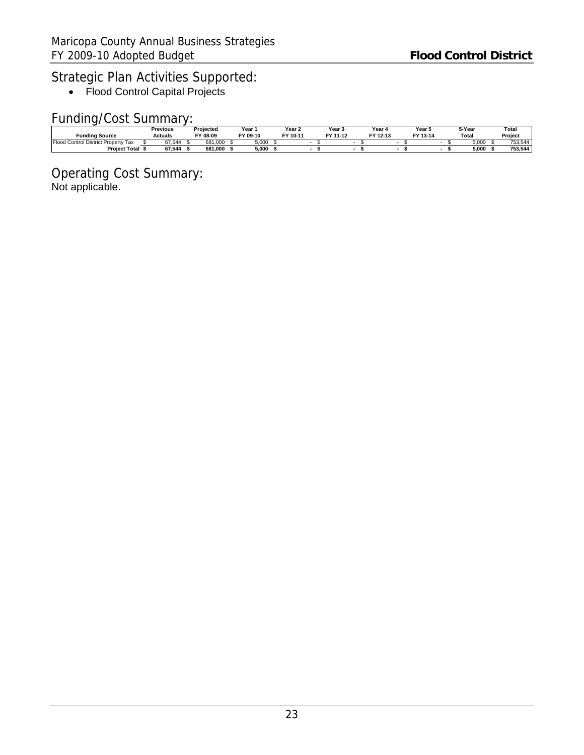## Strategic Plan Activities Supported:

- Flood Control Capital Projects

## Funding/Cost Summary:

| Funding Source | Previous Actuals | Projected FY 08-09 | Year 1 FY 09-10 | Year 2 FY 10-11 | Year 3 FY 11-12 | Year 4 FY 12-13 | Year 5 FY 13-14 | 5-Year Total | Total Project |
|---|---|---|---|---|---|---|---|---|---|
| Flood Control District Property Tax | $ 67,544 | $ 681,000 | $ 5,000 | $ - | $ - | $ - | $ - | $ 5,000 | $ 753,544 |
| **Project Total** | **$ 67,544** | **$ 681,000** | **$ 5,000** | **$ -** | **$ -** | **$ -** | **$ -** | **$ 5,000** | **$ 753,544** |

## Operating Cost Summary:

Not applicable.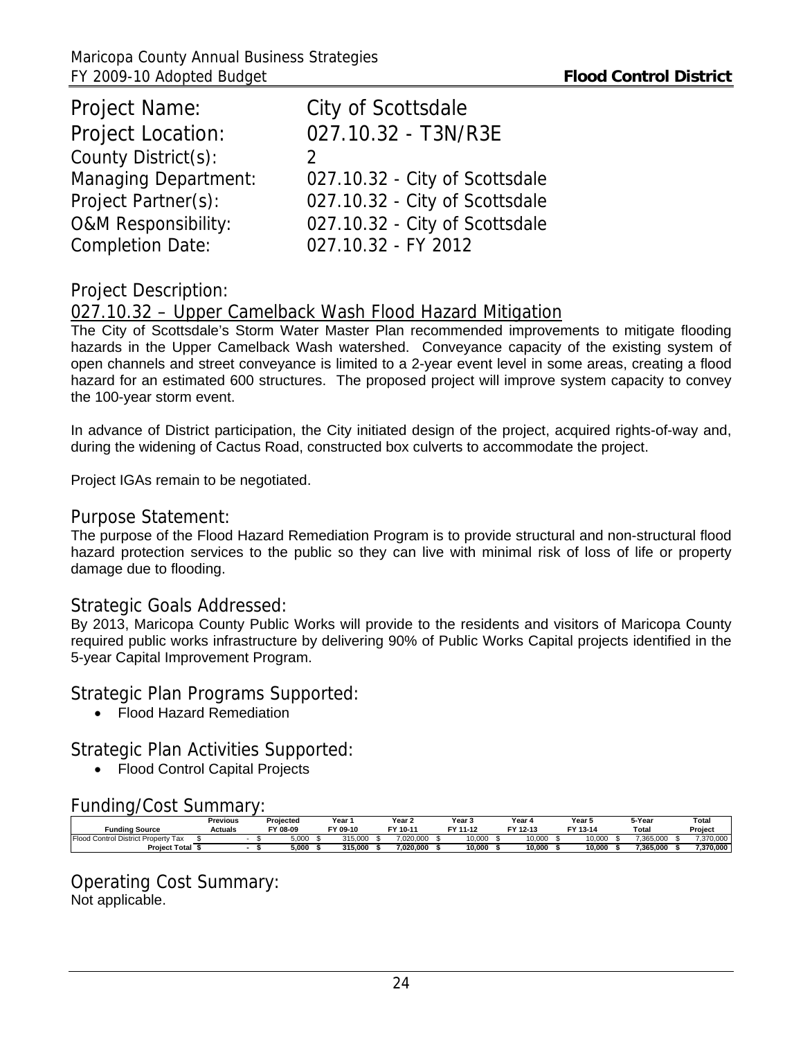| | |
|---|---|
| Project Name: | City of Scottsdale |
| Project Location: | 027.10.32 - T3N/R3E |
| County District(s): | 2 |
| Managing Department: | 027.10.32 - City of Scottsdale |
| Project Partner(s): | 027.10.32 - City of Scottsdale |
| O&M Responsibility: | 027.10.32 - City of Scottsdale |
| Completion Date: | 027.10.32 - FY 2012 |

## Project Description:

### 027.10.32 – Upper Camelback Wash Flood Hazard Mitigation

The City of Scottsdale's Storm Water Master Plan recommended improvements to mitigate flooding hazards in the Upper Camelback Wash watershed. Conveyance capacity of the existing system of open channels and street conveyance is limited to a 2-year event level in some areas, creating a flood hazard for an estimated 600 structures. The proposed project will improve system capacity to convey the 100-year storm event.

In advance of District participation, the City initiated design of the project, acquired rights-of-way and, during the widening of Cactus Road, constructed box culverts to accommodate the project.

Project IGAs remain to be negotiated.

## Purpose Statement:

The purpose of the Flood Hazard Remediation Program is to provide structural and non-structural flood hazard protection services to the public so they can live with minimal risk of loss of life or property damage due to flooding.

## Strategic Goals Addressed:

By 2013, Maricopa County Public Works will provide to the residents and visitors of Maricopa County required public works infrastructure by delivering 90% of Public Works Capital projects identified in the 5-year Capital Improvement Program.

## Strategic Plan Programs Supported:

- Flood Hazard Remediation

## Strategic Plan Activities Supported:

- Flood Control Capital Projects

## Funding/Cost Summary:

| Funding Source | Previous Actuals | Projected FY 08-09 | Year 1 FY 09-10 | Year 2 FY 10-11 | Year 3 FY 11-12 | Year 4 FY 12-13 | Year 5 FY 13-14 | 5-Year Total | Total Project |
|---|---|---|---|---|---|---|---|---|---|
| Flood Control District Property Tax | $ - | $ 5,000 | $ 315,000 | $ 7,020,000 | $ 10,000 | $ 10,000 | $ 10,000 | $ 7,365,000 | $ 7,370,000 |
| **Project Total** | **$ -** | **$ 5,000** | **$ 315,000** | **$ 7,020,000** | **$ 10,000** | **$ 10,000** | **$ 10,000** | **$ 7,365,000** | **$ 7,370,000** |

## Operating Cost Summary:

Not applicable.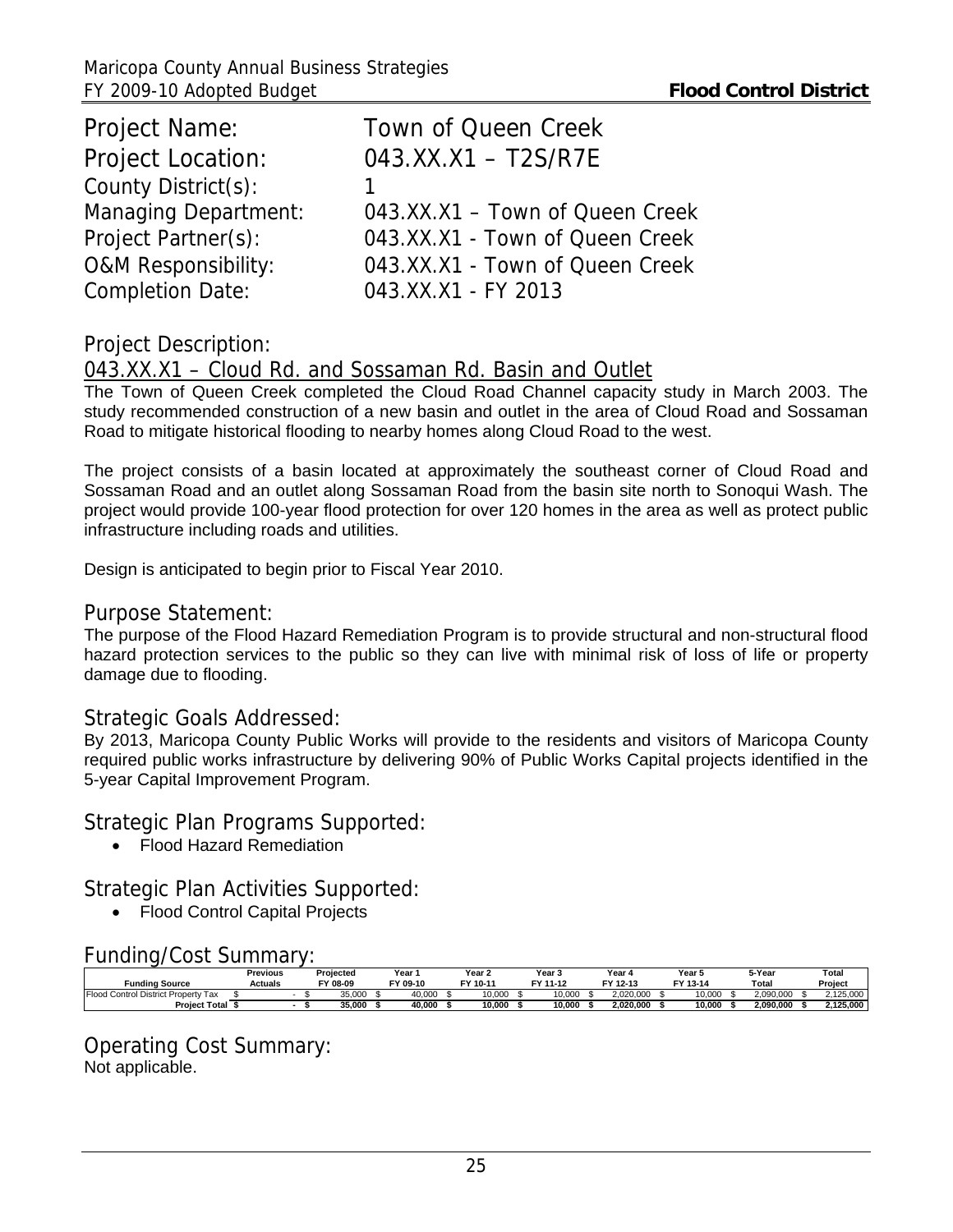| | |
|---|---|
| Project Name: | Town of Queen Creek |
| Project Location: | 043.XX.X1 – T2S/R7E |
| County District(s): | 1 |
| Managing Department: | 043.XX.X1 – Town of Queen Creek |
| Project Partner(s): | 043.XX.X1 - Town of Queen Creek |
| O&M Responsibility: | 043.XX.X1 - Town of Queen Creek |
| Completion Date: | 043.XX.X1 - FY 2013 |

## Project Description:

### 043.XX.X1 – Cloud Rd. and Sossaman Rd. Basin and Outlet

The Town of Queen Creek completed the Cloud Road Channel capacity study in March 2003. The study recommended construction of a new basin and outlet in the area of Cloud Road and Sossaman Road to mitigate historical flooding to nearby homes along Cloud Road to the west.

The project consists of a basin located at approximately the southeast corner of Cloud Road and Sossaman Road and an outlet along Sossaman Road from the basin site north to Sonoqui Wash. The project would provide 100-year flood protection for over 120 homes in the area as well as protect public infrastructure including roads and utilities.

Design is anticipated to begin prior to Fiscal Year 2010.

## Purpose Statement:

The purpose of the Flood Hazard Remediation Program is to provide structural and non-structural flood hazard protection services to the public so they can live with minimal risk of loss of life or property damage due to flooding.

## Strategic Goals Addressed:

By 2013, Maricopa County Public Works will provide to the residents and visitors of Maricopa County required public works infrastructure by delivering 90% of Public Works Capital projects identified in the 5-year Capital Improvement Program.

## Strategic Plan Programs Supported:

- Flood Hazard Remediation

## Strategic Plan Activities Supported:

- Flood Control Capital Projects

## Funding/Cost Summary:

| Funding Source | Previous Actuals | Projected FY 08-09 | Year 1 FY 09-10 | Year 2 FY 10-11 | Year 3 FY 11-12 | Year 4 FY 12-13 | Year 5 FY 13-14 | 5-Year Total | Total Project |
|---|---|---|---|---|---|---|---|---|---|
| Flood Control District Property Tax | $ - | $ 35,000 | $ 40,000 | $ 10,000 | $ 10,000 | $ 2,020,000 | $ 10,000 | $ 2,090,000 | $ 2,125,000 |
| **Project Total** | **$ -** | **$ 35,000** | **$ 40,000** | **$ 10,000** | **$ 10,000** | **$ 2,020,000** | **$ 10,000** | **$ 2,090,000** | **$ 2,125,000** |

## Operating Cost Summary:

Not applicable.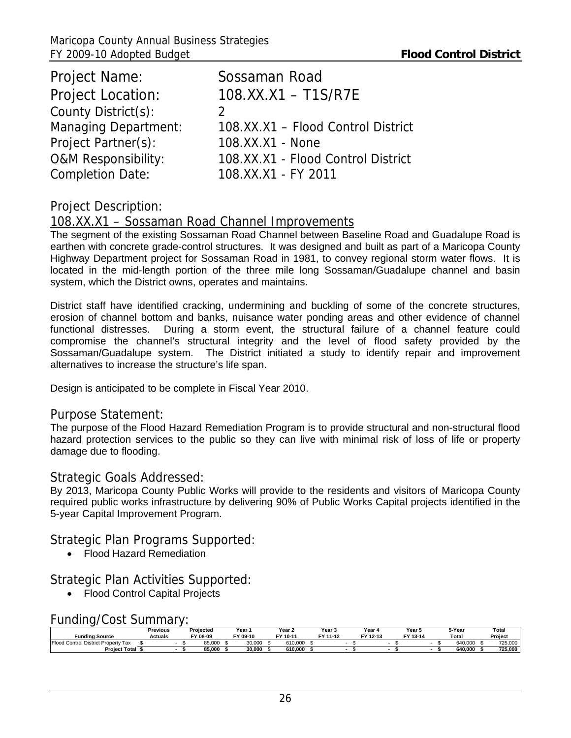| | |
|---|---|
| Project Name: | Sossaman Road |
| Project Location: | 108.XX.X1 – T1S/R7E |
| County District(s): | 2 |
| Managing Department: | 108.XX.X1 – Flood Control District |
| Project Partner(s): | 108.XX.X1 - None |
| O&M Responsibility: | 108.XX.X1 - Flood Control District |
| Completion Date: | 108.XX.X1 - FY 2011 |

## Project Description:

### 108.XX.X1 – Sossaman Road Channel Improvements

The segment of the existing Sossaman Road Channel between Baseline Road and Guadalupe Road is earthen with concrete grade-control structures. It was designed and built as part of a Maricopa County Highway Department project for Sossaman Road in 1981, to convey regional storm water flows. It is located in the mid-length portion of the three mile long Sossaman/Guadalupe channel and basin system, which the District owns, operates and maintains.

District staff have identified cracking, undermining and buckling of some of the concrete structures, erosion of channel bottom and banks, nuisance water ponding areas and other evidence of channel functional distresses. During a storm event, the structural failure of a channel feature could compromise the channel's structural integrity and the level of flood safety provided by the Sossaman/Guadalupe system. The District initiated a study to identify repair and improvement alternatives to increase the structure's life span.

Design is anticipated to be complete in Fiscal Year 2010.

## Purpose Statement:

The purpose of the Flood Hazard Remediation Program is to provide structural and non-structural flood hazard protection services to the public so they can live with minimal risk of loss of life or property damage due to flooding.

## Strategic Goals Addressed:

By 2013, Maricopa County Public Works will provide to the residents and visitors of Maricopa County required public works infrastructure by delivering 90% of Public Works Capital projects identified in the 5-year Capital Improvement Program.

## Strategic Plan Programs Supported:

- Flood Hazard Remediation

## Strategic Plan Activities Supported:

- Flood Control Capital Projects

## Funding/Cost Summary:

| Funding Source | Previous Actuals | Projected FY 08-09 | Year 1 FY 09-10 | Year 2 FY 10-11 | Year 3 FY 11-12 | Year 4 FY 12-13 | Year 5 FY 13-14 | 5-Year Total | Total Project |
|---|---|---|---|---|---|---|---|---|---|
| Flood Control District Property Tax | $ - | $ 85,000 | $ 30,000 | $ 610,000 | $ - | $ - | $ - | $ 640,000 | $ 725,000 |
| **Project Total** | **$ -** | **$ 85,000** | **$ 30,000** | **$ 610,000** | **$ -** | **$ -** | **$ -** | **$ 640,000** | **$ 725,000** |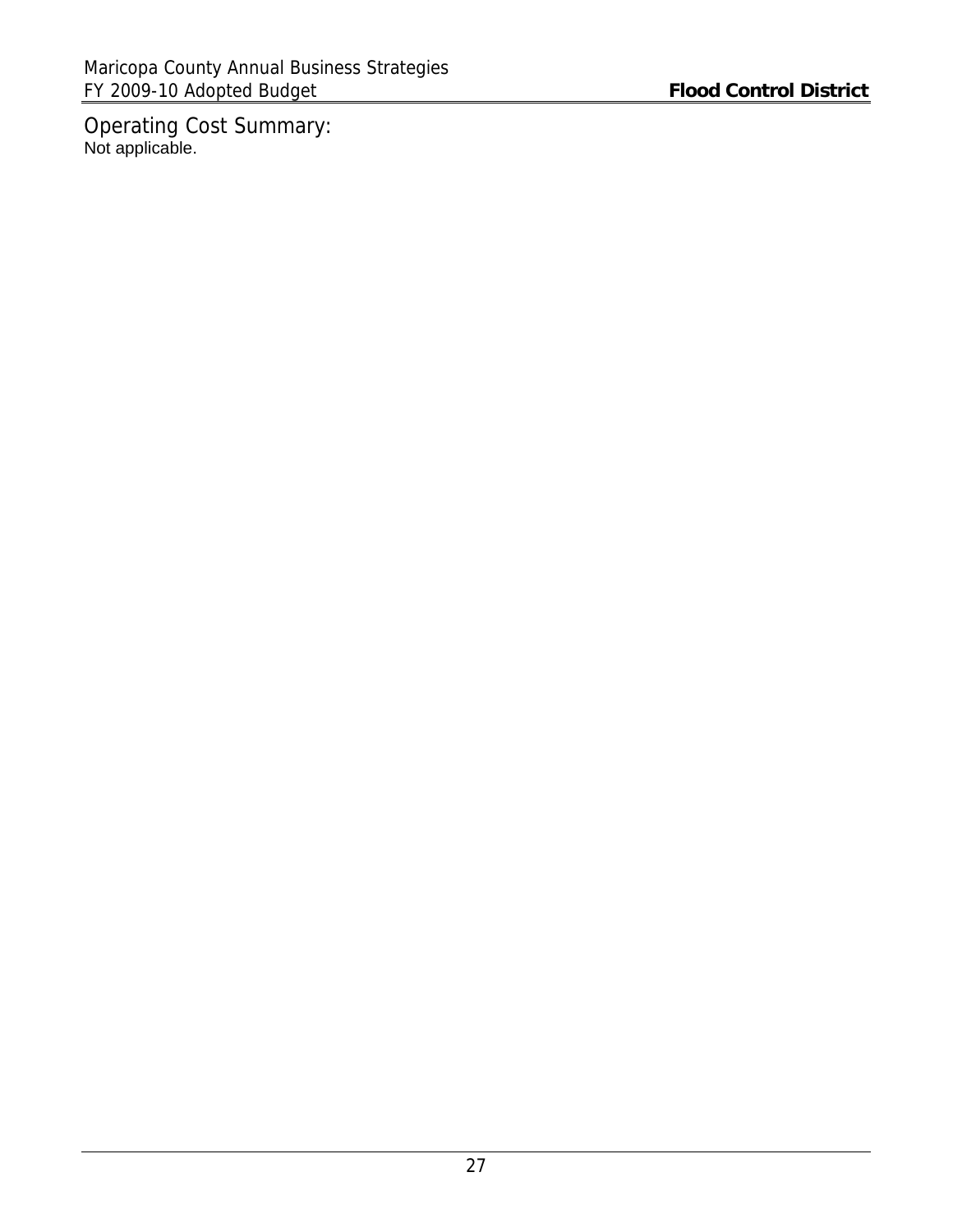## Operating Cost Summary:

Not applicable.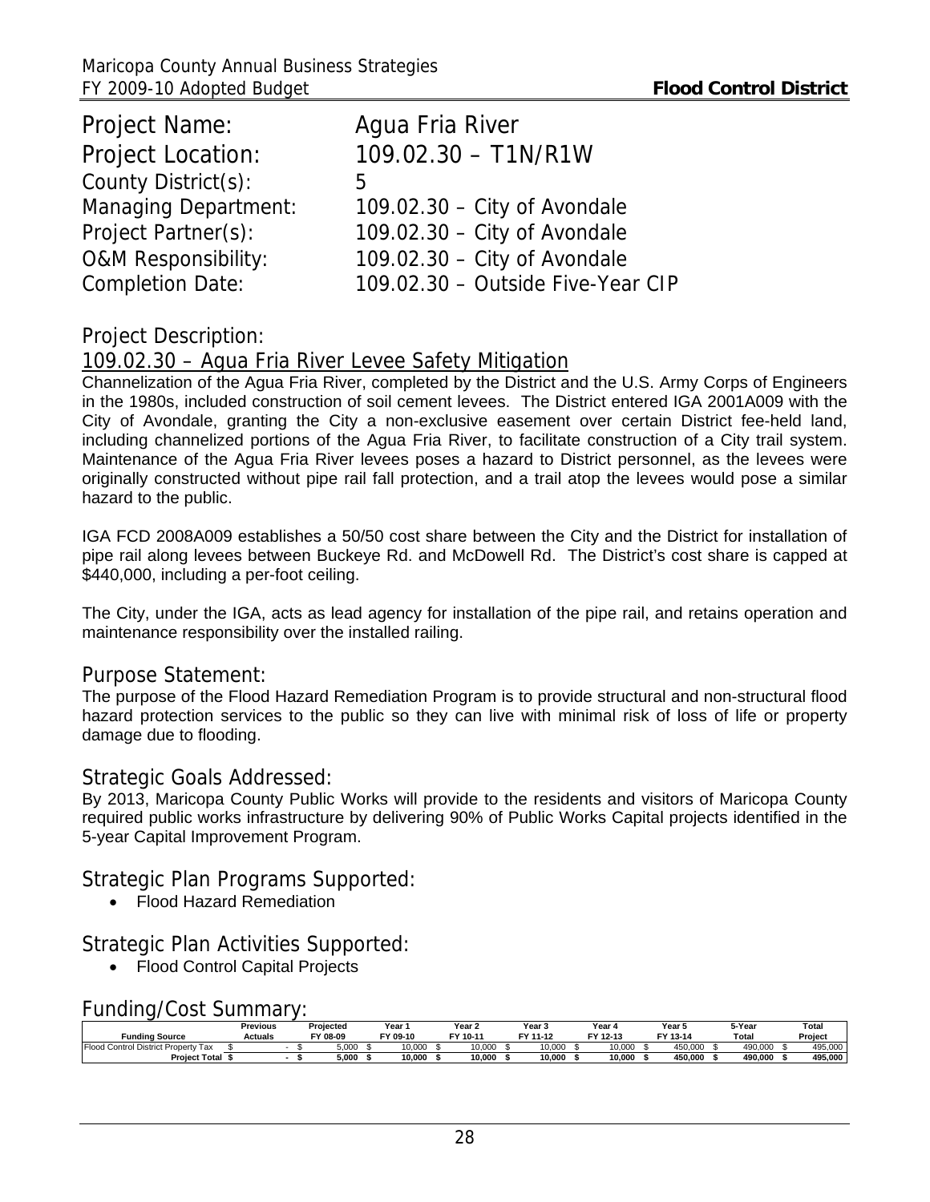| | |
|---|---|
| Project Name: | Agua Fria River |
| Project Location: | 109.02.30 – T1N/R1W |
| County District(s): | 5 |
| Managing Department: | 109.02.30 – City of Avondale |
| Project Partner(s): | 109.02.30 – City of Avondale |
| O&M Responsibility: | 109.02.30 – City of Avondale |
| Completion Date: | 109.02.30 – Outside Five-Year CIP |

## Project Description:

### 109.02.30 – Agua Fria River Levee Safety Mitigation

Channelization of the Agua Fria River, completed by the District and the U.S. Army Corps of Engineers in the 1980s, included construction of soil cement levees. The District entered IGA 2001A009 with the City of Avondale, granting the City a non-exclusive easement over certain District fee-held land, including channelized portions of the Agua Fria River, to facilitate construction of a City trail system. Maintenance of the Agua Fria River levees poses a hazard to District personnel, as the levees were originally constructed without pipe rail fall protection, and a trail atop the levees would pose a similar hazard to the public.

IGA FCD 2008A009 establishes a 50/50 cost share between the City and the District for installation of pipe rail along levees between Buckeye Rd. and McDowell Rd. The District's cost share is capped at $440,000, including a per-foot ceiling.

The City, under the IGA, acts as lead agency for installation of the pipe rail, and retains operation and maintenance responsibility over the installed railing.

## Purpose Statement:

The purpose of the Flood Hazard Remediation Program is to provide structural and non-structural flood hazard protection services to the public so they can live with minimal risk of loss of life or property damage due to flooding.

## Strategic Goals Addressed:

By 2013, Maricopa County Public Works will provide to the residents and visitors of Maricopa County required public works infrastructure by delivering 90% of Public Works Capital projects identified in the 5-year Capital Improvement Program.

## Strategic Plan Programs Supported:

- Flood Hazard Remediation

## Strategic Plan Activities Supported:

- Flood Control Capital Projects

## Funding/Cost Summary:

| Funding Source | Previous Actuals | Projected FY 08-09 | Year 1 FY 09-10 | Year 2 FY 10-11 | Year 3 FY 11-12 | Year 4 FY 12-13 | Year 5 FY 13-14 | 5-Year Total | Total Project |
|---|---|---|---|---|---|---|---|---|---|
| Flood Control District Property Tax | $ - | $ 5,000 | $ 10,000 | $ 10,000 | $ 10,000 | $ 10,000 | $ 450,000 | $ 490,000 | $ 495,000 |
| **Project Total** | **$ -** | **$ 5,000** | **$ 10,000** | **$ 10,000** | **$ 10,000** | **$ 10,000** | **$ 450,000** | **$ 490,000** | **$ 495,000** |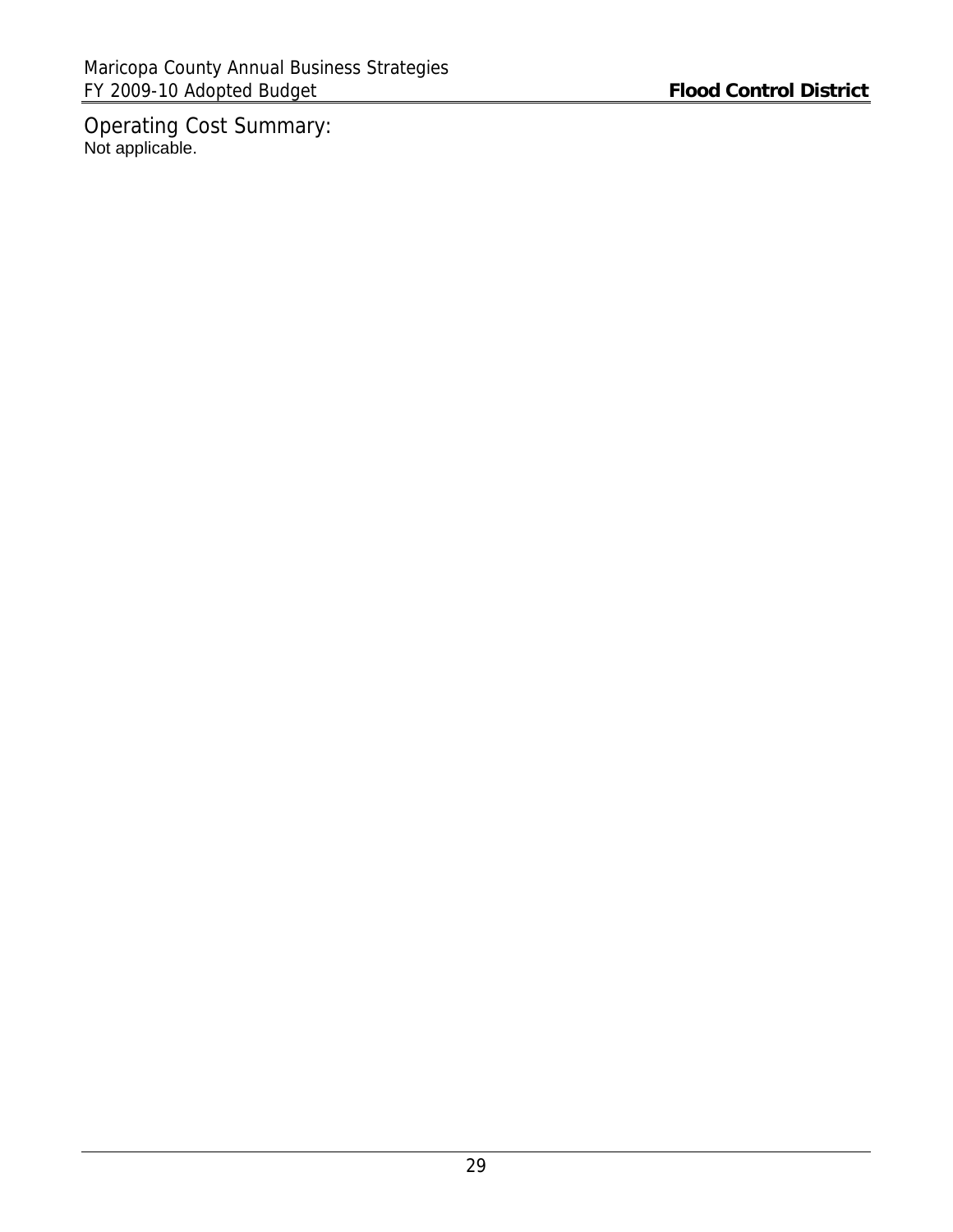## Operating Cost Summary:

Not applicable.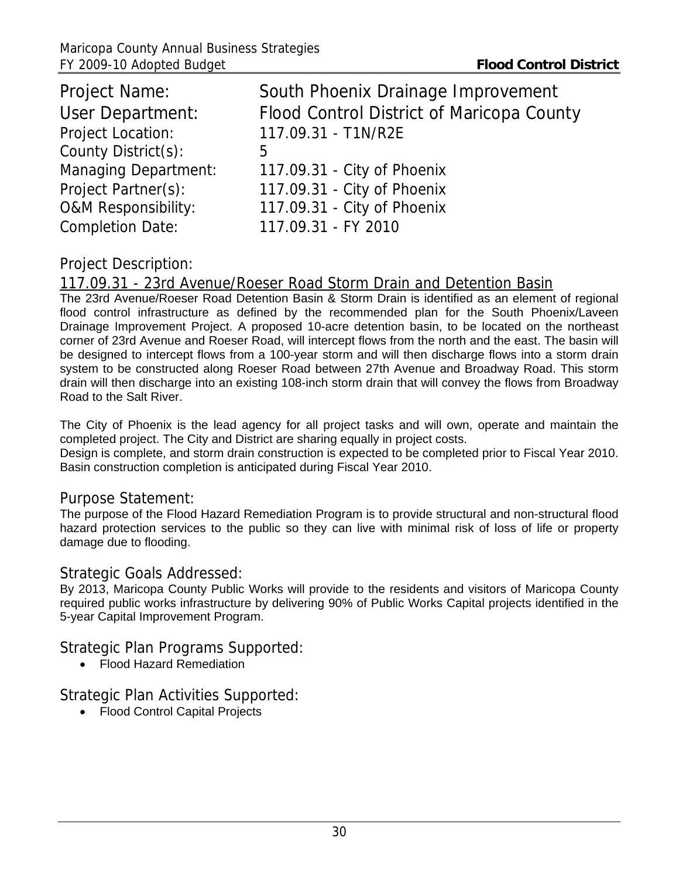Project Name: South Phoenix Drainage Improvement
User Department: Flood Control District of Maricopa County
Project Location: 117.09.31 - T1N/R2E
County District(s): 5
Managing Department: 117.09.31 - City of Phoenix
Project Partner(s): 117.09.31 - City of Phoenix
O&M Responsibility: 117.09.31 - City of Phoenix
Completion Date: 117.09.31 - FY 2010

## Project Description:

### 117.09.31 - 23rd Avenue/Roeser Road Storm Drain and Detention Basin

The 23rd Avenue/Roeser Road Detention Basin & Storm Drain is identified as an element of regional flood control infrastructure as defined by the recommended plan for the South Phoenix/Laveen Drainage Improvement Project. A proposed 10-acre detention basin, to be located on the northeast corner of 23rd Avenue and Roeser Road, will intercept flows from the north and the east. The basin will be designed to intercept flows from a 100-year storm and will then discharge flows into a storm drain system to be constructed along Roeser Road between 27th Avenue and Broadway Road. This storm drain will then discharge into an existing 108-inch storm drain that will convey the flows from Broadway Road to the Salt River.

The City of Phoenix is the lead agency for all project tasks and will own, operate and maintain the completed project. The City and District are sharing equally in project costs.
Design is complete, and storm drain construction is expected to be completed prior to Fiscal Year 2010. Basin construction completion is anticipated during Fiscal Year 2010.

## Purpose Statement:

The purpose of the Flood Hazard Remediation Program is to provide structural and non-structural flood hazard protection services to the public so they can live with minimal risk of loss of life or property damage due to flooding.

## Strategic Goals Addressed:

By 2013, Maricopa County Public Works will provide to the residents and visitors of Maricopa County required public works infrastructure by delivering 90% of Public Works Capital projects identified in the 5-year Capital Improvement Program.

## Strategic Plan Programs Supported:

- Flood Hazard Remediation

## Strategic Plan Activities Supported:

- Flood Control Capital Projects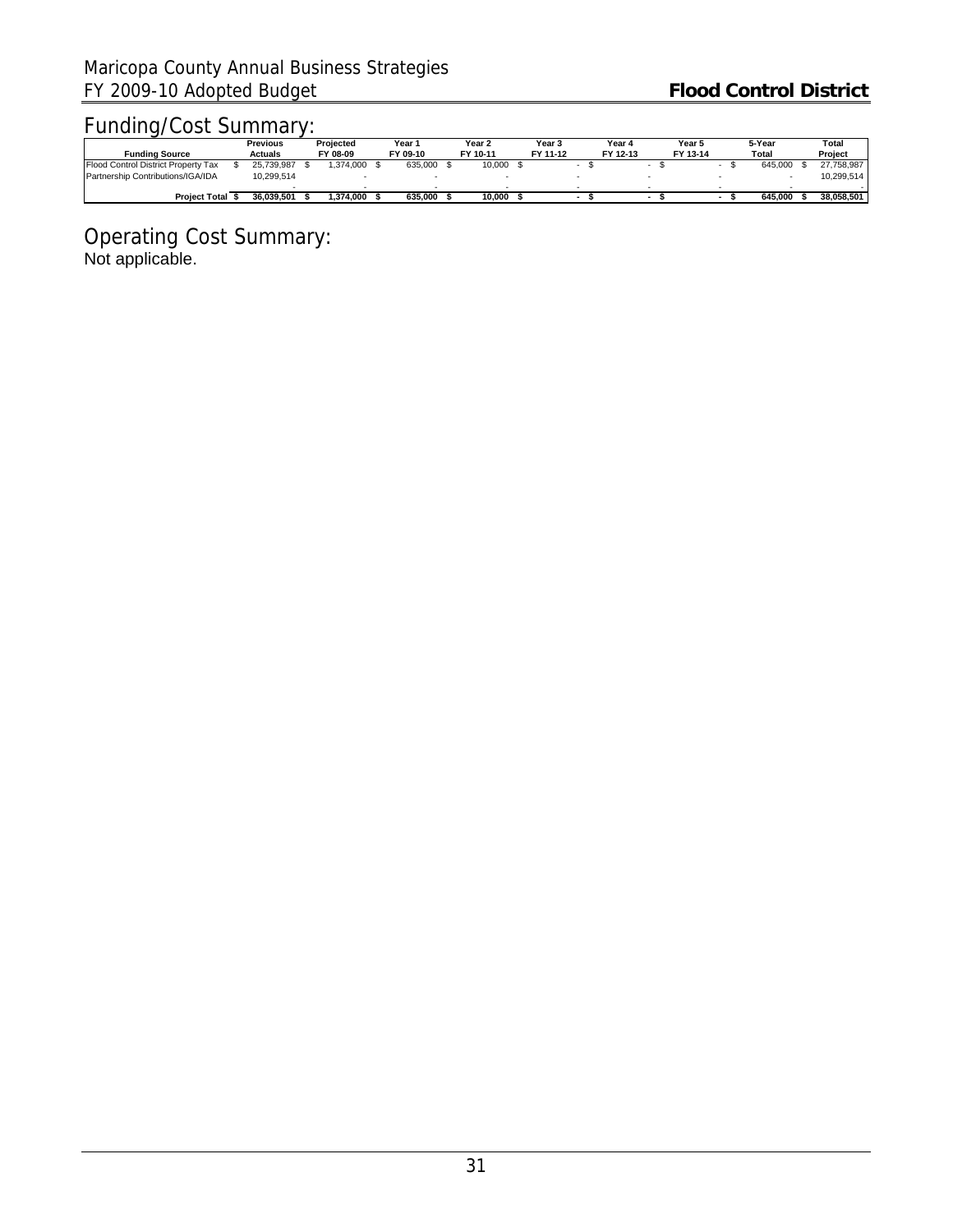## Funding/Cost Summary:

| Funding Source | Previous Actuals | Projected FY 08-09 | Year 1 FY 09-10 | Year 2 FY 10-11 | Year 3 FY 11-12 | Year 4 FY 12-13 | Year 5 FY 13-14 | 5-Year Total | Total Project |
|---|---|---|---|---|---|---|---|---|---|
| Flood Control District Property Tax | $ 25,739,987 | $ 1,374,000 | $ 635,000 | $ 10,000 | $ - | $ - | $ - | $ 645,000 | $ 27,758,987 |
| Partnership Contributions/IGA/IDA | 10,299,514 | - | - | - | - | - | - | - | 10,299,514 |
| | - | - | - | - | - | - | - | - | - |
| **Project Total** | **$ 36,039,501** | **$ 1,374,000** | **$ 635,000** | **$ 10,000** | **$ -** | **$ -** | **$ -** | **$ 645,000** | **$ 38,058,501** |

## Operating Cost Summary:

Not applicable.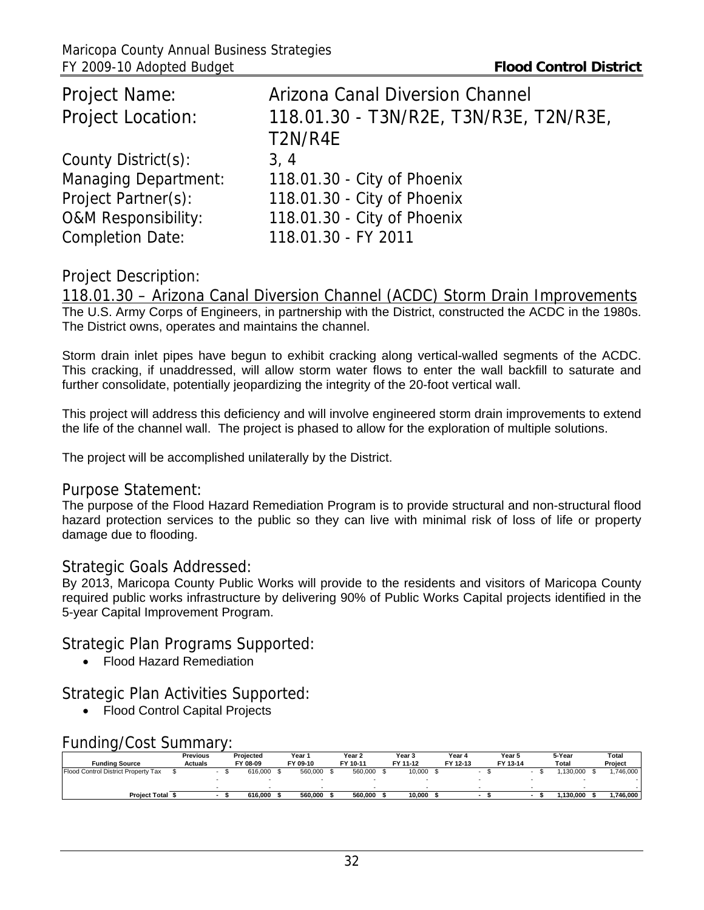| Project Name: | Arizona Canal Diversion Channel |
|---|---|
| Project Location: | 118.01.30 - T3N/R2E, T3N/R3E, T2N/R3E, T2N/R4E |
| County District(s): | 3, 4 |
| Managing Department: | 118.01.30 - City of Phoenix |
| Project Partner(s): | 118.01.30 - City of Phoenix |
| O&M Responsibility: | 118.01.30 - City of Phoenix |
| Completion Date: | 118.01.30 - FY 2011 |

## Project Description:

118.01.30 – Arizona Canal Diversion Channel (ACDC) Storm Drain Improvements

The U.S. Army Corps of Engineers, in partnership with the District, constructed the ACDC in the 1980s. The District owns, operates and maintains the channel.

Storm drain inlet pipes have begun to exhibit cracking along vertical-walled segments of the ACDC. This cracking, if unaddressed, will allow storm water flows to enter the wall backfill to saturate and further consolidate, potentially jeopardizing the integrity of the 20-foot vertical wall.

This project will address this deficiency and will involve engineered storm drain improvements to extend the life of the channel wall. The project is phased to allow for the exploration of multiple solutions.

The project will be accomplished unilaterally by the District.

## Purpose Statement:

The purpose of the Flood Hazard Remediation Program is to provide structural and non-structural flood hazard protection services to the public so they can live with minimal risk of loss of life or property damage due to flooding.

## Strategic Goals Addressed:

By 2013, Maricopa County Public Works will provide to the residents and visitors of Maricopa County required public works infrastructure by delivering 90% of Public Works Capital projects identified in the 5-year Capital Improvement Program.

## Strategic Plan Programs Supported:

- Flood Hazard Remediation

## Strategic Plan Activities Supported:

- Flood Control Capital Projects

## Funding/Cost Summary:

| Funding Source | Previous Actuals | Projected FY 08-09 | Year 1 FY 09-10 | Year 2 FY 10-11 | Year 3 FY 11-12 | Year 4 FY 12-13 | Year 5 FY 13-14 | 5-Year Total | Total Project |
|---|---|---|---|---|---|---|---|---|---|
| Flood Control District Property Tax | $ - | $ 616,000 | $ 560,000 | $ 560,000 | $ 10,000 | $ - | $ - | $ 1,130,000 | $ 1,746,000 |
| | - | - | - | - | - | - | - | - | - |
| | - | - | - | - | - | - | - | - | - |
| **Project Total** | **$ -** | **$ 616,000** | **$ 560,000** | **$ 560,000** | **$ 10,000** | **$ -** | **$ -** | **$ 1,130,000** | **$ 1,746,000** |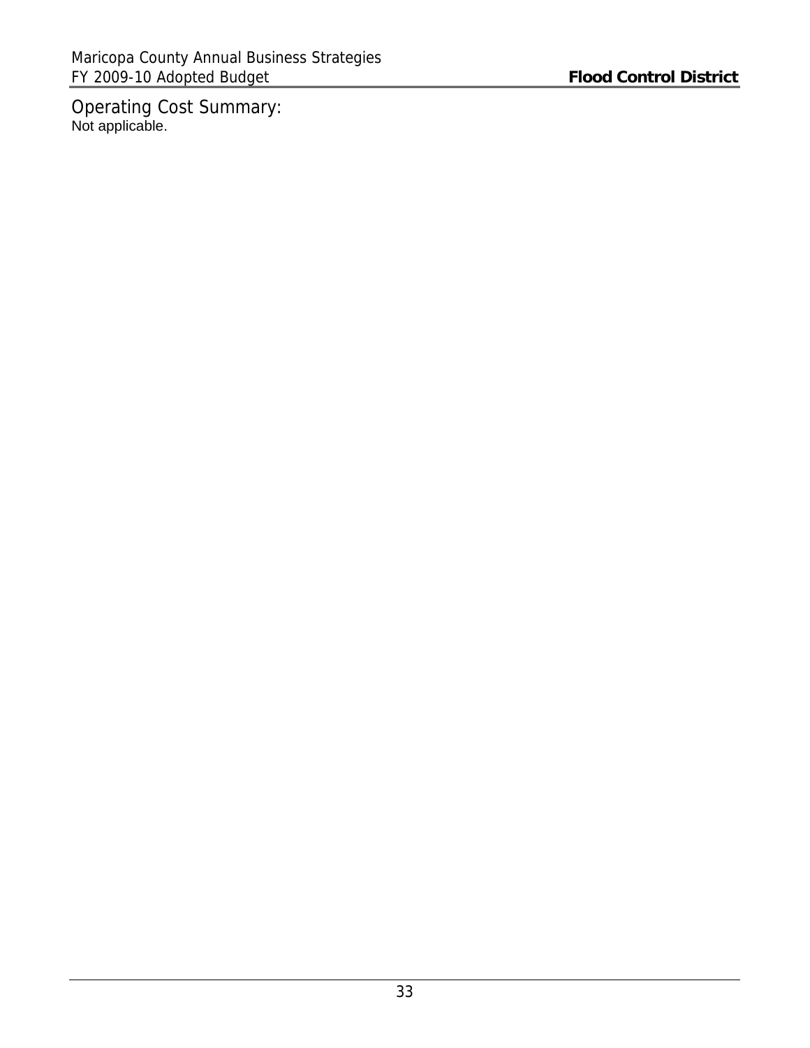## Operating Cost Summary:

Not applicable.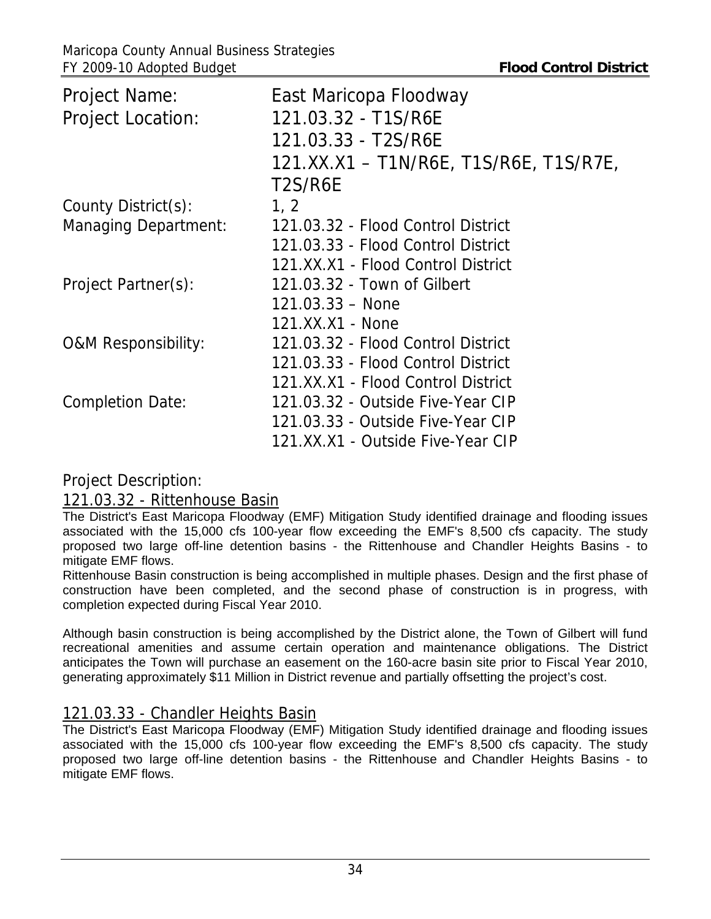| | |
|---|---|
| Project Name: | East Maricopa Floodway |
| Project Location: | 121.03.32 - T1S/R6E<br>121.03.33 - T2S/R6E<br>121.XX.X1 – T1N/R6E, T1S/R6E, T1S/R7E, T2S/R6E |
| County District(s): | 1, 2 |
| Managing Department: | 121.03.32 - Flood Control District<br>121.03.33 - Flood Control District<br>121.XX.X1 - Flood Control District |
| Project Partner(s): | 121.03.32 - Town of Gilbert<br>121.03.33 – None<br>121.XX.X1 - None |
| O&M Responsibility: | 121.03.32 - Flood Control District<br>121.03.33 - Flood Control District<br>121.XX.X1 - Flood Control District |
| Completion Date: | 121.03.32 - Outside Five-Year CIP<br>121.03.33 - Outside Five-Year CIP<br>121.XX.X1 - Outside Five-Year CIP |

## Project Description:

### 121.03.32 - Rittenhouse Basin

The District's East Maricopa Floodway (EMF) Mitigation Study identified drainage and flooding issues associated with the 15,000 cfs 100-year flow exceeding the EMF's 8,500 cfs capacity. The study proposed two large off-line detention basins - the Rittenhouse and Chandler Heights Basins - to mitigate EMF flows.

Rittenhouse Basin construction is being accomplished in multiple phases. Design and the first phase of construction have been completed, and the second phase of construction is in progress, with completion expected during Fiscal Year 2010.

Although basin construction is being accomplished by the District alone, the Town of Gilbert will fund recreational amenities and assume certain operation and maintenance obligations. The District anticipates the Town will purchase an easement on the 160-acre basin site prior to Fiscal Year 2010, generating approximately $11 Million in District revenue and partially offsetting the project's cost.

### 121.03.33 - Chandler Heights Basin

The District's East Maricopa Floodway (EMF) Mitigation Study identified drainage and flooding issues associated with the 15,000 cfs 100-year flow exceeding the EMF's 8,500 cfs capacity. The study proposed two large off-line detention basins - the Rittenhouse and Chandler Heights Basins - to mitigate EMF flows.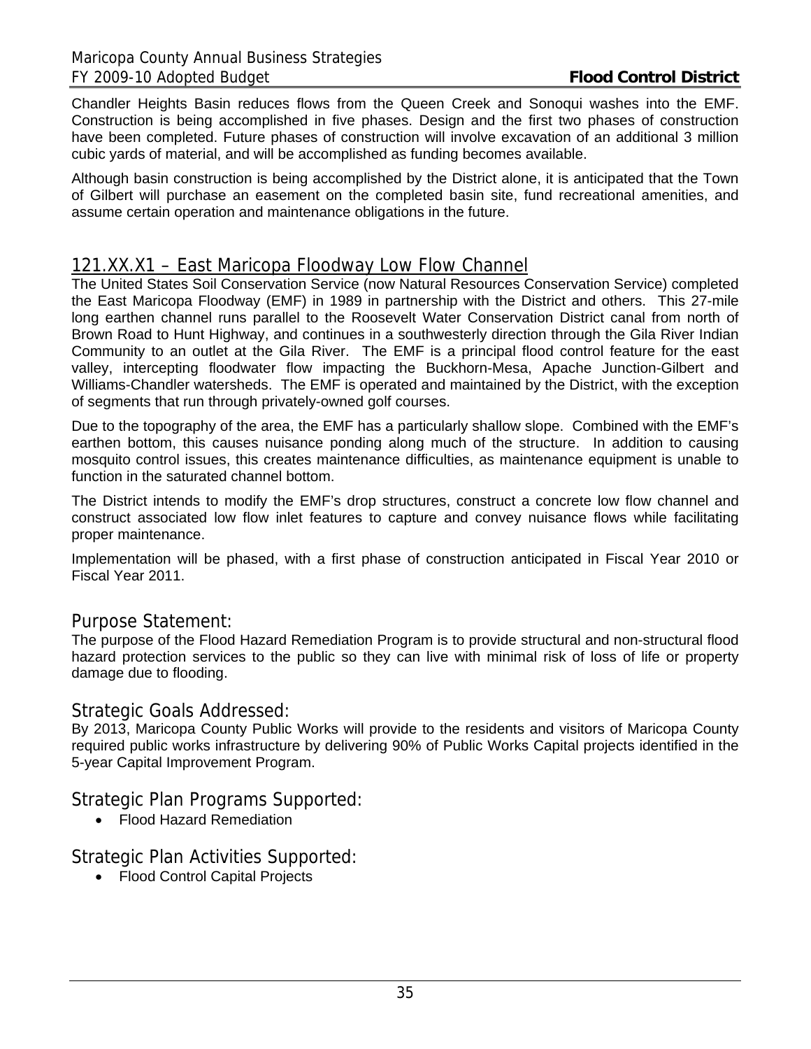Chandler Heights Basin reduces flows from the Queen Creek and Sonoqui washes into the EMF. Construction is being accomplished in five phases. Design and the first two phases of construction have been completed. Future phases of construction will involve excavation of an additional 3 million cubic yards of material, and will be accomplished as funding becomes available.

Although basin construction is being accomplished by the District alone, it is anticipated that the Town of Gilbert will purchase an easement on the completed basin site, fund recreational amenities, and assume certain operation and maintenance obligations in the future.

## 121.XX.X1 – East Maricopa Floodway Low Flow Channel

The United States Soil Conservation Service (now Natural Resources Conservation Service) completed the East Maricopa Floodway (EMF) in 1989 in partnership with the District and others. This 27-mile long earthen channel runs parallel to the Roosevelt Water Conservation District canal from north of Brown Road to Hunt Highway, and continues in a southwesterly direction through the Gila River Indian Community to an outlet at the Gila River. The EMF is a principal flood control feature for the east valley, intercepting floodwater flow impacting the Buckhorn-Mesa, Apache Junction-Gilbert and Williams-Chandler watersheds. The EMF is operated and maintained by the District, with the exception of segments that run through privately-owned golf courses.

Due to the topography of the area, the EMF has a particularly shallow slope. Combined with the EMF's earthen bottom, this causes nuisance ponding along much of the structure. In addition to causing mosquito control issues, this creates maintenance difficulties, as maintenance equipment is unable to function in the saturated channel bottom.

The District intends to modify the EMF's drop structures, construct a concrete low flow channel and construct associated low flow inlet features to capture and convey nuisance flows while facilitating proper maintenance.

Implementation will be phased, with a first phase of construction anticipated in Fiscal Year 2010 or Fiscal Year 2011.

## Purpose Statement:

The purpose of the Flood Hazard Remediation Program is to provide structural and non-structural flood hazard protection services to the public so they can live with minimal risk of loss of life or property damage due to flooding.

## Strategic Goals Addressed:

By 2013, Maricopa County Public Works will provide to the residents and visitors of Maricopa County required public works infrastructure by delivering 90% of Public Works Capital projects identified in the 5-year Capital Improvement Program.

## Strategic Plan Programs Supported:

- Flood Hazard Remediation

## Strategic Plan Activities Supported:

- Flood Control Capital Projects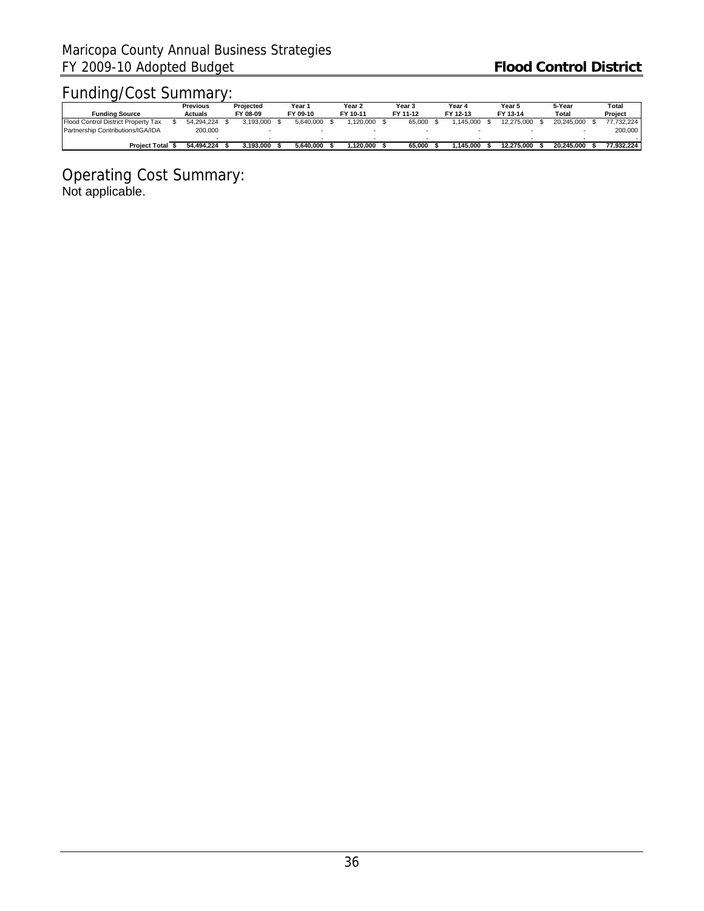## Funding/Cost Summary:

| Funding Source | Previous Actuals | Projected FY 08-09 | Year 1 FY 09-10 | Year 2 FY 10-11 | Year 3 FY 11-12 | Year 4 FY 12-13 | Year 5 FY 13-14 | 5-Year Total | Total Project |
|---|---|---|---|---|---|---|---|---|---|
| Flood Control District Property Tax | $ 54,294,224 | $ 3,193,000 | $ 5,640,000 | $ 1,120,000 | $ 65,000 | $ 1,145,000 | $ 12,275,000 | $ 20,245,000 | $ 77,732,224 |
| Partnership Contributions/IGA/IDA | 200,000 | - | - | - | - | - | - | - | 200,000 |
| | - | - | - | - | - | - | - | - | - |
| **Project Total** | **$ 54,494,224** | **$ 3,193,000** | **$ 5,640,000** | **$ 1,120,000** | **$ 65,000** | **$ 1,145,000** | **$ 12,275,000** | **$ 20,245,000** | **$ 77,932,224** |

## Operating Cost Summary:

Not applicable.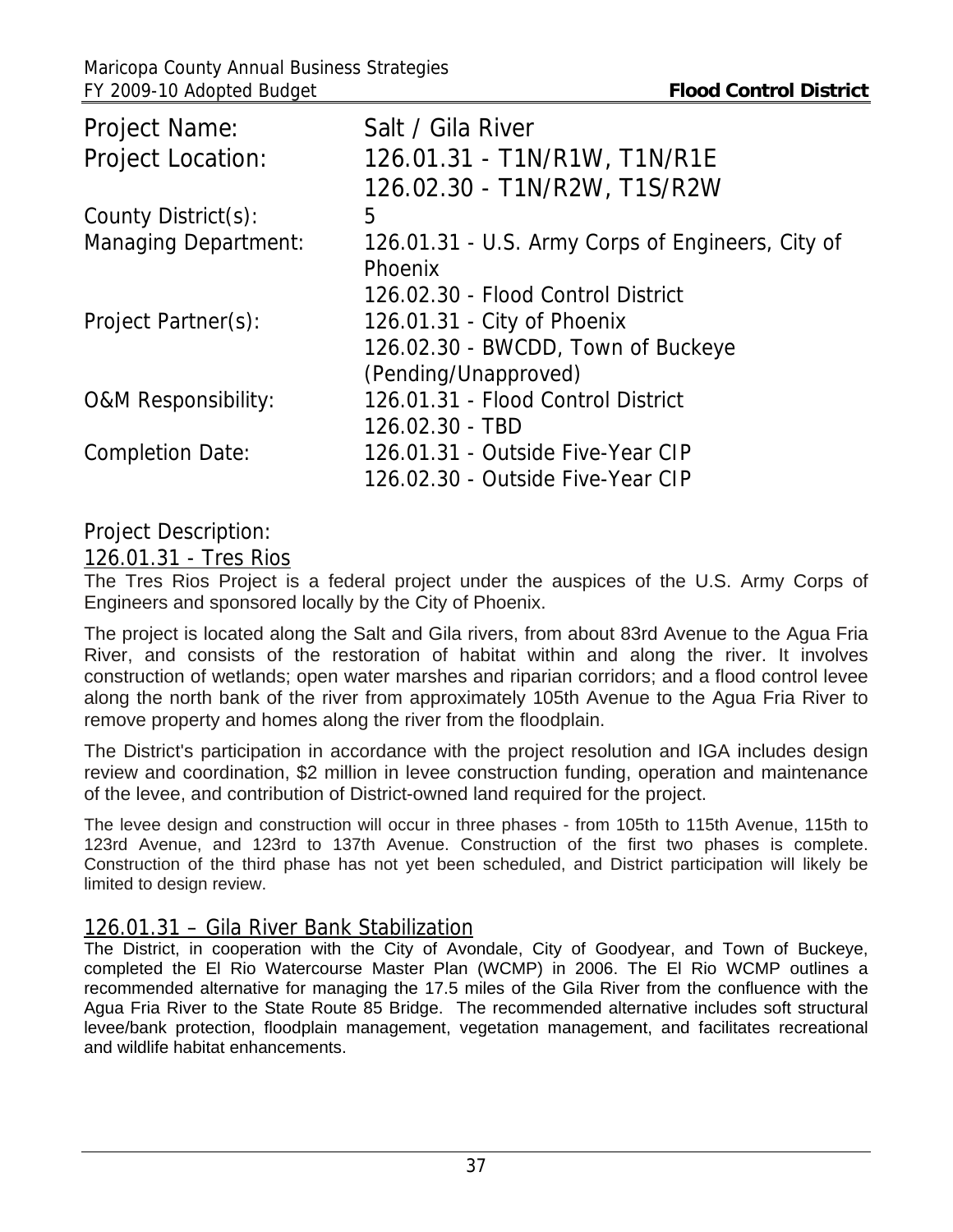| | |
|---|---|
| Project Name: | Salt / Gila River |
| Project Location: | 126.01.31 - T1N/R1W, T1N/R1E<br>126.02.30 - T1N/R2W, T1S/R2W |
| County District(s): | 5 |
| Managing Department: | 126.01.31 - U.S. Army Corps of Engineers, City of Phoenix<br>126.02.30 - Flood Control District |
| Project Partner(s): | 126.01.31 - City of Phoenix<br>126.02.30 - BWCDD, Town of Buckeye (Pending/Unapproved) |
| O&M Responsibility: | 126.01.31 - Flood Control District<br>126.02.30 - TBD |
| Completion Date: | 126.01.31 - Outside Five-Year CIP<br>126.02.30 - Outside Five-Year CIP |

## Project Description:

### 126.01.31 - Tres Rios

The Tres Rios Project is a federal project under the auspices of the U.S. Army Corps of Engineers and sponsored locally by the City of Phoenix.

The project is located along the Salt and Gila rivers, from about 83rd Avenue to the Agua Fria River, and consists of the restoration of habitat within and along the river. It involves construction of wetlands; open water marshes and riparian corridors; and a flood control levee along the north bank of the river from approximately 105th Avenue to the Agua Fria River to remove property and homes along the river from the floodplain.

The District's participation in accordance with the project resolution and IGA includes design review and coordination, $2 million in levee construction funding, operation and maintenance of the levee, and contribution of District-owned land required for the project.

The levee design and construction will occur in three phases - from 105th to 115th Avenue, 115th to 123rd Avenue, and 123rd to 137th Avenue. Construction of the first two phases is complete. Construction of the third phase has not yet been scheduled, and District participation will likely be limited to design review.

### 126.01.31 – Gila River Bank Stabilization

The District, in cooperation with the City of Avondale, City of Goodyear, and Town of Buckeye, completed the El Rio Watercourse Master Plan (WCMP) in 2006. The El Rio WCMP outlines a recommended alternative for managing the 17.5 miles of the Gila River from the confluence with the Agua Fria River to the State Route 85 Bridge. The recommended alternative includes soft structural levee/bank protection, floodplain management, vegetation management, and facilitates recreational and wildlife habitat enhancements.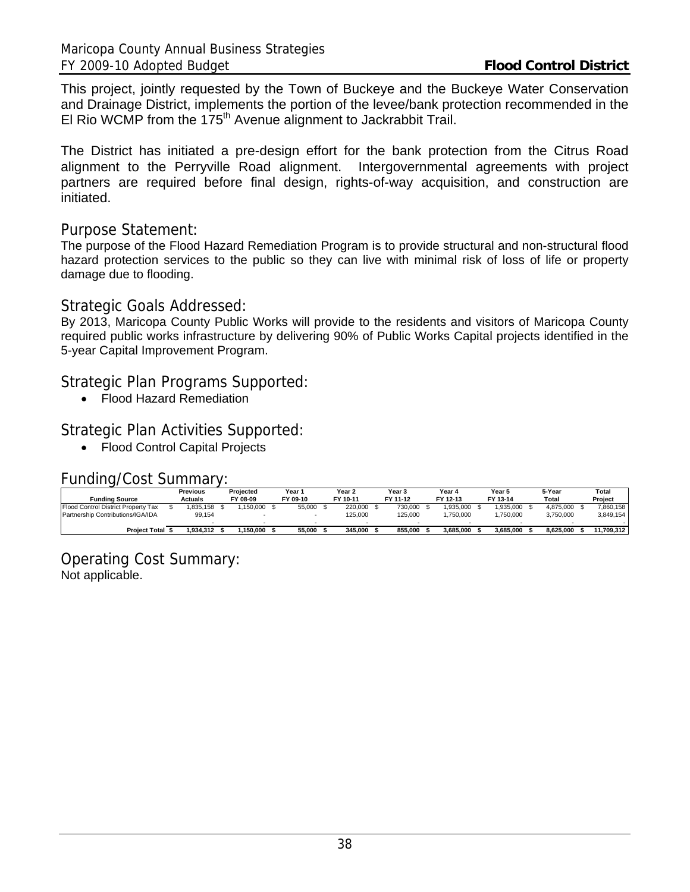This project, jointly requested by the Town of Buckeye and the Buckeye Water Conservation and Drainage District, implements the portion of the levee/bank protection recommended in the El Rio WCMP from the 175th Avenue alignment to Jackrabbit Trail.

The District has initiated a pre-design effort for the bank protection from the Citrus Road alignment to the Perryville Road alignment. Intergovernmental agreements with project partners are required before final design, rights-of-way acquisition, and construction are initiated.

## Purpose Statement:

The purpose of the Flood Hazard Remediation Program is to provide structural and non-structural flood hazard protection services to the public so they can live with minimal risk of loss of life or property damage due to flooding.

## Strategic Goals Addressed:

By 2013, Maricopa County Public Works will provide to the residents and visitors of Maricopa County required public works infrastructure by delivering 90% of Public Works Capital projects identified in the 5-year Capital Improvement Program.

## Strategic Plan Programs Supported:

- Flood Hazard Remediation

## Strategic Plan Activities Supported:

- Flood Control Capital Projects

## Funding/Cost Summary:

| Funding Source | Previous Actuals | Projected FY 08-09 | Year 1 FY 09-10 | Year 2 FY 10-11 | Year 3 FY 11-12 | Year 4 FY 12-13 | Year 5 FY 13-14 | 5-Year Total | Total Project |
|---|---|---|---|---|---|---|---|---|---|
| Flood Control District Property Tax | $ 1,835,158 | $ 1,150,000 | $ 55,000 | $ 220,000 | $ 730,000 | $ 1,935,000 | $ 1,935,000 | $ 4,875,000 | $ 7,860,158 |
| Partnership Contributions/IGA/IDA | 99,154 | - | - | 125,000 | 125,000 | 1,750,000 | 1,750,000 | 3,750,000 | 3,849,154 |
| | - | - | - | - | - | - | - | - | - |
| **Project Total** | **$ 1,934,312** | **$ 1,150,000** | **$ 55,000** | **$ 345,000** | **$ 855,000** | **$ 3,685,000** | **$ 3,685,000** | **$ 8,625,000** | **$ 11,709,312** |

## Operating Cost Summary:

Not applicable.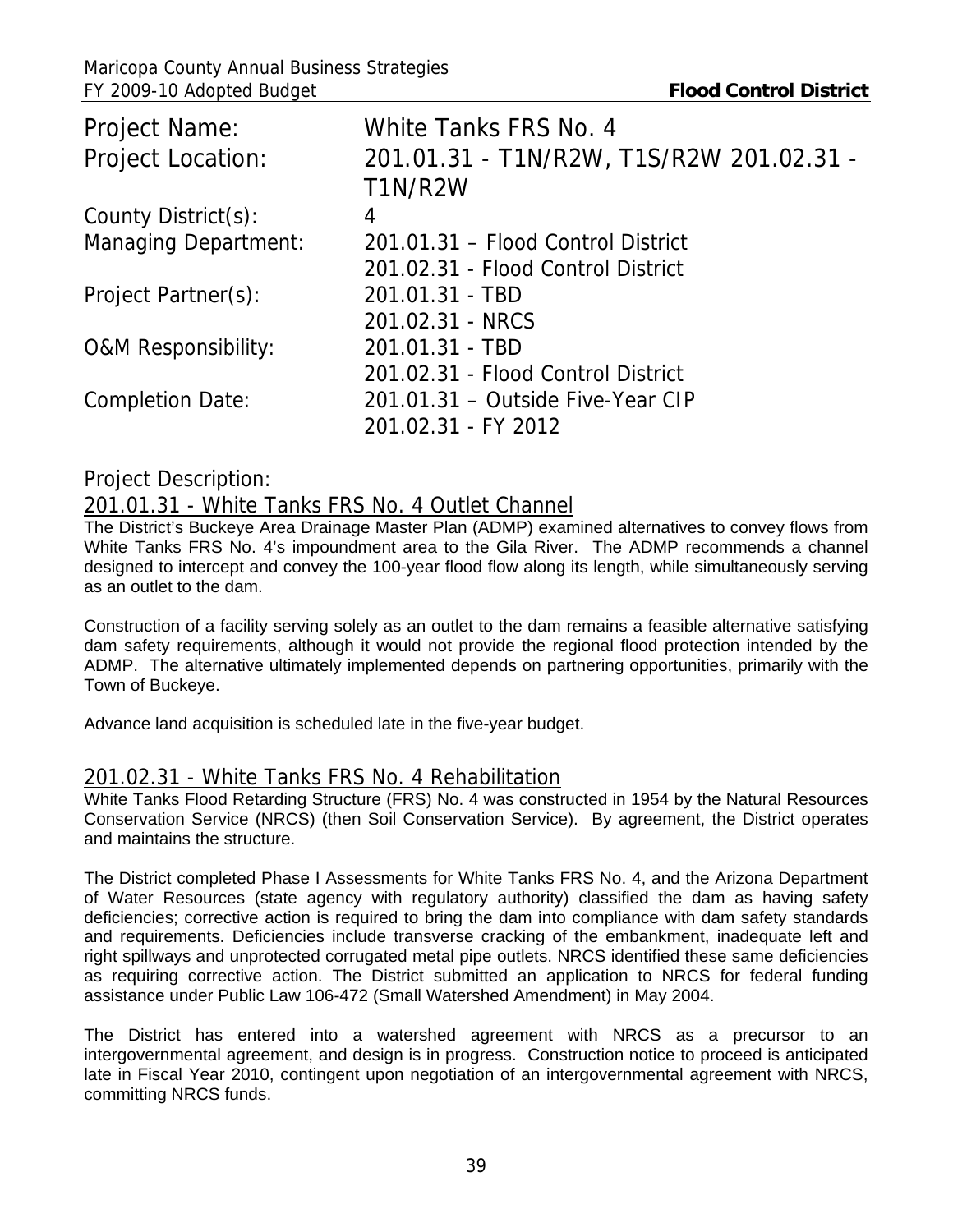| | |
|---|---|
| Project Name: | White Tanks FRS No. 4 |
| Project Location: | 201.01.31 - T1N/R2W, T1S/R2W 201.02.31 - T1N/R2W |
| County District(s): | 4 |
| Managing Department: | 201.01.31 – Flood Control District<br>201.02.31 - Flood Control District |
| Project Partner(s): | 201.01.31 - TBD<br>201.02.31 - NRCS |
| O&M Responsibility: | 201.01.31 - TBD<br>201.02.31 - Flood Control District |
| Completion Date: | 201.01.31 – Outside Five-Year CIP<br>201.02.31 - FY 2012 |

## Project Description:

### 201.01.31 - White Tanks FRS No. 4 Outlet Channel

The District's Buckeye Area Drainage Master Plan (ADMP) examined alternatives to convey flows from White Tanks FRS No. 4's impoundment area to the Gila River. The ADMP recommends a channel designed to intercept and convey the 100-year flood flow along its length, while simultaneously serving as an outlet to the dam.

Construction of a facility serving solely as an outlet to the dam remains a feasible alternative satisfying dam safety requirements, although it would not provide the regional flood protection intended by the ADMP. The alternative ultimately implemented depends on partnering opportunities, primarily with the Town of Buckeye.

Advance land acquisition is scheduled late in the five-year budget.

### 201.02.31 - White Tanks FRS No. 4 Rehabilitation

White Tanks Flood Retarding Structure (FRS) No. 4 was constructed in 1954 by the Natural Resources Conservation Service (NRCS) (then Soil Conservation Service). By agreement, the District operates and maintains the structure.

The District completed Phase I Assessments for White Tanks FRS No. 4, and the Arizona Department of Water Resources (state agency with regulatory authority) classified the dam as having safety deficiencies; corrective action is required to bring the dam into compliance with dam safety standards and requirements. Deficiencies include transverse cracking of the embankment, inadequate left and right spillways and unprotected corrugated metal pipe outlets. NRCS identified these same deficiencies as requiring corrective action. The District submitted an application to NRCS for federal funding assistance under Public Law 106-472 (Small Watershed Amendment) in May 2004.

The District has entered into a watershed agreement with NRCS as a precursor to an intergovernmental agreement, and design is in progress. Construction notice to proceed is anticipated late in Fiscal Year 2010, contingent upon negotiation of an intergovernmental agreement with NRCS, committing NRCS funds.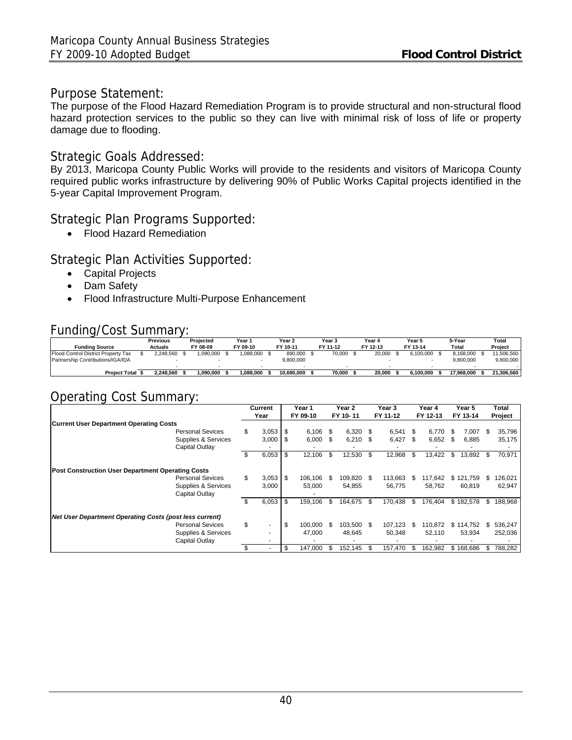## Purpose Statement:

The purpose of the Flood Hazard Remediation Program is to provide structural and non-structural flood hazard protection services to the public so they can live with minimal risk of loss of life or property damage due to flooding.

## Strategic Goals Addressed:

By 2013, Maricopa County Public Works will provide to the residents and visitors of Maricopa County required public works infrastructure by delivering 90% of Public Works Capital projects identified in the 5-year Capital Improvement Program.

## Strategic Plan Programs Supported:

- Flood Hazard Remediation

## Strategic Plan Activities Supported:

- Capital Projects
- Dam Safety
- Flood Infrastructure Multi-Purpose Enhancement

## Funding/Cost Summary:

| Funding Source | Previous Actuals | Projected FY 08-09 | Year 1 FY 09-10 | Year 2 FY 10-11 | Year 3 FY 11-12 | Year 4 FY 12-13 | Year 5 FY 13-14 | 5-Year Total | Total Project |
|---|---|---|---|---|---|---|---|---|---|
| Flood Control District Property Tax | $ 2,248,560 | $ 1,090,000 | $ 1,088,000 | $ 890,000 | $ 70,000 | $ 20,000 | $ 6,100,000 | $ 8,168,000 | $ 11,506,560 |
| Partnership Contributions/IGA/IDA | - | - | - | 9,800,000 | | - | - | 9,800,000 | 9,800,000 |
| | - | - | - | - | - | - | - | - | - |
| **Project Total** | **$ 2,248,560** | **$ 1,090,000** | **$ 1,088,000** | **$ 10,690,000** | **$ 70,000** | **$ 20,000** | **$ 6,100,000** | **$ 17,968,000** | **$ 21,306,560** |

## Operating Cost Summary:

| | Current Year | Year 1 FY 09-10 | Year 2 FY 10- 11 | Year 3 FY 11-12 | Year 4 FY 12-13 | Year 5 FY 13-14 | Total Project |
|---|---|---|---|---|---|---|---|
| **Current User Department Operating Costs** | | | | | | | |
| Personal Sevices | $ 3,053 | $ 6,106 | $ 6,320 | $ 6,541 | $ 6,770 | $ 7,007 | $ 35,796 |
| Supplies & Services | 3,000 | $ 6,000 | $ 6,210 | $ 6,427 | $ 6,652 | $ 6,885 | 35,175 |
| Capital Outlay | - | - | - | - | - | - | - |
| | $ 6,053 | $ 12,106 | $ 12,530 | $ 12,968 | $ 13,422 | $ 13,892 | $ 70,971 |
| **Post Construction User Department Operating Costs** | | | | | | | |
| Personal Sevices | $ 3,053 | $ 106,106 | $ 109,820 | $ 113,663 | $ 117,642 | $ 121,759 | $ 126,021 |
| Supplies & Services | 3,000 | 53,000 | 54,855 | 56,775 | 58,762 | 60,819 | 62,947 |
| Capital Outlay | | - | | | | | |
| | $ 6,053 | $ 159,106 | $ 164,675 | $ 170,438 | $ 176,404 | $ 182,578 | $ 188,968 |
| ***Net User Department Operating Costs (post less current)*** | | | | | | | |
| Personal Sevices | $ - | $ 100,000 | $ 103,500 | $ 107,123 | $ 110,872 | $ 114,752 | $ 536,247 |
| Supplies & Services | - | 47,000 | 48,645 | 50,348 | 52,110 | 53,934 | 252,036 |
| Capital Outlay | - | - | - | - | - | - | - |
| | $ - | $ 147,000 | $ 152,145 | $ 157,470 | $ 162,982 | $ 168,686 | $ 788,282 |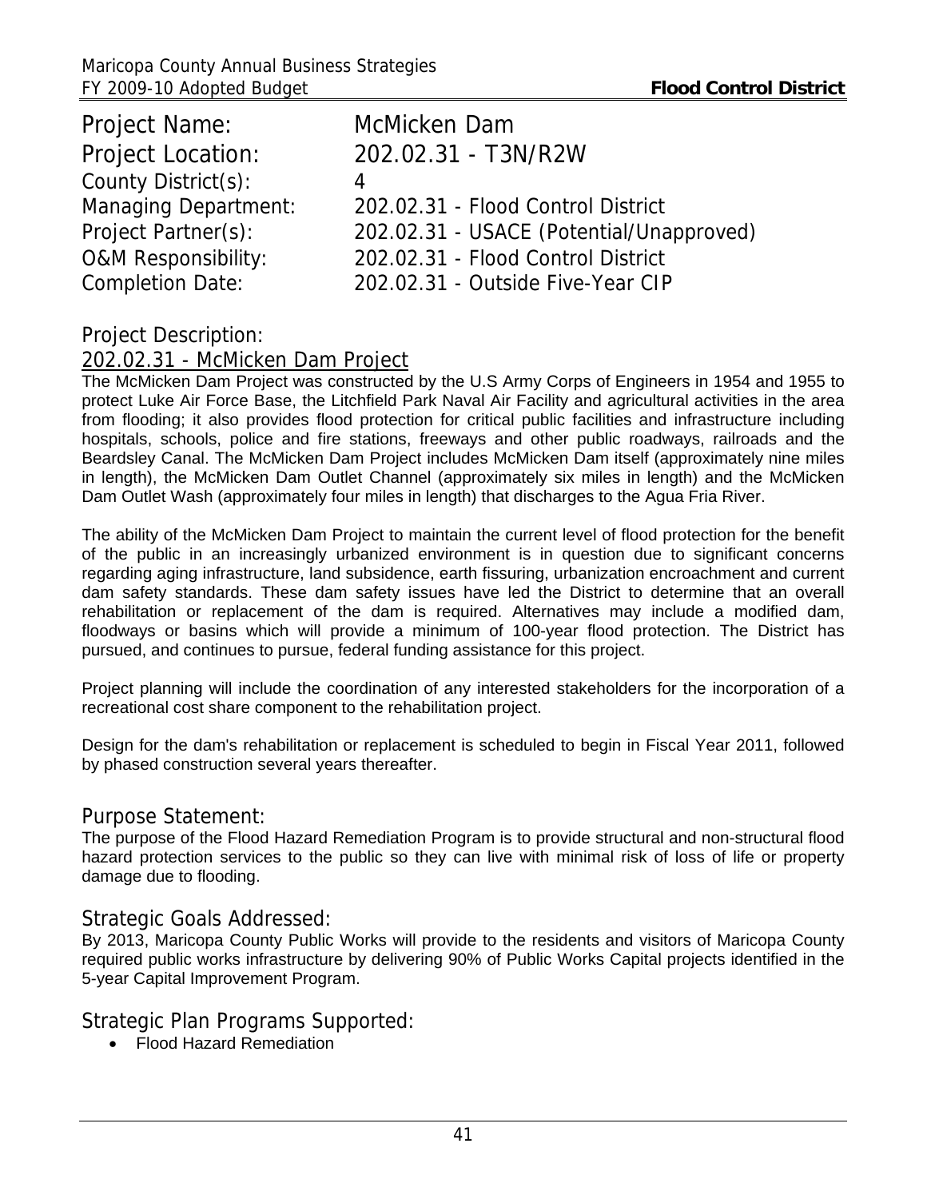Project Name: McMicken Dam

Project Location: 202.02.31 - T3N/R2W

County District(s): 4

Managing Department: 202.02.31 - Flood Control District

Project Partner(s): 202.02.31 - USACE (Potential/Unapproved)

O&M Responsibility: 202.02.31 - Flood Control District

Completion Date: 202.02.31 - Outside Five-Year CIP

## Project Description:

### 202.02.31 - McMicken Dam Project

The McMicken Dam Project was constructed by the U.S Army Corps of Engineers in 1954 and 1955 to protect Luke Air Force Base, the Litchfield Park Naval Air Facility and agricultural activities in the area from flooding; it also provides flood protection for critical public facilities and infrastructure including hospitals, schools, police and fire stations, freeways and other public roadways, railroads and the Beardsley Canal. The McMicken Dam Project includes McMicken Dam itself (approximately nine miles in length), the McMicken Dam Outlet Channel (approximately six miles in length) and the McMicken Dam Outlet Wash (approximately four miles in length) that discharges to the Agua Fria River.

The ability of the McMicken Dam Project to maintain the current level of flood protection for the benefit of the public in an increasingly urbanized environment is in question due to significant concerns regarding aging infrastructure, land subsidence, earth fissuring, urbanization encroachment and current dam safety standards. These dam safety issues have led the District to determine that an overall rehabilitation or replacement of the dam is required. Alternatives may include a modified dam, floodways or basins which will provide a minimum of 100-year flood protection. The District has pursued, and continues to pursue, federal funding assistance for this project.

Project planning will include the coordination of any interested stakeholders for the incorporation of a recreational cost share component to the rehabilitation project.

Design for the dam's rehabilitation or replacement is scheduled to begin in Fiscal Year 2011, followed by phased construction several years thereafter.

## Purpose Statement:

The purpose of the Flood Hazard Remediation Program is to provide structural and non-structural flood hazard protection services to the public so they can live with minimal risk of loss of life or property damage due to flooding.

## Strategic Goals Addressed:

By 2013, Maricopa County Public Works will provide to the residents and visitors of Maricopa County required public works infrastructure by delivering 90% of Public Works Capital projects identified in the 5-year Capital Improvement Program.

## Strategic Plan Programs Supported:

- Flood Hazard Remediation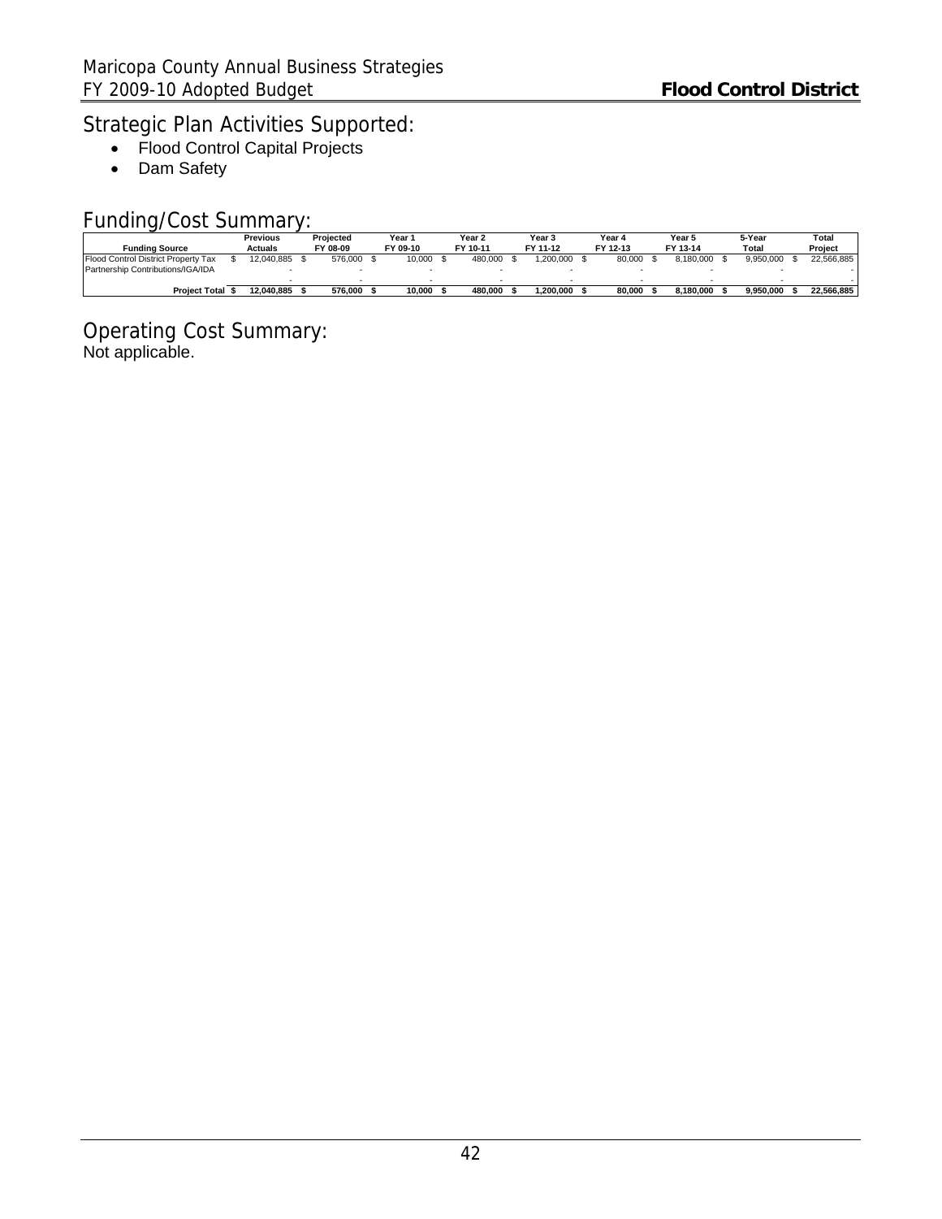## Strategic Plan Activities Supported:

- Flood Control Capital Projects
- Dam Safety

## Funding/Cost Summary:

| Funding Source | Previous Actuals | Projected FY 08-09 | Year 1 FY 09-10 | Year 2 FY 10-11 | Year 3 FY 11-12 | Year 4 FY 12-13 | Year 5 FY 13-14 | 5-Year Total | Total Project |
|---|---|---|---|---|---|---|---|---|---|
| Flood Control District Property Tax | $ 12,040,885 | $ 576,000 | $ 10,000 | $ 480,000 | $ 1,200,000 | $ 80,000 | $ 8,180,000 | $ 9,950,000 | $ 22,566,885 |
| Partnership Contributions/IGA/IDA | - | - | - | - | - | - | - | - | - |
| | - | - | - | - | - | - | - | - | - |
| **Project Total** | **$ 12,040,885** | **$ 576,000** | **$ 10,000** | **$ 480,000** | **$ 1,200,000** | **$ 80,000** | **$ 8,180,000** | **$ 9,950,000** | **$ 22,566,885** |

## Operating Cost Summary:

Not applicable.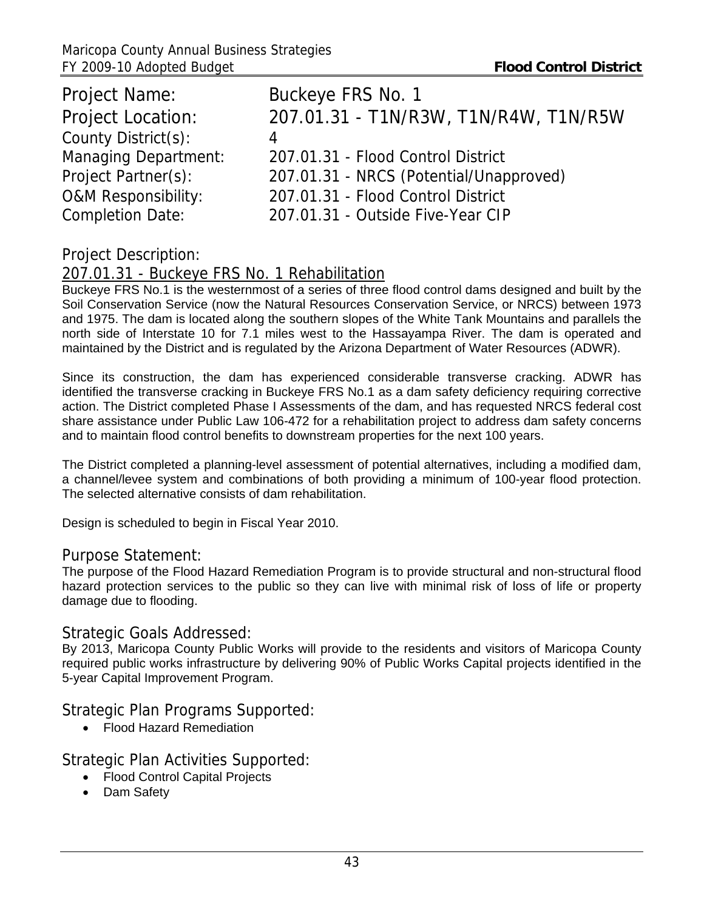| | |
|---|---|
| Project Name: | Buckeye FRS No. 1 |
| Project Location: | 207.01.31 - T1N/R3W, T1N/R4W, T1N/R5W |
| County District(s): | 4 |
| Managing Department: | 207.01.31 - Flood Control District |
| Project Partner(s): | 207.01.31 - NRCS (Potential/Unapproved) |
| O&M Responsibility: | 207.01.31 - Flood Control District |
| Completion Date: | 207.01.31 - Outside Five-Year CIP |

## Project Description:

207.01.31 - Buckeye FRS No. 1 Rehabilitation

Buckeye FRS No.1 is the westernmost of a series of three flood control dams designed and built by the Soil Conservation Service (now the Natural Resources Conservation Service, or NRCS) between 1973 and 1975. The dam is located along the southern slopes of the White Tank Mountains and parallels the north side of Interstate 10 for 7.1 miles west to the Hassayampa River. The dam is operated and maintained by the District and is regulated by the Arizona Department of Water Resources (ADWR).

Since its construction, the dam has experienced considerable transverse cracking. ADWR has identified the transverse cracking in Buckeye FRS No.1 as a dam safety deficiency requiring corrective action. The District completed Phase I Assessments of the dam, and has requested NRCS federal cost share assistance under Public Law 106-472 for a rehabilitation project to address dam safety concerns and to maintain flood control benefits to downstream properties for the next 100 years.

The District completed a planning-level assessment of potential alternatives, including a modified dam, a channel/levee system and combinations of both providing a minimum of 100-year flood protection. The selected alternative consists of dam rehabilitation.

Design is scheduled to begin in Fiscal Year 2010.

## Purpose Statement:

The purpose of the Flood Hazard Remediation Program is to provide structural and non-structural flood hazard protection services to the public so they can live with minimal risk of loss of life or property damage due to flooding.

## Strategic Goals Addressed:

By 2013, Maricopa County Public Works will provide to the residents and visitors of Maricopa County required public works infrastructure by delivering 90% of Public Works Capital projects identified in the 5-year Capital Improvement Program.

## Strategic Plan Programs Supported:

- Flood Hazard Remediation

## Strategic Plan Activities Supported:

- Flood Control Capital Projects
- Dam Safety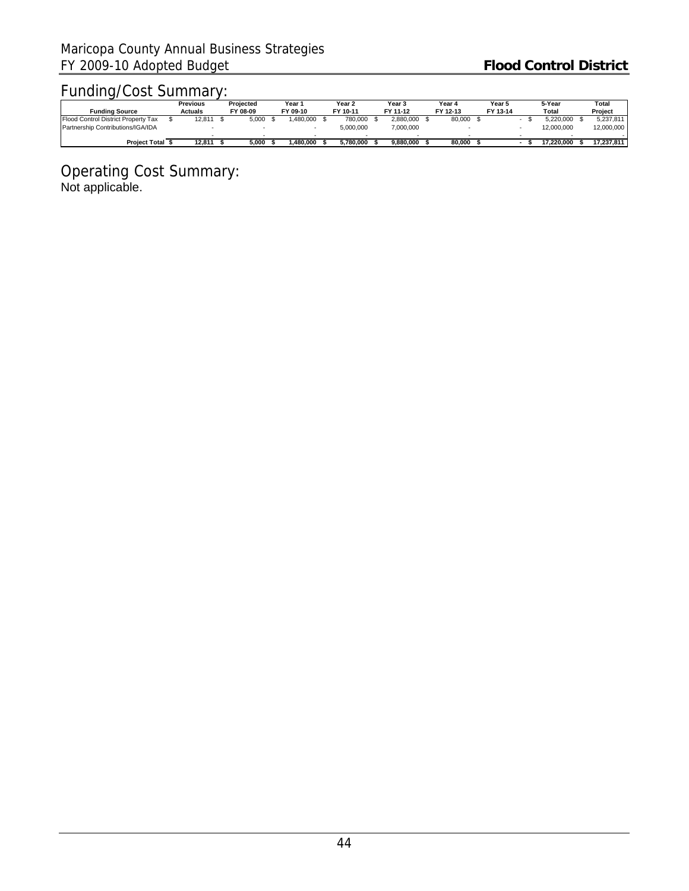## Funding/Cost Summary:

| Funding Source | Previous Actuals | Projected FY 08-09 | Year 1 FY 09-10 | Year 2 FY 10-11 | Year 3 FY 11-12 | Year 4 FY 12-13 | Year 5 FY 13-14 | 5-Year Total | Total Project |
|---|---|---|---|---|---|---|---|---|---|
| Flood Control District Property Tax | $ 12,811 | $ 5,000 | $ 1,480,000 | $ 780,000 | $ 2,880,000 | $ 80,000 | $ - | $ 5,220,000 | $ 5,237,811 |
| Partnership Contributions/IGA/IDA | - | - | - | 5,000,000 | 7,000,000 | - | - | 12,000,000 | 12,000,000 |
| | - | - | - | - | - | - | - | - | - |
| **Project Total** | **$ 12,811** | **$ 5,000** | **$ 1,480,000** | **$ 5,780,000** | **$ 9,880,000** | **$ 80,000** | **$ -** | **$ 17,220,000** | **$ 17,237,811** |

## Operating Cost Summary:

Not applicable.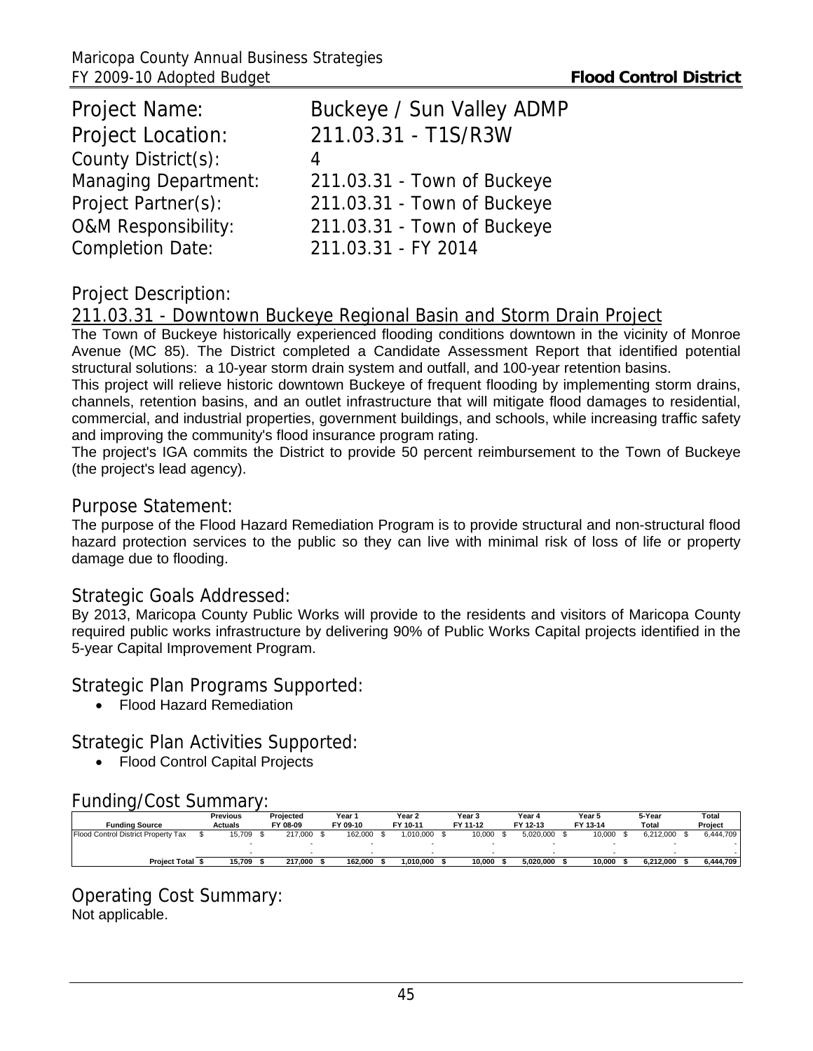| Project Name: | Buckeye / Sun Valley ADMP |
|---|---|
| Project Location: | 211.03.31 - T1S/R3W |
| County District(s): | 4 |
| Managing Department: | 211.03.31 - Town of Buckeye |
| Project Partner(s): | 211.03.31 - Town of Buckeye |
| O&M Responsibility: | 211.03.31 - Town of Buckeye |
| Completion Date: | 211.03.31 - FY 2014 |

## Project Description:

211.03.31 - Downtown Buckeye Regional Basin and Storm Drain Project

The Town of Buckeye historically experienced flooding conditions downtown in the vicinity of Monroe Avenue (MC 85). The District completed a Candidate Assessment Report that identified potential structural solutions: a 10-year storm drain system and outfall, and 100-year retention basins.

This project will relieve historic downtown Buckeye of frequent flooding by implementing storm drains, channels, retention basins, and an outlet infrastructure that will mitigate flood damages to residential, commercial, and industrial properties, government buildings, and schools, while increasing traffic safety and improving the community's flood insurance program rating.

The project's IGA commits the District to provide 50 percent reimbursement to the Town of Buckeye (the project's lead agency).

## Purpose Statement:

The purpose of the Flood Hazard Remediation Program is to provide structural and non-structural flood hazard protection services to the public so they can live with minimal risk of loss of life or property damage due to flooding.

## Strategic Goals Addressed:

By 2013, Maricopa County Public Works will provide to the residents and visitors of Maricopa County required public works infrastructure by delivering 90% of Public Works Capital projects identified in the 5-year Capital Improvement Program.

## Strategic Plan Programs Supported:

- Flood Hazard Remediation

## Strategic Plan Activities Supported:

- Flood Control Capital Projects

## Funding/Cost Summary:

| Funding Source | Previous Actuals | Projected FY 08-09 | Year 1 FY 09-10 | Year 2 FY 10-11 | Year 3 FY 11-12 | Year 4 FY 12-13 | Year 5 FY 13-14 | 5-Year Total | Total Project |
|---|---|---|---|---|---|---|---|---|---|
| Flood Control District Property Tax | $ 15,709 | $ 217,000 | $ 162,000 | $ 1,010,000 | $ 10,000 | $ 5,020,000 | $ 10,000 | $ 6,212,000 | $ 6,444,709 |
| | - | - | - | - | - | - | - | - | - |
| | - | - | - | - | - | - | - | - | - |
| **Project Total** | **$ 15,709** | **$ 217,000** | **$ 162,000** | **$ 1,010,000** | **$ 10,000** | **$ 5,020,000** | **$ 10,000** | **$ 6,212,000** | **$ 6,444,709** |

## Operating Cost Summary:

Not applicable.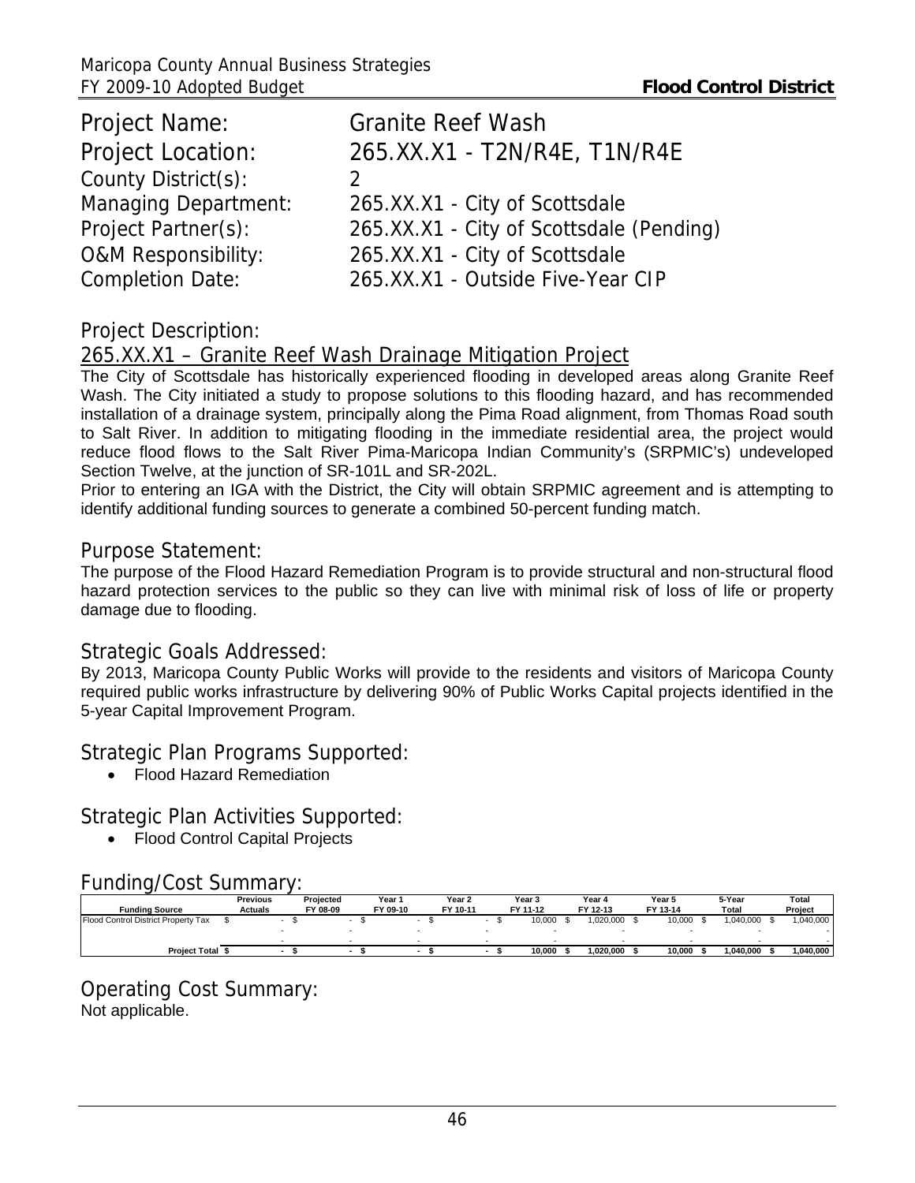| | |
|---|---|
| Project Name: | Granite Reef Wash |
| Project Location: | 265.XX.X1 - T2N/R4E, T1N/R4E |
| County District(s): | 2 |
| Managing Department: | 265.XX.X1 - City of Scottsdale |
| Project Partner(s): | 265.XX.X1 - City of Scottsdale (Pending) |
| O&M Responsibility: | 265.XX.X1 - City of Scottsdale |
| Completion Date: | 265.XX.X1 - Outside Five-Year CIP |

## Project Description:

265.XX.X1 – Granite Reef Wash Drainage Mitigation Project

The City of Scottsdale has historically experienced flooding in developed areas along Granite Reef Wash. The City initiated a study to propose solutions to this flooding hazard, and has recommended installation of a drainage system, principally along the Pima Road alignment, from Thomas Road south to Salt River. In addition to mitigating flooding in the immediate residential area, the project would reduce flood flows to the Salt River Pima-Maricopa Indian Community's (SRPMIC's) undeveloped Section Twelve, at the junction of SR-101L and SR-202L.

Prior to entering an IGA with the District, the City will obtain SRPMIC agreement and is attempting to identify additional funding sources to generate a combined 50-percent funding match.

## Purpose Statement:

The purpose of the Flood Hazard Remediation Program is to provide structural and non-structural flood hazard protection services to the public so they can live with minimal risk of loss of life or property damage due to flooding.

## Strategic Goals Addressed:

By 2013, Maricopa County Public Works will provide to the residents and visitors of Maricopa County required public works infrastructure by delivering 90% of Public Works Capital projects identified in the 5-year Capital Improvement Program.

## Strategic Plan Programs Supported:

- Flood Hazard Remediation

## Strategic Plan Activities Supported:

- Flood Control Capital Projects

## Funding/Cost Summary:

| Funding Source | Previous Actuals | Projected FY 08-09 | Year 1 FY 09-10 | Year 2 FY 10-11 | Year 3 FY 11-12 | Year 4 FY 12-13 | Year 5 FY 13-14 | 5-Year Total | Total Project |
|---|---|---|---|---|---|---|---|---|---|
| Flood Control District Property Tax | $ - | $ - | $ - | $ - | $ 10,000 | $ 1,020,000 | $ 10,000 | $ 1,040,000 | $ 1,040,000 |
| | - | - | - | - | - | - | - | - | - |
| | - | - | - | - | - | - | - | - | - |
| **Project Total** | **$ -** | **$ -** | **$ -** | **$ -** | **$ 10,000** | **$ 1,020,000** | **$ 10,000** | **$ 1,040,000** | **$ 1,040,000** |

## Operating Cost Summary:

Not applicable.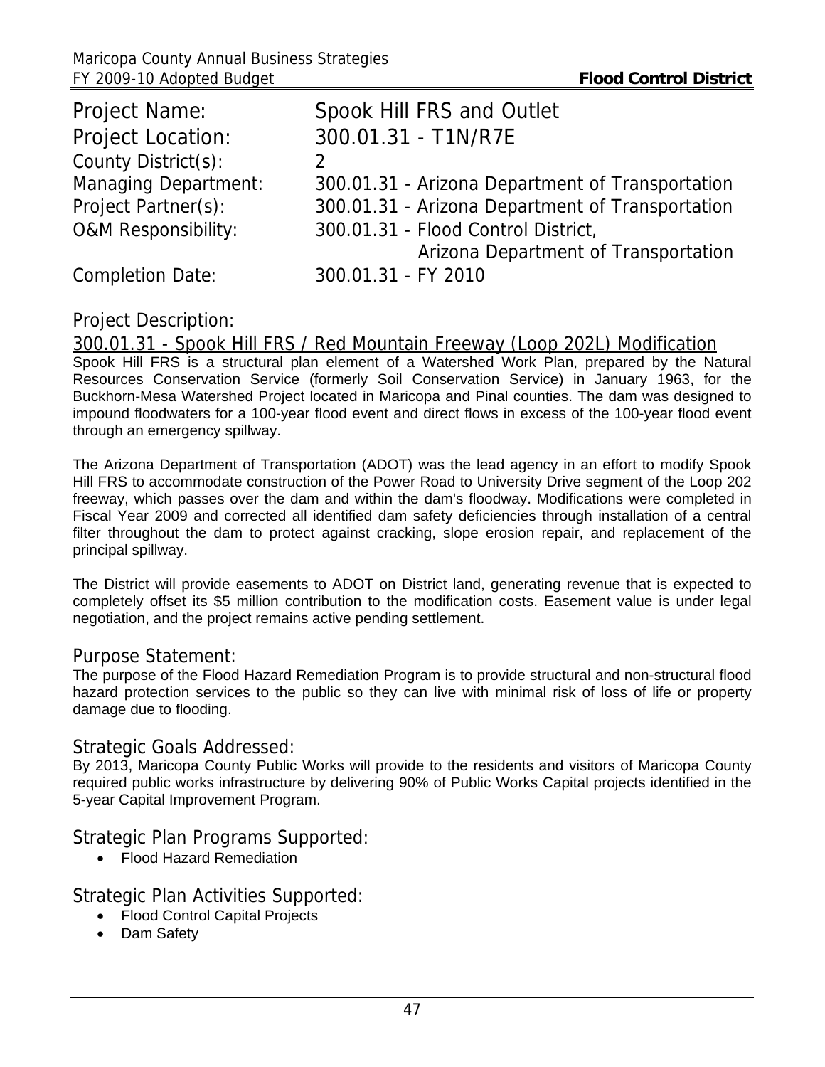| | |
|---|---|
| Project Name: | Spook Hill FRS and Outlet |
| Project Location: | 300.01.31 - T1N/R7E |
| County District(s): | 2 |
| Managing Department: | 300.01.31 - Arizona Department of Transportation |
| Project Partner(s): | 300.01.31 - Arizona Department of Transportation |
| O&M Responsibility: | 300.01.31 - Flood Control District, Arizona Department of Transportation |
| Completion Date: | 300.01.31 - FY 2010 |

## Project Description:

### 300.01.31 - Spook Hill FRS / Red Mountain Freeway (Loop 202L) Modification

Spook Hill FRS is a structural plan element of a Watershed Work Plan, prepared by the Natural Resources Conservation Service (formerly Soil Conservation Service) in January 1963, for the Buckhorn-Mesa Watershed Project located in Maricopa and Pinal counties. The dam was designed to impound floodwaters for a 100-year flood event and direct flows in excess of the 100-year flood event through an emergency spillway.

The Arizona Department of Transportation (ADOT) was the lead agency in an effort to modify Spook Hill FRS to accommodate construction of the Power Road to University Drive segment of the Loop 202 freeway, which passes over the dam and within the dam's floodway. Modifications were completed in Fiscal Year 2009 and corrected all identified dam safety deficiencies through installation of a central filter throughout the dam to protect against cracking, slope erosion repair, and replacement of the principal spillway.

The District will provide easements to ADOT on District land, generating revenue that is expected to completely offset its $5 million contribution to the modification costs. Easement value is under legal negotiation, and the project remains active pending settlement.

## Purpose Statement:

The purpose of the Flood Hazard Remediation Program is to provide structural and non-structural flood hazard protection services to the public so they can live with minimal risk of loss of life or property damage due to flooding.

## Strategic Goals Addressed:

By 2013, Maricopa County Public Works will provide to the residents and visitors of Maricopa County required public works infrastructure by delivering 90% of Public Works Capital projects identified in the 5-year Capital Improvement Program.

## Strategic Plan Programs Supported:

- Flood Hazard Remediation

## Strategic Plan Activities Supported:

- Flood Control Capital Projects
- Dam Safety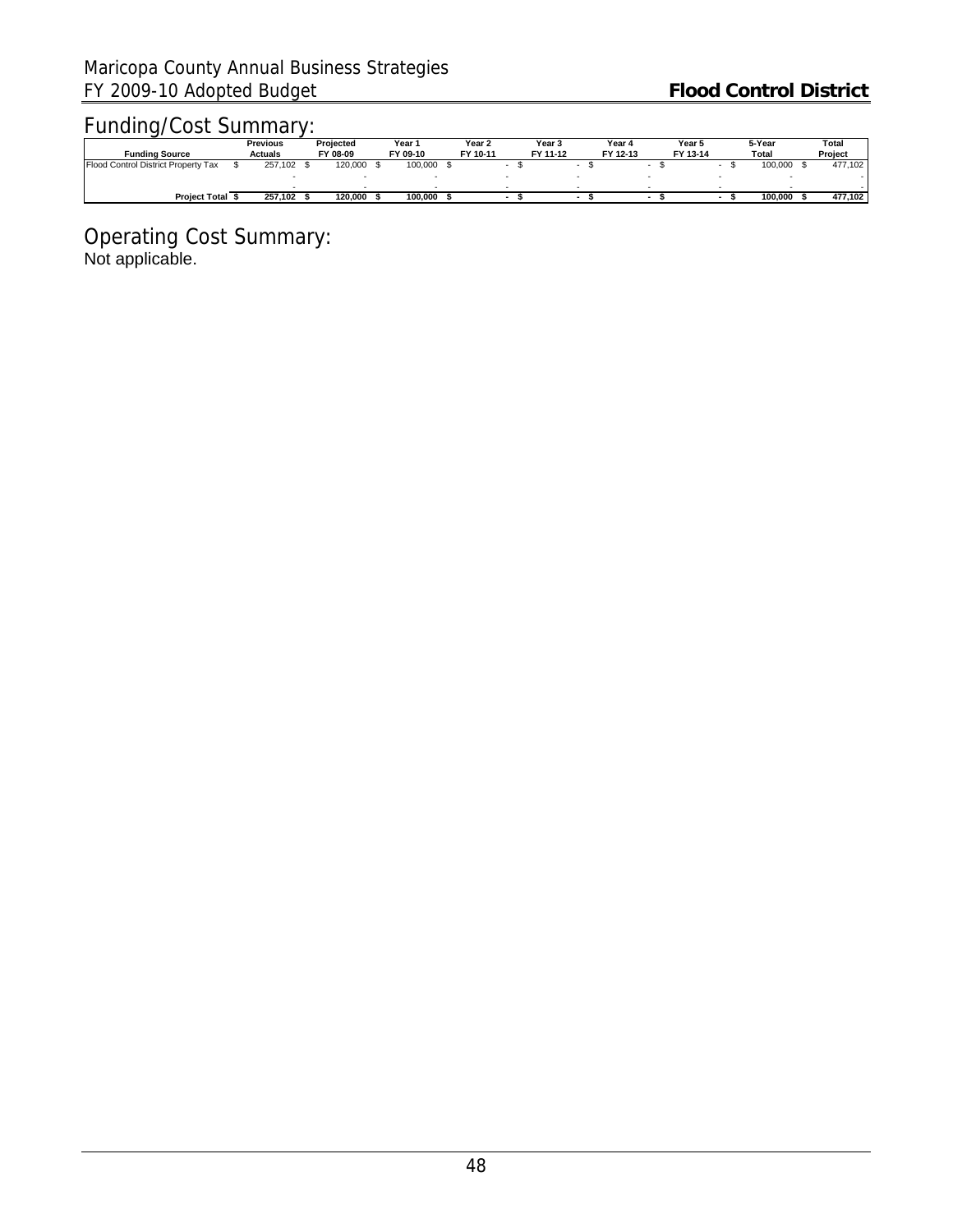## Funding/Cost Summary:

| Funding Source | Previous Actuals | Projected FY 08-09 | Year 1 FY 09-10 | Year 2 FY 10-11 | Year 3 FY 11-12 | Year 4 FY 12-13 | Year 5 FY 13-14 | 5-Year Total | Total Project |
|---|---|---|---|---|---|---|---|---|---|
| Flood Control District Property Tax | $ 257,102 | $ 120,000 | $ 100,000 | $ - | $ - | $ - | $ - | $ 100,000 | $ 477,102 |
| | - | - | - | - | - | - | - | - | - |
| | - | - | - | - | - | - | - | - | - |
| **Project Total** | **$ 257,102** | **$ 120,000** | **$ 100,000** | **$ -** | **$ -** | **$ -** | **$ -** | **$ 100,000** | **$ 477,102** |

## Operating Cost Summary:

Not applicable.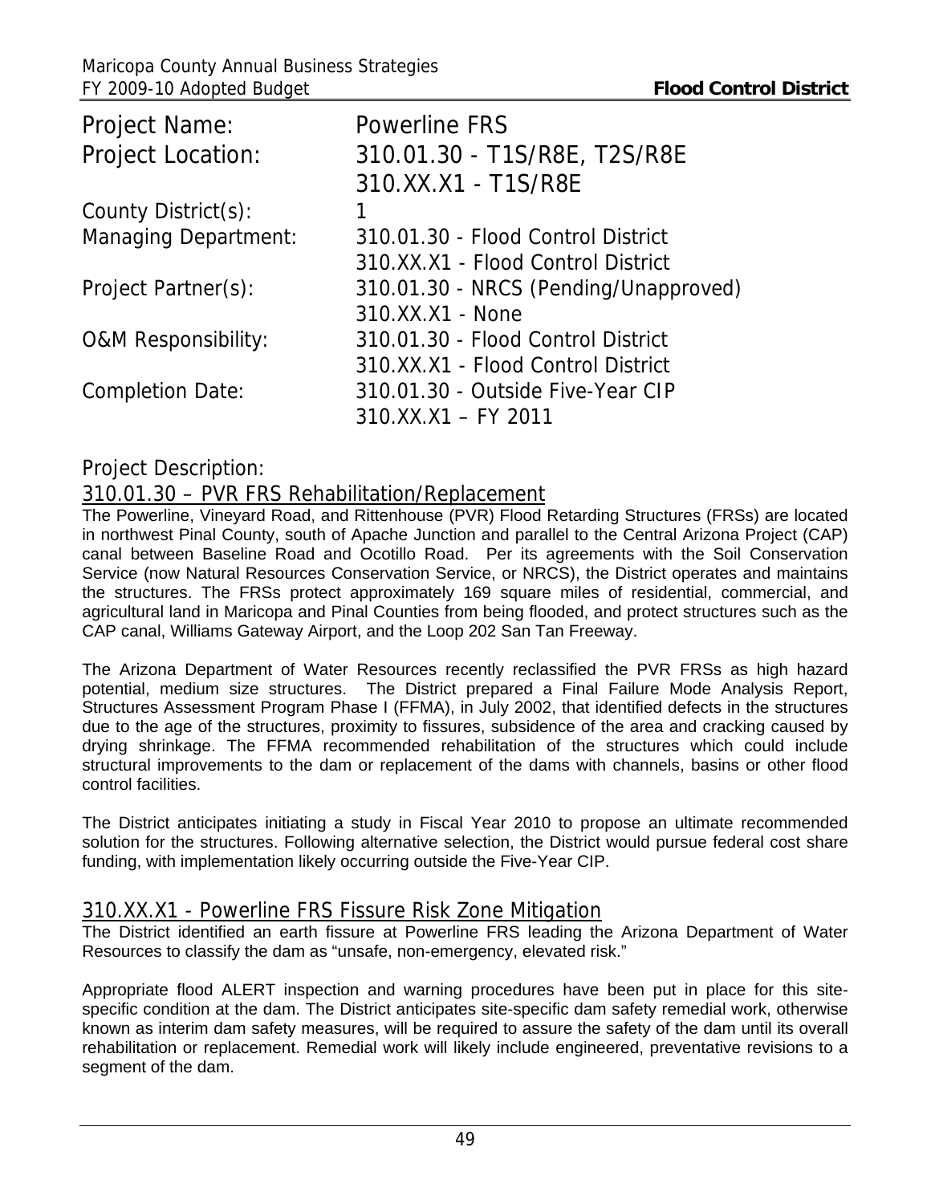| | |
|---|---|
| Project Name: | Powerline FRS |
| Project Location: | 310.01.30 - T1S/R8E, T2S/R8E<br>310.XX.X1 - T1S/R8E |
| County District(s): | 1 |
| Managing Department: | 310.01.30 - Flood Control District<br>310.XX.X1 - Flood Control District |
| Project Partner(s): | 310.01.30 - NRCS (Pending/Unapproved)<br>310.XX.X1 - None |
| O&M Responsibility: | 310.01.30 - Flood Control District<br>310.XX.X1 - Flood Control District |
| Completion Date: | 310.01.30 - Outside Five-Year CIP<br>310.XX.X1 – FY 2011 |

## Project Description:

### 310.01.30 – PVR FRS Rehabilitation/Replacement

The Powerline, Vineyard Road, and Rittenhouse (PVR) Flood Retarding Structures (FRSs) are located in northwest Pinal County, south of Apache Junction and parallel to the Central Arizona Project (CAP) canal between Baseline Road and Ocotillo Road. Per its agreements with the Soil Conservation Service (now Natural Resources Conservation Service, or NRCS), the District operates and maintains the structures. The FRSs protect approximately 169 square miles of residential, commercial, and agricultural land in Maricopa and Pinal Counties from being flooded, and protect structures such as the CAP canal, Williams Gateway Airport, and the Loop 202 San Tan Freeway.

The Arizona Department of Water Resources recently reclassified the PVR FRSs as high hazard potential, medium size structures. The District prepared a Final Failure Mode Analysis Report, Structures Assessment Program Phase I (FFMA), in July 2002, that identified defects in the structures due to the age of the structures, proximity to fissures, subsidence of the area and cracking caused by drying shrinkage. The FFMA recommended rehabilitation of the structures which could include structural improvements to the dam or replacement of the dams with channels, basins or other flood control facilities.

The District anticipates initiating a study in Fiscal Year 2010 to propose an ultimate recommended solution for the structures. Following alternative selection, the District would pursue federal cost share funding, with implementation likely occurring outside the Five-Year CIP.

### 310.XX.X1 - Powerline FRS Fissure Risk Zone Mitigation

The District identified an earth fissure at Powerline FRS leading the Arizona Department of Water Resources to classify the dam as "unsafe, non-emergency, elevated risk."

Appropriate flood ALERT inspection and warning procedures have been put in place for this site-specific condition at the dam. The District anticipates site-specific dam safety remedial work, otherwise known as interim dam safety measures, will be required to assure the safety of the dam until its overall rehabilitation or replacement. Remedial work will likely include engineered, preventative revisions to a segment of the dam.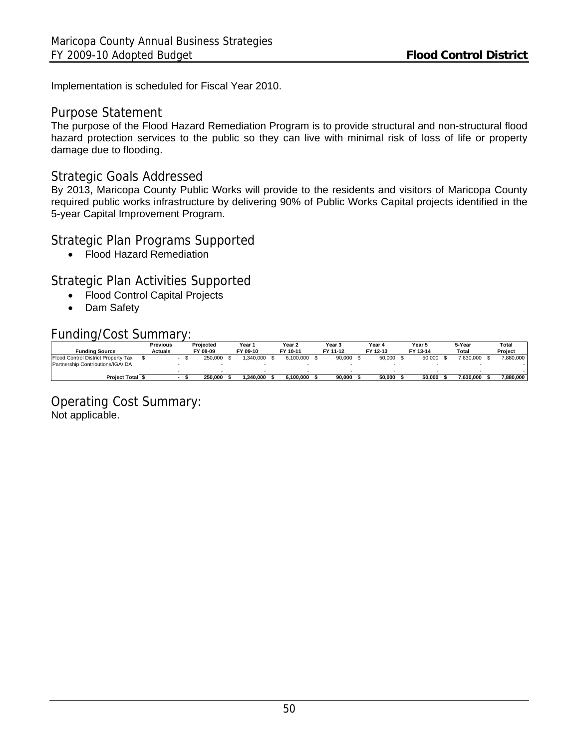Implementation is scheduled for Fiscal Year 2010.

## Purpose Statement

The purpose of the Flood Hazard Remediation Program is to provide structural and non-structural flood hazard protection services to the public so they can live with minimal risk of loss of life or property damage due to flooding.

## Strategic Goals Addressed

By 2013, Maricopa County Public Works will provide to the residents and visitors of Maricopa County required public works infrastructure by delivering 90% of Public Works Capital projects identified in the 5-year Capital Improvement Program.

## Strategic Plan Programs Supported

- Flood Hazard Remediation

## Strategic Plan Activities Supported

- Flood Control Capital Projects
- Dam Safety

## Funding/Cost Summary:

| Funding Source | Previous Actuals | Projected FY 08-09 | Year 1 FY 09-10 | Year 2 FY 10-11 | Year 3 FY 11-12 | Year 4 FY 12-13 | Year 5 FY 13-14 | 5-Year Total | Total Project |
|---|---|---|---|---|---|---|---|---|---|
| Flood Control District Property Tax | $ - | $ 250,000 | $ 1,340,000 | $ 6,100,000 | $ 90,000 | $ 50,000 | $ 50,000 | $ 7,630,000 | $ 7,880,000 |
| Partnership Contributions/IGA/IDA | - | - | - | - | - | - | - | - | - |
| | - | - | - | - | - | - | - | - | - |
| **Project Total** | **$ -** | **$ 250,000** | **$ 1,340,000** | **$ 6,100,000** | **$ 90,000** | **$ 50,000** | **$ 50,000** | **$ 7,630,000** | **$ 7,880,000** |

## Operating Cost Summary:

Not applicable.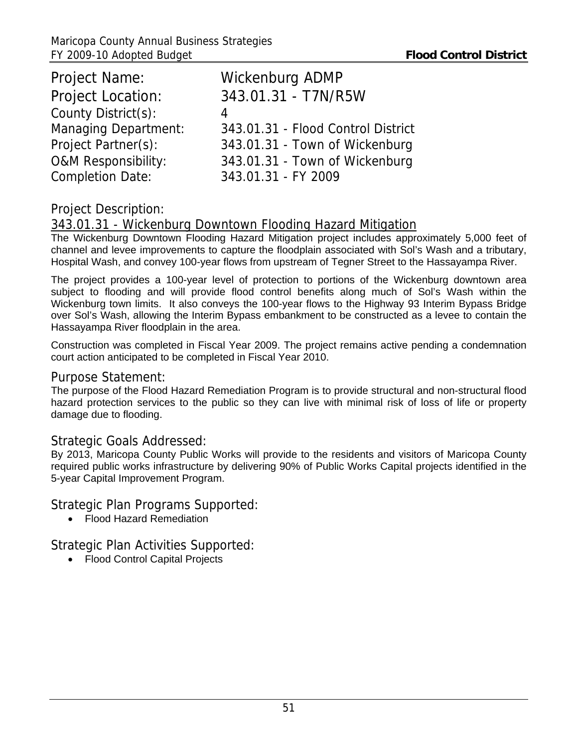Project Name: Wickenburg ADMP

Project Location: 343.01.31 - T7N/R5W

County District(s): 4

Managing Department: 343.01.31 - Flood Control District

Project Partner(s): 343.01.31 - Town of Wickenburg

O&M Responsibility: 343.01.31 - Town of Wickenburg

Completion Date: 343.01.31 - FY 2009

## Project Description:

### 343.01.31 - Wickenburg Downtown Flooding Hazard Mitigation

The Wickenburg Downtown Flooding Hazard Mitigation project includes approximately 5,000 feet of channel and levee improvements to capture the floodplain associated with Sol's Wash and a tributary, Hospital Wash, and convey 100-year flows from upstream of Tegner Street to the Hassayampa River.

The project provides a 100-year level of protection to portions of the Wickenburg downtown area subject to flooding and will provide flood control benefits along much of Sol's Wash within the Wickenburg town limits. It also conveys the 100-year flows to the Highway 93 Interim Bypass Bridge over Sol's Wash, allowing the Interim Bypass embankment to be constructed as a levee to contain the Hassayampa River floodplain in the area.

Construction was completed in Fiscal Year 2009. The project remains active pending a condemnation court action anticipated to be completed in Fiscal Year 2010.

## Purpose Statement:

The purpose of the Flood Hazard Remediation Program is to provide structural and non-structural flood hazard protection services to the public so they can live with minimal risk of loss of life or property damage due to flooding.

## Strategic Goals Addressed:

By 2013, Maricopa County Public Works will provide to the residents and visitors of Maricopa County required public works infrastructure by delivering 90% of Public Works Capital projects identified in the 5-year Capital Improvement Program.

## Strategic Plan Programs Supported:

- Flood Hazard Remediation

## Strategic Plan Activities Supported:

- Flood Control Capital Projects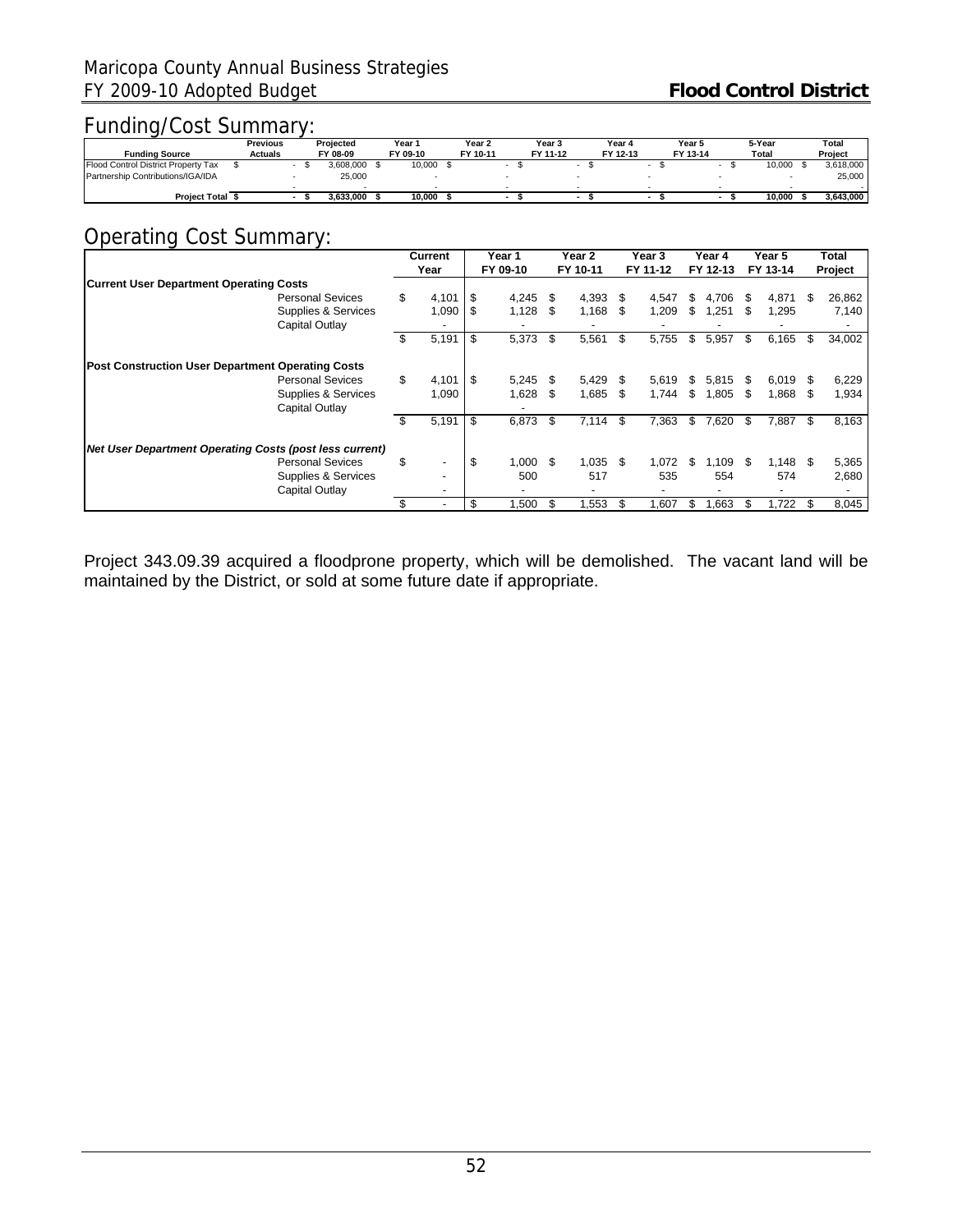## Funding/Cost Summary:

| Funding Source | Previous Actuals | Projected FY 08-09 | Year 1 FY 09-10 | Year 2 FY 10-11 | Year 3 FY 11-12 | Year 4 FY 12-13 | Year 5 FY 13-14 | 5-Year Total | Total Project |
|---|---|---|---|---|---|---|---|---|---|
| Flood Control District Property Tax | $ - | $ 3,608,000 | $ 10,000 | $ - | $ - | $ - | $ - | $ 10,000 | $ 3,618,000 |
| Partnership Contributions/IGA/IDA | - | 25,000 | - | - | - | - | - | - | 25,000 |
| | - | - | - | - | - | - | - | - | - |
| **Project Total** | **$ -** | **$ 3,633,000** | **$ 10,000** | **$ -** | **$ -** | **$ -** | **$ -** | **$ 10,000** | **$ 3,643,000** |

## Operating Cost Summary:

| | | Current Year | Year 1 FY 09-10 | Year 2 FY 10-11 | Year 3 FY 11-12 | Year 4 FY 12-13 | Year 5 FY 13-14 | Total Project |
|---|---|---|---|---|---|---|---|---|
| **Current User Department Operating Costs** | | | | | | | | |
| | Personal Sevices | $ 4,101 | $ 4,245 | $ 4,393 | $ 4,547 | $ 4,706 | $ 4,871 | $ 26,862 |
| | Supplies & Services | 1,090 | $ 1,128 | $ 1,168 | $ 1,209 | $ 1,251 | $ 1,295 | 7,140 |
| | Capital Outlay | - | - | - | - | - | - | - |
| | | $ 5,191 | $ 5,373 | $ 5,561 | $ 5,755 | $ 5,957 | $ 6,165 | $ 34,002 |
| **Post Construction User Department Operating Costs** | | | | | | | | |
| | Personal Sevices | $ 4,101 | $ 5,245 | $ 5,429 | $ 5,619 | $ 5,815 | $ 6,019 | $ 6,229 |
| | Supplies & Services | 1,090 | 1,628 | $ 1,685 | $ 1,744 | $ 1,805 | $ 1,868 | $ 1,934 |
| | Capital Outlay | | - | | | | | |
| | | $ 5,191 | $ 6,873 | $ 7,114 | $ 7,363 | $ 7,620 | $ 7,887 | $ 8,163 |
| ***Net User Department Operating Costs (post less current)*** | | | | | | | | |
| | Personal Sevices | $ - | $ 1,000 | $ 1,035 | $ 1,072 | $ 1,109 | $ 1,148 | $ 5,365 |
| | Supplies & Services | - | 500 | 517 | 535 | 554 | 574 | 2,680 |
| | Capital Outlay | - | - | - | - | - | - | - |
| | | $ - | $ 1,500 | $ 1,553 | $ 1,607 | $ 1,663 | $ 1,722 | $ 8,045 |

Project 343.09.39 acquired a floodprone property, which will be demolished. The vacant land will be maintained by the District, or sold at some future date if appropriate.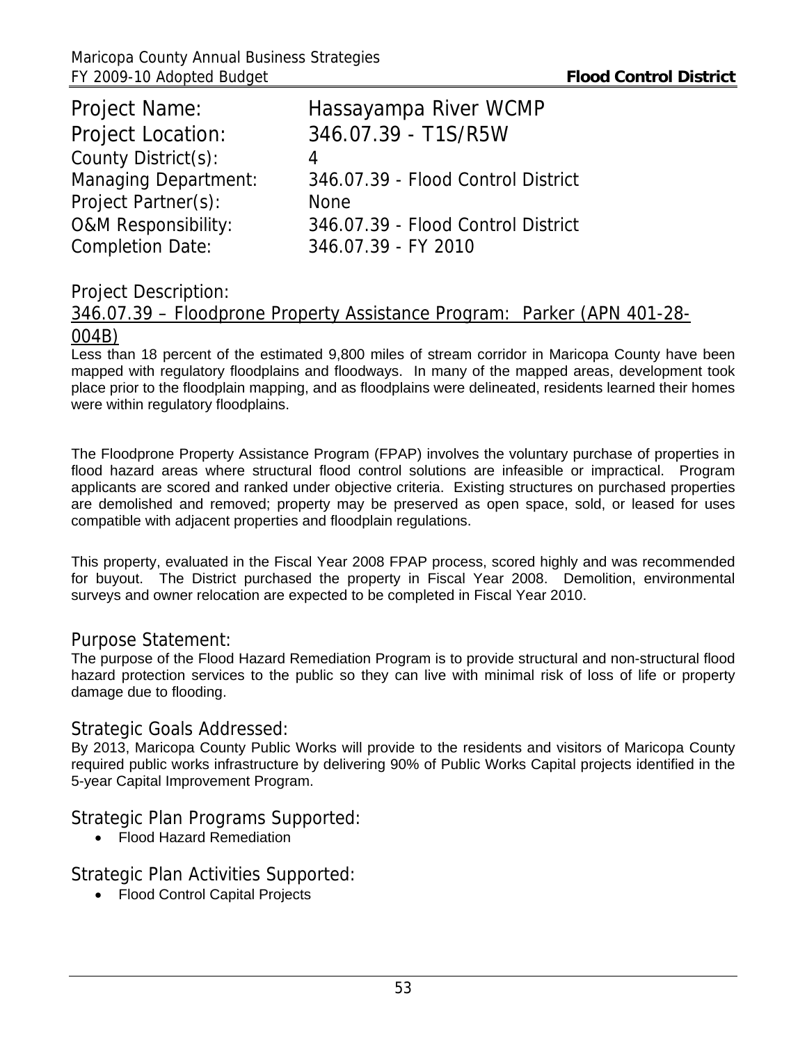Project Name: Hassayampa River WCMP
Project Location: 346.07.39 - T1S/R5W
County District(s): 4
Managing Department: 346.07.39 - Flood Control District
Project Partner(s): None
O&M Responsibility: 346.07.39 - Flood Control District
Completion Date: 346.07.39 - FY 2010

## Project Description:

346.07.39 – Floodprone Property Assistance Program: Parker (APN 401-28-004B)

Less than 18 percent of the estimated 9,800 miles of stream corridor in Maricopa County have been mapped with regulatory floodplains and floodways. In many of the mapped areas, development took place prior to the floodplain mapping, and as floodplains were delineated, residents learned their homes were within regulatory floodplains.

The Floodprone Property Assistance Program (FPAP) involves the voluntary purchase of properties in flood hazard areas where structural flood control solutions are infeasible or impractical. Program applicants are scored and ranked under objective criteria. Existing structures on purchased properties are demolished and removed; property may be preserved as open space, sold, or leased for uses compatible with adjacent properties and floodplain regulations.

This property, evaluated in the Fiscal Year 2008 FPAP process, scored highly and was recommended for buyout. The District purchased the property in Fiscal Year 2008. Demolition, environmental surveys and owner relocation are expected to be completed in Fiscal Year 2010.

## Purpose Statement:

The purpose of the Flood Hazard Remediation Program is to provide structural and non-structural flood hazard protection services to the public so they can live with minimal risk of loss of life or property damage due to flooding.

## Strategic Goals Addressed:

By 2013, Maricopa County Public Works will provide to the residents and visitors of Maricopa County required public works infrastructure by delivering 90% of Public Works Capital projects identified in the 5-year Capital Improvement Program.

## Strategic Plan Programs Supported:

- Flood Hazard Remediation

## Strategic Plan Activities Supported:

- Flood Control Capital Projects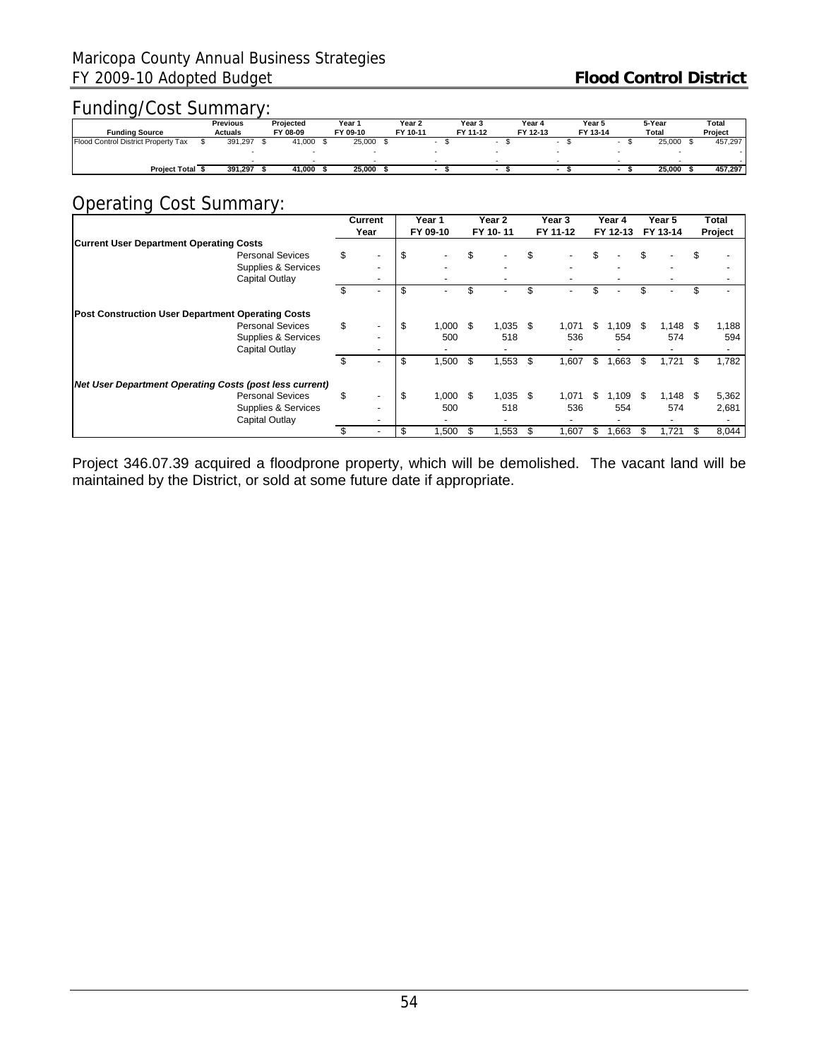## Funding/Cost Summary:

| Funding Source | Previous Actuals | Projected FY 08-09 | Year 1 FY 09-10 | Year 2 FY 10-11 | Year 3 FY 11-12 | Year 4 FY 12-13 | Year 5 FY 13-14 | 5-Year Total | Total Project |
|---|---|---|---|---|---|---|---|---|---|
| Flood Control District Property Tax | $ 391,297 | $ 41,000 | $ 25,000 | $ - | $ - | $ - | $ - | $ 25,000 | $ 457,297 |
| | - | - | - | - | - | - | - | - | - |
| | - | - | - | - | - | - | - | - | - |
| **Project Total** | **$ 391,297** | **$ 41,000** | **$ 25,000** | **$ -** | **$ -** | **$ -** | **$ -** | **$ 25,000** | **$ 457,297** |

## Operating Cost Summary:

| | Current Year | Year 1 FY 09-10 | Year 2 FY 10- 11 | Year 3 FY 11-12 | Year 4 FY 12-13 | Year 5 FY 13-14 | Total Project |
|---|---|---|---|---|---|---|---|
| **Current User Department Operating Costs** | | | | | | | |
| Personal Sevices | $ - | $ - | $ - | $ - | $ - | $ - | $ - |
| Supplies & Services | - | - | - | - | - | - | - |
| Capital Outlay | - | - | - | - | - | - | - |
| | $ - | $ - | $ - | $ - | $ - | $ - | $ - |
| **Post Construction User Department Operating Costs** | | | | | | | |
| Personal Sevices | $ - | $ 1,000 | $ 1,035 | $ 1,071 | $ 1,109 | $ 1,148 | $ 1,188 |
| Supplies & Services | - | 500 | 518 | 536 | 554 | 574 | 594 |
| Capital Outlay | - | - | - | - | - | - | - |
| | $ - | $ 1,500 | $ 1,553 | $ 1,607 | $ 1,663 | $ 1,721 | $ 1,782 |
| ***Net User Department Operating Costs (post less current)*** | | | | | | | |
| Personal Sevices | $ - | $ 1,000 | $ 1,035 | $ 1,071 | $ 1,109 | $ 1,148 | $ 5,362 |
| Supplies & Services | - | 500 | 518 | 536 | 554 | 574 | 2,681 |
| Capital Outlay | - | - | - | - | - | - | - |
| | $ - | $ 1,500 | $ 1,553 | $ 1,607 | $ 1,663 | $ 1,721 | $ 8,044 |

Project 346.07.39 acquired a floodprone property, which will be demolished. The vacant land will be maintained by the District, or sold at some future date if appropriate.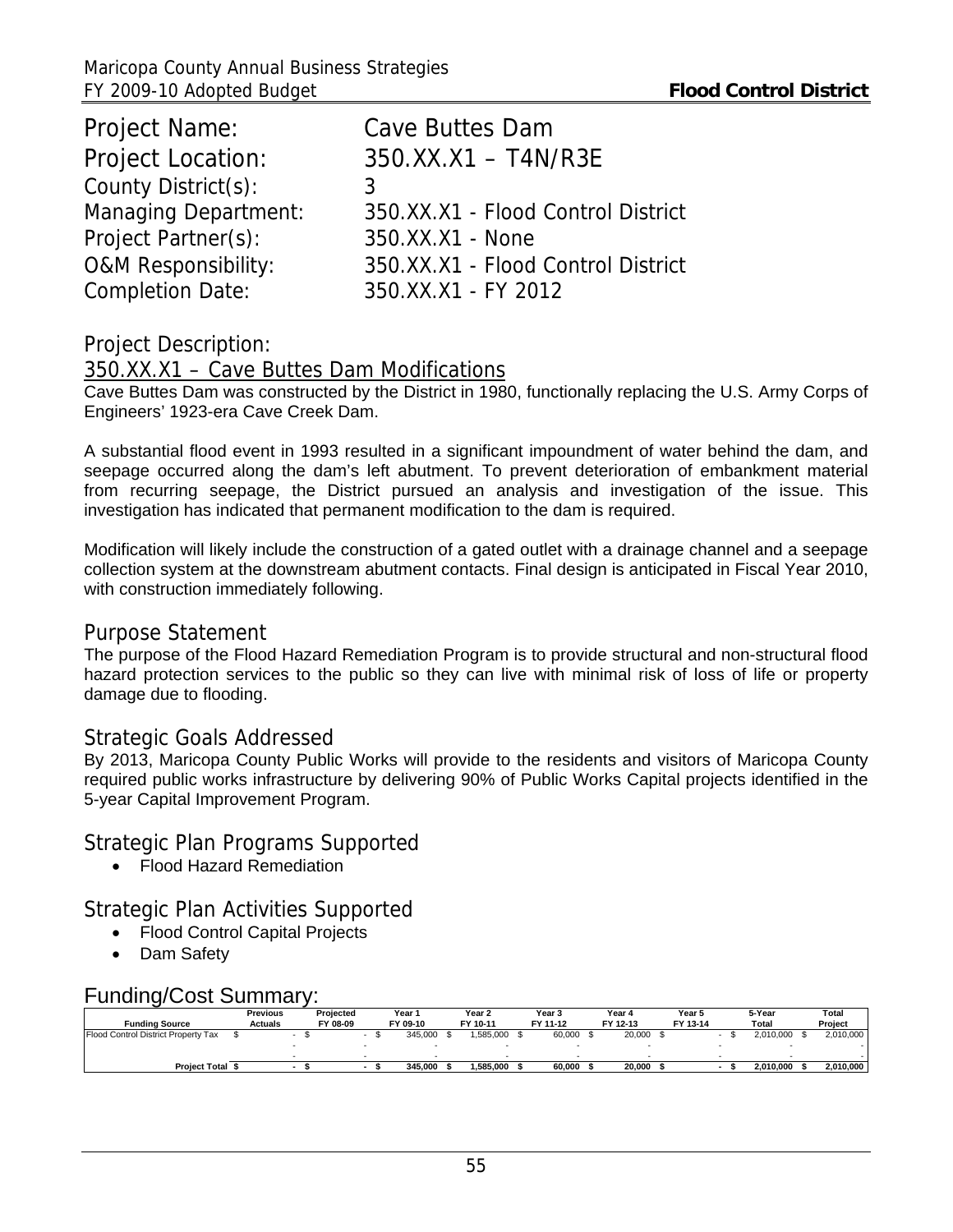| | |
|---|---|
| Project Name: | Cave Buttes Dam |
| Project Location: | 350.XX.X1 – T4N/R3E |
| County District(s): | 3 |
| Managing Department: | 350.XX.X1 - Flood Control District |
| Project Partner(s): | 350.XX.X1 - None |
| O&M Responsibility: | 350.XX.X1 - Flood Control District |
| Completion Date: | 350.XX.X1 - FY 2012 |

## Project Description:

### 350.XX.X1 – Cave Buttes Dam Modifications

Cave Buttes Dam was constructed by the District in 1980, functionally replacing the U.S. Army Corps of Engineers' 1923-era Cave Creek Dam.

A substantial flood event in 1993 resulted in a significant impoundment of water behind the dam, and seepage occurred along the dam's left abutment. To prevent deterioration of embankment material from recurring seepage, the District pursued an analysis and investigation of the issue. This investigation has indicated that permanent modification to the dam is required.

Modification will likely include the construction of a gated outlet with a drainage channel and a seepage collection system at the downstream abutment contacts. Final design is anticipated in Fiscal Year 2010, with construction immediately following.

## Purpose Statement

The purpose of the Flood Hazard Remediation Program is to provide structural and non-structural flood hazard protection services to the public so they can live with minimal risk of loss of life or property damage due to flooding.

## Strategic Goals Addressed

By 2013, Maricopa County Public Works will provide to the residents and visitors of Maricopa County required public works infrastructure by delivering 90% of Public Works Capital projects identified in the 5-year Capital Improvement Program.

## Strategic Plan Programs Supported

- Flood Hazard Remediation

## Strategic Plan Activities Supported

- Flood Control Capital Projects
- Dam Safety

## Funding/Cost Summary:

| Funding Source | Previous Actuals | Projected FY 08-09 | Year 1 FY 09-10 | Year 2 FY 10-11 | Year 3 FY 11-12 | Year 4 FY 12-13 | Year 5 FY 13-14 | 5-Year Total | Total Project |
|---|---|---|---|---|---|---|---|---|---|
| Flood Control District Property Tax | $ - | $ - | $ 345,000 | $ 1,585,000 | $ 60,000 | $ 20,000 | $ - | $ 2,010,000 | $ 2,010,000 |
| | - | - | - | - | - | - | - | - | - |
| | - | - | - | - | - | - | - | - | - |
| **Project Total** | **$ -** | **$ -** | **$ 345,000** | **$ 1,585,000** | **$ 60,000** | **$ 20,000** | **$ -** | **$ 2,010,000** | **$ 2,010,000** |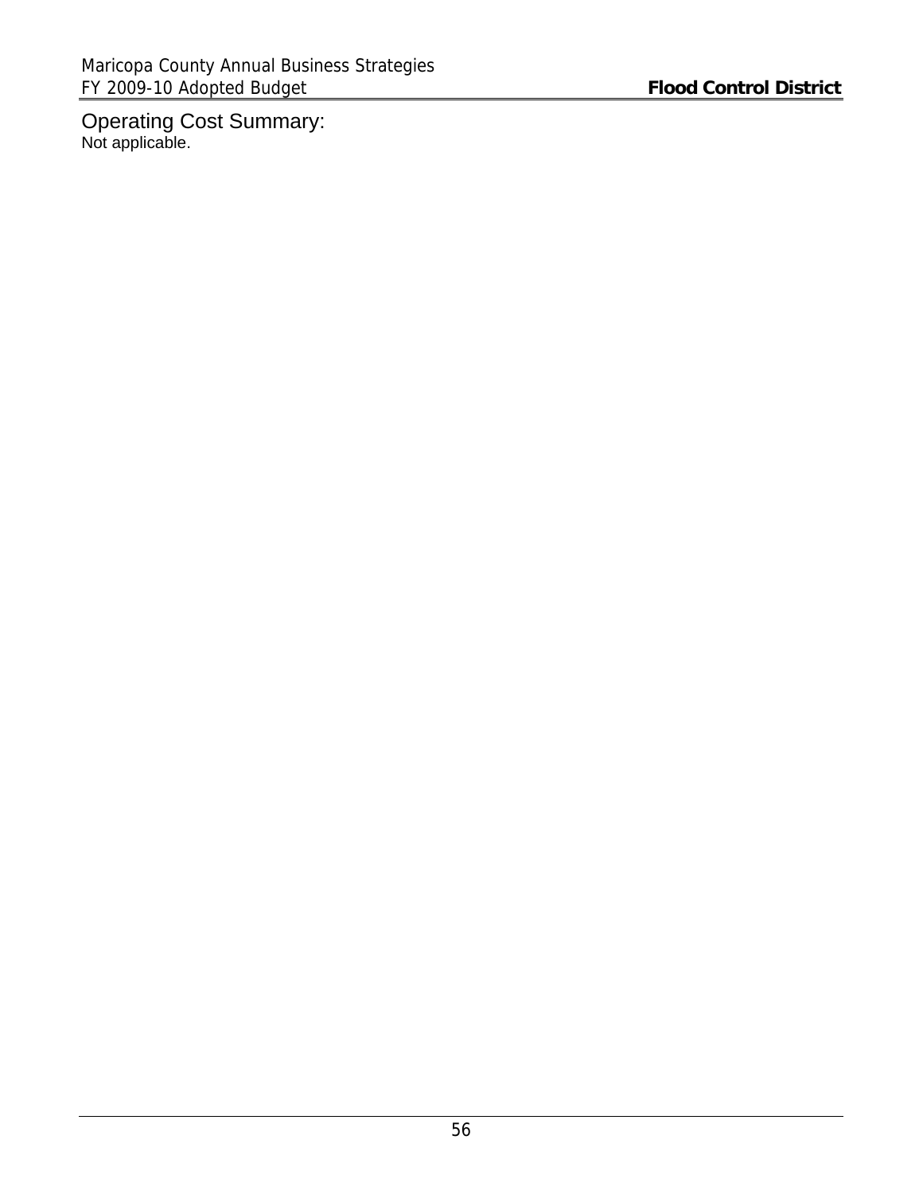## Operating Cost Summary:

Not applicable.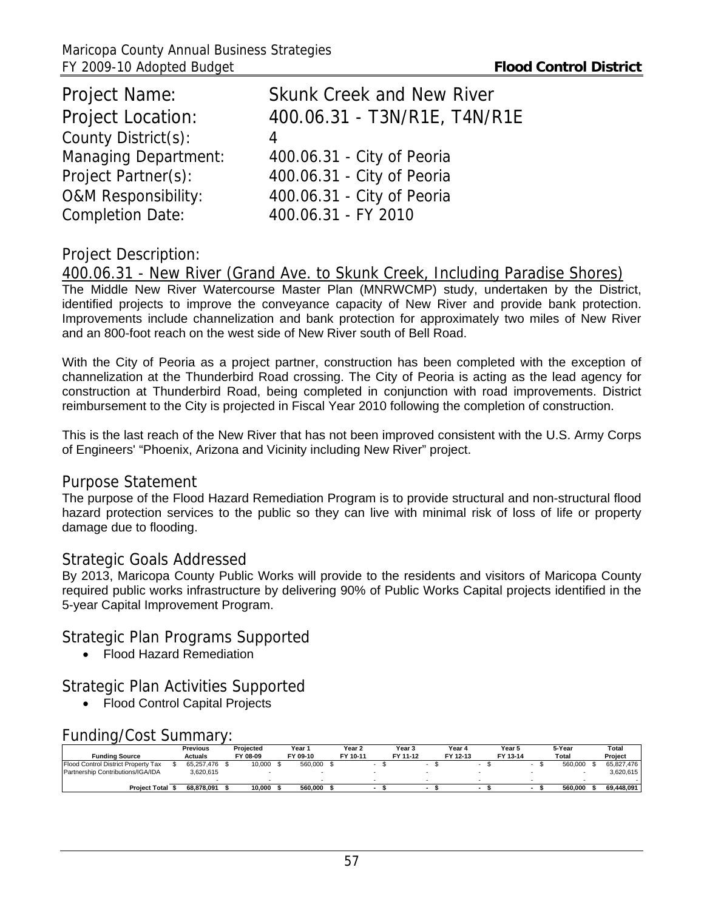| | |
|---|---|
| Project Name: | Skunk Creek and New River |
| Project Location: | 400.06.31 - T3N/R1E, T4N/R1E |
| County District(s): | 4 |
| Managing Department: | 400.06.31 - City of Peoria |
| Project Partner(s): | 400.06.31 - City of Peoria |
| O&M Responsibility: | 400.06.31 - City of Peoria |
| Completion Date: | 400.06.31 - FY 2010 |

## Project Description:

### 400.06.31 - New River (Grand Ave. to Skunk Creek, Including Paradise Shores)

The Middle New River Watercourse Master Plan (MNRWCMP) study, undertaken by the District, identified projects to improve the conveyance capacity of New River and provide bank protection. Improvements include channelization and bank protection for approximately two miles of New River and an 800-foot reach on the west side of New River south of Bell Road.

With the City of Peoria as a project partner, construction has been completed with the exception of channelization at the Thunderbird Road crossing. The City of Peoria is acting as the lead agency for construction at Thunderbird Road, being completed in conjunction with road improvements. District reimbursement to the City is projected in Fiscal Year 2010 following the completion of construction.

This is the last reach of the New River that has not been improved consistent with the U.S. Army Corps of Engineers' "Phoenix, Arizona and Vicinity including New River" project.

## Purpose Statement

The purpose of the Flood Hazard Remediation Program is to provide structural and non-structural flood hazard protection services to the public so they can live with minimal risk of loss of life or property damage due to flooding.

## Strategic Goals Addressed

By 2013, Maricopa County Public Works will provide to the residents and visitors of Maricopa County required public works infrastructure by delivering 90% of Public Works Capital projects identified in the 5-year Capital Improvement Program.

## Strategic Plan Programs Supported

- Flood Hazard Remediation

## Strategic Plan Activities Supported

- Flood Control Capital Projects

## Funding/Cost Summary:

| Funding Source | Previous Actuals | Projected FY 08-09 | Year 1 FY 09-10 | Year 2 FY 10-11 | Year 3 FY 11-12 | Year 4 FY 12-13 | Year 5 FY 13-14 | 5-Year Total | Total Project |
|---|---|---|---|---|---|---|---|---|---|
| Flood Control District Property Tax | $ 65,257,476 | $ 10,000 | $ 560,000 | $ - | $ - | $ - | $ - | $ 560,000 | $ 65,827,476 |
| Partnership Contributions/IGA/IDA | 3,620,615 | - | - | - | - | - | - | - | 3,620,615 |
| | - | - | - | - | - | - | - | - | - |
| **Project Total** | **$ 68,878,091** | **$ 10,000** | **$ 560,000** | **$ -** | **$ -** | **$ -** | **$ -** | **$ 560,000** | **$ 69,448,091** |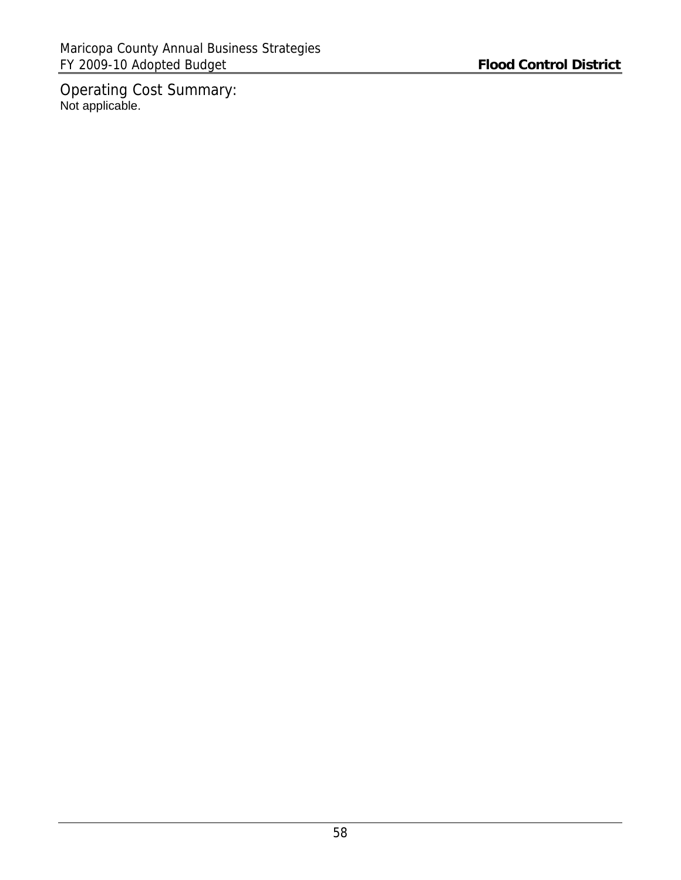## Operating Cost Summary:

Not applicable.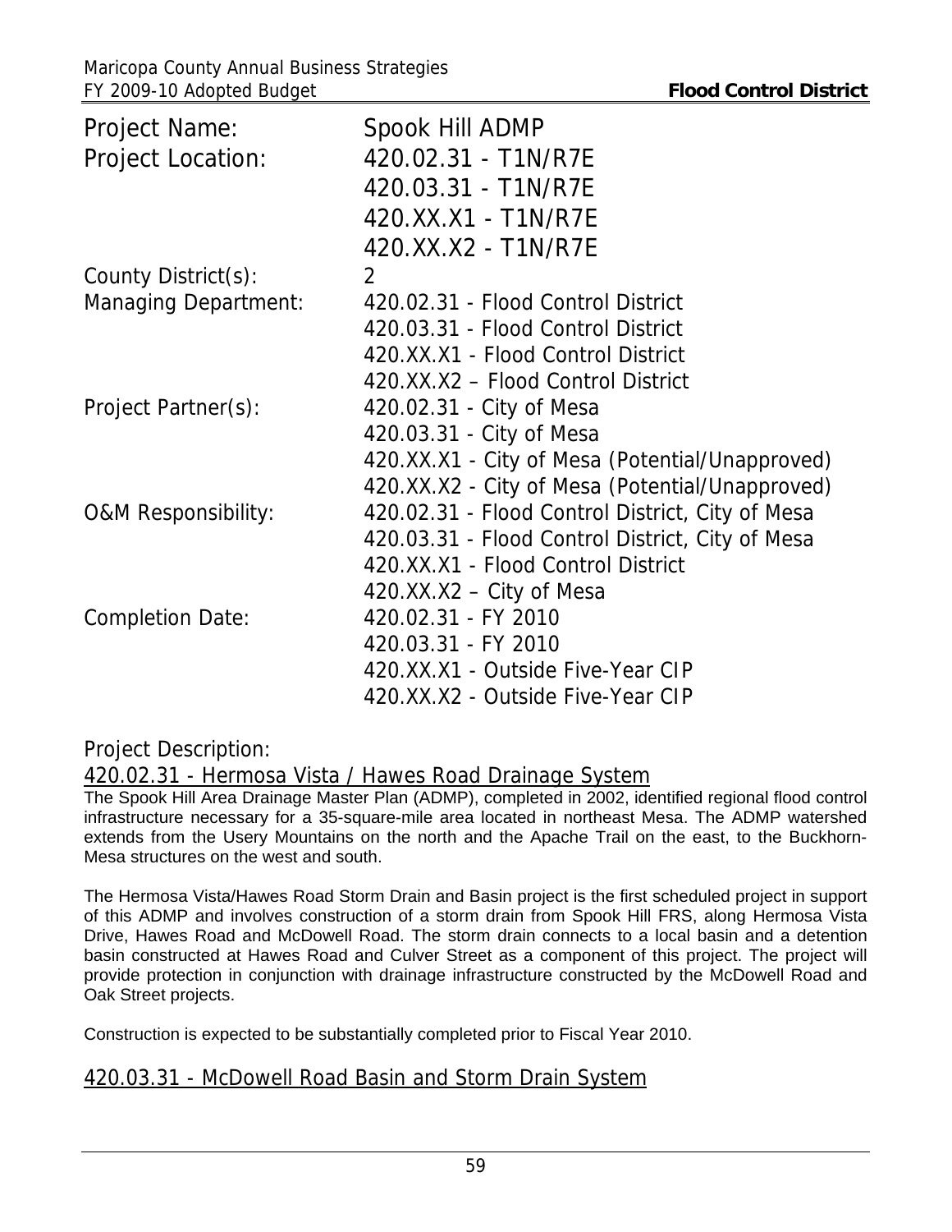| | |
|---|---|
| Project Name: | Spook Hill ADMP |
| Project Location: | 420.02.31 - T1N/R7E<br>420.03.31 - T1N/R7E<br>420.XX.X1 - T1N/R7E<br>420.XX.X2 - T1N/R7E |
| County District(s): | 2 |
| Managing Department: | 420.02.31 - Flood Control District<br>420.03.31 - Flood Control District<br>420.XX.X1 - Flood Control District<br>420.XX.X2 – Flood Control District |
| Project Partner(s): | 420.02.31 - City of Mesa<br>420.03.31 - City of Mesa<br>420.XX.X1 - City of Mesa (Potential/Unapproved)<br>420.XX.X2 - City of Mesa (Potential/Unapproved) |
| O&M Responsibility: | 420.02.31 - Flood Control District, City of Mesa<br>420.03.31 - Flood Control District, City of Mesa<br>420.XX.X1 - Flood Control District<br>420.XX.X2 – City of Mesa |
| Completion Date: | 420.02.31 - FY 2010<br>420.03.31 - FY 2010<br>420.XX.X1 - Outside Five-Year CIP<br>420.XX.X2 - Outside Five-Year CIP |

Project Description:

## 420.02.31 - Hermosa Vista / Hawes Road Drainage System

The Spook Hill Area Drainage Master Plan (ADMP), completed in 2002, identified regional flood control infrastructure necessary for a 35-square-mile area located in northeast Mesa. The ADMP watershed extends from the Usery Mountains on the north and the Apache Trail on the east, to the Buckhorn-Mesa structures on the west and south.

The Hermosa Vista/Hawes Road Storm Drain and Basin project is the first scheduled project in support of this ADMP and involves construction of a storm drain from Spook Hill FRS, along Hermosa Vista Drive, Hawes Road and McDowell Road. The storm drain connects to a local basin and a detention basin constructed at Hawes Road and Culver Street as a component of this project. The project will provide protection in conjunction with drainage infrastructure constructed by the McDowell Road and Oak Street projects.

Construction is expected to be substantially completed prior to Fiscal Year 2010.

## 420.03.31 - McDowell Road Basin and Storm Drain System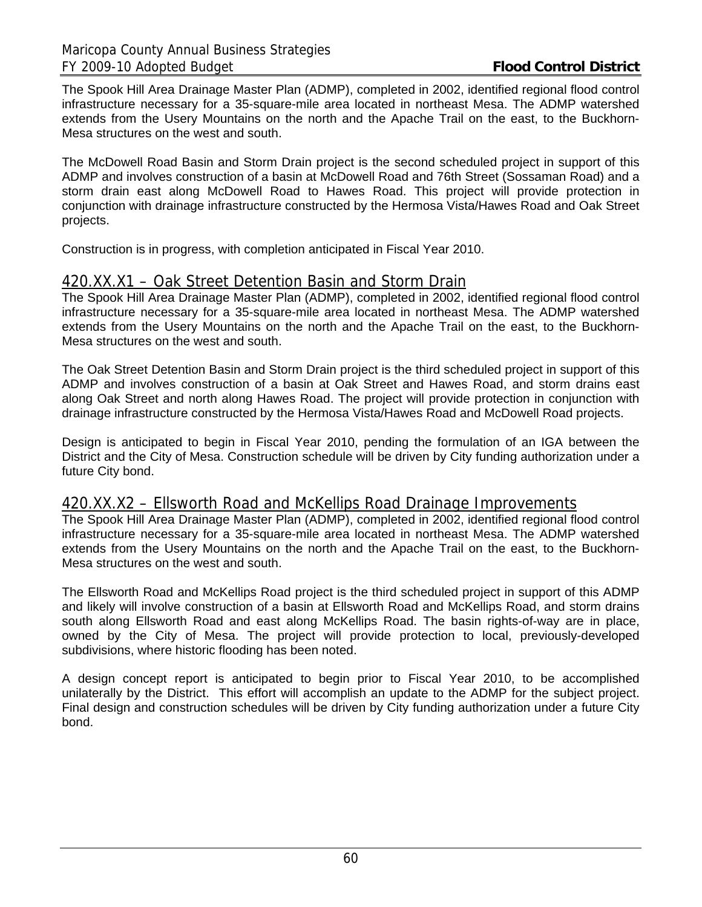The Spook Hill Area Drainage Master Plan (ADMP), completed in 2002, identified regional flood control infrastructure necessary for a 35-square-mile area located in northeast Mesa. The ADMP watershed extends from the Usery Mountains on the north and the Apache Trail on the east, to the Buckhorn-Mesa structures on the west and south.

The McDowell Road Basin and Storm Drain project is the second scheduled project in support of this ADMP and involves construction of a basin at McDowell Road and 76th Street (Sossaman Road) and a storm drain east along McDowell Road to Hawes Road. This project will provide protection in conjunction with drainage infrastructure constructed by the Hermosa Vista/Hawes Road and Oak Street projects.

Construction is in progress, with completion anticipated in Fiscal Year 2010.

## 420.XX.X1 – Oak Street Detention Basin and Storm Drain

The Spook Hill Area Drainage Master Plan (ADMP), completed in 2002, identified regional flood control infrastructure necessary for a 35-square-mile area located in northeast Mesa. The ADMP watershed extends from the Usery Mountains on the north and the Apache Trail on the east, to the Buckhorn-Mesa structures on the west and south.

The Oak Street Detention Basin and Storm Drain project is the third scheduled project in support of this ADMP and involves construction of a basin at Oak Street and Hawes Road, and storm drains east along Oak Street and north along Hawes Road. The project will provide protection in conjunction with drainage infrastructure constructed by the Hermosa Vista/Hawes Road and McDowell Road projects.

Design is anticipated to begin in Fiscal Year 2010, pending the formulation of an IGA between the District and the City of Mesa. Construction schedule will be driven by City funding authorization under a future City bond.

## 420.XX.X2 – Ellsworth Road and McKellips Road Drainage Improvements

The Spook Hill Area Drainage Master Plan (ADMP), completed in 2002, identified regional flood control infrastructure necessary for a 35-square-mile area located in northeast Mesa. The ADMP watershed extends from the Usery Mountains on the north and the Apache Trail on the east, to the Buckhorn-Mesa structures on the west and south.

The Ellsworth Road and McKellips Road project is the third scheduled project in support of this ADMP and likely will involve construction of a basin at Ellsworth Road and McKellips Road, and storm drains south along Ellsworth Road and east along McKellips Road. The basin rights-of-way are in place, owned by the City of Mesa. The project will provide protection to local, previously-developed subdivisions, where historic flooding has been noted.

A design concept report is anticipated to begin prior to Fiscal Year 2010, to be accomplished unilaterally by the District. This effort will accomplish an update to the ADMP for the subject project. Final design and construction schedules will be driven by City funding authorization under a future City bond.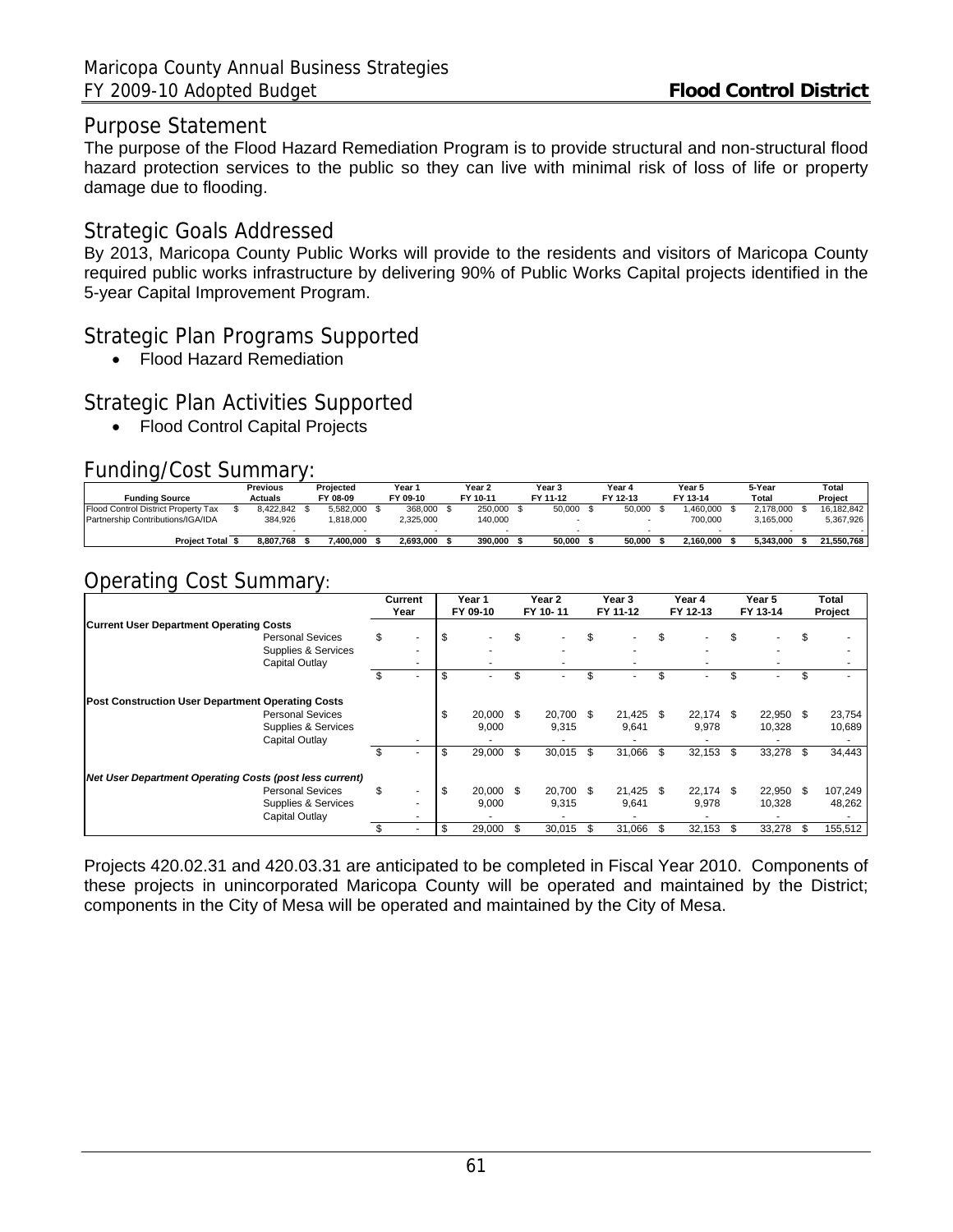## Purpose Statement

The purpose of the Flood Hazard Remediation Program is to provide structural and non-structural flood hazard protection services to the public so they can live with minimal risk of loss of life or property damage due to flooding.

## Strategic Goals Addressed

By 2013, Maricopa County Public Works will provide to the residents and visitors of Maricopa County required public works infrastructure by delivering 90% of Public Works Capital projects identified in the 5-year Capital Improvement Program.

## Strategic Plan Programs Supported

- Flood Hazard Remediation

## Strategic Plan Activities Supported

- Flood Control Capital Projects

## Funding/Cost Summary:

| Funding Source | Previous Actuals | Projected FY 08-09 | Year 1 FY 09-10 | Year 2 FY 10-11 | Year 3 FY 11-12 | Year 4 FY 12-13 | Year 5 FY 13-14 | 5-Year Total | Total Project |
|---|---|---|---|---|---|---|---|---|---|
| Flood Control District Property Tax | $ 8,422,842 | $ 5,582,000 | $ 368,000 | $ 250,000 | $ 50,000 | $ 50,000 | $ 1,460,000 | $ 2,178,000 | $ 16,182,842 |
| Partnership Contributions/IGA/IDA | 384,926 | 1,818,000 | 2,325,000 | 140,000 | - | - | 700,000 | 3,165,000 | 5,367,926 |
| | - | - | - | - | - | - | - | - | - |
| **Project Total** | **$ 8,807,768** | **$ 7,400,000** | **$ 2,693,000** | **$ 390,000** | **$ 50,000** | **$ 50,000** | **$ 2,160,000** | **$ 5,343,000** | **$ 21,550,768** |

## Operating Cost Summary:

| | | Current Year | Year 1 FY 09-10 | Year 2 FY 10-11 | Year 3 FY 11-12 | Year 4 FY 12-13 | Year 5 FY 13-14 | Total Project |
|---|---|---|---|---|---|---|---|---|
| **Current User Department Operating Costs** | | | | | | | | |
| | Personal Sevices | $ - | $ - | $ - | $ - | $ - | $ - | $ - |
| | Supplies & Services | - | - | - | - | - | - | - |
| | Capital Outlay | - | - | - | - | - | - | - |
| | | $ - | $ - | $ - | $ - | $ - | $ - | $ - |
| **Post Construction User Department Operating Costs** | | | | | | | | |
| | Personal Sevices | | $ 20,000 | $ 20,700 | $ 21,425 | $ 22,174 | $ 22,950 | $ 23,754 |
| | Supplies & Services | | 9,000 | 9,315 | 9,641 | 9,978 | 10,328 | 10,689 |
| | Capital Outlay | - | - | - | - | - | - | - |
| | | $ - | $ 29,000 | $ 30,015 | $ 31,066 | $ 32,153 | $ 33,278 | $ 34,443 |
| ***Net User Department Operating Costs (post less current)*** | | | | | | | | |
| | Personal Sevices | $ - | $ 20,000 | $ 20,700 | $ 21,425 | $ 22,174 | $ 22,950 | $ 107,249 |
| | Supplies & Services | - | 9,000 | 9,315 | 9,641 | 9,978 | 10,328 | 48,262 |
| | Capital Outlay | - | - | - | - | - | - | - |
| | | $ - | $ 29,000 | $ 30,015 | $ 31,066 | $ 32,153 | $ 33,278 | $ 155,512 |

Projects 420.02.31 and 420.03.31 are anticipated to be completed in Fiscal Year 2010. Components of these projects in unincorporated Maricopa County will be operated and maintained by the District; components in the City of Mesa will be operated and maintained by the City of Mesa.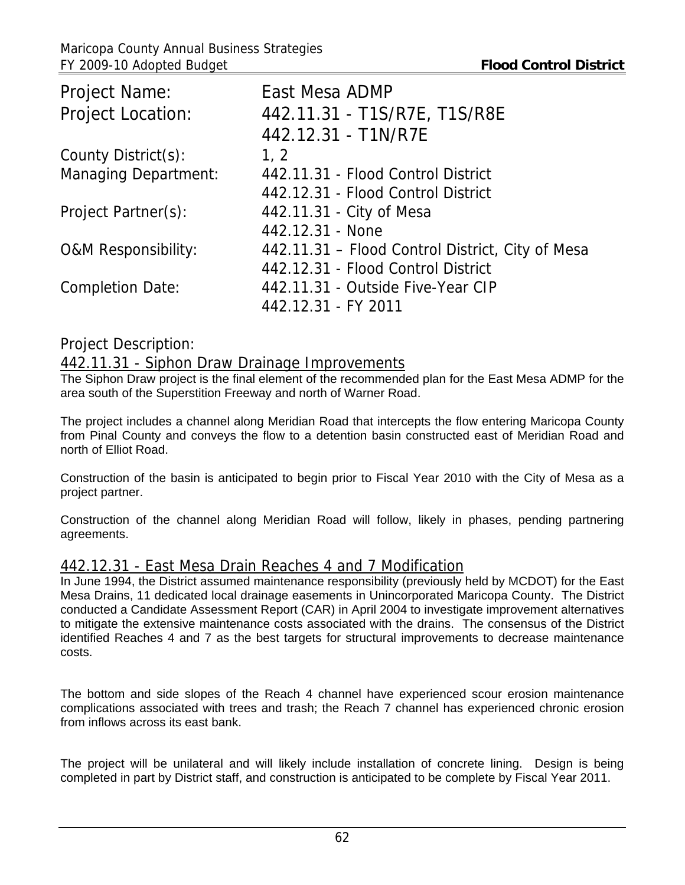| | |
|---|---|
| Project Name: | East Mesa ADMP |
| Project Location: | 442.11.31 - T1S/R7E, T1S/R8E<br>442.12.31 - T1N/R7E |
| County District(s): | 1, 2 |
| Managing Department: | 442.11.31 - Flood Control District<br>442.12.31 - Flood Control District |
| Project Partner(s): | 442.11.31 - City of Mesa<br>442.12.31 - None |
| O&M Responsibility: | 442.11.31 – Flood Control District, City of Mesa<br>442.12.31 - Flood Control District |
| Completion Date: | 442.11.31 - Outside Five-Year CIP<br>442.12.31 - FY 2011 |

## Project Description:

### 442.11.31 - Siphon Draw Drainage Improvements

The Siphon Draw project is the final element of the recommended plan for the East Mesa ADMP for the area south of the Superstition Freeway and north of Warner Road.

The project includes a channel along Meridian Road that intercepts the flow entering Maricopa County from Pinal County and conveys the flow to a detention basin constructed east of Meridian Road and north of Elliot Road.

Construction of the basin is anticipated to begin prior to Fiscal Year 2010 with the City of Mesa as a project partner.

Construction of the channel along Meridian Road will follow, likely in phases, pending partnering agreements.

### 442.12.31 - East Mesa Drain Reaches 4 and 7 Modification

In June 1994, the District assumed maintenance responsibility (previously held by MCDOT) for the East Mesa Drains, 11 dedicated local drainage easements in Unincorporated Maricopa County. The District conducted a Candidate Assessment Report (CAR) in April 2004 to investigate improvement alternatives to mitigate the extensive maintenance costs associated with the drains. The consensus of the District identified Reaches 4 and 7 as the best targets for structural improvements to decrease maintenance costs.

The bottom and side slopes of the Reach 4 channel have experienced scour erosion maintenance complications associated with trees and trash; the Reach 7 channel has experienced chronic erosion from inflows across its east bank.

The project will be unilateral and will likely include installation of concrete lining. Design is being completed in part by District staff, and construction is anticipated to be complete by Fiscal Year 2011.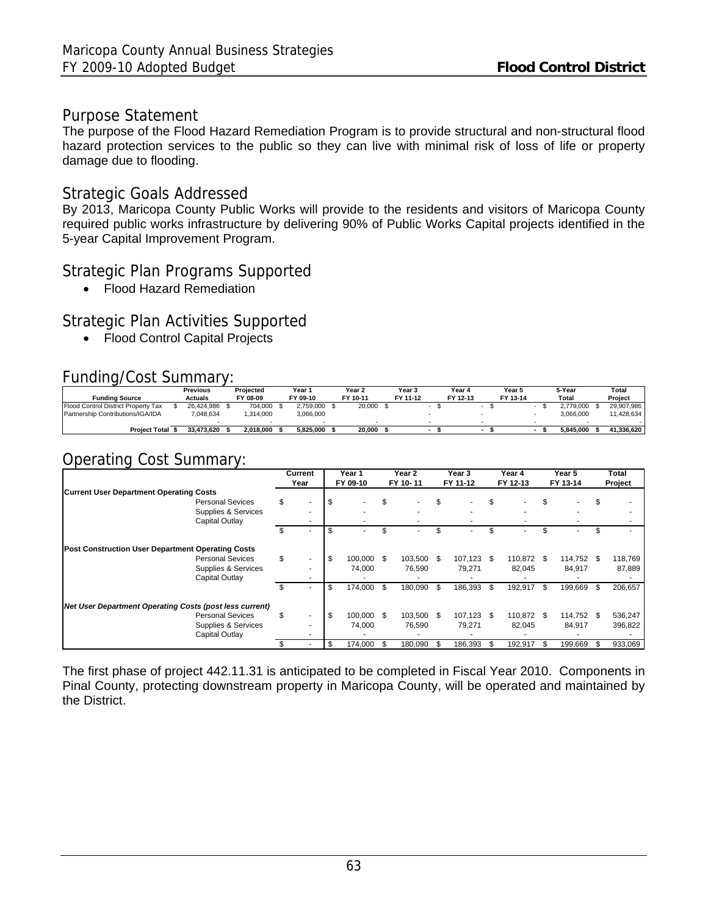## Purpose Statement

The purpose of the Flood Hazard Remediation Program is to provide structural and non-structural flood hazard protection services to the public so they can live with minimal risk of loss of life or property damage due to flooding.

## Strategic Goals Addressed

By 2013, Maricopa County Public Works will provide to the residents and visitors of Maricopa County required public works infrastructure by delivering 90% of Public Works Capital projects identified in the 5-year Capital Improvement Program.

## Strategic Plan Programs Supported

- Flood Hazard Remediation

## Strategic Plan Activities Supported

- Flood Control Capital Projects

## Funding/Cost Summary:

| Funding Source | Previous Actuals | Projected FY 08-09 | Year 1 FY 09-10 | Year 2 FY 10-11 | Year 3 FY 11-12 | Year 4 FY 12-13 | Year 5 FY 13-14 | 5-Year Total | Total Project |
|---|---|---|---|---|---|---|---|---|---|
| Flood Control District Property Tax | $ 26,424,986 | $ 704,000 | $ 2,759,000 | $ 20,000 | $ - | $ - | $ - | $ 2,779,000 | $ 29,907,986 |
| Partnership Contributions/IGA/IDA | 7,048,634 | 1,314,000 | 3,066,000 | | - | - | - | 3,066,000 | 11,428,634 |
| | - | - | - | - | - | - | - | - | - |
| **Project Total** | **$ 33,473,620** | **$ 2,018,000** | **$ 5,825,000** | **$ 20,000** | **$ -** | **$ -** | **$ -** | **$ 5,845,000** | **$ 41,336,620** |

## Operating Cost Summary:

| | Current Year | Year 1 FY 09-10 | Year 2 FY 10- 11 | Year 3 FY 11-12 | Year 4 FY 12-13 | Year 5 FY 13-14 | Total Project |
|---|---|---|---|---|---|---|---|
| **Current User Department Operating Costs** | | | | | | | |
| Personal Sevices | $ - | $ - | $ - | $ - | $ - | $ - | $ - |
| Supplies & Services | - | - | - | - | - | - | - |
| Capital Outlay | - | - | - | - | - | - | - |
| | $ - | $ - | $ - | $ - | $ - | $ - | $ - |
| **Post Construction User Department Operating Costs** | | | | | | | |
| Personal Sevices | $ - | $ 100,000 | $ 103,500 | $ 107,123 | $ 110,872 | $ 114,752 | $ 118,769 |
| Supplies & Services | - | 74,000 | 76,590 | 79,271 | 82,045 | 84,917 | 87,889 |
| Capital Outlay | - | - | - | - | - | - | - |
| | $ - | $ 174,000 | $ 180,090 | $ 186,393 | $ 192,917 | $ 199,669 | $ 206,657 |
| ***Net User Department Operating Costs (post less current)*** | | | | | | | |
| Personal Sevices | $ - | $ 100,000 | $ 103,500 | $ 107,123 | $ 110,872 | $ 114,752 | $ 536,247 |
| Supplies & Services | - | 74,000 | 76,590 | 79,271 | 82,045 | 84,917 | 396,822 |
| Capital Outlay | - | - | - | - | - | - | - |
| | $ - | $ 174,000 | $ 180,090 | $ 186,393 | $ 192,917 | $ 199,669 | $ 933,069 |

The first phase of project 442.11.31 is anticipated to be completed in Fiscal Year 2010. Components in Pinal County, protecting downstream property in Maricopa County, will be operated and maintained by the District.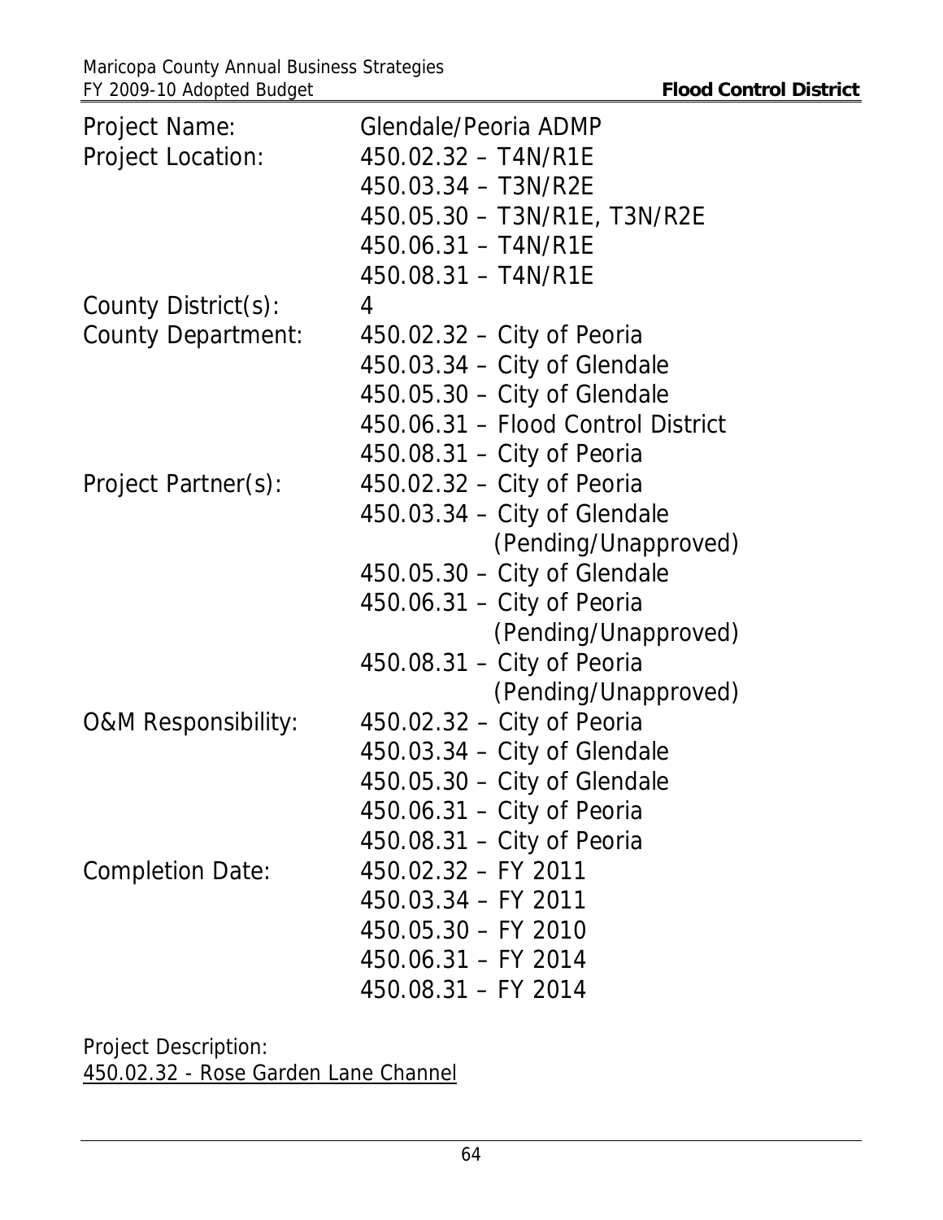Project Name: Glendale/Peoria ADMP

Project Location:
450.02.32 – T4N/R1E
450.03.34 – T3N/R2E
450.05.30 – T3N/R1E, T3N/R2E
450.06.31 – T4N/R1E
450.08.31 – T4N/R1E

County District(s): 4

County Department:
450.02.32 – City of Peoria
450.03.34 – City of Glendale
450.05.30 – City of Glendale
450.06.31 – Flood Control District
450.08.31 – City of Peoria

Project Partner(s):
450.02.32 – City of Peoria
450.03.34 – City of Glendale (Pending/Unapproved)
450.05.30 – City of Glendale
450.06.31 – City of Peoria (Pending/Unapproved)
450.08.31 – City of Peoria (Pending/Unapproved)

O&M Responsibility:
450.02.32 – City of Peoria
450.03.34 – City of Glendale
450.05.30 – City of Glendale
450.06.31 – City of Peoria
450.08.31 – City of Peoria

Completion Date:
450.02.32 – FY 2011
450.03.34 – FY 2011
450.05.30 – FY 2010
450.06.31 – FY 2014
450.08.31 – FY 2014

Project Description:

450.02.32 - Rose Garden Lane Channel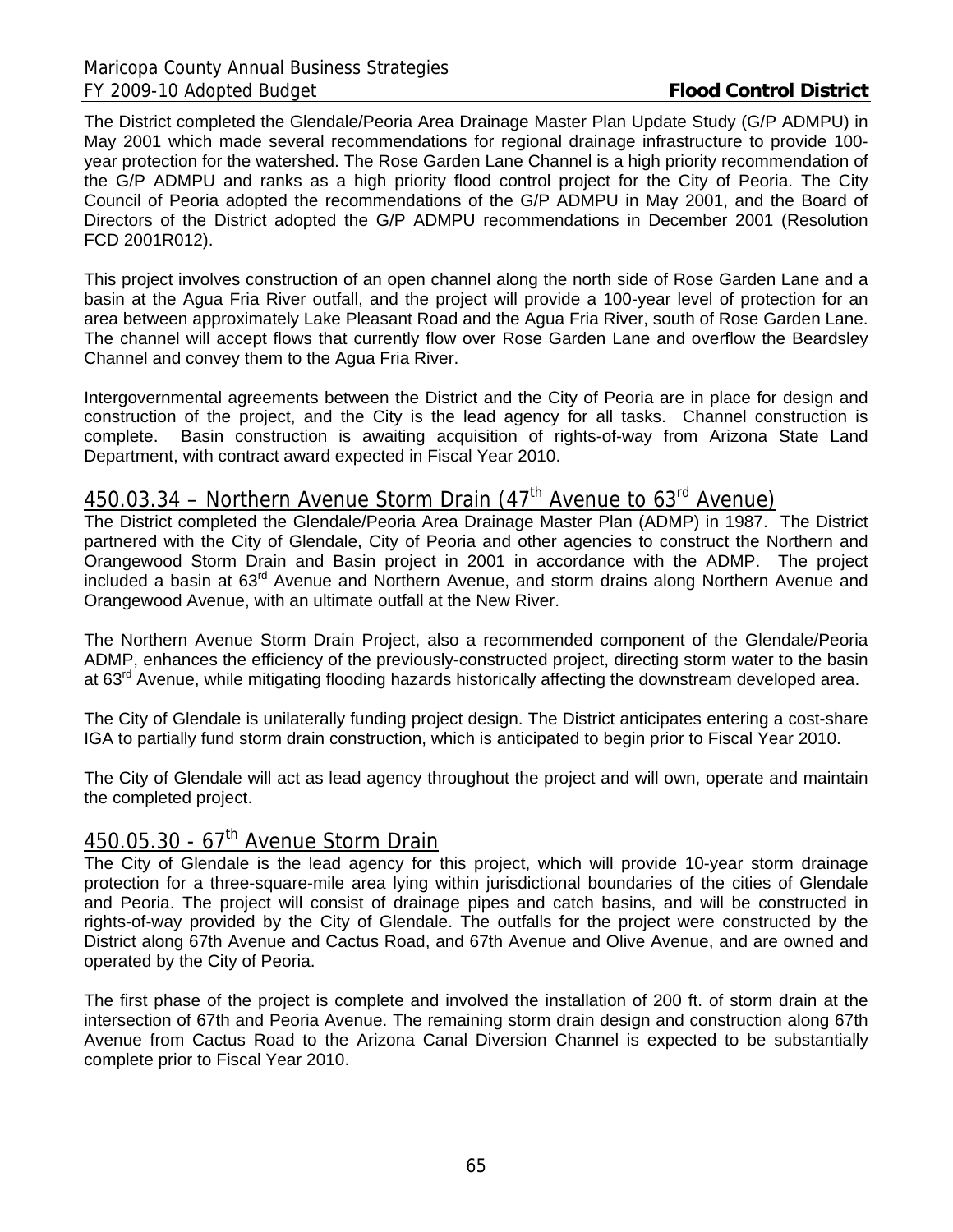The District completed the Glendale/Peoria Area Drainage Master Plan Update Study (G/P ADMPU) in May 2001 which made several recommendations for regional drainage infrastructure to provide 100-year protection for the watershed. The Rose Garden Lane Channel is a high priority recommendation of the G/P ADMPU and ranks as a high priority flood control project for the City of Peoria. The City Council of Peoria adopted the recommendations of the G/P ADMPU in May 2001, and the Board of Directors of the District adopted the G/P ADMPU recommendations in December 2001 (Resolution FCD 2001R012).

This project involves construction of an open channel along the north side of Rose Garden Lane and a basin at the Agua Fria River outfall, and the project will provide a 100-year level of protection for an area between approximately Lake Pleasant Road and the Agua Fria River, south of Rose Garden Lane. The channel will accept flows that currently flow over Rose Garden Lane and overflow the Beardsley Channel and convey them to the Agua Fria River.

Intergovernmental agreements between the District and the City of Peoria are in place for design and construction of the project, and the City is the lead agency for all tasks. Channel construction is complete. Basin construction is awaiting acquisition of rights-of-way from Arizona State Land Department, with contract award expected in Fiscal Year 2010.

## 450.03.34 – Northern Avenue Storm Drain (47th Avenue to 63rd Avenue)

The District completed the Glendale/Peoria Area Drainage Master Plan (ADMP) in 1987. The District partnered with the City of Glendale, City of Peoria and other agencies to construct the Northern and Orangewood Storm Drain and Basin project in 2001 in accordance with the ADMP. The project included a basin at 63rd Avenue and Northern Avenue, and storm drains along Northern Avenue and Orangewood Avenue, with an ultimate outfall at the New River.

The Northern Avenue Storm Drain Project, also a recommended component of the Glendale/Peoria ADMP, enhances the efficiency of the previously-constructed project, directing storm water to the basin at 63rd Avenue, while mitigating flooding hazards historically affecting the downstream developed area.

The City of Glendale is unilaterally funding project design. The District anticipates entering a cost-share IGA to partially fund storm drain construction, which is anticipated to begin prior to Fiscal Year 2010.

The City of Glendale will act as lead agency throughout the project and will own, operate and maintain the completed project.

## 450.05.30 - 67th Avenue Storm Drain

The City of Glendale is the lead agency for this project, which will provide 10-year storm drainage protection for a three-square-mile area lying within jurisdictional boundaries of the cities of Glendale and Peoria. The project will consist of drainage pipes and catch basins, and will be constructed in rights-of-way provided by the City of Glendale. The outfalls for the project were constructed by the District along 67th Avenue and Cactus Road, and 67th Avenue and Olive Avenue, and are owned and operated by the City of Peoria.

The first phase of the project is complete and involved the installation of 200 ft. of storm drain at the intersection of 67th and Peoria Avenue. The remaining storm drain design and construction along 67th Avenue from Cactus Road to the Arizona Canal Diversion Channel is expected to be substantially complete prior to Fiscal Year 2010.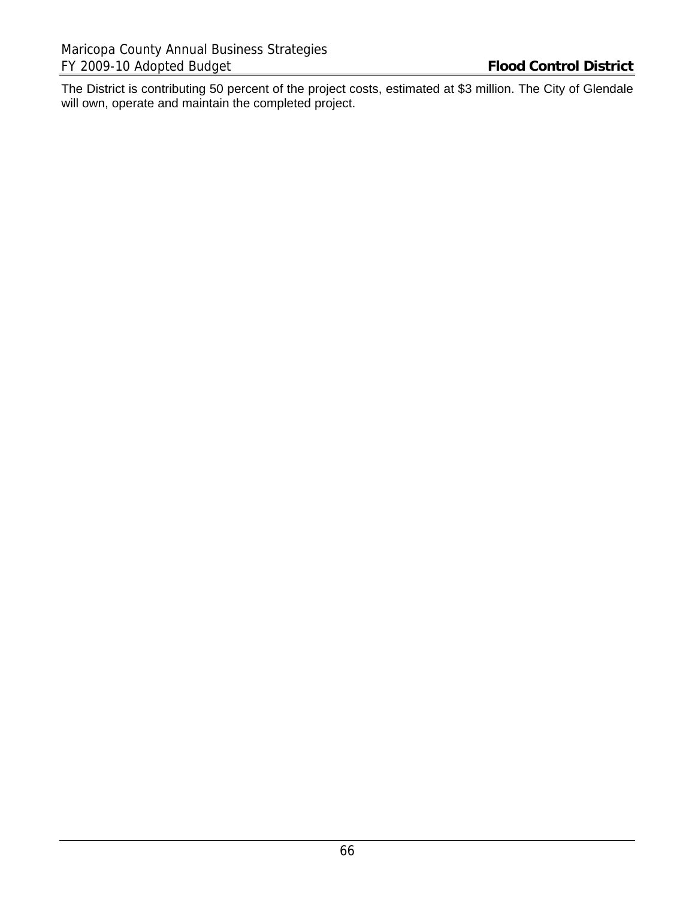The District is contributing 50 percent of the project costs, estimated at $3 million. The City of Glendale will own, operate and maintain the completed project.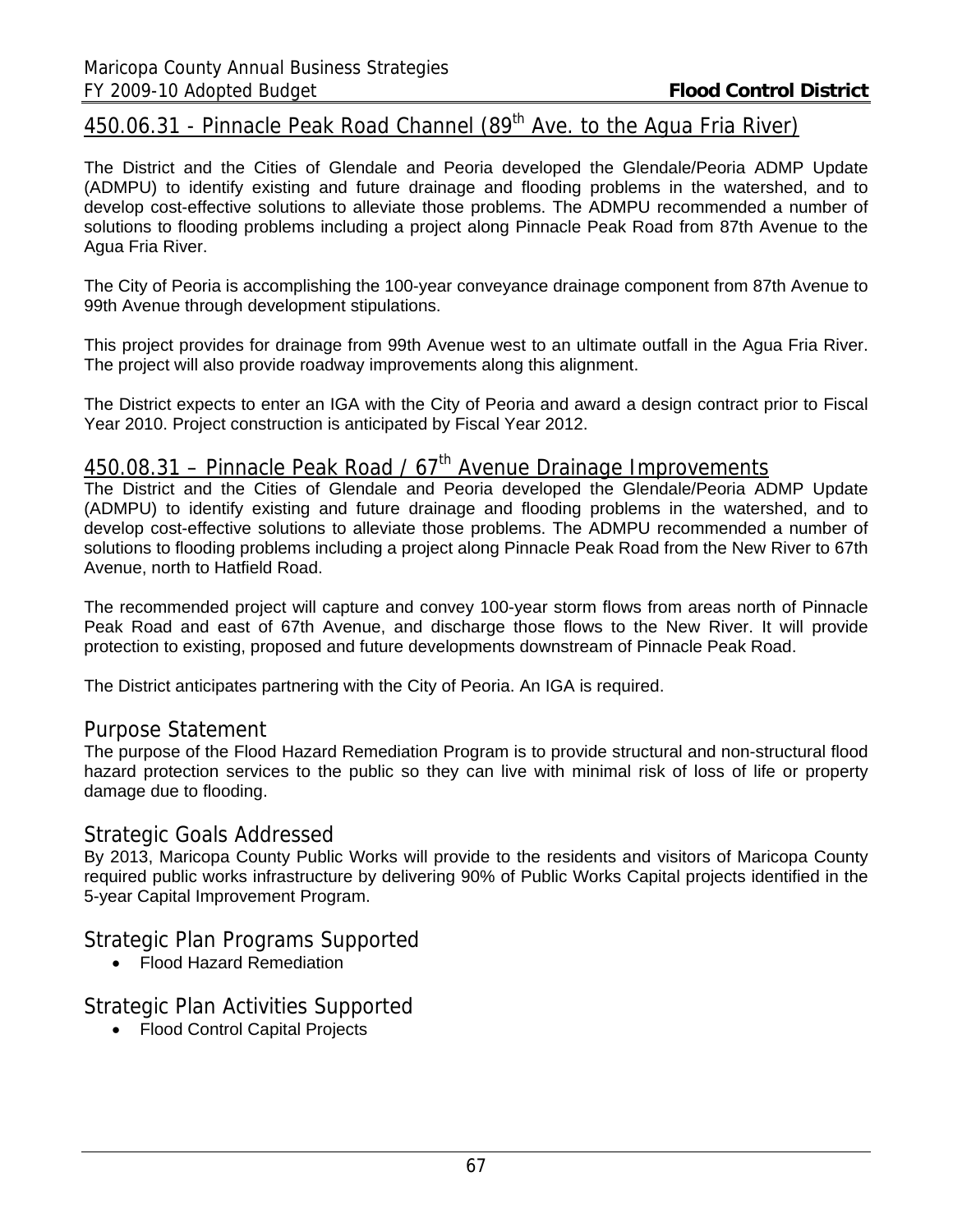## 450.06.31 - Pinnacle Peak Road Channel (89th Ave. to the Agua Fria River)

The District and the Cities of Glendale and Peoria developed the Glendale/Peoria ADMP Update (ADMPU) to identify existing and future drainage and flooding problems in the watershed, and to develop cost-effective solutions to alleviate those problems. The ADMPU recommended a number of solutions to flooding problems including a project along Pinnacle Peak Road from 87th Avenue to the Agua Fria River.

The City of Peoria is accomplishing the 100-year conveyance drainage component from 87th Avenue to 99th Avenue through development stipulations.

This project provides for drainage from 99th Avenue west to an ultimate outfall in the Agua Fria River. The project will also provide roadway improvements along this alignment.

The District expects to enter an IGA with the City of Peoria and award a design contract prior to Fiscal Year 2010. Project construction is anticipated by Fiscal Year 2012.

## 450.08.31 – Pinnacle Peak Road / 67th Avenue Drainage Improvements

The District and the Cities of Glendale and Peoria developed the Glendale/Peoria ADMP Update (ADMPU) to identify existing and future drainage and flooding problems in the watershed, and to develop cost-effective solutions to alleviate those problems. The ADMPU recommended a number of solutions to flooding problems including a project along Pinnacle Peak Road from the New River to 67th Avenue, north to Hatfield Road.

The recommended project will capture and convey 100-year storm flows from areas north of Pinnacle Peak Road and east of 67th Avenue, and discharge those flows to the New River. It will provide protection to existing, proposed and future developments downstream of Pinnacle Peak Road.

The District anticipates partnering with the City of Peoria. An IGA is required.

### Purpose Statement

The purpose of the Flood Hazard Remediation Program is to provide structural and non-structural flood hazard protection services to the public so they can live with minimal risk of loss of life or property damage due to flooding.

### Strategic Goals Addressed

By 2013, Maricopa County Public Works will provide to the residents and visitors of Maricopa County required public works infrastructure by delivering 90% of Public Works Capital projects identified in the 5-year Capital Improvement Program.

### Strategic Plan Programs Supported

- Flood Hazard Remediation

### Strategic Plan Activities Supported

- Flood Control Capital Projects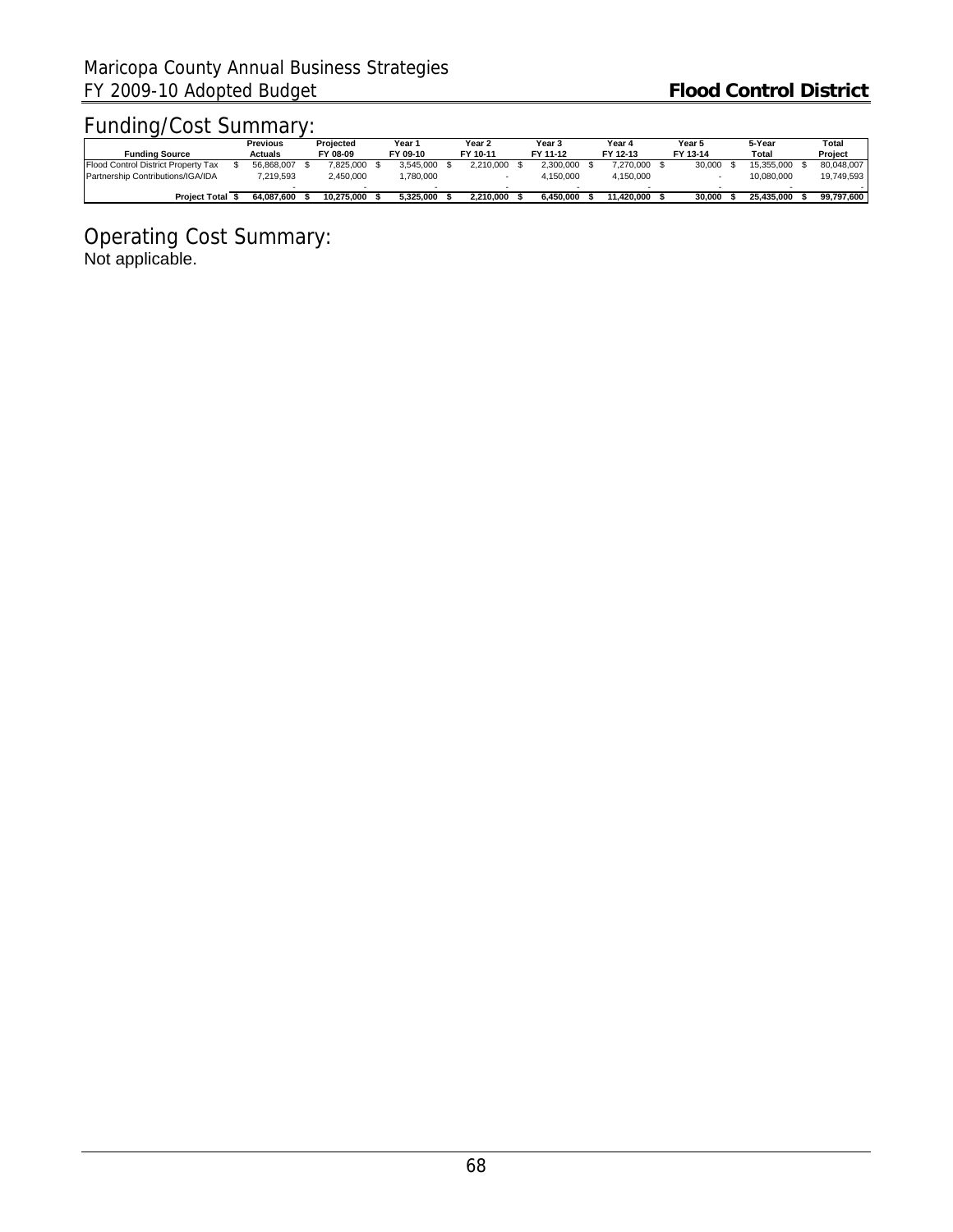## Funding/Cost Summary:

| Funding Source | Previous Actuals | Projected FY 08-09 | Year 1 FY 09-10 | Year 2 FY 10-11 | Year 3 FY 11-12 | Year 4 FY 12-13 | Year 5 FY 13-14 | 5-Year Total | Total Project |
|---|---|---|---|---|---|---|---|---|---|
| Flood Control District Property Tax | $ 56,868,007 | $ 7,825,000 | $ 3,545,000 | $ 2,210,000 | $ 2,300,000 | $ 7,270,000 | $ 30,000 | $ 15,355,000 | $ 80,048,007 |
| Partnership Contributions/IGA/IDA | 7,219,593 | 2,450,000 | 1,780,000 | - | 4,150,000 | 4,150,000 | - | 10,080,000 | 19,749,593 |
| | - | - | - | - | - | - | - | - | - |
| **Project Total** | **$ 64,087,600** | **$ 10,275,000** | **$ 5,325,000** | **$ 2,210,000** | **$ 6,450,000** | **$ 11,420,000** | **$ 30,000** | **$ 25,435,000** | **$ 99,797,600** |

## Operating Cost Summary:

Not applicable.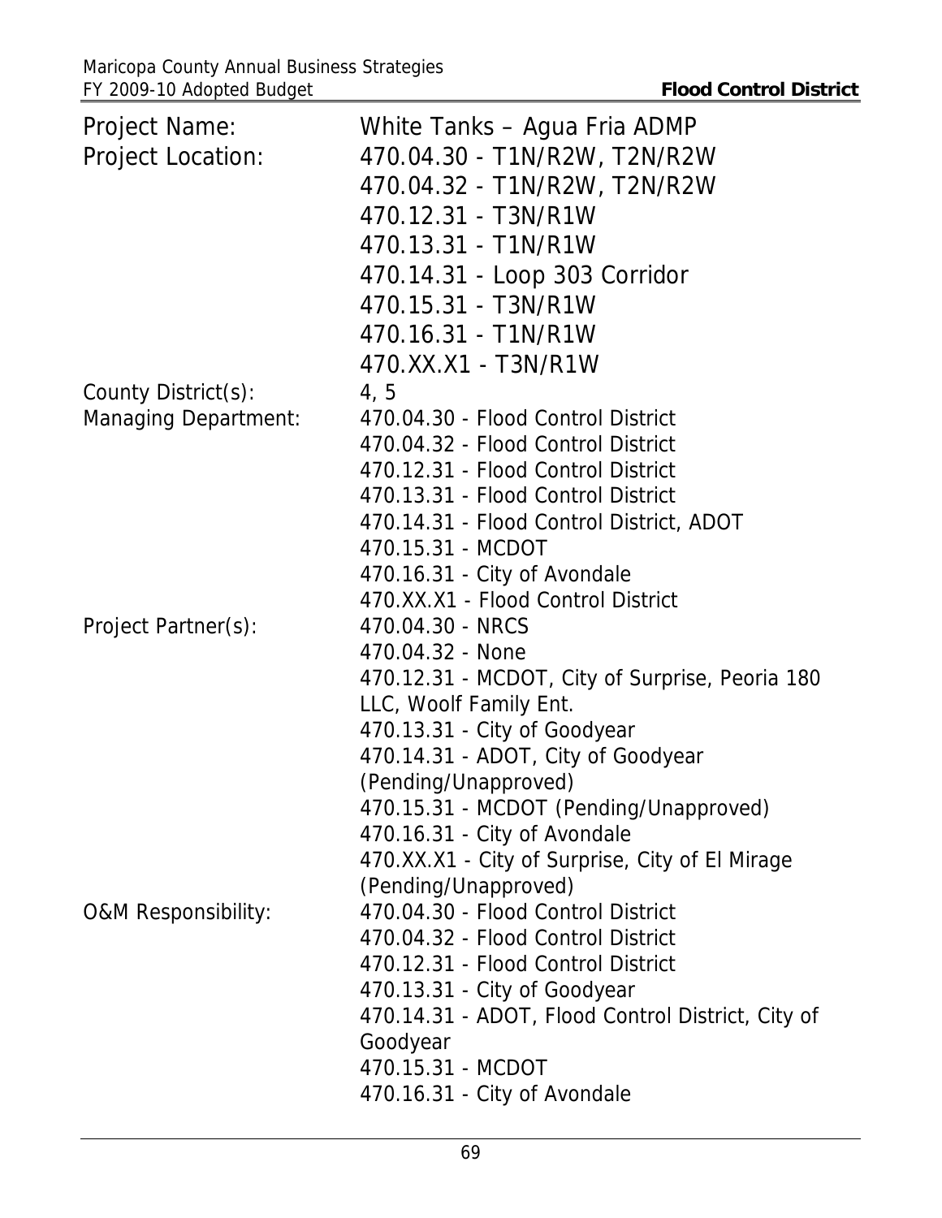| | |
|---|---|
| Project Name: | White Tanks – Agua Fria ADMP |
| Project Location: | 470.04.30 - T1N/R2W, T2N/R2W<br>470.04.32 - T1N/R2W, T2N/R2W<br>470.12.31 - T3N/R1W<br>470.13.31 - T1N/R1W<br>470.14.31 - Loop 303 Corridor<br>470.15.31 - T3N/R1W<br>470.16.31 - T1N/R1W<br>470.XX.X1 - T3N/R1W |
| County District(s): | 4, 5 |
| Managing Department: | 470.04.30 - Flood Control District<br>470.04.32 - Flood Control District<br>470.12.31 - Flood Control District<br>470.13.31 - Flood Control District<br>470.14.31 - Flood Control District, ADOT<br>470.15.31 - MCDOT<br>470.16.31 - City of Avondale<br>470.XX.X1 - Flood Control District |
| Project Partner(s): | 470.04.30 - NRCS<br>470.04.32 - None<br>470.12.31 - MCDOT, City of Surprise, Peoria 180 LLC, Woolf Family Ent.<br>470.13.31 - City of Goodyear<br>470.14.31 - ADOT, City of Goodyear (Pending/Unapproved)<br>470.15.31 - MCDOT (Pending/Unapproved)<br>470.16.31 - City of Avondale<br>470.XX.X1 - City of Surprise, City of El Mirage (Pending/Unapproved) |
| O&M Responsibility: | 470.04.30 - Flood Control District<br>470.04.32 - Flood Control District<br>470.12.31 - Flood Control District<br>470.13.31 - City of Goodyear<br>470.14.31 - ADOT, Flood Control District, City of Goodyear<br>470.15.31 - MCDOT<br>470.16.31 - City of Avondale |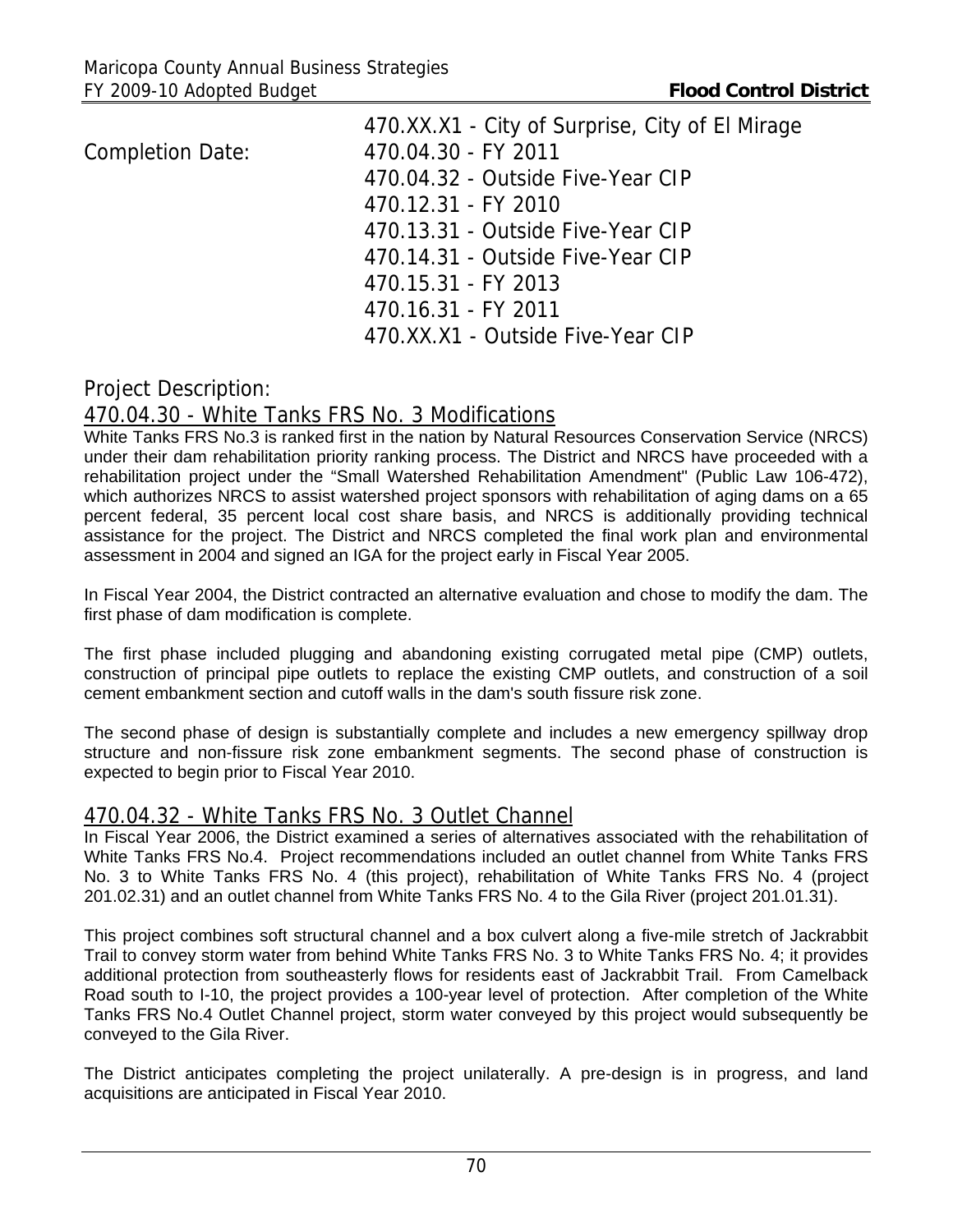470.XX.X1 - City of Surprise, City of El Mirage

Completion Date: 470.04.30 - FY 2011
470.04.32 - Outside Five-Year CIP
470.12.31 - FY 2010
470.13.31 - Outside Five-Year CIP
470.14.31 - Outside Five-Year CIP
470.15.31 - FY 2013
470.16.31 - FY 2011
470.XX.X1 - Outside Five-Year CIP

## Project Description:

### 470.04.30 - White Tanks FRS No. 3 Modifications

White Tanks FRS No.3 is ranked first in the nation by Natural Resources Conservation Service (NRCS) under their dam rehabilitation priority ranking process. The District and NRCS have proceeded with a rehabilitation project under the "Small Watershed Rehabilitation Amendment" (Public Law 106-472), which authorizes NRCS to assist watershed project sponsors with rehabilitation of aging dams on a 65 percent federal, 35 percent local cost share basis, and NRCS is additionally providing technical assistance for the project. The District and NRCS completed the final work plan and environmental assessment in 2004 and signed an IGA for the project early in Fiscal Year 2005.

In Fiscal Year 2004, the District contracted an alternative evaluation and chose to modify the dam. The first phase of dam modification is complete.

The first phase included plugging and abandoning existing corrugated metal pipe (CMP) outlets, construction of principal pipe outlets to replace the existing CMP outlets, and construction of a soil cement embankment section and cutoff walls in the dam's south fissure risk zone.

The second phase of design is substantially complete and includes a new emergency spillway drop structure and non-fissure risk zone embankment segments. The second phase of construction is expected to begin prior to Fiscal Year 2010.

### 470.04.32 - White Tanks FRS No. 3 Outlet Channel

In Fiscal Year 2006, the District examined a series of alternatives associated with the rehabilitation of White Tanks FRS No.4. Project recommendations included an outlet channel from White Tanks FRS No. 3 to White Tanks FRS No. 4 (this project), rehabilitation of White Tanks FRS No. 4 (project 201.02.31) and an outlet channel from White Tanks FRS No. 4 to the Gila River (project 201.01.31).

This project combines soft structural channel and a box culvert along a five-mile stretch of Jackrabbit Trail to convey storm water from behind White Tanks FRS No. 3 to White Tanks FRS No. 4; it provides additional protection from southeasterly flows for residents east of Jackrabbit Trail. From Camelback Road south to I-10, the project provides a 100-year level of protection. After completion of the White Tanks FRS No.4 Outlet Channel project, storm water conveyed by this project would subsequently be conveyed to the Gila River.

The District anticipates completing the project unilaterally. A pre-design is in progress, and land acquisitions are anticipated in Fiscal Year 2010.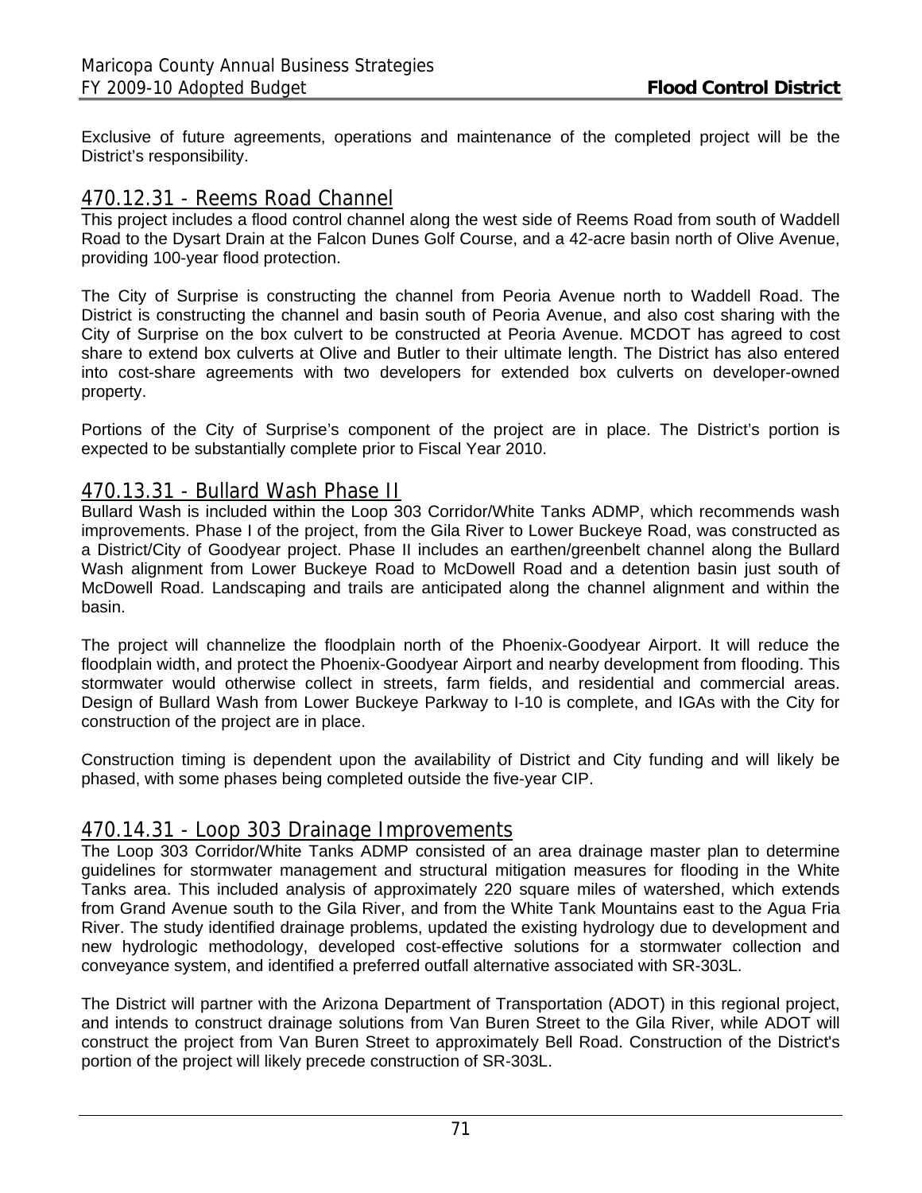Exclusive of future agreements, operations and maintenance of the completed project will be the District's responsibility.

## 470.12.31 - Reems Road Channel

This project includes a flood control channel along the west side of Reems Road from south of Waddell Road to the Dysart Drain at the Falcon Dunes Golf Course, and a 42-acre basin north of Olive Avenue, providing 100-year flood protection.

The City of Surprise is constructing the channel from Peoria Avenue north to Waddell Road. The District is constructing the channel and basin south of Peoria Avenue, and also cost sharing with the City of Surprise on the box culvert to be constructed at Peoria Avenue. MCDOT has agreed to cost share to extend box culverts at Olive and Butler to their ultimate length. The District has also entered into cost-share agreements with two developers for extended box culverts on developer-owned property.

Portions of the City of Surprise's component of the project are in place. The District's portion is expected to be substantially complete prior to Fiscal Year 2010.

## 470.13.31 - Bullard Wash Phase II

Bullard Wash is included within the Loop 303 Corridor/White Tanks ADMP, which recommends wash improvements. Phase I of the project, from the Gila River to Lower Buckeye Road, was constructed as a District/City of Goodyear project. Phase II includes an earthen/greenbelt channel along the Bullard Wash alignment from Lower Buckeye Road to McDowell Road and a detention basin just south of McDowell Road. Landscaping and trails are anticipated along the channel alignment and within the basin.

The project will channelize the floodplain north of the Phoenix-Goodyear Airport. It will reduce the floodplain width, and protect the Phoenix-Goodyear Airport and nearby development from flooding. This stormwater would otherwise collect in streets, farm fields, and residential and commercial areas. Design of Bullard Wash from Lower Buckeye Parkway to I-10 is complete, and IGAs with the City for construction of the project are in place.

Construction timing is dependent upon the availability of District and City funding and will likely be phased, with some phases being completed outside the five-year CIP.

## 470.14.31 - Loop 303 Drainage Improvements

The Loop 303 Corridor/White Tanks ADMP consisted of an area drainage master plan to determine guidelines for stormwater management and structural mitigation measures for flooding in the White Tanks area. This included analysis of approximately 220 square miles of watershed, which extends from Grand Avenue south to the Gila River, and from the White Tank Mountains east to the Agua Fria River. The study identified drainage problems, updated the existing hydrology due to development and new hydrologic methodology, developed cost-effective solutions for a stormwater collection and conveyance system, and identified a preferred outfall alternative associated with SR-303L.

The District will partner with the Arizona Department of Transportation (ADOT) in this regional project, and intends to construct drainage solutions from Van Buren Street to the Gila River, while ADOT will construct the project from Van Buren Street to approximately Bell Road. Construction of the District's portion of the project will likely precede construction of SR-303L.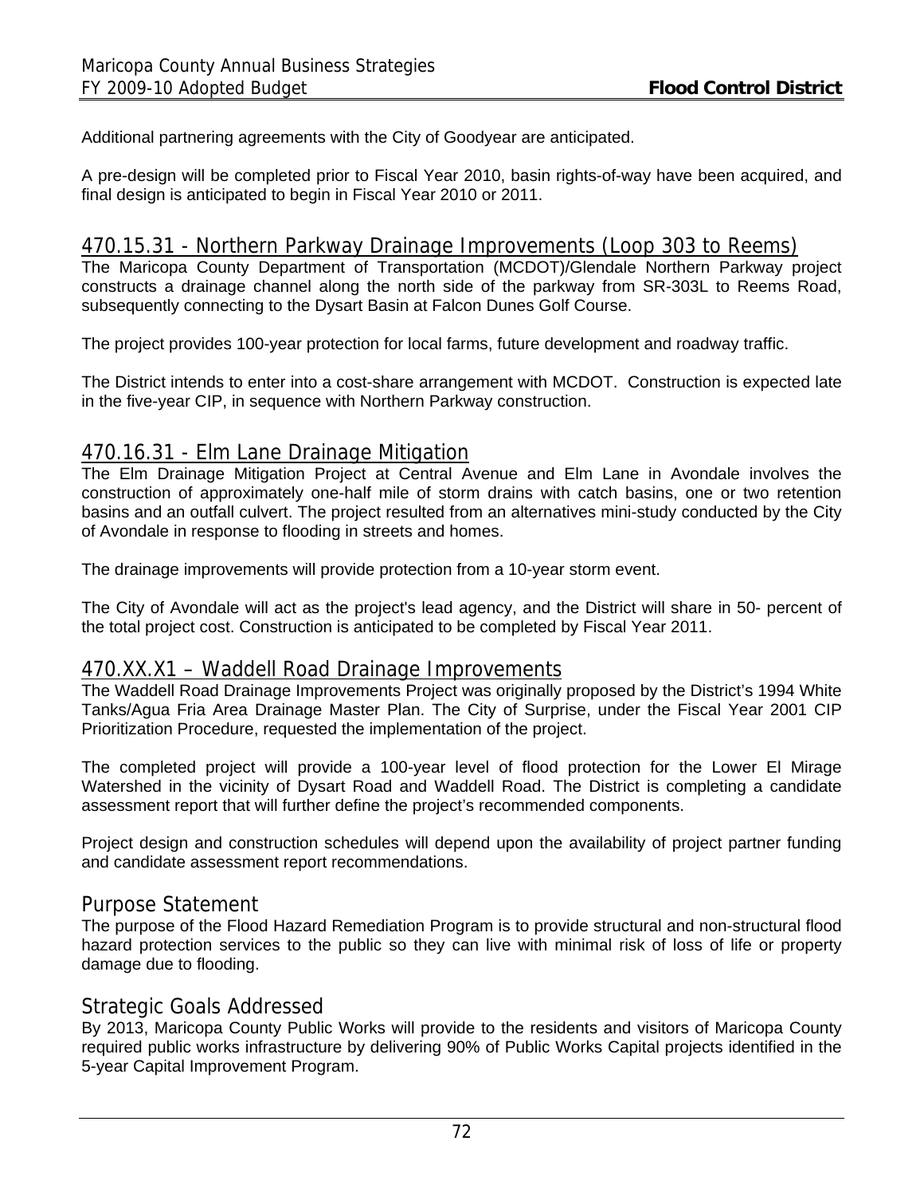Additional partnering agreements with the City of Goodyear are anticipated.

A pre-design will be completed prior to Fiscal Year 2010, basin rights-of-way have been acquired, and final design is anticipated to begin in Fiscal Year 2010 or 2011.

## 470.15.31 - Northern Parkway Drainage Improvements (Loop 303 to Reems)

The Maricopa County Department of Transportation (MCDOT)/Glendale Northern Parkway project constructs a drainage channel along the north side of the parkway from SR-303L to Reems Road, subsequently connecting to the Dysart Basin at Falcon Dunes Golf Course.

The project provides 100-year protection for local farms, future development and roadway traffic.

The District intends to enter into a cost-share arrangement with MCDOT. Construction is expected late in the five-year CIP, in sequence with Northern Parkway construction.

## 470.16.31 - Elm Lane Drainage Mitigation

The Elm Drainage Mitigation Project at Central Avenue and Elm Lane in Avondale involves the construction of approximately one-half mile of storm drains with catch basins, one or two retention basins and an outfall culvert. The project resulted from an alternatives mini-study conducted by the City of Avondale in response to flooding in streets and homes.

The drainage improvements will provide protection from a 10-year storm event.

The City of Avondale will act as the project's lead agency, and the District will share in 50- percent of the total project cost. Construction is anticipated to be completed by Fiscal Year 2011.

## 470.XX.X1 – Waddell Road Drainage Improvements

The Waddell Road Drainage Improvements Project was originally proposed by the District's 1994 White Tanks/Agua Fria Area Drainage Master Plan. The City of Surprise, under the Fiscal Year 2001 CIP Prioritization Procedure, requested the implementation of the project.

The completed project will provide a 100-year level of flood protection for the Lower El Mirage Watershed in the vicinity of Dysart Road and Waddell Road. The District is completing a candidate assessment report that will further define the project's recommended components.

Project design and construction schedules will depend upon the availability of project partner funding and candidate assessment report recommendations.

## Purpose Statement

The purpose of the Flood Hazard Remediation Program is to provide structural and non-structural flood hazard protection services to the public so they can live with minimal risk of loss of life or property damage due to flooding.

## Strategic Goals Addressed

By 2013, Maricopa County Public Works will provide to the residents and visitors of Maricopa County required public works infrastructure by delivering 90% of Public Works Capital projects identified in the 5-year Capital Improvement Program.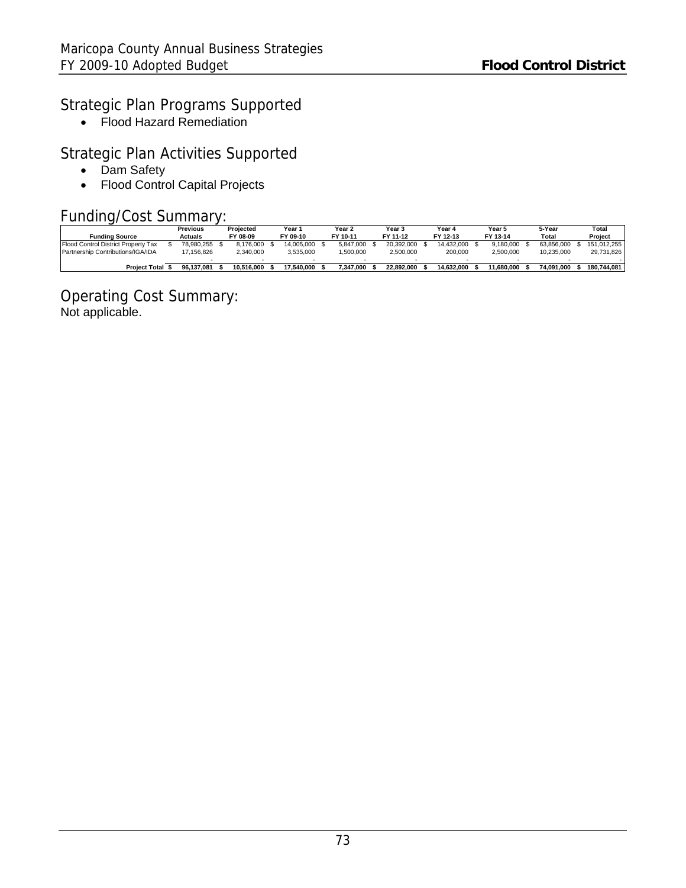## Strategic Plan Programs Supported

- Flood Hazard Remediation

## Strategic Plan Activities Supported

- Dam Safety
- Flood Control Capital Projects

## Funding/Cost Summary:

| Funding Source | Previous Actuals | Projected FY 08-09 | Year 1 FY 09-10 | Year 2 FY 10-11 | Year 3 FY 11-12 | Year 4 FY 12-13 | Year 5 FY 13-14 | 5-Year Total | Total Project |
|---|---|---|---|---|---|---|---|---|---|
| Flood Control District Property Tax | $ 78,980,255 | $ 8,176,000 | $ 14,005,000 | $ 5,847,000 | $ 20,392,000 | $ 14,432,000 | $ 9,180,000 | $ 63,856,000 | $ 151,012,255 |
| Partnership Contributions/IGA/IDA | 17,156,826 | 2,340,000 | 3,535,000 | 1,500,000 | 2,500,000 | 200,000 | 2,500,000 | 10,235,000 | 29,731,826 |
| | - | - | - | - | - | - | - | - | - |
| **Project Total** | **$ 96,137,081** | **$ 10,516,000** | **$ 17,540,000** | **$ 7,347,000** | **$ 22,892,000** | **$ 14,632,000** | **$ 11,680,000** | **$ 74,091,000** | **$ 180,744,081** |

## Operating Cost Summary:

Not applicable.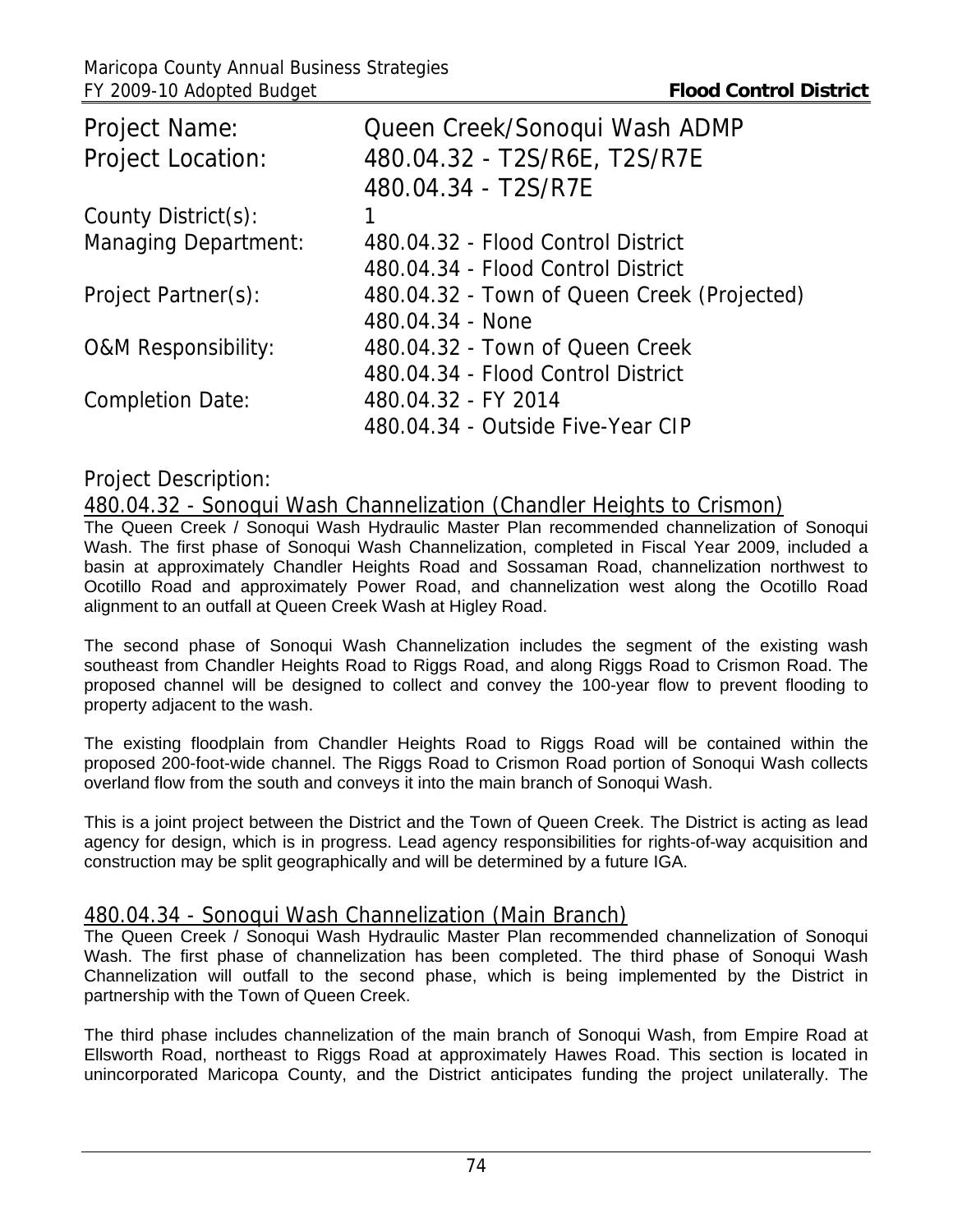| | |
|---|---|
| Project Name: | Queen Creek/Sonoqui Wash ADMP |
| Project Location: | 480.04.32 - T2S/R6E, T2S/R7E<br>480.04.34 - T2S/R7E |
| County District(s): | 1 |
| Managing Department: | 480.04.32 - Flood Control District<br>480.04.34 - Flood Control District |
| Project Partner(s): | 480.04.32 - Town of Queen Creek (Projected)<br>480.04.34 - None |
| O&M Responsibility: | 480.04.32 - Town of Queen Creek<br>480.04.34 - Flood Control District |
| Completion Date: | 480.04.32 - FY 2014<br>480.04.34 - Outside Five-Year CIP |

## Project Description:

### 480.04.32 - Sonoqui Wash Channelization (Chandler Heights to Crismon)

The Queen Creek / Sonoqui Wash Hydraulic Master Plan recommended channelization of Sonoqui Wash. The first phase of Sonoqui Wash Channelization, completed in Fiscal Year 2009, included a basin at approximately Chandler Heights Road and Sossaman Road, channelization northwest to Ocotillo Road and approximately Power Road, and channelization west along the Ocotillo Road alignment to an outfall at Queen Creek Wash at Higley Road.

The second phase of Sonoqui Wash Channelization includes the segment of the existing wash southeast from Chandler Heights Road to Riggs Road, and along Riggs Road to Crismon Road. The proposed channel will be designed to collect and convey the 100-year flow to prevent flooding to property adjacent to the wash.

The existing floodplain from Chandler Heights Road to Riggs Road will be contained within the proposed 200-foot-wide channel. The Riggs Road to Crismon Road portion of Sonoqui Wash collects overland flow from the south and conveys it into the main branch of Sonoqui Wash.

This is a joint project between the District and the Town of Queen Creek. The District is acting as lead agency for design, which is in progress. Lead agency responsibilities for rights-of-way acquisition and construction may be split geographically and will be determined by a future IGA.

### 480.04.34 - Sonoqui Wash Channelization (Main Branch)

The Queen Creek / Sonoqui Wash Hydraulic Master Plan recommended channelization of Sonoqui Wash. The first phase of channelization has been completed. The third phase of Sonoqui Wash Channelization will outfall to the second phase, which is being implemented by the District in partnership with the Town of Queen Creek.

The third phase includes channelization of the main branch of Sonoqui Wash, from Empire Road at Ellsworth Road, northeast to Riggs Road at approximately Hawes Road. This section is located in unincorporated Maricopa County, and the District anticipates funding the project unilaterally. The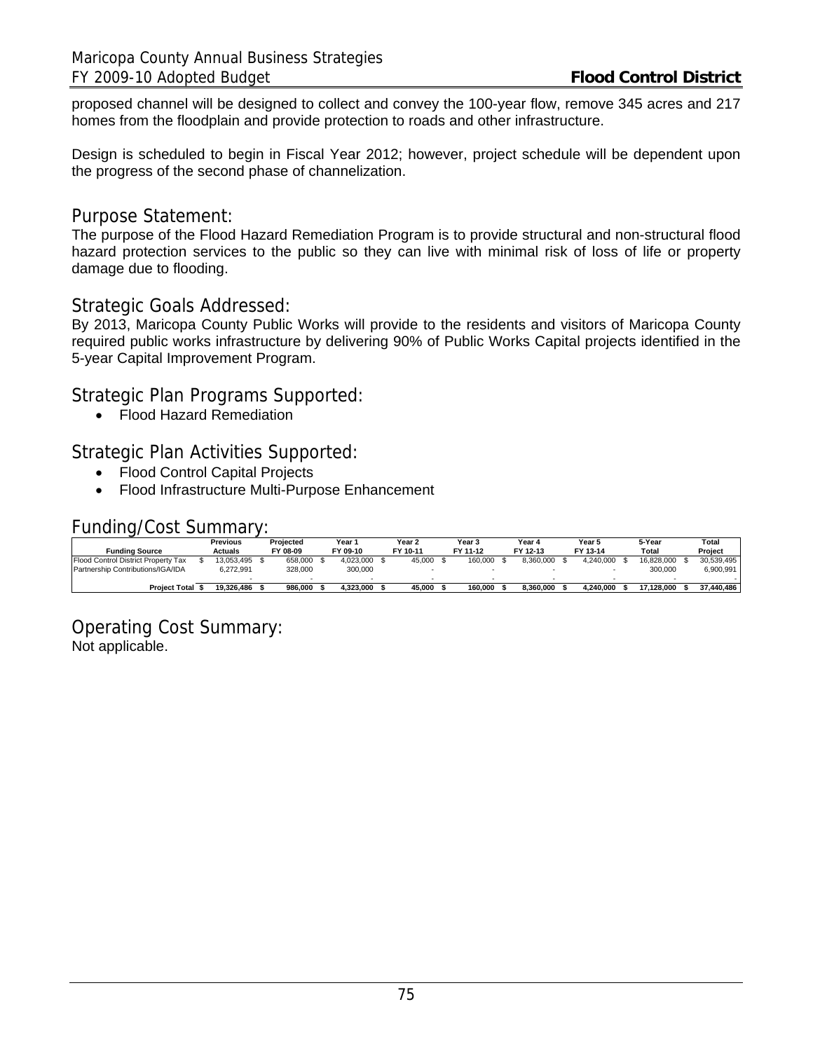proposed channel will be designed to collect and convey the 100-year flow, remove 345 acres and 217 homes from the floodplain and provide protection to roads and other infrastructure.

Design is scheduled to begin in Fiscal Year 2012; however, project schedule will be dependent upon the progress of the second phase of channelization.

## Purpose Statement:

The purpose of the Flood Hazard Remediation Program is to provide structural and non-structural flood hazard protection services to the public so they can live with minimal risk of loss of life or property damage due to flooding.

## Strategic Goals Addressed:

By 2013, Maricopa County Public Works will provide to the residents and visitors of Maricopa County required public works infrastructure by delivering 90% of Public Works Capital projects identified in the 5-year Capital Improvement Program.

## Strategic Plan Programs Supported:

- Flood Hazard Remediation

## Strategic Plan Activities Supported:

- Flood Control Capital Projects
- Flood Infrastructure Multi-Purpose Enhancement

## Funding/Cost Summary:

| Funding Source | Previous Actuals | Projected FY 08-09 | Year 1 FY 09-10 | Year 2 FY 10-11 | Year 3 FY 11-12 | Year 4 FY 12-13 | Year 5 FY 13-14 | 5-Year Total | Total Project |
|---|---|---|---|---|---|---|---|---|---|
| Flood Control District Property Tax | $ 13,053,495 | $ 658,000 | $ 4,023,000 | $ 45,000 | $ 160,000 | $ 8,360,000 | $ 4,240,000 | $ 16,828,000 | $ 30,539,495 |
| Partnership Contributions/IGA/IDA | 6,272,991 | 328,000 | 300,000 | - | - | - | - | 300,000 | 6,900,991 |
| | - | - | - | - | - | - | - | - | - |
| **Project Total** | **$ 19,326,486** | **$ 986,000** | **$ 4,323,000** | **$ 45,000** | **$ 160,000** | **$ 8,360,000** | **$ 4,240,000** | **$ 17,128,000** | **$ 37,440,486** |

## Operating Cost Summary:

Not applicable.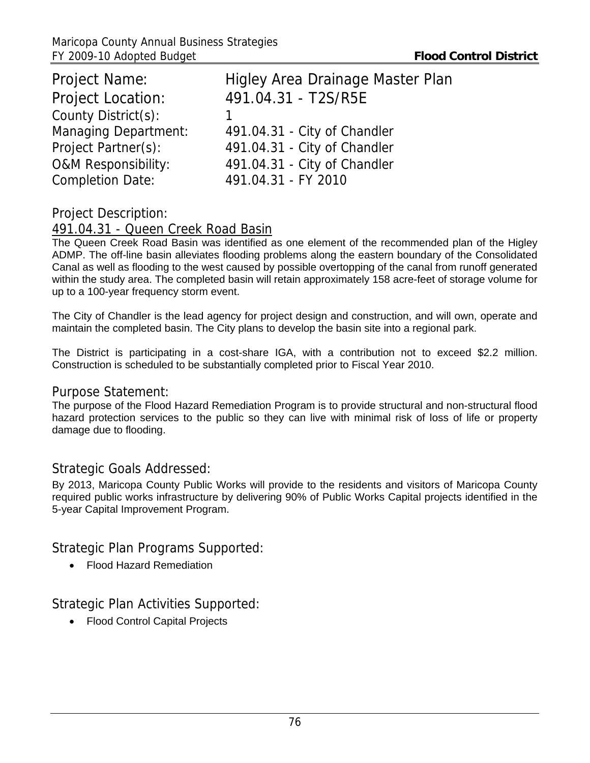| | |
|---|---|
| Project Name: | Higley Area Drainage Master Plan |
| Project Location: | 491.04.31 - T2S/R5E |
| County District(s): | 1 |
| Managing Department: | 491.04.31 - City of Chandler |
| Project Partner(s): | 491.04.31 - City of Chandler |
| O&M Responsibility: | 491.04.31 - City of Chandler |
| Completion Date: | 491.04.31 - FY 2010 |

## Project Description:

### 491.04.31 - Queen Creek Road Basin

The Queen Creek Road Basin was identified as one element of the recommended plan of the Higley ADMP. The off-line basin alleviates flooding problems along the eastern boundary of the Consolidated Canal as well as flooding to the west caused by possible overtopping of the canal from runoff generated within the study area. The completed basin will retain approximately 158 acre-feet of storage volume for up to a 100-year frequency storm event.

The City of Chandler is the lead agency for project design and construction, and will own, operate and maintain the completed basin. The City plans to develop the basin site into a regional park.

The District is participating in a cost-share IGA, with a contribution not to exceed $2.2 million. Construction is scheduled to be substantially completed prior to Fiscal Year 2010.

## Purpose Statement:

The purpose of the Flood Hazard Remediation Program is to provide structural and non-structural flood hazard protection services to the public so they can live with minimal risk of loss of life or property damage due to flooding.

## Strategic Goals Addressed:

By 2013, Maricopa County Public Works will provide to the residents and visitors of Maricopa County required public works infrastructure by delivering 90% of Public Works Capital projects identified in the 5-year Capital Improvement Program.

## Strategic Plan Programs Supported:

- Flood Hazard Remediation

## Strategic Plan Activities Supported:

- Flood Control Capital Projects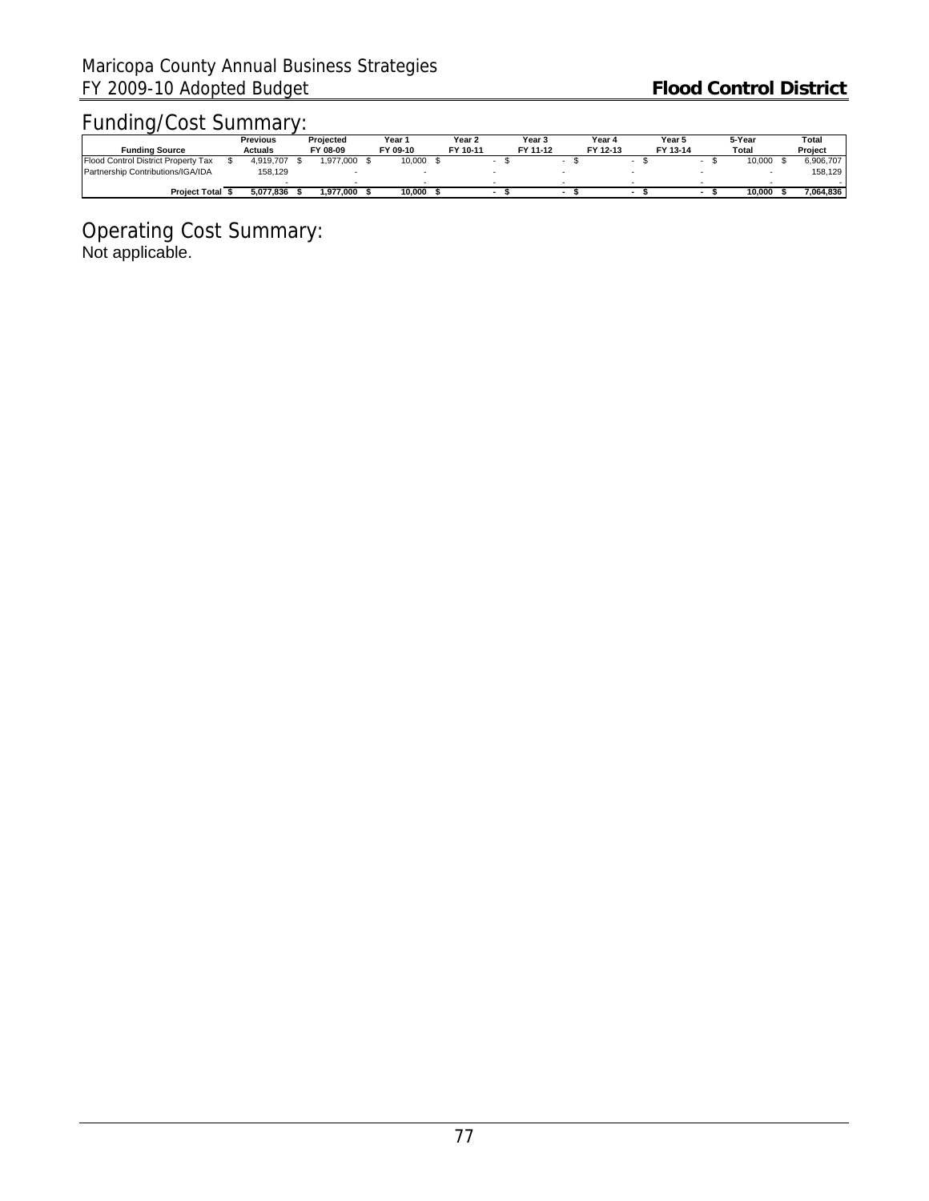## Funding/Cost Summary:

| Funding Source | Previous Actuals | Projected FY 08-09 | Year 1 FY 09-10 | Year 2 FY 10-11 | Year 3 FY 11-12 | Year 4 FY 12-13 | Year 5 FY 13-14 | 5-Year Total | Total Project |
|---|---|---|---|---|---|---|---|---|---|
| Flood Control District Property Tax | $ 4,919,707 | $ 1,977,000 | $ 10,000 | $ - | $ - | $ - | $ - | $ 10,000 | $ 6,906,707 |
| Partnership Contributions/IGA/IDA | 158,129 | - | - | - | - | - | - | - | 158,129 |
| | - | - | - | - | - | - | - | - | - |
| **Project Total** | **$ 5,077,836** | **$ 1,977,000** | **$ 10,000** | **$ -** | **$ -** | **$ -** | **$ -** | **$ 10,000** | **$ 7,064,836** |

## Operating Cost Summary:

Not applicable.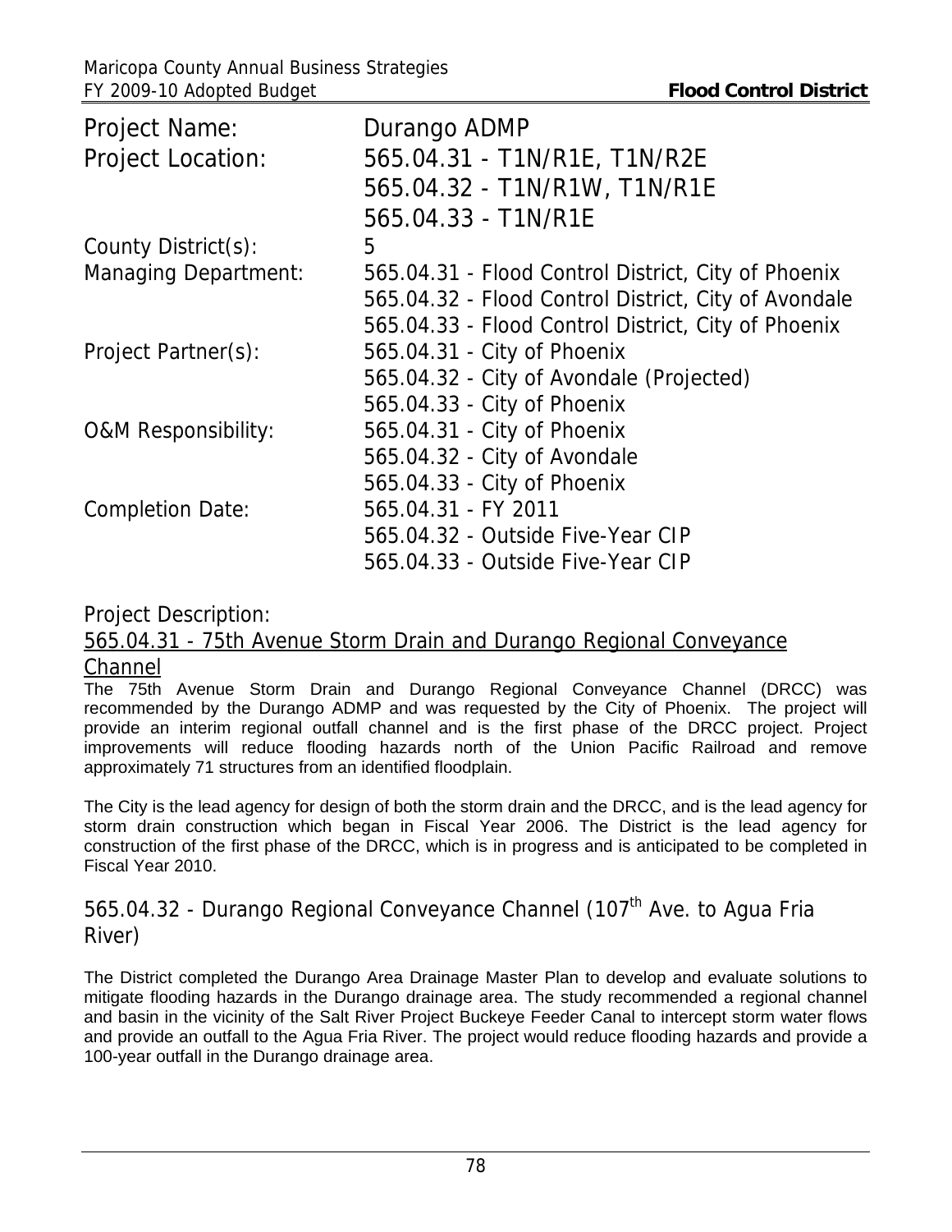| | |
|---|---|
| Project Name: | Durango ADMP |
| Project Location: | 565.04.31 - T1N/R1E, T1N/R2E<br>565.04.32 - T1N/R1W, T1N/R1E<br>565.04.33 - T1N/R1E |
| County District(s): | 5 |
| Managing Department: | 565.04.31 - Flood Control District, City of Phoenix<br>565.04.32 - Flood Control District, City of Avondale<br>565.04.33 - Flood Control District, City of Phoenix |
| Project Partner(s): | 565.04.31 - City of Phoenix<br>565.04.32 - City of Avondale (Projected)<br>565.04.33 - City of Phoenix |
| O&M Responsibility: | 565.04.31 - City of Phoenix<br>565.04.32 - City of Avondale<br>565.04.33 - City of Phoenix |
| Completion Date: | 565.04.31 - FY 2011<br>565.04.32 - Outside Five-Year CIP<br>565.04.33 - Outside Five-Year CIP |

## Project Description:

### 565.04.31 - 75th Avenue Storm Drain and Durango Regional Conveyance Channel

The 75th Avenue Storm Drain and Durango Regional Conveyance Channel (DRCC) was recommended by the Durango ADMP and was requested by the City of Phoenix. The project will provide an interim regional outfall channel and is the first phase of the DRCC project. Project improvements will reduce flooding hazards north of the Union Pacific Railroad and remove approximately 71 structures from an identified floodplain.

The City is the lead agency for design of both the storm drain and the DRCC, and is the lead agency for storm drain construction which began in Fiscal Year 2006. The District is the lead agency for construction of the first phase of the DRCC, which is in progress and is anticipated to be completed in Fiscal Year 2010.

### 565.04.32 - Durango Regional Conveyance Channel (107th Ave. to Agua Fria River)

The District completed the Durango Area Drainage Master Plan to develop and evaluate solutions to mitigate flooding hazards in the Durango drainage area. The study recommended a regional channel and basin in the vicinity of the Salt River Project Buckeye Feeder Canal to intercept storm water flows and provide an outfall to the Agua Fria River. The project would reduce flooding hazards and provide a 100-year outfall in the Durango drainage area.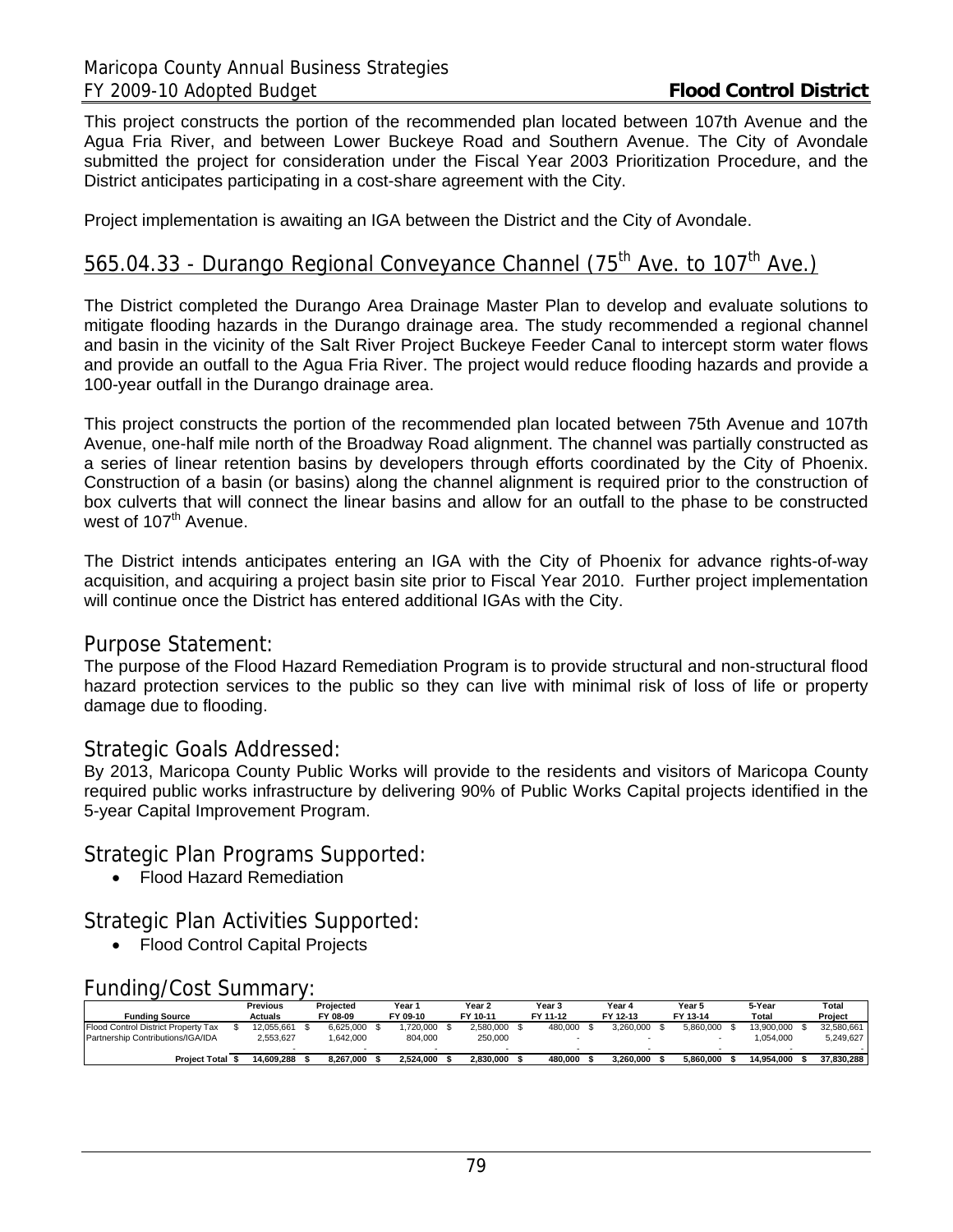This project constructs the portion of the recommended plan located between 107th Avenue and the Agua Fria River, and between Lower Buckeye Road and Southern Avenue. The City of Avondale submitted the project for consideration under the Fiscal Year 2003 Prioritization Procedure, and the District anticipates participating in a cost-share agreement with the City.

Project implementation is awaiting an IGA between the District and the City of Avondale.

## 565.04.33 - Durango Regional Conveyance Channel (75th Ave. to 107th Ave.)

The District completed the Durango Area Drainage Master Plan to develop and evaluate solutions to mitigate flooding hazards in the Durango drainage area. The study recommended a regional channel and basin in the vicinity of the Salt River Project Buckeye Feeder Canal to intercept storm water flows and provide an outfall to the Agua Fria River. The project would reduce flooding hazards and provide a 100-year outfall in the Durango drainage area.

This project constructs the portion of the recommended plan located between 75th Avenue and 107th Avenue, one-half mile north of the Broadway Road alignment. The channel was partially constructed as a series of linear retention basins by developers through efforts coordinated by the City of Phoenix. Construction of a basin (or basins) along the channel alignment is required prior to the construction of box culverts that will connect the linear basins and allow for an outfall to the phase to be constructed west of 107th Avenue.

The District intends anticipates entering an IGA with the City of Phoenix for advance rights-of-way acquisition, and acquiring a project basin site prior to Fiscal Year 2010. Further project implementation will continue once the District has entered additional IGAs with the City.

## Purpose Statement:

The purpose of the Flood Hazard Remediation Program is to provide structural and non-structural flood hazard protection services to the public so they can live with minimal risk of loss of life or property damage due to flooding.

## Strategic Goals Addressed:

By 2013, Maricopa County Public Works will provide to the residents and visitors of Maricopa County required public works infrastructure by delivering 90% of Public Works Capital projects identified in the 5-year Capital Improvement Program.

## Strategic Plan Programs Supported:

- Flood Hazard Remediation

## Strategic Plan Activities Supported:

- Flood Control Capital Projects

## Funding/Cost Summary:

| Funding Source | Previous Actuals | Projected FY 08-09 | Year 1 FY 09-10 | Year 2 FY 10-11 | Year 3 FY 11-12 | Year 4 FY 12-13 | Year 5 FY 13-14 | 5-Year Total | Total Project |
|---|---|---|---|---|---|---|---|---|---|
| Flood Control District Property Tax | $ 12,055,661 | $ 6,625,000 | $ 1,720,000 | $ 2,580,000 | $ 480,000 | $ 3,260,000 | $ 5,860,000 | $ 13,900,000 | $ 32,580,661 |
| Partnership Contributions/IGA/IDA | 2,553,627 | 1,642,000 | 804,000 | 250,000 | - | - | - | 1,054,000 | 5,249,627 |
| | - | - | - | - | - | - | - | - | - |
| **Project Total** | **$ 14,609,288** | **$ 8,267,000** | **$ 2,524,000** | **$ 2,830,000** | **$ 480,000** | **$ 3,260,000** | **$ 5,860,000** | **$ 14,954,000** | **$ 37,830,288** |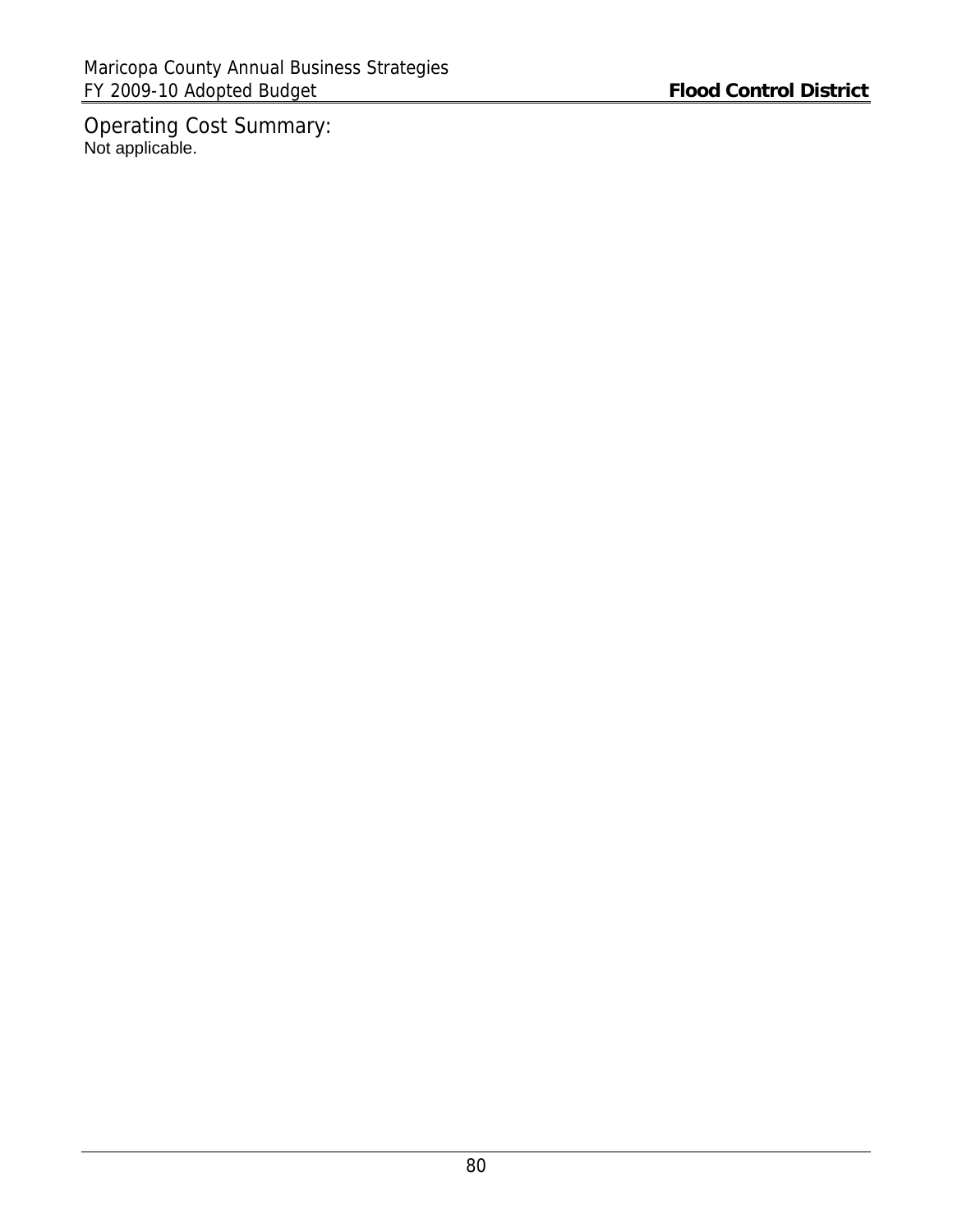## Operating Cost Summary:

Not applicable.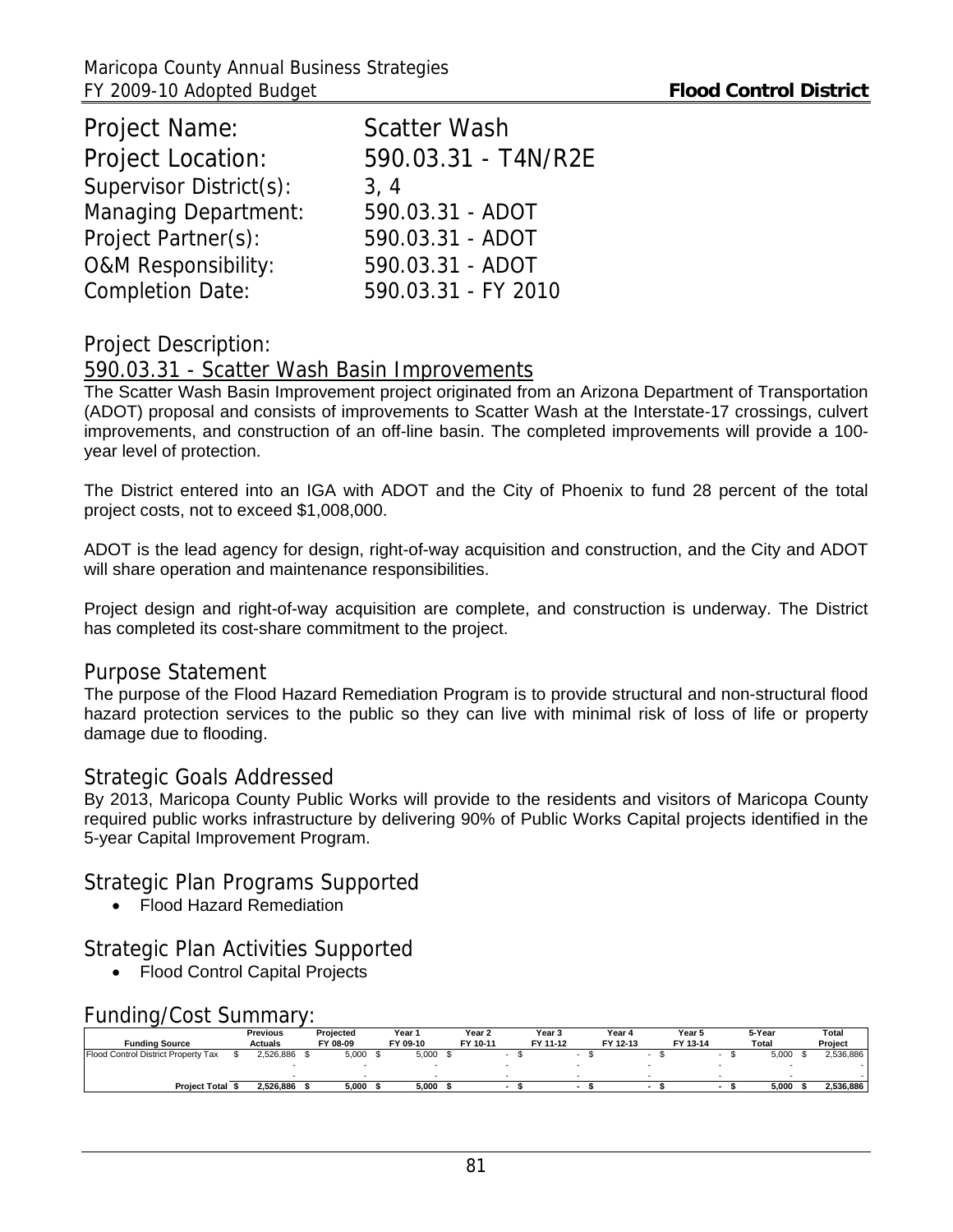Project Name: Scatter Wash
Project Location: 590.03.31 - T4N/R2E
Supervisor District(s): 3, 4
Managing Department: 590.03.31 - ADOT
Project Partner(s): 590.03.31 - ADOT
O&M Responsibility: 590.03.31 - ADOT
Completion Date: 590.03.31 - FY 2010

## Project Description:

590.03.31 - Scatter Wash Basin Improvements

The Scatter Wash Basin Improvement project originated from an Arizona Department of Transportation (ADOT) proposal and consists of improvements to Scatter Wash at the Interstate-17 crossings, culvert improvements, and construction of an off-line basin. The completed improvements will provide a 100-year level of protection.

The District entered into an IGA with ADOT and the City of Phoenix to fund 28 percent of the total project costs, not to exceed $1,008,000.

ADOT is the lead agency for design, right-of-way acquisition and construction, and the City and ADOT will share operation and maintenance responsibilities.

Project design and right-of-way acquisition are complete, and construction is underway. The District has completed its cost-share commitment to the project.

## Purpose Statement

The purpose of the Flood Hazard Remediation Program is to provide structural and non-structural flood hazard protection services to the public so they can live with minimal risk of loss of life or property damage due to flooding.

## Strategic Goals Addressed

By 2013, Maricopa County Public Works will provide to the residents and visitors of Maricopa County required public works infrastructure by delivering 90% of Public Works Capital projects identified in the 5-year Capital Improvement Program.

## Strategic Plan Programs Supported

- Flood Hazard Remediation

## Strategic Plan Activities Supported

- Flood Control Capital Projects

## Funding/Cost Summary:

| Funding Source | Previous Actuals | Projected FY 08-09 | Year 1 FY 09-10 | Year 2 FY 10-11 | Year 3 FY 11-12 | Year 4 FY 12-13 | Year 5 FY 13-14 | 5-Year Total | Total Project |
|---|---|---|---|---|---|---|---|---|---|
| Flood Control District Property Tax | $ 2,526,886 | $ 5,000 | $ 5,000 | $ - | $ - | $ - | $ - | $ 5,000 | $ 2,536,886 |
| | - | - | - | - | - | - | - | - | - |
| | - | - | - | - | - | - | - | - | - |
| **Project Total** | **$ 2,526,886** | **$ 5,000** | **$ 5,000** | **$ -** | **$ -** | **$ -** | **$ -** | **$ 5,000** | **$ 2,536,886** |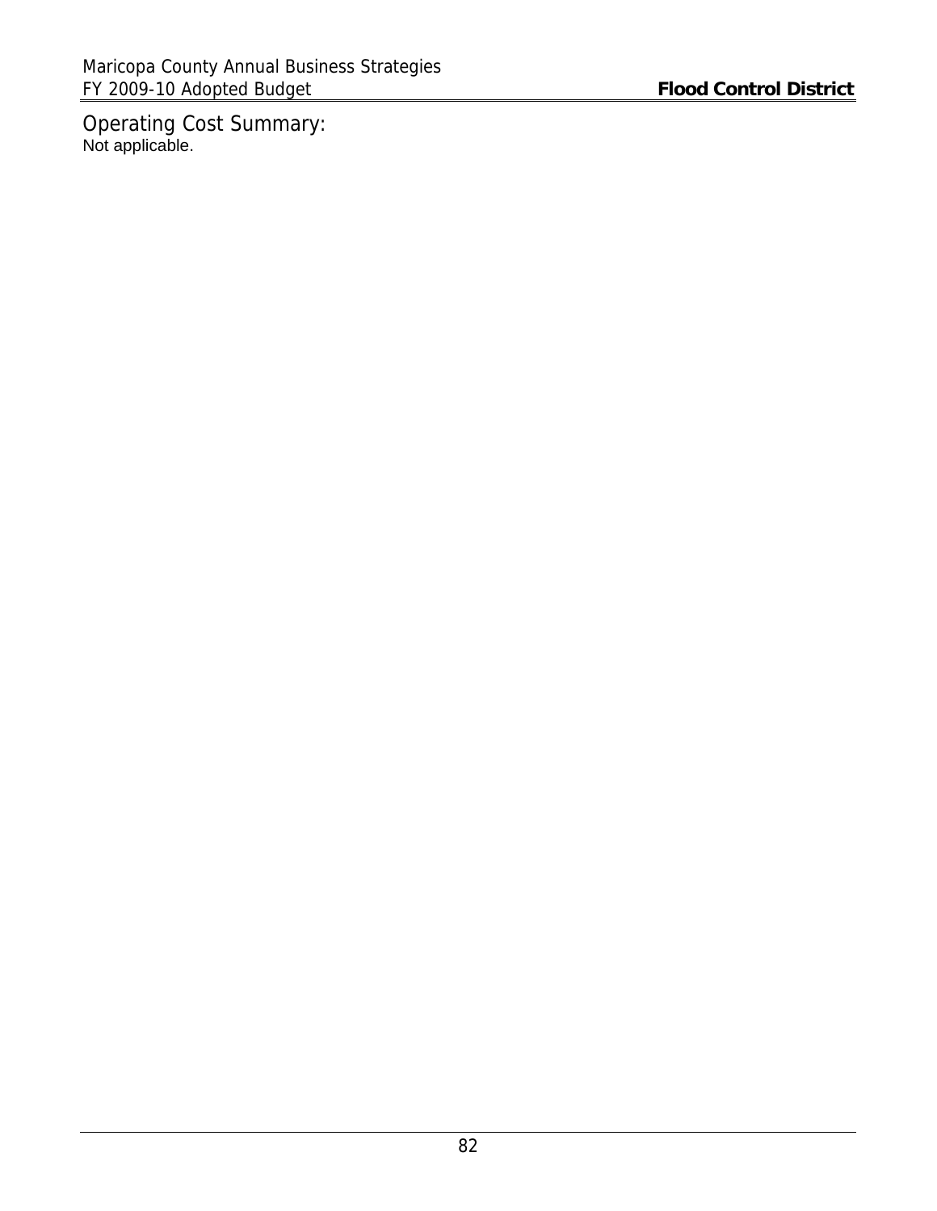## Operating Cost Summary:

Not applicable.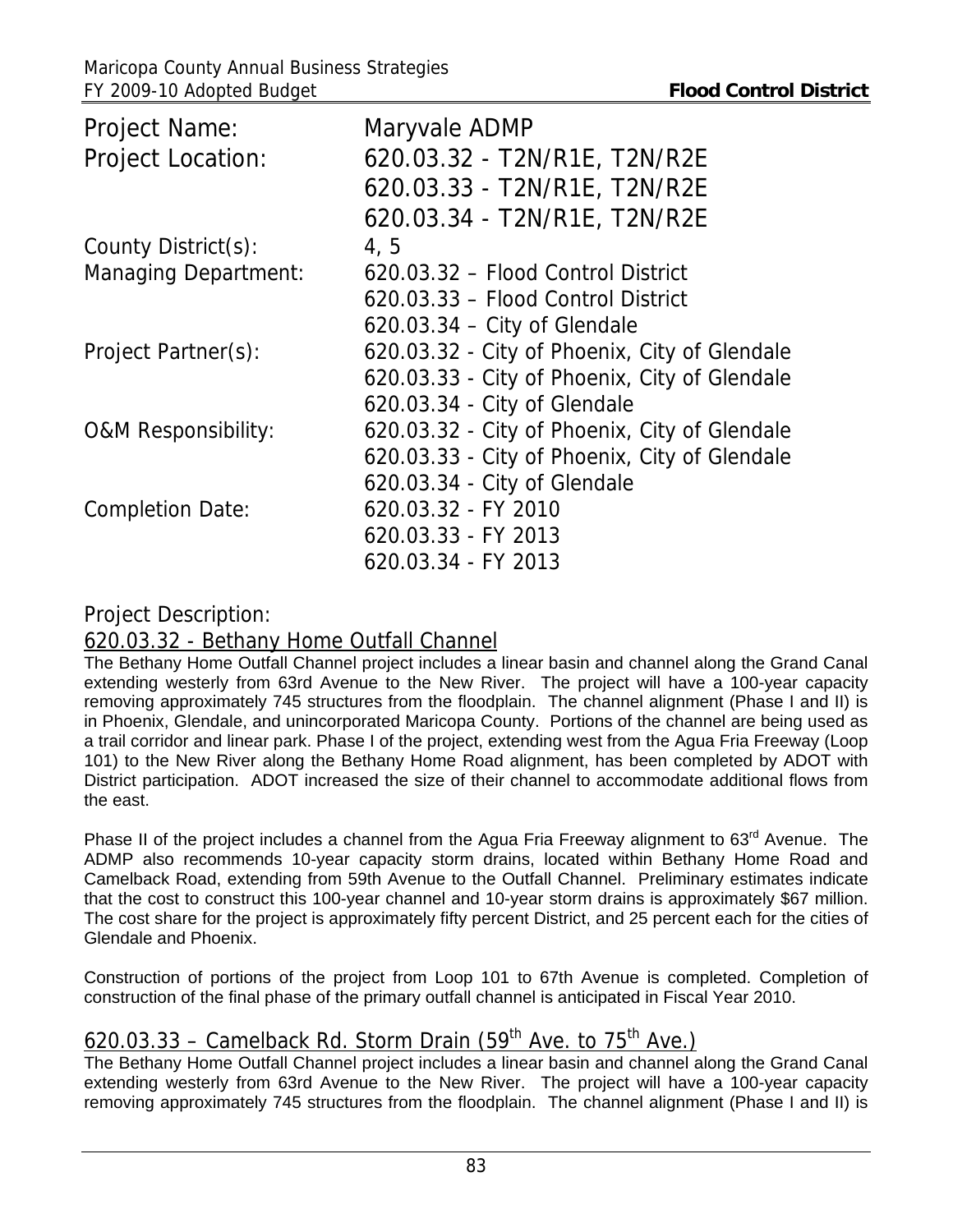| Project Name: | Maryvale ADMP |
|---|---|
| Project Location: | 620.03.32 - T2N/R1E, T2N/R2E |
| | 620.03.33 - T2N/R1E, T2N/R2E |
| | 620.03.34 - T2N/R1E, T2N/R2E |
| County District(s): | 4, 5 |
| Managing Department: | 620.03.32 – Flood Control District |
| | 620.03.33 – Flood Control District |
| | 620.03.34 – City of Glendale |
| Project Partner(s): | 620.03.32 - City of Phoenix, City of Glendale |
| | 620.03.33 - City of Phoenix, City of Glendale |
| | 620.03.34 - City of Glendale |
| O&M Responsibility: | 620.03.32 - City of Phoenix, City of Glendale |
| | 620.03.33 - City of Phoenix, City of Glendale |
| | 620.03.34 - City of Glendale |
| Completion Date: | 620.03.32 - FY 2010 |
| | 620.03.33 - FY 2013 |
| | 620.03.34 - FY 2013 |

## Project Description:

### 620.03.32 - Bethany Home Outfall Channel

The Bethany Home Outfall Channel project includes a linear basin and channel along the Grand Canal extending westerly from 63rd Avenue to the New River. The project will have a 100-year capacity removing approximately 745 structures from the floodplain. The channel alignment (Phase I and II) is in Phoenix, Glendale, and unincorporated Maricopa County. Portions of the channel are being used as a trail corridor and linear park. Phase I of the project, extending west from the Agua Fria Freeway (Loop 101) to the New River along the Bethany Home Road alignment, has been completed by ADOT with District participation. ADOT increased the size of their channel to accommodate additional flows from the east.

Phase II of the project includes a channel from the Agua Fria Freeway alignment to 63rd Avenue. The ADMP also recommends 10-year capacity storm drains, located within Bethany Home Road and Camelback Road, extending from 59th Avenue to the Outfall Channel. Preliminary estimates indicate that the cost to construct this 100-year channel and 10-year storm drains is approximately $67 million. The cost share for the project is approximately fifty percent District, and 25 percent each for the cities of Glendale and Phoenix.

Construction of portions of the project from Loop 101 to 67th Avenue is completed. Completion of construction of the final phase of the primary outfall channel is anticipated in Fiscal Year 2010.

### 620.03.33 – Camelback Rd. Storm Drain (59th Ave. to 75th Ave.)

The Bethany Home Outfall Channel project includes a linear basin and channel along the Grand Canal extending westerly from 63rd Avenue to the New River. The project will have a 100-year capacity removing approximately 745 structures from the floodplain. The channel alignment (Phase I and II) is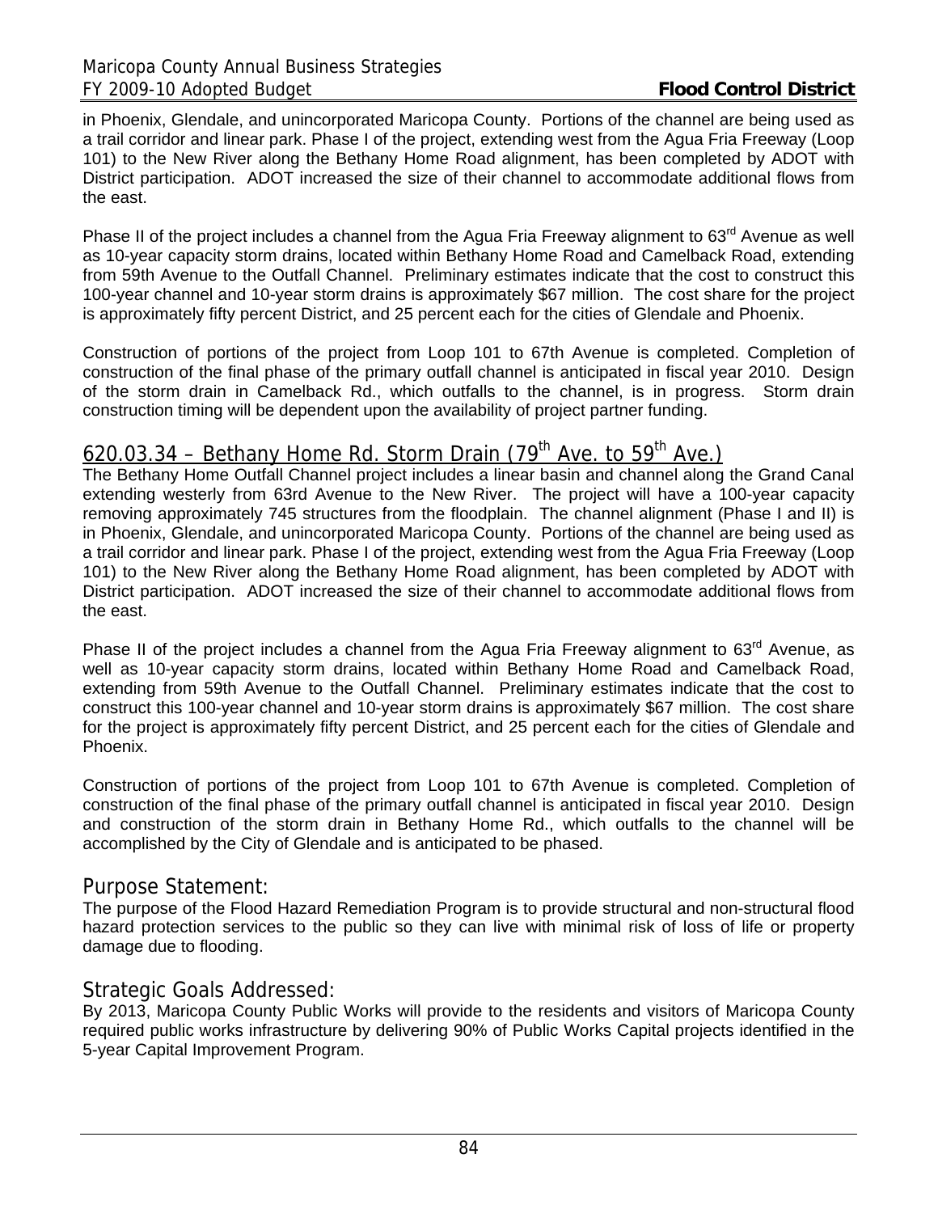in Phoenix, Glendale, and unincorporated Maricopa County. Portions of the channel are being used as a trail corridor and linear park. Phase I of the project, extending west from the Agua Fria Freeway (Loop 101) to the New River along the Bethany Home Road alignment, has been completed by ADOT with District participation. ADOT increased the size of their channel to accommodate additional flows from the east.

Phase II of the project includes a channel from the Agua Fria Freeway alignment to 63rd Avenue as well as 10-year capacity storm drains, located within Bethany Home Road and Camelback Road, extending from 59th Avenue to the Outfall Channel. Preliminary estimates indicate that the cost to construct this 100-year channel and 10-year storm drains is approximately $67 million. The cost share for the project is approximately fifty percent District, and 25 percent each for the cities of Glendale and Phoenix.

Construction of portions of the project from Loop 101 to 67th Avenue is completed. Completion of construction of the final phase of the primary outfall channel is anticipated in fiscal year 2010. Design of the storm drain in Camelback Rd., which outfalls to the channel, is in progress. Storm drain construction timing will be dependent upon the availability of project partner funding.

## 620.03.34 – Bethany Home Rd. Storm Drain (79th Ave. to 59th Ave.)

The Bethany Home Outfall Channel project includes a linear basin and channel along the Grand Canal extending westerly from 63rd Avenue to the New River. The project will have a 100-year capacity removing approximately 745 structures from the floodplain. The channel alignment (Phase I and II) is in Phoenix, Glendale, and unincorporated Maricopa County. Portions of the channel are being used as a trail corridor and linear park. Phase I of the project, extending west from the Agua Fria Freeway (Loop 101) to the New River along the Bethany Home Road alignment, has been completed by ADOT with District participation. ADOT increased the size of their channel to accommodate additional flows from the east.

Phase II of the project includes a channel from the Agua Fria Freeway alignment to 63rd Avenue, as well as 10-year capacity storm drains, located within Bethany Home Road and Camelback Road, extending from 59th Avenue to the Outfall Channel. Preliminary estimates indicate that the cost to construct this 100-year channel and 10-year storm drains is approximately $67 million. The cost share for the project is approximately fifty percent District, and 25 percent each for the cities of Glendale and Phoenix.

Construction of portions of the project from Loop 101 to 67th Avenue is completed. Completion of construction of the final phase of the primary outfall channel is anticipated in fiscal year 2010. Design and construction of the storm drain in Bethany Home Rd., which outfalls to the channel will be accomplished by the City of Glendale and is anticipated to be phased.

## Purpose Statement:

The purpose of the Flood Hazard Remediation Program is to provide structural and non-structural flood hazard protection services to the public so they can live with minimal risk of loss of life or property damage due to flooding.

## Strategic Goals Addressed:

By 2013, Maricopa County Public Works will provide to the residents and visitors of Maricopa County required public works infrastructure by delivering 90% of Public Works Capital projects identified in the 5-year Capital Improvement Program.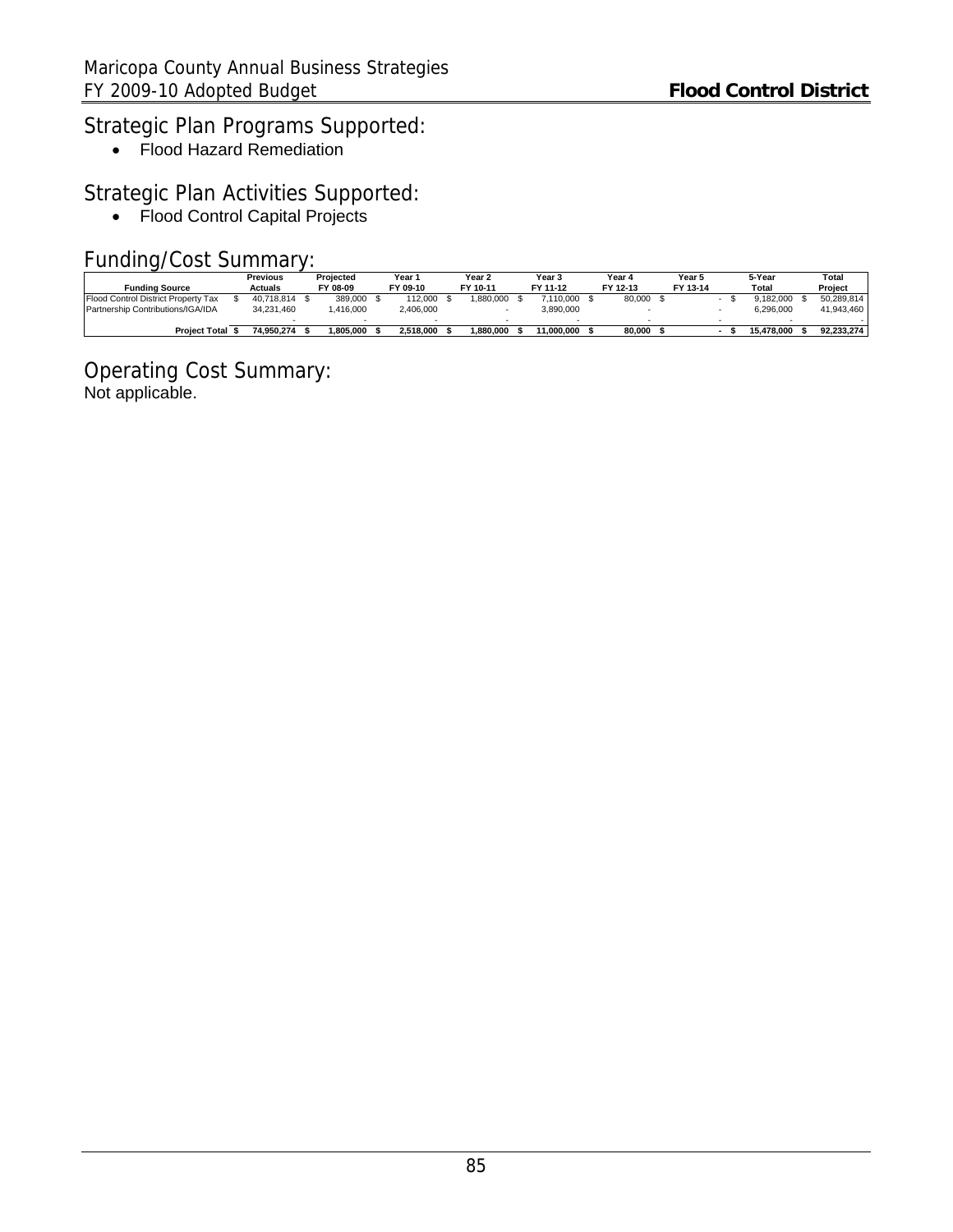## Strategic Plan Programs Supported:

- Flood Hazard Remediation

## Strategic Plan Activities Supported:

- Flood Control Capital Projects

## Funding/Cost Summary:

| Funding Source | Previous Actuals | Projected FY 08-09 | Year 1 FY 09-10 | Year 2 FY 10-11 | Year 3 FY 11-12 | Year 4 FY 12-13 | Year 5 FY 13-14 | 5-Year Total | Total Project |
|---|---|---|---|---|---|---|---|---|---|
| Flood Control District Property Tax | $ 40,718,814 | $ 389,000 | $ 112,000 | $ 1,880,000 | $ 7,110,000 | $ 80,000 | $ - | $ 9,182,000 | $ 50,289,814 |
| Partnership Contributions/IGA/IDA | 34,231,460 | 1,416,000 | 2,406,000 | - | 3,890,000 | - | - | 6,296,000 | 41,943,460 |
| | - | - | - | - | - | - | - | - | - |
| **Project Total** | **$ 74,950,274** | **$ 1,805,000** | **$ 2,518,000** | **$ 1,880,000** | **$ 11,000,000** | **$ 80,000** | **$ -** | **$ 15,478,000** | **$ 92,233,274** |

## Operating Cost Summary:

Not applicable.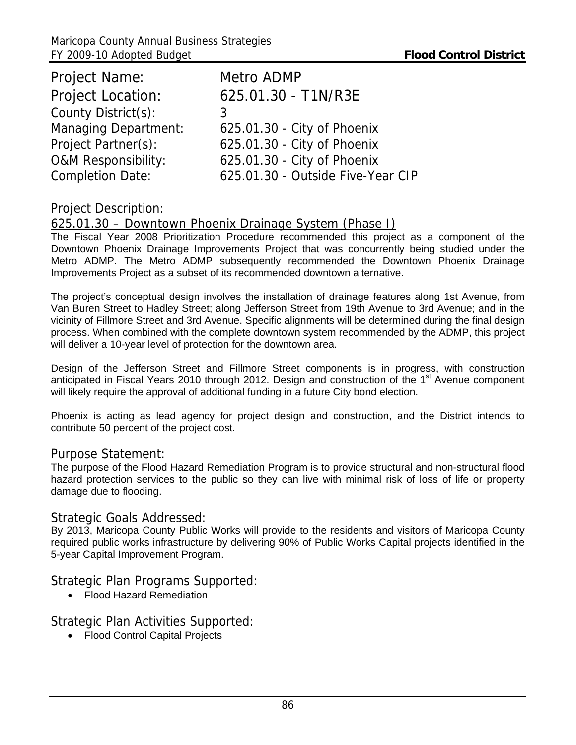Project Name: Metro ADMP

Project Location: 625.01.30 - T1N/R3E

County District(s): 3

Managing Department: 625.01.30 - City of Phoenix

Project Partner(s): 625.01.30 - City of Phoenix

O&M Responsibility: 625.01.30 - City of Phoenix

Completion Date: 625.01.30 - Outside Five-Year CIP

## Project Description:

625.01.30 – Downtown Phoenix Drainage System (Phase I)

The Fiscal Year 2008 Prioritization Procedure recommended this project as a component of the Downtown Phoenix Drainage Improvements Project that was concurrently being studied under the Metro ADMP. The Metro ADMP subsequently recommended the Downtown Phoenix Drainage Improvements Project as a subset of its recommended downtown alternative.

The project's conceptual design involves the installation of drainage features along 1st Avenue, from Van Buren Street to Hadley Street; along Jefferson Street from 19th Avenue to 3rd Avenue; and in the vicinity of Fillmore Street and 3rd Avenue. Specific alignments will be determined during the final design process. When combined with the complete downtown system recommended by the ADMP, this project will deliver a 10-year level of protection for the downtown area.

Design of the Jefferson Street and Fillmore Street components is in progress, with construction anticipated in Fiscal Years 2010 through 2012. Design and construction of the 1st Avenue component will likely require the approval of additional funding in a future City bond election.

Phoenix is acting as lead agency for project design and construction, and the District intends to contribute 50 percent of the project cost.

## Purpose Statement:

The purpose of the Flood Hazard Remediation Program is to provide structural and non-structural flood hazard protection services to the public so they can live with minimal risk of loss of life or property damage due to flooding.

## Strategic Goals Addressed:

By 2013, Maricopa County Public Works will provide to the residents and visitors of Maricopa County required public works infrastructure by delivering 90% of Public Works Capital projects identified in the 5-year Capital Improvement Program.

## Strategic Plan Programs Supported:

- Flood Hazard Remediation

## Strategic Plan Activities Supported:

- Flood Control Capital Projects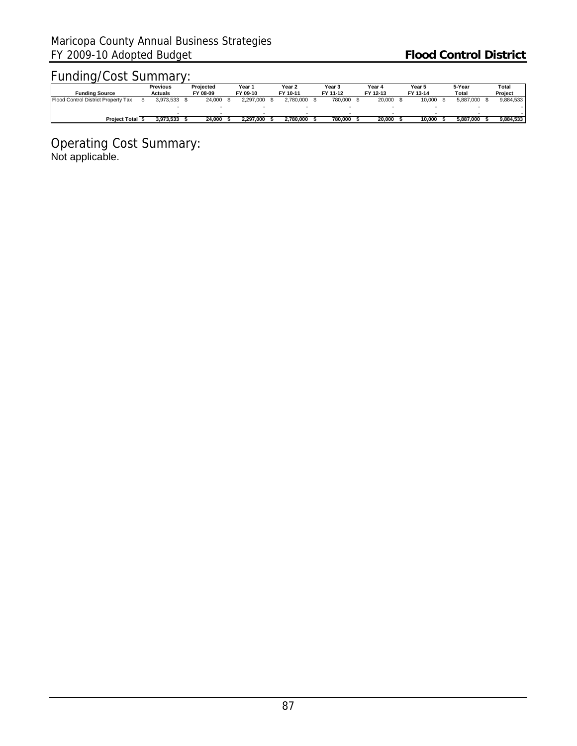## Funding/Cost Summary:

| Funding Source | Previous Actuals | Projected FY 08-09 | Year 1 FY 09-10 | Year 2 FY 10-11 | Year 3 FY 11-12 | Year 4 FY 12-13 | Year 5 FY 13-14 | 5-Year Total | Total Project |
|---|---|---|---|---|---|---|---|---|---|
| Flood Control District Property Tax | $ 3,973,533 | $ 24,000 | $ 2,297,000 | $ 2,780,000 | $ 780,000 | $ 20,000 | $ 10,000 | $ 5,887,000 | $ 9,884,533 |
| | - | - | - | - | - | - | - | - | - |
| | - | - | - | - | - | - | - | - | - |
| **Project Total** | **$ 3,973,533** | **$ 24,000** | **$ 2,297,000** | **$ 2,780,000** | **$ 780,000** | **$ 20,000** | **$ 10,000** | **$ 5,887,000** | **$ 9,884,533** |

## Operating Cost Summary:

Not applicable.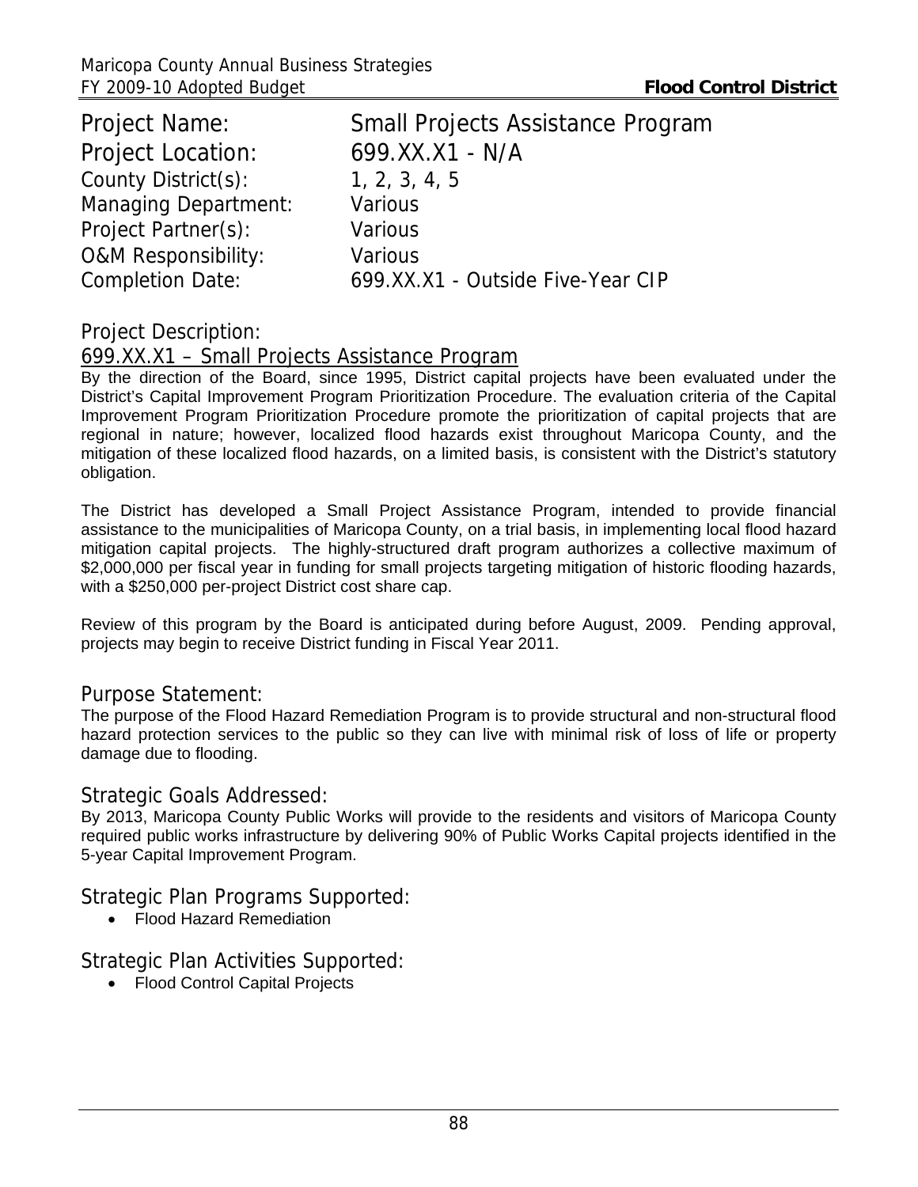Project Name: Small Projects Assistance Program
Project Location: 699.XX.X1 - N/A
County District(s): 1, 2, 3, 4, 5
Managing Department: Various
Project Partner(s): Various
O&M Responsibility: Various
Completion Date: 699.XX.X1 - Outside Five-Year CIP

## Project Description:

699.XX.X1 – Small Projects Assistance Program

By the direction of the Board, since 1995, District capital projects have been evaluated under the District's Capital Improvement Program Prioritization Procedure. The evaluation criteria of the Capital Improvement Program Prioritization Procedure promote the prioritization of capital projects that are regional in nature; however, localized flood hazards exist throughout Maricopa County, and the mitigation of these localized flood hazards, on a limited basis, is consistent with the District's statutory obligation.

The District has developed a Small Project Assistance Program, intended to provide financial assistance to the municipalities of Maricopa County, on a trial basis, in implementing local flood hazard mitigation capital projects. The highly-structured draft program authorizes a collective maximum of $2,000,000 per fiscal year in funding for small projects targeting mitigation of historic flooding hazards, with a $250,000 per-project District cost share cap.

Review of this program by the Board is anticipated during before August, 2009. Pending approval, projects may begin to receive District funding in Fiscal Year 2011.

## Purpose Statement:

The purpose of the Flood Hazard Remediation Program is to provide structural and non-structural flood hazard protection services to the public so they can live with minimal risk of loss of life or property damage due to flooding.

## Strategic Goals Addressed:

By 2013, Maricopa County Public Works will provide to the residents and visitors of Maricopa County required public works infrastructure by delivering 90% of Public Works Capital projects identified in the 5-year Capital Improvement Program.

## Strategic Plan Programs Supported:

- Flood Hazard Remediation

## Strategic Plan Activities Supported:

- Flood Control Capital Projects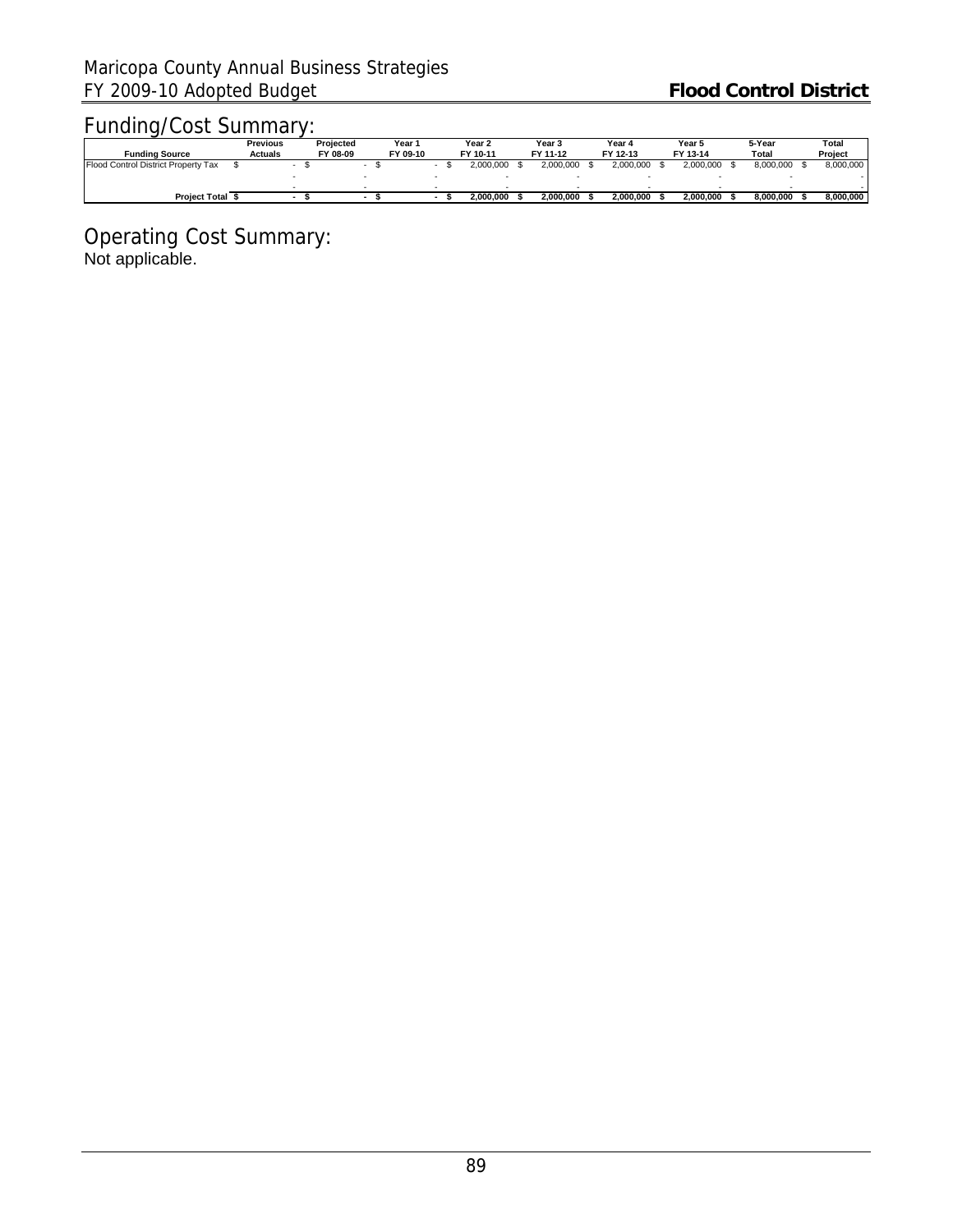## Funding/Cost Summary:

| Funding Source | Previous Actuals | Projected FY 08-09 | Year 1 FY 09-10 | Year 2 FY 10-11 | Year 3 FY 11-12 | Year 4 FY 12-13 | Year 5 FY 13-14 | 5-Year Total | Total Project |
|---|---|---|---|---|---|---|---|---|---|
| Flood Control District Property Tax | $ - | $ - | $ - | $ 2,000,000 | $ 2,000,000 | $ 2,000,000 | $ 2,000,000 | $ 8,000,000 | $ 8,000,000 |
| | - | - | - | - | - | - | - | - | - |
| | - | - | - | - | - | - | - | - | - |
| **Project Total** | **$ -** | **$ -** | **$ -** | **$ 2,000,000** | **$ 2,000,000** | **$ 2,000,000** | **$ 2,000,000** | **$ 8,000,000** | **$ 8,000,000** |

## Operating Cost Summary:

Not applicable.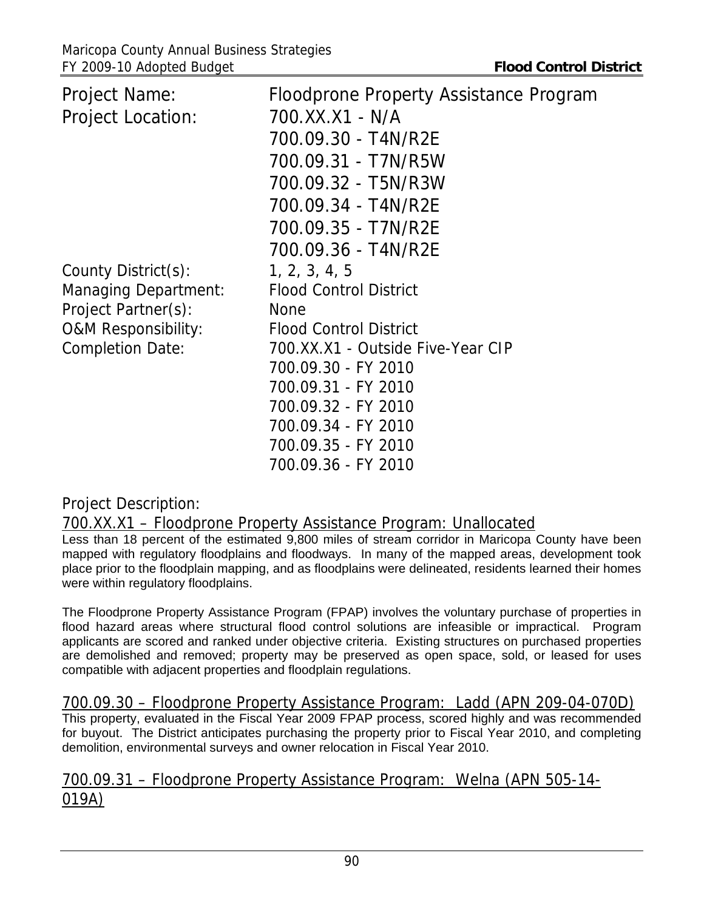| | |
|---|---|
| Project Name: | Floodprone Property Assistance Program |
| Project Location: | 700.XX.X1 - N/A<br>700.09.30 - T4N/R2E<br>700.09.31 - T7N/R5W<br>700.09.32 - T5N/R3W<br>700.09.34 - T4N/R2E<br>700.09.35 - T7N/R2E<br>700.09.36 - T4N/R2E |
| County District(s): | 1, 2, 3, 4, 5 |
| Managing Department: | Flood Control District |
| Project Partner(s): | None |
| O&M Responsibility: | Flood Control District |
| Completion Date: | 700.XX.X1 - Outside Five-Year CIP<br>700.09.30 - FY 2010<br>700.09.31 - FY 2010<br>700.09.32 - FY 2010<br>700.09.34 - FY 2010<br>700.09.35 - FY 2010<br>700.09.36 - FY 2010 |

## Project Description:

### 700.XX.X1 – Floodprone Property Assistance Program: Unallocated

Less than 18 percent of the estimated 9,800 miles of stream corridor in Maricopa County have been mapped with regulatory floodplains and floodways. In many of the mapped areas, development took place prior to the floodplain mapping, and as floodplains were delineated, residents learned their homes were within regulatory floodplains.

The Floodprone Property Assistance Program (FPAP) involves the voluntary purchase of properties in flood hazard areas where structural flood control solutions are infeasible or impractical. Program applicants are scored and ranked under objective criteria. Existing structures on purchased properties are demolished and removed; property may be preserved as open space, sold, or leased for uses compatible with adjacent properties and floodplain regulations.

### 700.09.30 – Floodprone Property Assistance Program: Ladd (APN 209-04-070D)

This property, evaluated in the Fiscal Year 2009 FPAP process, scored highly and was recommended for buyout. The District anticipates purchasing the property prior to Fiscal Year 2010, and completing demolition, environmental surveys and owner relocation in Fiscal Year 2010.

### 700.09.31 – Floodprone Property Assistance Program: Welna (APN 505-14-019A)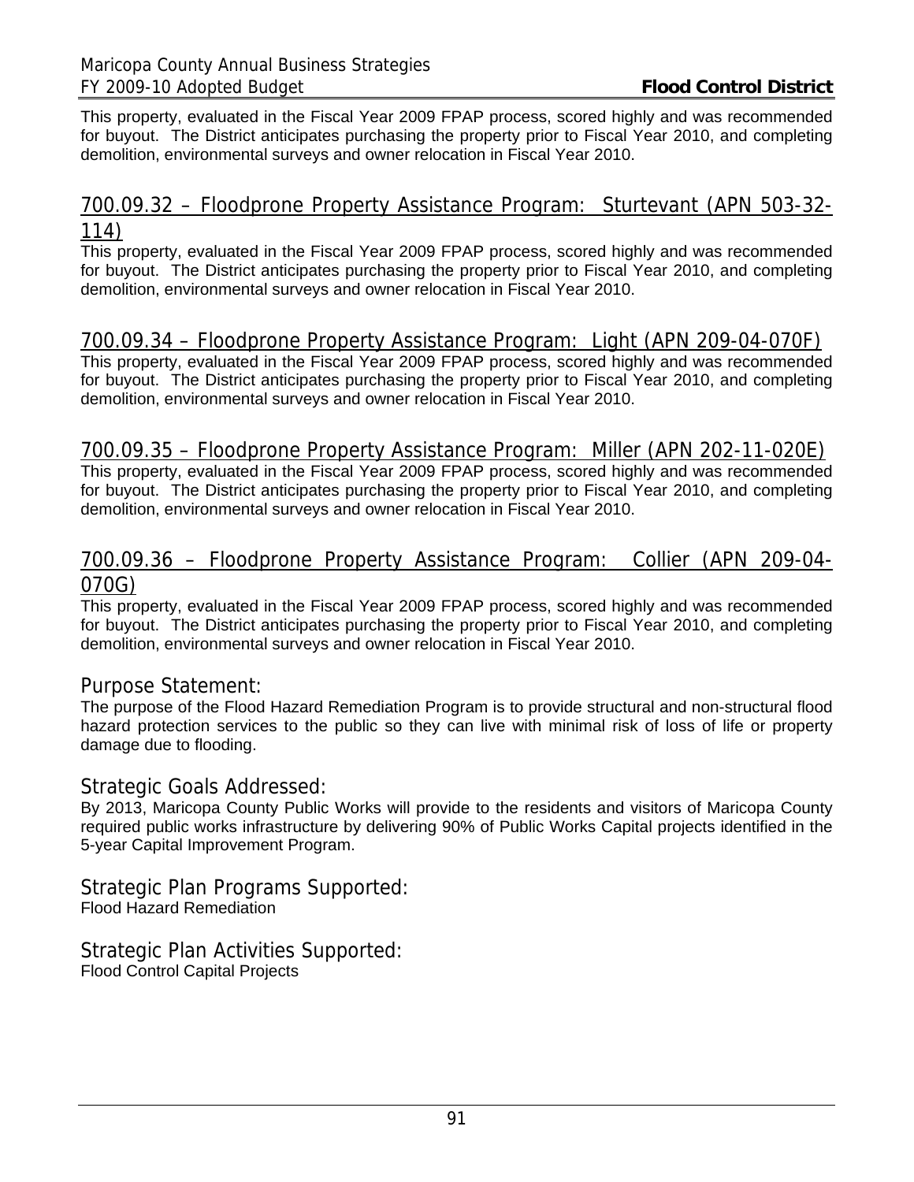This property, evaluated in the Fiscal Year 2009 FPAP process, scored highly and was recommended for buyout. The District anticipates purchasing the property prior to Fiscal Year 2010, and completing demolition, environmental surveys and owner relocation in Fiscal Year 2010.

### 700.09.32 – Floodprone Property Assistance Program: Sturtevant (APN 503-32-114)

This property, evaluated in the Fiscal Year 2009 FPAP process, scored highly and was recommended for buyout. The District anticipates purchasing the property prior to Fiscal Year 2010, and completing demolition, environmental surveys and owner relocation in Fiscal Year 2010.

### 700.09.34 – Floodprone Property Assistance Program: Light (APN 209-04-070F)

This property, evaluated in the Fiscal Year 2009 FPAP process, scored highly and was recommended for buyout. The District anticipates purchasing the property prior to Fiscal Year 2010, and completing demolition, environmental surveys and owner relocation in Fiscal Year 2010.

### 700.09.35 – Floodprone Property Assistance Program: Miller (APN 202-11-020E)

This property, evaluated in the Fiscal Year 2009 FPAP process, scored highly and was recommended for buyout. The District anticipates purchasing the property prior to Fiscal Year 2010, and completing demolition, environmental surveys and owner relocation in Fiscal Year 2010.

### 700.09.36 – Floodprone Property Assistance Program: Collier (APN 209-04-070G)

This property, evaluated in the Fiscal Year 2009 FPAP process, scored highly and was recommended for buyout. The District anticipates purchasing the property prior to Fiscal Year 2010, and completing demolition, environmental surveys and owner relocation in Fiscal Year 2010.

## Purpose Statement:

The purpose of the Flood Hazard Remediation Program is to provide structural and non-structural flood hazard protection services to the public so they can live with minimal risk of loss of life or property damage due to flooding.

## Strategic Goals Addressed:

By 2013, Maricopa County Public Works will provide to the residents and visitors of Maricopa County required public works infrastructure by delivering 90% of Public Works Capital projects identified in the 5-year Capital Improvement Program.

## Strategic Plan Programs Supported:

Flood Hazard Remediation

## Strategic Plan Activities Supported:

Flood Control Capital Projects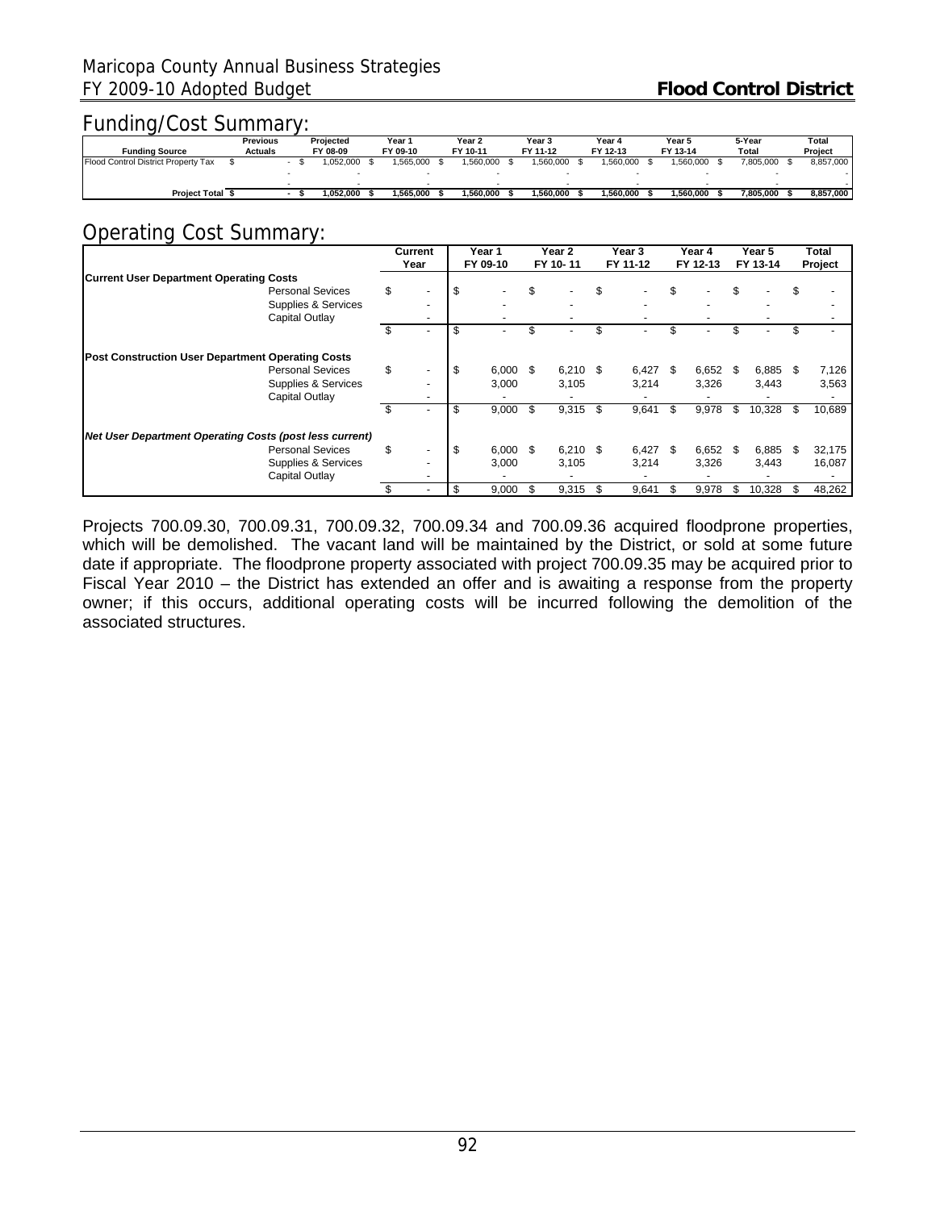## Funding/Cost Summary:

| Funding Source | Previous Actuals | Projected FY 08-09 | Year 1 FY 09-10 | Year 2 FY 10-11 | Year 3 FY 11-12 | Year 4 FY 12-13 | Year 5 FY 13-14 | 5-Year Total | Total Project |
|---|---|---|---|---|---|---|---|---|---|
| Flood Control District Property Tax | $ - | $ 1,052,000 | $ 1,565,000 | $ 1,560,000 | $ 1,560,000 | $ 1,560,000 | $ 1,560,000 | $ 7,805,000 | $ 8,857,000 |
| | - | - | - | - | - | - | - | - | - |
| | - | - | - | - | - | - | - | - | - |
| **Project Total** | **$ -** | **$ 1,052,000** | **$ 1,565,000** | **$ 1,560,000** | **$ 1,560,000** | **$ 1,560,000** | **$ 1,560,000** | **$ 7,805,000** | **$ 8,857,000** |

## Operating Cost Summary:

| | | Current Year | Year 1 FY 09-10 | Year 2 FY 10-11 | Year 3 FY 11-12 | Year 4 FY 12-13 | Year 5 FY 13-14 | Total Project |
|---|---|---|---|---|---|---|---|---|
| **Current User Department Operating Costs** | | | | | | | | |
| | Personal Sevices | $ - | $ - | $ - | $ - | $ - | $ - | $ - |
| | Supplies & Services | - | - | - | - | - | - | - |
| | Capital Outlay | - | - | - | - | - | - | - |
| | | $ - | $ - | $ - | $ - | $ - | $ - | $ - |
| **Post Construction User Department Operating Costs** | | | | | | | | |
| | Personal Sevices | $ - | $ 6,000 | $ 6,210 | $ 6,427 | $ 6,652 | $ 6,885 | $ 7,126 |
| | Supplies & Services | - | 3,000 | 3,105 | 3,214 | 3,326 | 3,443 | 3,563 |
| | Capital Outlay | - | - | - | - | - | - | - |
| | | $ - | $ 9,000 | $ 9,315 | $ 9,641 | $ 9,978 | $ 10,328 | $ 10,689 |
| ***Net User Department Operating Costs (post less current)*** | | | | | | | | |
| | Personal Sevices | $ - | $ 6,000 | $ 6,210 | $ 6,427 | $ 6,652 | $ 6,885 | $ 32,175 |
| | Supplies & Services | - | 3,000 | 3,105 | 3,214 | 3,326 | 3,443 | 16,087 |
| | Capital Outlay | - | - | - | - | - | - | - |
| | | $ - | $ 9,000 | $ 9,315 | $ 9,641 | $ 9,978 | $ 10,328 | $ 48,262 |

Projects 700.09.30, 700.09.31, 700.09.32, 700.09.34 and 700.09.36 acquired floodprone properties, which will be demolished. The vacant land will be maintained by the District, or sold at some future date if appropriate. The floodprone property associated with project 700.09.35 may be acquired prior to Fiscal Year 2010 – the District has extended an offer and is awaiting a response from the property owner; if this occurs, additional operating costs will be incurred following the demolition of the associated structures.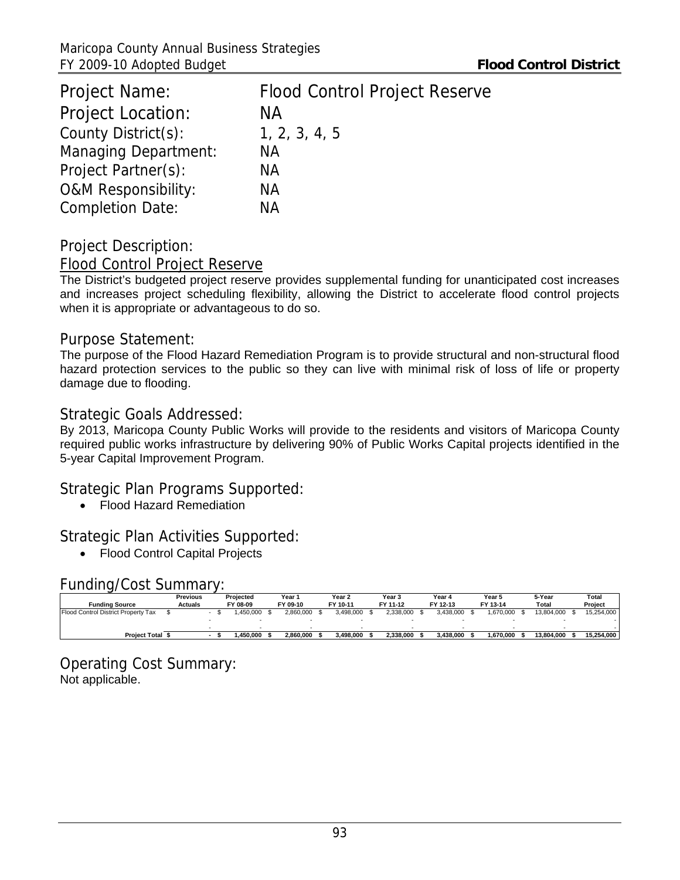| Project Name: | Flood Control Project Reserve |
|---|---|
| Project Location: | NA |
| County District(s): | 1, 2, 3, 4, 5 |
| Managing Department: | NA |
| Project Partner(s): | NA |
| O&M Responsibility: | NA |
| Completion Date: | NA |

## Project Description:

### Flood Control Project Reserve

The District's budgeted project reserve provides supplemental funding for unanticipated cost increases and increases project scheduling flexibility, allowing the District to accelerate flood control projects when it is appropriate or advantageous to do so.

## Purpose Statement:

The purpose of the Flood Hazard Remediation Program is to provide structural and non-structural flood hazard protection services to the public so they can live with minimal risk of loss of life or property damage due to flooding.

## Strategic Goals Addressed:

By 2013, Maricopa County Public Works will provide to the residents and visitors of Maricopa County required public works infrastructure by delivering 90% of Public Works Capital projects identified in the 5-year Capital Improvement Program.

## Strategic Plan Programs Supported:

- Flood Hazard Remediation

## Strategic Plan Activities Supported:

- Flood Control Capital Projects

## Funding/Cost Summary:

| Funding Source | Previous Actuals | Projected FY 08-09 | Year 1 FY 09-10 | Year 2 FY 10-11 | Year 3 FY 11-12 | Year 4 FY 12-13 | Year 5 FY 13-14 | 5-Year Total | Total Project |
|---|---|---|---|---|---|---|---|---|---|
| Flood Control District Property Tax | $ - | $ 1,450,000 | $ 2,860,000 | $ 3,498,000 | $ 2,338,000 | $ 3,438,000 | $ 1,670,000 | $ 13,804,000 | $ 15,254,000 |
| | - | - | - | - | - | - | - | - | - |
| | - | - | - | - | - | - | - | - | - |
| **Project Total** | **$ -** | **$ 1,450,000** | **$ 2,860,000** | **$ 3,498,000** | **$ 2,338,000** | **$ 3,438,000** | **$ 1,670,000** | **$ 13,804,000** | **$ 15,254,000** |

## Operating Cost Summary:

Not applicable.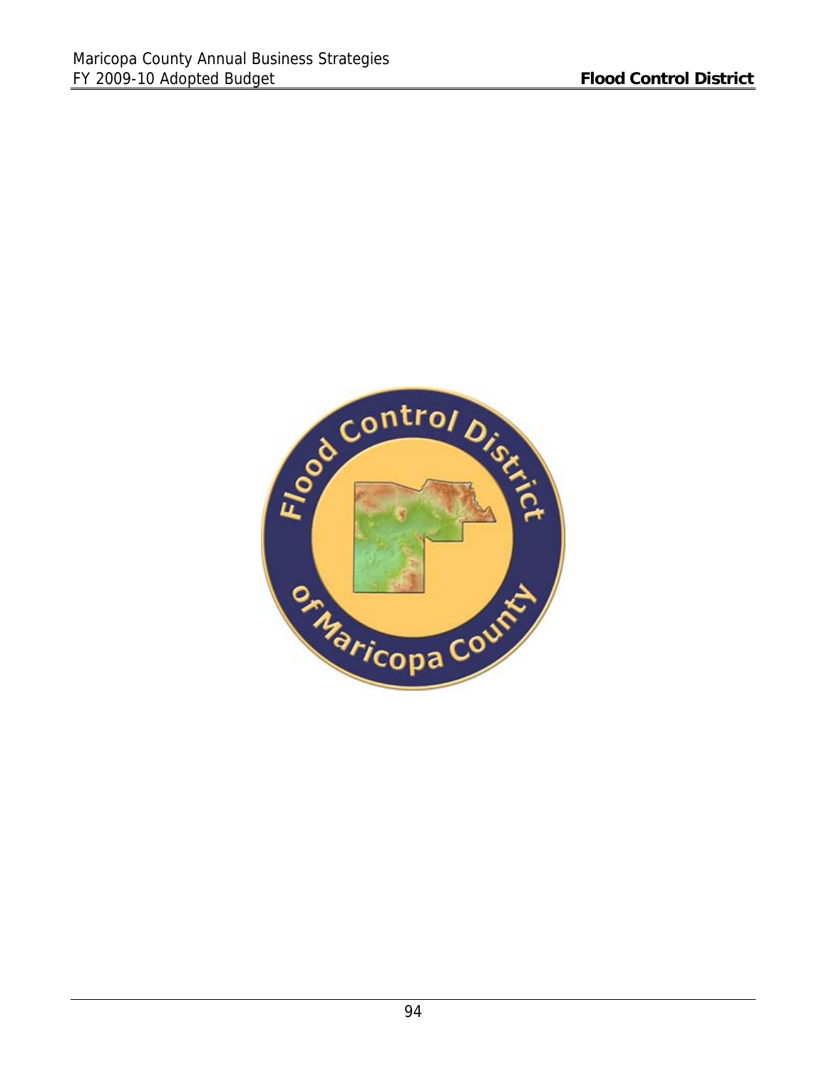Flood Control District of Maricopa County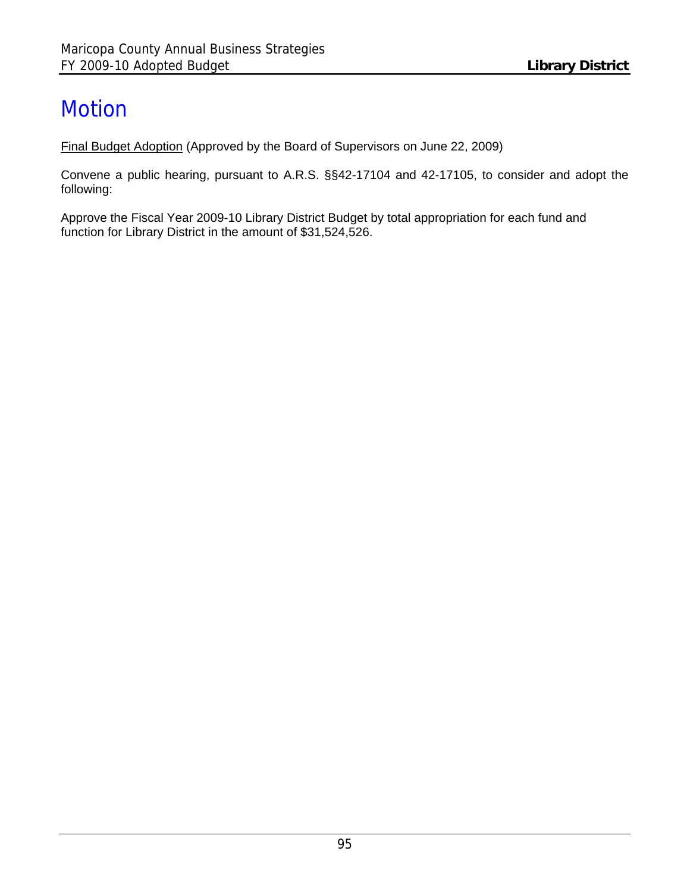# Motion

<u>Final Budget Adoption</u> (Approved by the Board of Supervisors on June 22, 2009)

Convene a public hearing, pursuant to A.R.S. §§42-17104 and 42-17105, to consider and adopt the following:

Approve the Fiscal Year 2009-10 Library District Budget by total appropriation for each fund and function for Library District in the amount of $31,524,526.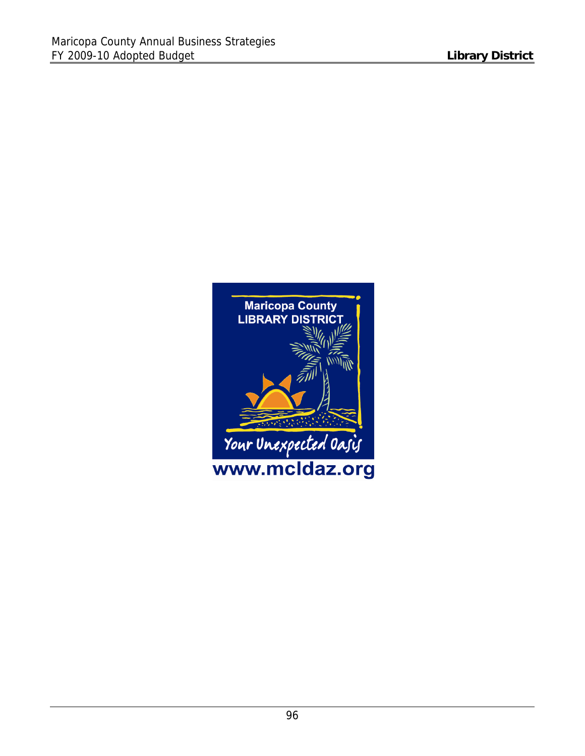Maricopa County
LIBRARY DISTRICT

Your Unexpected Oasis

www.mcldaz.org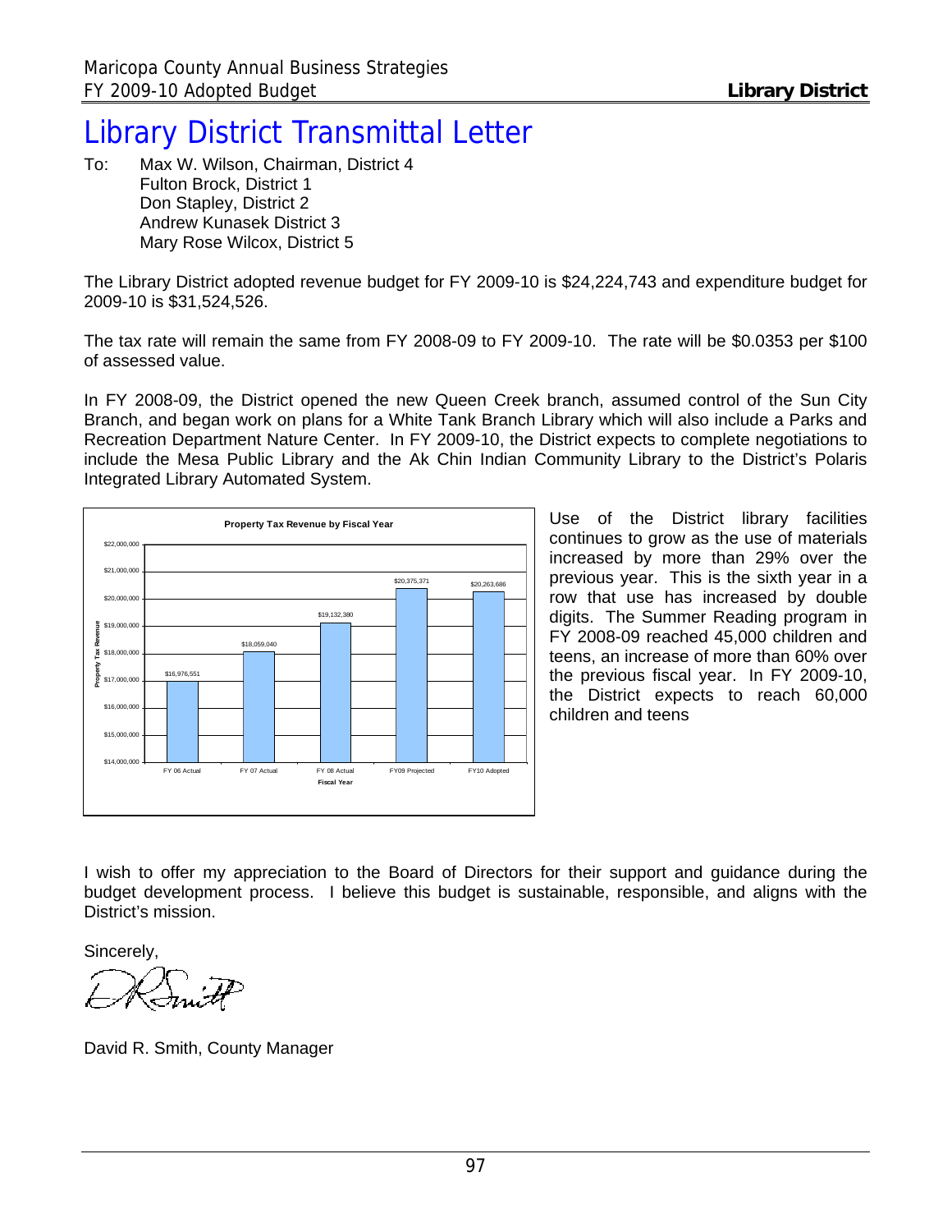# Library District Transmittal Letter

To: Max W. Wilson, Chairman, District 4
Fulton Brock, District 1
Don Stapley, District 2
Andrew Kunasek District 3
Mary Rose Wilcox, District 5

The Library District adopted revenue budget for FY 2009-10 is $24,224,743 and expenditure budget for 2009-10 is $31,524,526.

The tax rate will remain the same from FY 2008-09 to FY 2009-10. The rate will be $0.0353 per $100 of assessed value.

In FY 2008-09, the District opened the new Queen Creek branch, assumed control of the Sun City Branch, and began work on plans for a White Tank Branch Library which will also include a Parks and Recreation Department Nature Center. In FY 2009-10, the District expects to complete negotiations to include the Mesa Public Library and the Ak Chin Indian Community Library to the District's Polaris Integrated Library Automated System.

**Property Tax Revenue by Fiscal Year**

| Fiscal Year | Property Tax Revenue |
|---|---|
| FY 06 Actual | $16,976,551 |
| FY 07 Actual | $18,059,040 |
| FY 08 Actual | $19,132,380 |
| FY09 Projected | $20,375,371 |
| FY10 Adopted | $20,263,686 |

Use of the District library facilities continues to grow as the use of materials increased by more than 29% over the previous year. This is the sixth year in a row that use has increased by double digits. The Summer Reading program in FY 2008-09 reached 45,000 children and teens, an increase of more than 60% over the previous fiscal year. In FY 2009-10, the District expects to reach 60,000 children and teens

I wish to offer my appreciation to the Board of Directors for their support and guidance during the budget development process. I believe this budget is sustainable, responsible, and aligns with the District's mission.

Sincerely,

David R. Smith, County Manager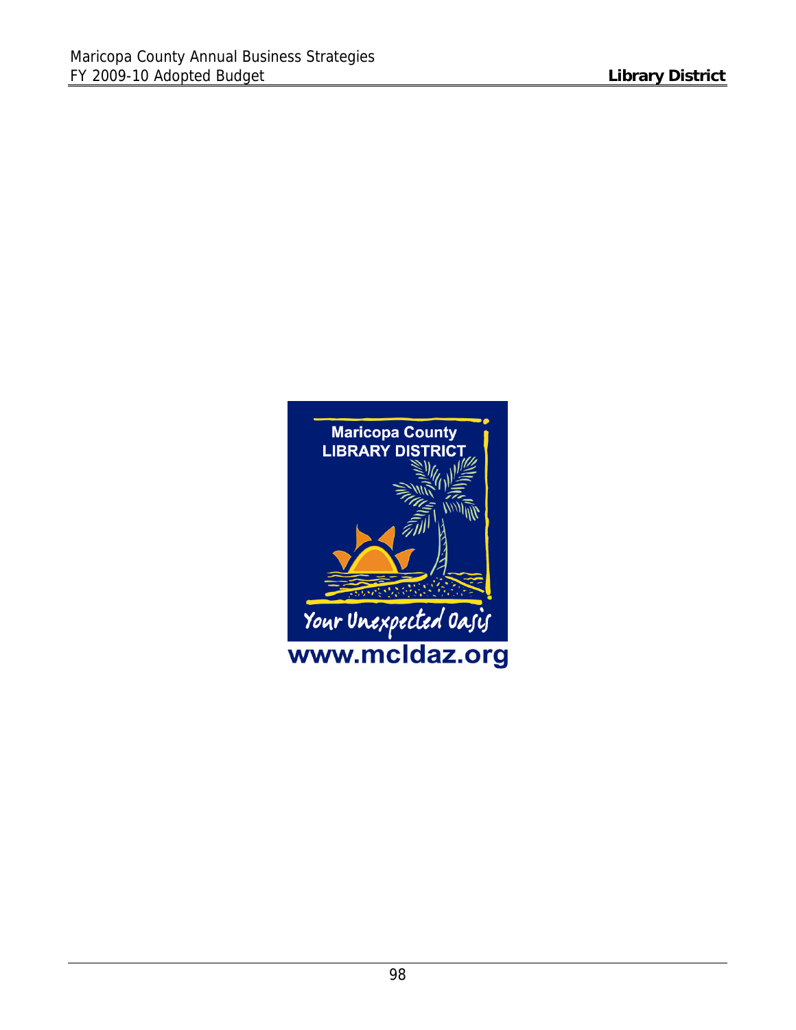Maricopa County
LIBRARY DISTRICT

Your Unexpected Oasis

www.mcldaz.org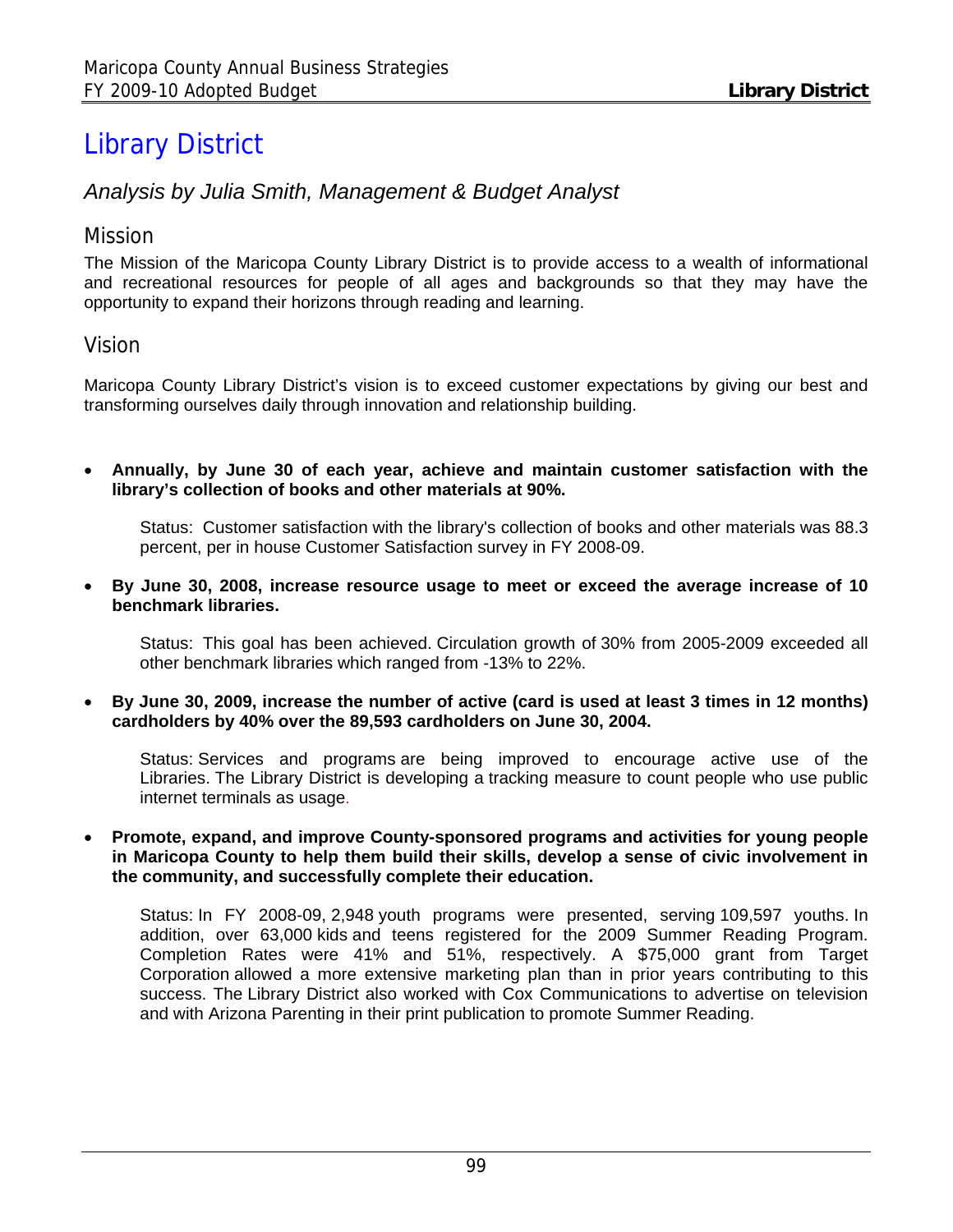# Library District

*Analysis by Julia Smith, Management & Budget Analyst*

## Mission

The Mission of the Maricopa County Library District is to provide access to a wealth of informational and recreational resources for people of all ages and backgrounds so that they may have the opportunity to expand their horizons through reading and learning.

## Vision

Maricopa County Library District's vision is to exceed customer expectations by giving our best and transforming ourselves daily through innovation and relationship building.

- **Annually, by June 30 of each year, achieve and maintain customer satisfaction with the library's collection of books and other materials at 90%.**

  Status: Customer satisfaction with the library's collection of books and other materials was 88.3 percent, per in house Customer Satisfaction survey in FY 2008-09.

- **By June 30, 2008, increase resource usage to meet or exceed the average increase of 10 benchmark libraries.**

  Status: This goal has been achieved. Circulation growth of 30% from 2005-2009 exceeded all other benchmark libraries which ranged from -13% to 22%.

- **By June 30, 2009, increase the number of active (card is used at least 3 times in 12 months) cardholders by 40% over the 89,593 cardholders on June 30, 2004.**

  Status: Services and programs are being improved to encourage active use of the Libraries. The Library District is developing a tracking measure to count people who use public internet terminals as usage.

- **Promote, expand, and improve County-sponsored programs and activities for young people in Maricopa County to help them build their skills, develop a sense of civic involvement in the community, and successfully complete their education.**

  Status: In FY 2008-09, 2,948 youth programs were presented, serving 109,597 youths. In addition, over 63,000 kids and teens registered for the 2009 Summer Reading Program. Completion Rates were 41% and 51%, respectively. A $75,000 grant from Target Corporation allowed a more extensive marketing plan than in prior years contributing to this success. The Library District also worked with Cox Communications to advertise on television and with Arizona Parenting in their print publication to promote Summer Reading.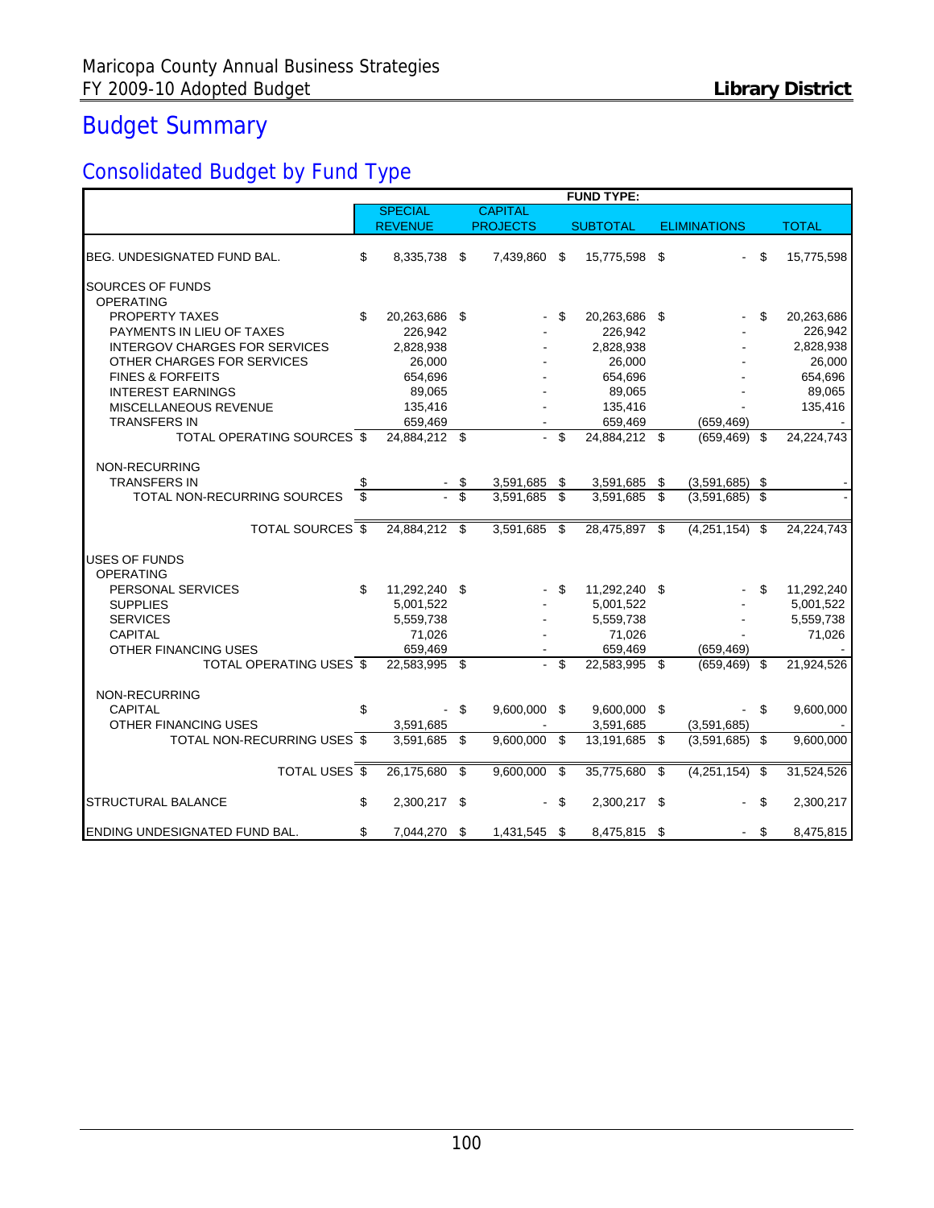# Budget Summary

## Consolidated Budget by Fund Type

| | FUND TYPE: | | | | |
|---|---|---|---|---|---|
| | SPECIAL REVENUE | CAPITAL PROJECTS | SUBTOTAL | ELIMINATIONS | TOTAL |
| BEG. UNDESIGNATED FUND BAL. | $ 8,335,738 | $ 7,439,860 | $ 15,775,598 | $ - | $ 15,775,598 |
| SOURCES OF FUNDS | | | | | |
| OPERATING | | | | | |
| PROPERTY TAXES | $ 20,263,686 | $ - | $ 20,263,686 | $ - | $ 20,263,686 |
| PAYMENTS IN LIEU OF TAXES | 226,942 | - | 226,942 | - | 226,942 |
| INTERGOV CHARGES FOR SERVICES | 2,828,938 | - | 2,828,938 | - | 2,828,938 |
| OTHER CHARGES FOR SERVICES | 26,000 | - | 26,000 | - | 26,000 |
| FINES & FORFEITS | 654,696 | - | 654,696 | - | 654,696 |
| INTEREST EARNINGS | 89,065 | - | 89,065 | - | 89,065 |
| MISCELLANEOUS REVENUE | 135,416 | - | 135,416 | - | 135,416 |
| TRANSFERS IN | 659,469 | - | 659,469 | (659,469) | - |
| TOTAL OPERATING SOURCES | $ 24,884,212 | $ - | $ 24,884,212 | $ (659,469) | $ 24,224,743 |
| NON-RECURRING | | | | | |
| TRANSFERS IN | $ - | $ 3,591,685 | $ 3,591,685 | $ (3,591,685) | $ - |
| TOTAL NON-RECURRING SOURCES | $ - | $ 3,591,685 | $ 3,591,685 | $ (3,591,685) | $ - |
| TOTAL SOURCES | $ 24,884,212 | $ 3,591,685 | $ 28,475,897 | $ (4,251,154) | $ 24,224,743 |
| USES OF FUNDS | | | | | |
| OPERATING | | | | | |
| PERSONAL SERVICES | $ 11,292,240 | $ - | $ 11,292,240 | $ - | $ 11,292,240 |
| SUPPLIES | 5,001,522 | - | 5,001,522 | - | 5,001,522 |
| SERVICES | 5,559,738 | - | 5,559,738 | - | 5,559,738 |
| CAPITAL | 71,026 | - | 71,026 | - | 71,026 |
| OTHER FINANCING USES | 659,469 | - | 659,469 | (659,469) | - |
| TOTAL OPERATING USES | $ 22,583,995 | $ - | $ 22,583,995 | $ (659,469) | $ 21,924,526 |
| NON-RECURRING | | | | | |
| CAPITAL | $ - | $ 9,600,000 | $ 9,600,000 | $ - | $ 9,600,000 |
| OTHER FINANCING USES | 3,591,685 | - | 3,591,685 | (3,591,685) | - |
| TOTAL NON-RECURRING USES | $ 3,591,685 | $ 9,600,000 | $ 13,191,685 | $ (3,591,685) | $ 9,600,000 |
| TOTAL USES | $ 26,175,680 | $ 9,600,000 | $ 35,775,680 | $ (4,251,154) | $ 31,524,526 |
| STRUCTURAL BALANCE | $ 2,300,217 | $ - | $ 2,300,217 | $ - | $ 2,300,217 |
| ENDING UNDESIGNATED FUND BAL. | $ 7,044,270 | $ 1,431,545 | $ 8,475,815 | $ - | $ 8,475,815 |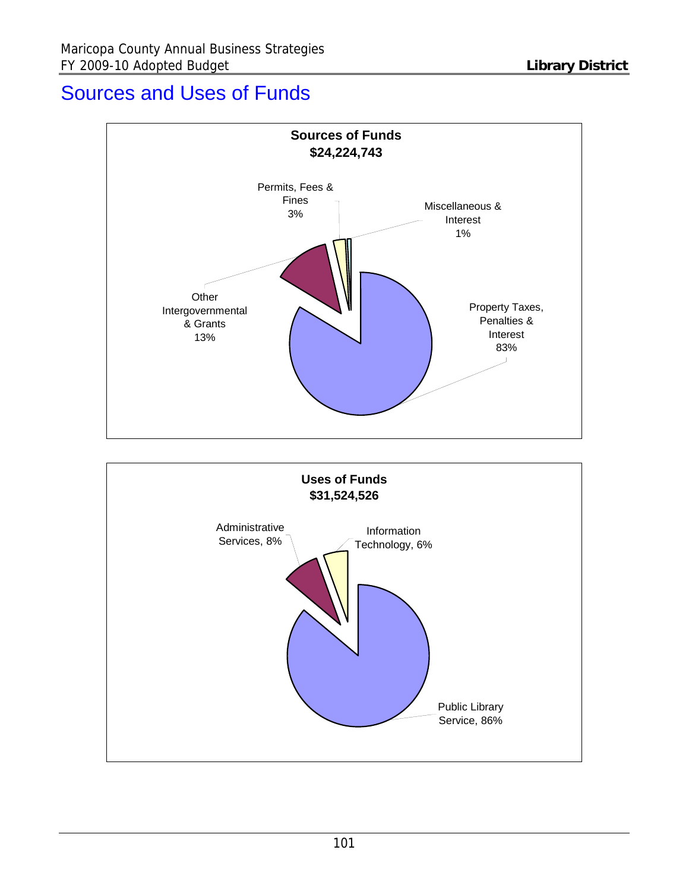# Sources and Uses of Funds

**Sources of Funds**
**$24,224,743**

- Property Taxes, Penalties & Interest 83%
- Other Intergovernmental & Grants 13%
- Permits, Fees & Fines 3%
- Miscellaneous & Interest 1%

**Uses of Funds**
**$31,524,526**

- Public Library Service, 86%
- Administrative Services, 8%
- Information Technology, 6%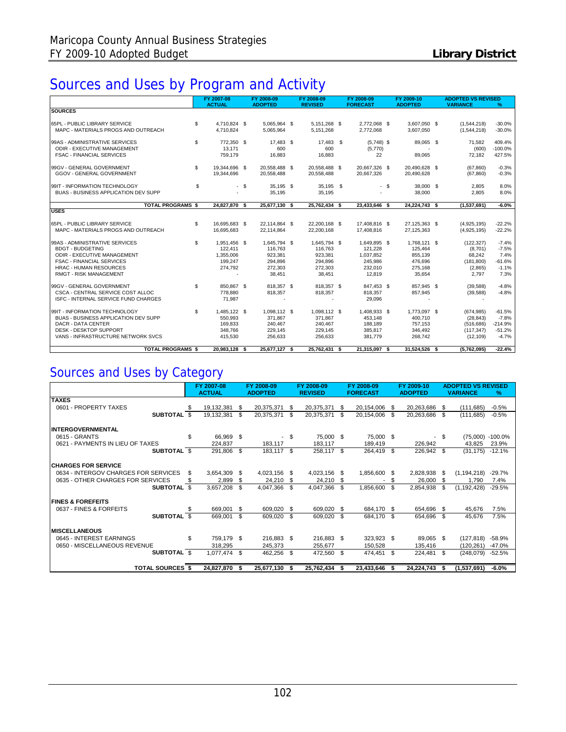Maricopa County Annual Business Strategies
FY 2009-10 Adopted Budget

**Library District**

# Sources and Uses by Program and Activity

| | FY 2007-08 ACTUAL | FY 2008-09 ADOPTED | FY 2008-09 REVISED | FY 2008-09 FORECAST | FY 2009-10 ADOPTED | ADOPTED VS REVISED VARIANCE | % |
|---|---|---|---|---|---|---|---|
| **SOURCES** | | | | | | | |
| 65PL - PUBLIC LIBRARY SERVICE | $ 4,710,824 | $ 5,065,964 | $ 5,151,268 | $ 2,772,068 | $ 3,607,050 | $ (1,544,218) | -30.0% |
| MAPC - MATERIALS PROGS AND OUTREACH | 4,710,824 | 5,065,964 | 5,151,268 | 2,772,068 | 3,607,050 | (1,544,218) | -30.0% |
| 99AS - ADMINISTRATIVE SERVICES | $ 772,350 | $ 17,483 | $ 17,483 | $ (5,748) | $ 89,065 | $ 71,582 | 409.4% |
| ODIR - EXECUTIVE MANAGEMENT | 13,171 | 600 | 600 | (5,770) | - | (600) | -100.0% |
| FSAC - FINANCIAL SERVICES | 759,179 | 16,883 | 16,883 | 22 | 89,065 | 72,182 | 427.5% |
| 99GV - GENERAL GOVERNMENT | $ 19,344,696 | $ 20,558,488 | $ 20,558,488 | $ 20,667,326 | $ 20,490,628 | $ (67,860) | -0.3% |
| GGOV - GENERAL GOVERNMENT | 19,344,696 | 20,558,488 | 20,558,488 | 20,667,326 | 20,490,628 | (67,860) | -0.3% |
| 99IT - INFORMATION TECHNOLOGY | $ - | $ 35,195 | $ 35,195 | $ - | $ 38,000 | $ 2,805 | 8.0% |
| BUAS - BUSINESS APPLICATION DEV SUPP | - | 35,195 | 35,195 | - | 38,000 | 2,805 | 8.0% |
| **TOTAL PROGRAMS** | **$ 24,827,870** | **$ 25,677,130** | **$ 25,762,434** | **$ 23,433,646** | **$ 24,224,743** | **$ (1,537,691)** | **-6.0%** |
| **USES** | | | | | | | |
| 65PL - PUBLIC LIBRARY SERVICE | $ 16,695,683 | $ 22,114,864 | $ 22,200,168 | $ 17,408,816 | $ 27,125,363 | $ (4,925,195) | -22.2% |
| MAPC - MATERIALS PROGS AND OUTREACH | 16,695,683 | 22,114,864 | 22,200,168 | 17,408,816 | 27,125,363 | (4,925,195) | -22.2% |
| 99AS - ADMINISTRATIVE SERVICES | $ 1,951,456 | $ 1,645,794 | $ 1,645,794 | $ 1,649,895 | $ 1,768,121 | $ (122,327) | -7.4% |
| BDGT - BUDGETING | 122,411 | 116,763 | 116,763 | 121,228 | 125,464 | (8,701) | -7.5% |
| ODIR - EXECUTIVE MANAGEMENT | 1,355,006 | 923,381 | 923,381 | 1,037,852 | 855,139 | 68,242 | 7.4% |
| FSAC - FINANCIAL SERVICES | 199,247 | 294,896 | 294,896 | 245,986 | 476,696 | (181,800) | -61.6% |
| HRAC - HUMAN RESOURCES | 274,792 | 272,303 | 272,303 | 232,010 | 275,168 | (2,865) | -1.1% |
| RMGT - RISK MANAGEMENT | - | 38,451 | 38,451 | 12,819 | 35,654 | 2,797 | 7.3% |
| 99GV - GENERAL GOVERNMENT | $ 850,867 | $ 818,357 | $ 818,357 | $ 847,453 | $ 857,945 | $ (39,588) | -4.8% |
| CSCA - CENTRAL SERVICE COST ALLOC | 778,880 | 818,357 | 818,357 | 818,357 | 857,945 | (39,588) | -4.8% |
| ISFC - INTERNAL SERVICE FUND CHARGES | 71,987 | - | - | 29,096 | - | - | |
| 99IT - INFORMATION TECHNOLOGY | $ 1,485,122 | $ 1,098,112 | $ 1,098,112 | $ 1,408,933 | $ 1,773,097 | $ (674,985) | -61.5% |
| BUAS - BUSINESS APPLICATION DEV SUPP | 550,993 | 371,867 | 371,867 | 453,148 | 400,710 | (28,843) | -7.8% |
| DACR - DATA CENTER | 169,833 | 240,467 | 240,467 | 188,189 | 757,153 | (516,686) | -214.9% |
| DESK - DESKTOP SUPPORT | 348,766 | 229,145 | 229,145 | 385,817 | 346,492 | (117,347) | -51.2% |
| VANS - INFRASTRUCTURE NETWORK SVCS | 415,530 | 256,633 | 256,633 | 381,779 | 268,742 | (12,109) | -4.7% |
| **TOTAL PROGRAMS** | **$ 20,983,128** | **$ 25,677,127** | **$ 25,762,431** | **$ 21,315,097** | **$ 31,524,526** | **$ (5,762,095)** | **-22.4%** |

# Sources and Uses by Category

| | FY 2007-08 ACTUAL | FY 2008-09 ADOPTED | FY 2008-09 REVISED | FY 2008-09 FORECAST | FY 2009-10 ADOPTED | ADOPTED VS REVISED VARIANCE | % |
|---|---|---|---|---|---|---|---|
| **TAXES** | | | | | | | |
| 0601 - PROPERTY TAXES | $ 19,132,381 | $ 20,375,371 | $ 20,375,371 | $ 20,154,006 | $ 20,263,686 | $ (111,685) | -0.5% |
| **SUBTOTAL** | $ 19,132,381 | $ 20,375,371 | $ 20,375,371 | $ 20,154,006 | $ 20,263,686 | $ (111,685) | -0.5% |
| **INTERGOVERNMENTAL** | | | | | | | |
| 0615 - GRANTS | $ 66,969 | $ - | $ 75,000 | $ 75,000 | $ - | $ (75,000) | -100.0% |
| 0621 - PAYMENTS IN LIEU OF TAXES | 224,837 | 183,117 | 183,117 | 189,419 | 226,942 | 43,825 | 23.9% |
| **SUBTOTAL** | $ 291,806 | $ 183,117 | $ 258,117 | $ 264,419 | $ 226,942 | $ (31,175) | -12.1% |
| **CHARGES FOR SERVICE** | | | | | | | |
| 0634 - INTERGOV CHARGES FOR SERVICES | $ 3,654,309 | $ 4,023,156 | $ 4,023,156 | $ 1,856,600 | $ 2,828,938 | $ (1,194,218) | -29.7% |
| 0635 - OTHER CHARGES FOR SERVICES | $ 2,899 | $ 24,210 | $ 24,210 | $ - | $ 26,000 | $ 1,790 | 7.4% |
| **SUBTOTAL** | $ 3,657,208 | $ 4,047,366 | $ 4,047,366 | $ 1,856,600 | $ 2,854,938 | $ (1,192,428) | -29.5% |
| **FINES & FOREFEITS** | | | | | | | |
| 0637 - FINES & FORFEITS | $ 669,001 | $ 609,020 | $ 609,020 | $ 684,170 | $ 654,696 | $ 45,676 | 7.5% |
| **SUBTOTAL** | $ 669,001 | $ 609,020 | $ 609,020 | $ 684,170 | $ 654,696 | $ 45,676 | 7.5% |
| **MISCELLANEOUS** | | | | | | | |
| 0645 - INTEREST EARNINGS | $ 759,179 | $ 216,883 | $ 216,883 | $ 323,923 | $ 89,065 | $ (127,818) | -58.9% |
| 0650 - MISCELLANEOUS REVENUE | 318,295 | 245,373 | 255,677 | 150,528 | 135,416 | (120,261) | -47.0% |
| **SUBTOTAL** | $ 1,077,474 | $ 462,256 | $ 472,560 | $ 474,451 | $ 224,481 | $ (248,079) | -52.5% |
| **TOTAL SOURCES** | **$ 24,827,870** | **$ 25,677,130** | **$ 25,762,434** | **$ 23,433,646** | **$ 24,224,743** | **$ (1,537,691)** | **-6.0%** |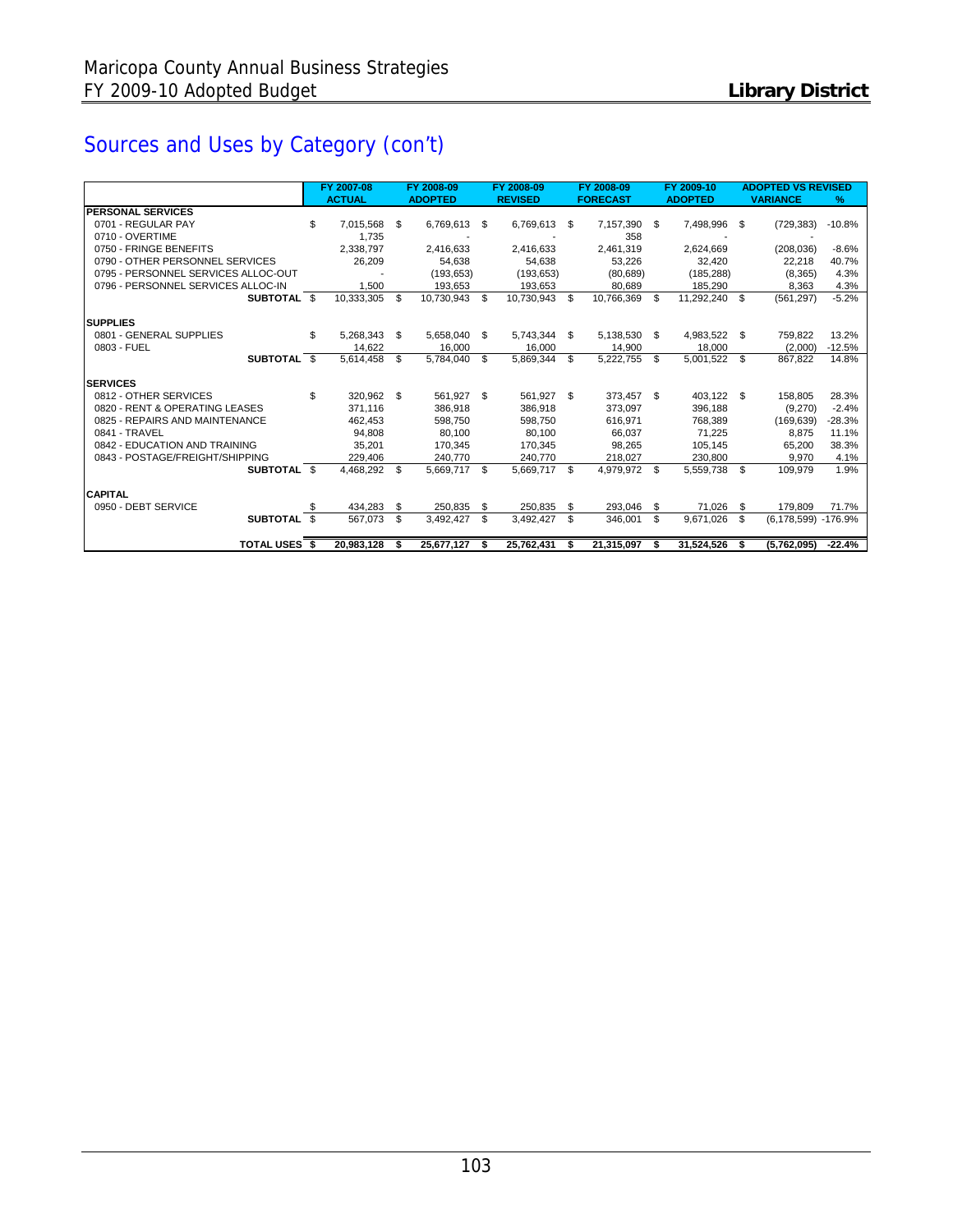## Sources and Uses by Category (con't)

| | FY 2007-08 ACTUAL | FY 2008-09 ADOPTED | FY 2008-09 REVISED | FY 2008-09 FORECAST | FY 2009-10 ADOPTED | ADOPTED VS REVISED VARIANCE | % |
|---|---|---|---|---|---|---|---|
| **PERSONAL SERVICES** | | | | | | | |
| 0701 - REGULAR PAY | $ 7,015,568 | $ 6,769,613 | $ 6,769,613 | $ 7,157,390 | $ 7,498,996 | $ (729,383) | -10.8% |
| 0710 - OVERTIME | 1,735 | - | - | 358 | - | - | |
| 0750 - FRINGE BENEFITS | 2,338,797 | 2,416,633 | 2,416,633 | 2,461,319 | 2,624,669 | (208,036) | -8.6% |
| 0790 - OTHER PERSONNEL SERVICES | 26,209 | 54,638 | 54,638 | 53,226 | 32,420 | 22,218 | 40.7% |
| 0795 - PERSONNEL SERVICES ALLOC-OUT | - | (193,653) | (193,653) | (80,689) | (185,288) | (8,365) | 4.3% |
| 0796 - PERSONNEL SERVICES ALLOC-IN | 1,500 | 193,653 | 193,653 | 80,689 | 185,290 | 8,363 | 4.3% |
| **SUBTOTAL** | $ 10,333,305 | $ 10,730,943 | $ 10,730,943 | $ 10,766,369 | $ 11,292,240 | $ (561,297) | -5.2% |
| **SUPPLIES** | | | | | | | |
| 0801 - GENERAL SUPPLIES | $ 5,268,343 | $ 5,658,040 | $ 5,743,344 | $ 5,138,530 | $ 4,983,522 | $ 759,822 | 13.2% |
| 0803 - FUEL | 14,622 | 16,000 | 16,000 | 14,900 | 18,000 | (2,000) | -12.5% |
| **SUBTOTAL** | $ 5,614,458 | $ 5,784,040 | $ 5,869,344 | $ 5,222,755 | $ 5,001,522 | $ 867,822 | 14.8% |
| **SERVICES** | | | | | | | |
| 0812 - OTHER SERVICES | $ 320,962 | $ 561,927 | $ 561,927 | $ 373,457 | $ 403,122 | $ 158,805 | 28.3% |
| 0820 - RENT & OPERATING LEASES | 371,116 | 386,918 | 386,918 | 373,097 | 396,188 | (9,270) | -2.4% |
| 0825 - REPAIRS AND MAINTENANCE | 462,453 | 598,750 | 598,750 | 616,971 | 768,389 | (169,639) | -28.3% |
| 0841 - TRAVEL | 94,808 | 80,100 | 80,100 | 66,037 | 71,225 | 8,875 | 11.1% |
| 0842 - EDUCATION AND TRAINING | 35,201 | 170,345 | 170,345 | 98,265 | 105,145 | 65,200 | 38.3% |
| 0843 - POSTAGE/FREIGHT/SHIPPING | 229,406 | 240,770 | 240,770 | 218,027 | 230,800 | 9,970 | 4.1% |
| **SUBTOTAL** | $ 4,468,292 | $ 5,669,717 | $ 5,669,717 | $ 4,979,972 | $ 5,559,738 | $ 109,979 | 1.9% |
| **CAPITAL** | | | | | | | |
| 0950 - DEBT SERVICE | $ 434,283 | $ 250,835 | $ 250,835 | $ 293,046 | $ 71,026 | $ 179,809 | 71.7% |
| **SUBTOTAL** | $ 567,073 | $ 3,492,427 | $ 3,492,427 | $ 346,001 | $ 9,671,026 | $ (6,178,599) | -176.9% |
| **TOTAL USES** | **$ 20,983,128** | **$ 25,677,127** | **$ 25,762,431** | **$ 21,315,097** | **$ 31,524,526** | **$ (5,762,095)** | **-22.4%** |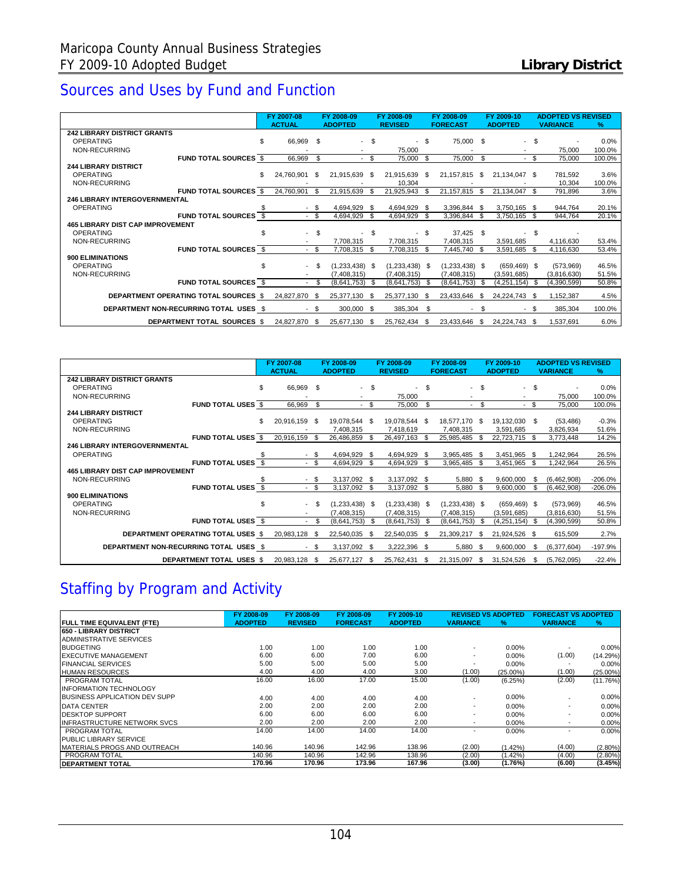# Sources and Uses by Fund and Function

| | FY 2007-08 ACTUAL | FY 2008-09 ADOPTED | FY 2008-09 REVISED | FY 2008-09 FORECAST | FY 2009-10 ADOPTED | ADOPTED VS REVISED VARIANCE | % |
|---|---|---|---|---|---|---|---|
| **242 LIBRARY DISTRICT GRANTS** | | | | | | | |
| OPERATING | $ 66,969 | $ - | $ - | $ 75,000 | $ - | $ - | 0.0% |
| NON-RECURRING | - | - | 75,000 | - | - | 75,000 | 100.0% |
| FUND TOTAL SOURCES | $ 66,969 | $ - | $ 75,000 | $ 75,000 | $ - | $ 75,000 | 100.0% |
| **244 LIBRARY DISTRICT** | | | | | | | |
| OPERATING | $ 24,760,901 | $ 21,915,639 | $ 21,915,639 | $ 21,157,815 | $ 21,134,047 | $ 781,592 | 3.6% |
| NON-RECURRING | - | - | 10,304 | - | - | 10,304 | 100.0% |
| FUND TOTAL SOURCES | $ 24,760,901 | $ 21,915,639 | $ 21,925,943 | $ 21,157,815 | $ 21,134,047 | $ 791,896 | 3.6% |
| **246 LIBRARY INTERGOVERNMENTAL** | | | | | | | |
| OPERATING | $ - | $ 4,694,929 | $ 4,694,929 | $ 3,396,844 | $ 3,750,165 | $ 944,764 | 20.1% |
| FUND TOTAL SOURCES | $ - | $ 4,694,929 | $ 4,694,929 | $ 3,396,844 | $ 3,750,165 | $ 944,764 | 20.1% |
| **465 LIBRARY DIST CAP IMPROVEMENT** | | | | | | | |
| OPERATING | $ - | $ - | $ - | $ 37,425 | $ - | $ - | |
| NON-RECURRING | - | 7,708,315 | 7,708,315 | 7,408,315 | 3,591,685 | 4,116,630 | 53.4% |
| FUND TOTAL SOURCES | $ - | $ 7,708,315 | $ 7,708,315 | $ 7,445,740 | $ 3,591,685 | $ 4,116,630 | 53.4% |
| **900 ELIMINATIONS** | | | | | | | |
| OPERATING | $ - | $ (1,233,438) | $ (1,233,438) | $ (1,233,438) | $ (659,469) | $ (573,969) | 46.5% |
| NON-RECURRING | - | (7,408,315) | (7,408,315) | (7,408,315) | (3,591,685) | (3,816,630) | 51.5% |
| FUND TOTAL SOURCES | $ - | $ (8,641,753) | $ (8,641,753) | $ (8,641,753) | $ (4,251,154) | $ (4,390,599) | 50.8% |
| DEPARTMENT OPERATING TOTAL SOURCES | $ 24,827,870 | $ 25,377,130 | $ 25,377,130 | $ 23,433,646 | $ 24,224,743 | $ 1,152,387 | 4.5% |
| DEPARTMENT NON-RECURRING TOTAL USES | $ - | $ 300,000 | $ 385,304 | $ - | $ - | $ 385,304 | 100.0% |
| DEPARTMENT TOTAL SOURCES | $ 24,827,870 | $ 25,677,130 | $ 25,762,434 | $ 23,433,646 | $ 24,224,743 | $ 1,537,691 | 6.0% |

| | FY 2007-08 ACTUAL | FY 2008-09 ADOPTED | FY 2008-09 REVISED | FY 2008-09 FORECAST | FY 2009-10 ADOPTED | ADOPTED VS REVISED VARIANCE | % |
|---|---|---|---|---|---|---|---|
| **242 LIBRARY DISTRICT GRANTS** | | | | | | | |
| OPERATING | $ 66,969 | $ - | $ - | $ - | $ - | $ - | 0.0% |
| NON-RECURRING | - | - | 75,000 | - | - | 75,000 | 100.0% |
| FUND TOTAL USES | $ 66,969 | $ - | $ 75,000 | $ - | $ - | $ 75,000 | 100.0% |
| **244 LIBRARY DISTRICT** | | | | | | | |
| OPERATING | $ 20,916,159 | $ 19,078,544 | $ 19,078,544 | $ 18,577,170 | $ 19,132,030 | $ (53,486) | -0.3% |
| NON-RECURRING | - | 7,408,315 | 7,418,619 | 7,408,315 | 3,591,685 | 3,826,934 | 51.6% |
| FUND TOTAL USES | $ 20,916,159 | $ 26,486,859 | $ 26,497,163 | $ 25,985,485 | $ 22,723,715 | $ 3,773,448 | 14.2% |
| **246 LIBRARY INTERGOVERNMENTAL** | | | | | | | |
| OPERATING | $ - | $ 4,694,929 | $ 4,694,929 | $ 3,965,485 | $ 3,451,965 | $ 1,242,964 | 26.5% |
| FUND TOTAL USES | $ - | $ 4,694,929 | $ 4,694,929 | $ 3,965,485 | $ 3,451,965 | $ 1,242,964 | 26.5% |
| **465 LIBRARY DIST CAP IMPROVEMENT** | | | | | | | |
| NON-RECURRING | $ - | $ 3,137,092 | $ 3,137,092 | $ 5,880 | $ 9,600,000 | $ (6,462,908) | -206.0% |
| FUND TOTAL USES | $ - | $ 3,137,092 | $ 3,137,092 | $ 5,880 | $ 9,600,000 | $ (6,462,908) | -206.0% |
| **900 ELIMINATIONS** | | | | | | | |
| OPERATING | $ - | $ (1,233,438) | $ (1,233,438) | $ (1,233,438) | $ (659,469) | $ (573,969) | 46.5% |
| NON-RECURRING | - | (7,408,315) | (7,408,315) | (7,408,315) | (3,591,685) | (3,816,630) | 51.5% |
| FUND TOTAL USES | $ - | $ (8,641,753) | $ (8,641,753) | $ (8,641,753) | $ (4,251,154) | $ (4,390,599) | 50.8% |
| DEPARTMENT OPERATING TOTAL USES | $ 20,983,128 | $ 22,540,035 | $ 22,540,035 | $ 21,309,217 | $ 21,924,526 | $ 615,509 | 2.7% |
| DEPARTMENT NON-RECURRING TOTAL USES | $ - | $ 3,137,092 | $ 3,222,396 | $ 5,880 | $ 9,600,000 | $ (6,377,604) | -197.9% |
| DEPARTMENT TOTAL USES | $ 20,983,128 | $ 25,677,127 | $ 25,762,431 | $ 21,315,097 | $ 31,524,526 | $ (5,762,095) | -22.4% |

# Staffing by Program and Activity

| FULL TIME EQUIVALENT (FTE) | FY 2008-09 ADOPTED | FY 2008-09 REVISED | FY 2008-09 FORECAST | FY 2009-10 ADOPTED | REVISED VS ADOPTED VARIANCE | % | FORECAST VS ADOPTED VARIANCE | % |
|---|---|---|---|---|---|---|---|---|
| **650 - LIBRARY DISTRICT** | | | | | | | | |
| ADMINISTRATIVE SERVICES | | | | | | | | |
| BUDGETING | 1.00 | 1.00 | 1.00 | 1.00 | - | 0.00% | - | 0.00% |
| EXECUTIVE MANAGEMENT | 6.00 | 6.00 | 7.00 | 6.00 | - | 0.00% | (1.00) | (14.29%) |
| FINANCIAL SERVICES | 5.00 | 5.00 | 5.00 | 5.00 | - | 0.00% | - | 0.00% |
| HUMAN RESOURCES | 4.00 | 4.00 | 4.00 | 3.00 | (1.00) | (25.00%) | (1.00) | (25.00%) |
| PROGRAM TOTAL | 16.00 | 16.00 | 17.00 | 15.00 | (1.00) | (6.25%) | (2.00) | (11.76%) |
| INFORMATION TECHNOLOGY | | | | | | | | |
| BUSINESS APPLICATION DEV SUPP | 4.00 | 4.00 | 4.00 | 4.00 | - | 0.00% | - | 0.00% |
| DATA CENTER | 2.00 | 2.00 | 2.00 | 2.00 | - | 0.00% | - | 0.00% |
| DESKTOP SUPPORT | 6.00 | 6.00 | 6.00 | 6.00 | - | 0.00% | - | 0.00% |
| INFRASTRUCTURE NETWORK SVCS | 2.00 | 2.00 | 2.00 | 2.00 | - | 0.00% | - | 0.00% |
| PROGRAM TOTAL | 14.00 | 14.00 | 14.00 | 14.00 | - | 0.00% | - | 0.00% |
| PUBLIC LIBRARY SERVICE | | | | | | | | |
| MATERIALS PROGS AND OUTREACH | 140.96 | 140.96 | 142.96 | 138.96 | (2.00) | (1.42%) | (4.00) | (2.80%) |
| PROGRAM TOTAL | 140.96 | 140.96 | 142.96 | 138.96 | (2.00) | (1.42%) | (4.00) | (2.80%) |
| **DEPARTMENT TOTAL** | **170.96** | **170.96** | **173.96** | **167.96** | **(3.00)** | **(1.76%)** | **(6.00)** | **(3.45%)** |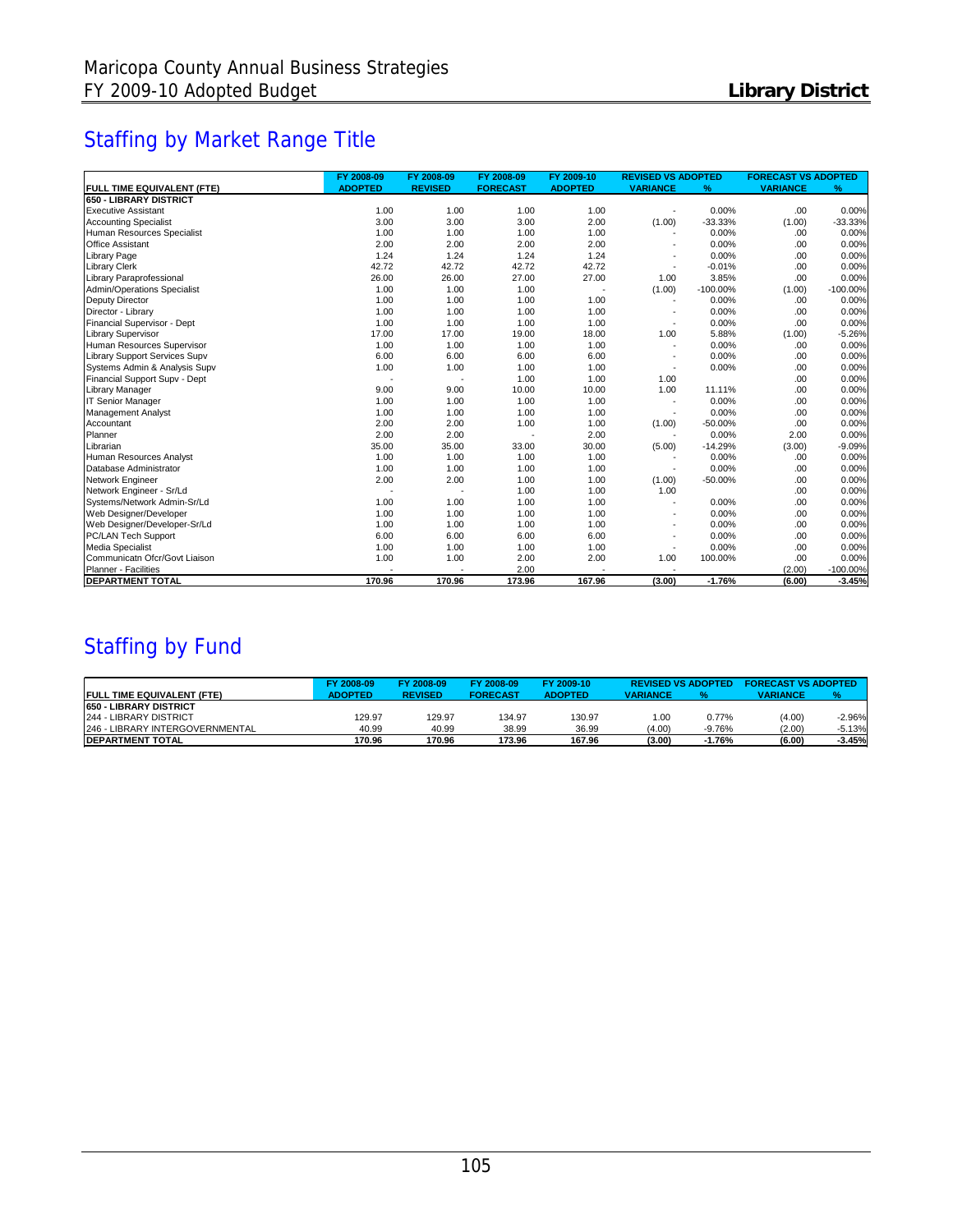Maricopa County Annual Business Strategies
FY 2009-10 Adopted Budget

**Library District**

## Staffing by Market Range Title

| FULL TIME EQUIVALENT (FTE) | FY 2008-09 ADOPTED | FY 2008-09 REVISED | FY 2008-09 FORECAST | FY 2009-10 ADOPTED | REVISED VS ADOPTED VARIANCE | % | FORECAST VS ADOPTED VARIANCE | % |
|---|---|---|---|---|---|---|---|---|
| **650 - LIBRARY DISTRICT** | | | | | | | | |
| Executive Assistant | 1.00 | 1.00 | 1.00 | 1.00 | - | 0.00% | .00 | 0.00% |
| Accounting Specialist | 3.00 | 3.00 | 3.00 | 2.00 | (1.00) | -33.33% | (1.00) | -33.33% |
| Human Resources Specialist | 1.00 | 1.00 | 1.00 | 1.00 | - | 0.00% | .00 | 0.00% |
| Office Assistant | 2.00 | 2.00 | 2.00 | 2.00 | - | 0.00% | .00 | 0.00% |
| Library Page | 1.24 | 1.24 | 1.24 | 1.24 | - | 0.00% | .00 | 0.00% |
| Library Clerk | 42.72 | 42.72 | 42.72 | 42.72 | - | -0.01% | .00 | 0.00% |
| Library Paraprofessional | 26.00 | 26.00 | 27.00 | 27.00 | 1.00 | 3.85% | .00 | 0.00% |
| Admin/Operations Specialist | 1.00 | 1.00 | 1.00 | - | (1.00) | -100.00% | (1.00) | -100.00% |
| Deputy Director | 1.00 | 1.00 | 1.00 | 1.00 | - | 0.00% | .00 | 0.00% |
| Director - Library | 1.00 | 1.00 | 1.00 | 1.00 | - | 0.00% | .00 | 0.00% |
| Financial Supervisor - Dept | 1.00 | 1.00 | 1.00 | 1.00 | - | 0.00% | .00 | 0.00% |
| Library Supervisor | 17.00 | 17.00 | 19.00 | 18.00 | 1.00 | 5.88% | (1.00) | -5.26% |
| Human Resources Supervisor | 1.00 | 1.00 | 1.00 | 1.00 | - | 0.00% | .00 | 0.00% |
| Library Support Services Supv | 6.00 | 6.00 | 6.00 | 6.00 | - | 0.00% | .00 | 0.00% |
| Systems Admin & Analysis Supv | 1.00 | 1.00 | 1.00 | 1.00 | - | 0.00% | .00 | 0.00% |
| Financial Support Supv - Dept | - | - | 1.00 | 1.00 | 1.00 | | .00 | 0.00% |
| Library Manager | 9.00 | 9.00 | 10.00 | 10.00 | 1.00 | 11.11% | .00 | 0.00% |
| IT Senior Manager | 1.00 | 1.00 | 1.00 | 1.00 | - | 0.00% | .00 | 0.00% |
| Management Analyst | 1.00 | 1.00 | 1.00 | 1.00 | - | 0.00% | .00 | 0.00% |
| Accountant | 2.00 | 2.00 | 1.00 | 1.00 | (1.00) | -50.00% | .00 | 0.00% |
| Planner | 2.00 | 2.00 | - | 2.00 | - | 0.00% | 2.00 | 0.00% |
| Librarian | 35.00 | 35.00 | 33.00 | 30.00 | (5.00) | -14.29% | (3.00) | -9.09% |
| Human Resources Analyst | 1.00 | 1.00 | 1.00 | 1.00 | - | 0.00% | .00 | 0.00% |
| Database Administrator | 1.00 | 1.00 | 1.00 | 1.00 | - | 0.00% | .00 | 0.00% |
| Network Engineer | 2.00 | 2.00 | 1.00 | 1.00 | (1.00) | -50.00% | .00 | 0.00% |
| Network Engineer - Sr/Ld | - | - | 1.00 | 1.00 | 1.00 | | .00 | 0.00% |
| Systems/Network Admin-Sr/Ld | 1.00 | 1.00 | 1.00 | 1.00 | - | 0.00% | .00 | 0.00% |
| Web Designer/Developer | 1.00 | 1.00 | 1.00 | 1.00 | - | 0.00% | .00 | 0.00% |
| Web Designer/Developer-Sr/Ld | 1.00 | 1.00 | 1.00 | 1.00 | - | 0.00% | .00 | 0.00% |
| PC/LAN Tech Support | 6.00 | 6.00 | 6.00 | 6.00 | - | 0.00% | .00 | 0.00% |
| Media Specialist | 1.00 | 1.00 | 1.00 | 1.00 | - | 0.00% | .00 | 0.00% |
| Communicatn Ofcr/Govt Liaison | 1.00 | 1.00 | 2.00 | 2.00 | 1.00 | 100.00% | .00 | 0.00% |
| Planner - Facilities | - | - | 2.00 | - | - | | (2.00) | -100.00% |
| **DEPARTMENT TOTAL** | **170.96** | **170.96** | **173.96** | **167.96** | **(3.00)** | **-1.76%** | **(6.00)** | **-3.45%** |

## Staffing by Fund

| FULL TIME EQUIVALENT (FTE) | FY 2008-09 ADOPTED | FY 2008-09 REVISED | FY 2008-09 FORECAST | FY 2009-10 ADOPTED | REVISED VS ADOPTED VARIANCE | % | FORECAST VS ADOPTED VARIANCE | % |
|---|---|---|---|---|---|---|---|---|
| **650 - LIBRARY DISTRICT** | | | | | | | | |
| 244 - LIBRARY DISTRICT | 129.97 | 129.97 | 134.97 | 130.97 | 1.00 | 0.77% | (4.00) | -2.96% |
| 246 - LIBRARY INTERGOVERNMENTAL | 40.99 | 40.99 | 38.99 | 36.99 | (4.00) | -9.76% | (2.00) | -5.13% |
| **DEPARTMENT TOTAL** | **170.96** | **170.96** | **173.96** | **167.96** | **(3.00)** | **-1.76%** | **(6.00)** | **-3.45%** |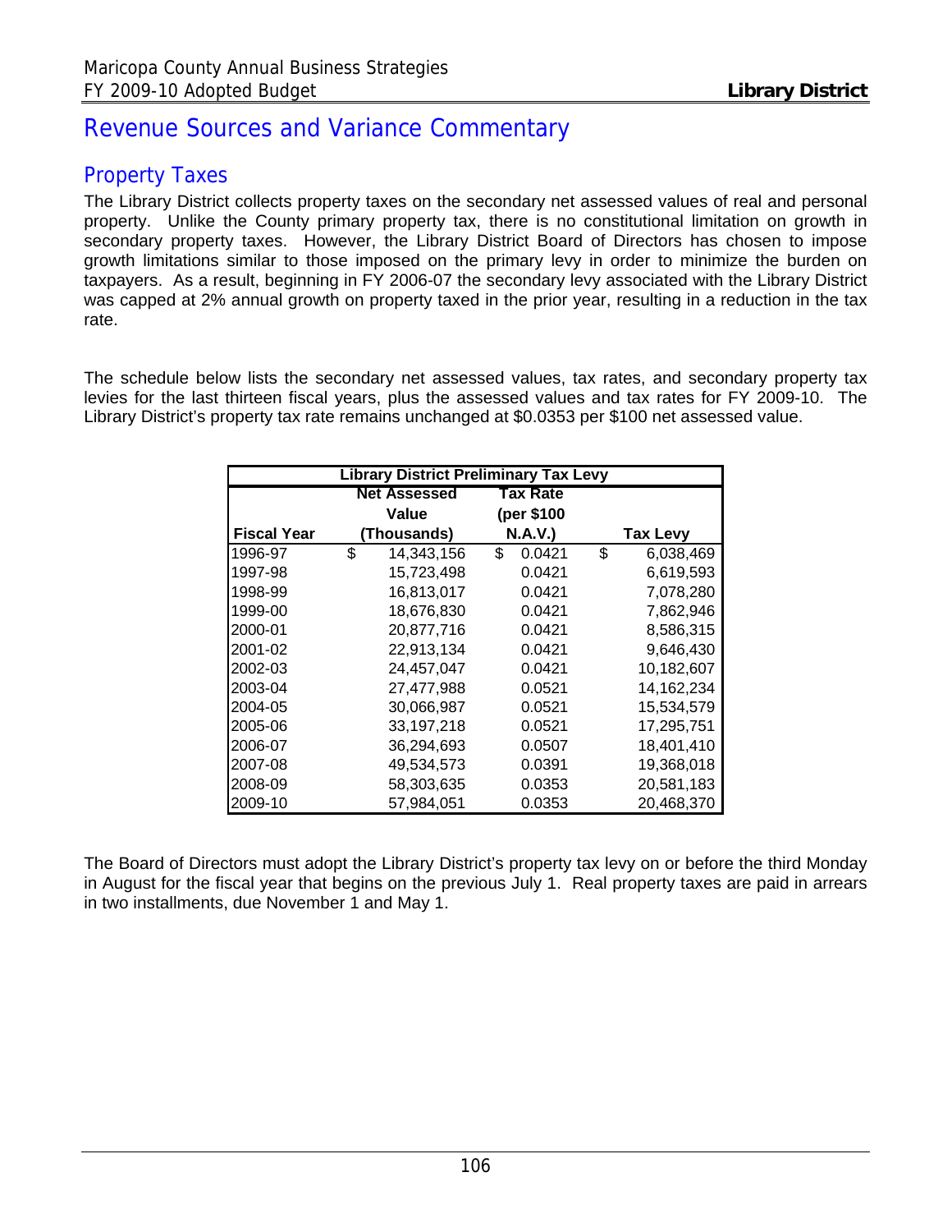# Revenue Sources and Variance Commentary

## Property Taxes

The Library District collects property taxes on the secondary net assessed values of real and personal property. Unlike the County primary property tax, there is no constitutional limitation on growth in secondary property taxes. However, the Library District Board of Directors has chosen to impose growth limitations similar to those imposed on the primary levy in order to minimize the burden on taxpayers. As a result, beginning in FY 2006-07 the secondary levy associated with the Library District was capped at 2% annual growth on property taxed in the prior year, resulting in a reduction in the tax rate.

The schedule below lists the secondary net assessed values, tax rates, and secondary property tax levies for the last thirteen fiscal years, plus the assessed values and tax rates for FY 2009-10. The Library District's property tax rate remains unchanged at $0.0353 per $100 net assessed value.

| Library District Preliminary Tax Levy | | | |
|---|---|---|---|
| **Fiscal Year** | **Net Assessed Value (Thousands)** | **Tax Rate (per $100 N.A.V.)** | **Tax Levy** |
| 1996-97 | $ 14,343,156 | $ 0.0421 | $ 6,038,469 |
| 1997-98 | 15,723,498 | 0.0421 | 6,619,593 |
| 1998-99 | 16,813,017 | 0.0421 | 7,078,280 |
| 1999-00 | 18,676,830 | 0.0421 | 7,862,946 |
| 2000-01 | 20,877,716 | 0.0421 | 8,586,315 |
| 2001-02 | 22,913,134 | 0.0421 | 9,646,430 |
| 2002-03 | 24,457,047 | 0.0421 | 10,182,607 |
| 2003-04 | 27,477,988 | 0.0521 | 14,162,234 |
| 2004-05 | 30,066,987 | 0.0521 | 15,534,579 |
| 2005-06 | 33,197,218 | 0.0521 | 17,295,751 |
| 2006-07 | 36,294,693 | 0.0507 | 18,401,410 |
| 2007-08 | 49,534,573 | 0.0391 | 19,368,018 |
| 2008-09 | 58,303,635 | 0.0353 | 20,581,183 |
| 2009-10 | 57,984,051 | 0.0353 | 20,468,370 |

The Board of Directors must adopt the Library District's property tax levy on or before the third Monday in August for the fiscal year that begins on the previous July 1. Real property taxes are paid in arrears in two installments, due November 1 and May 1.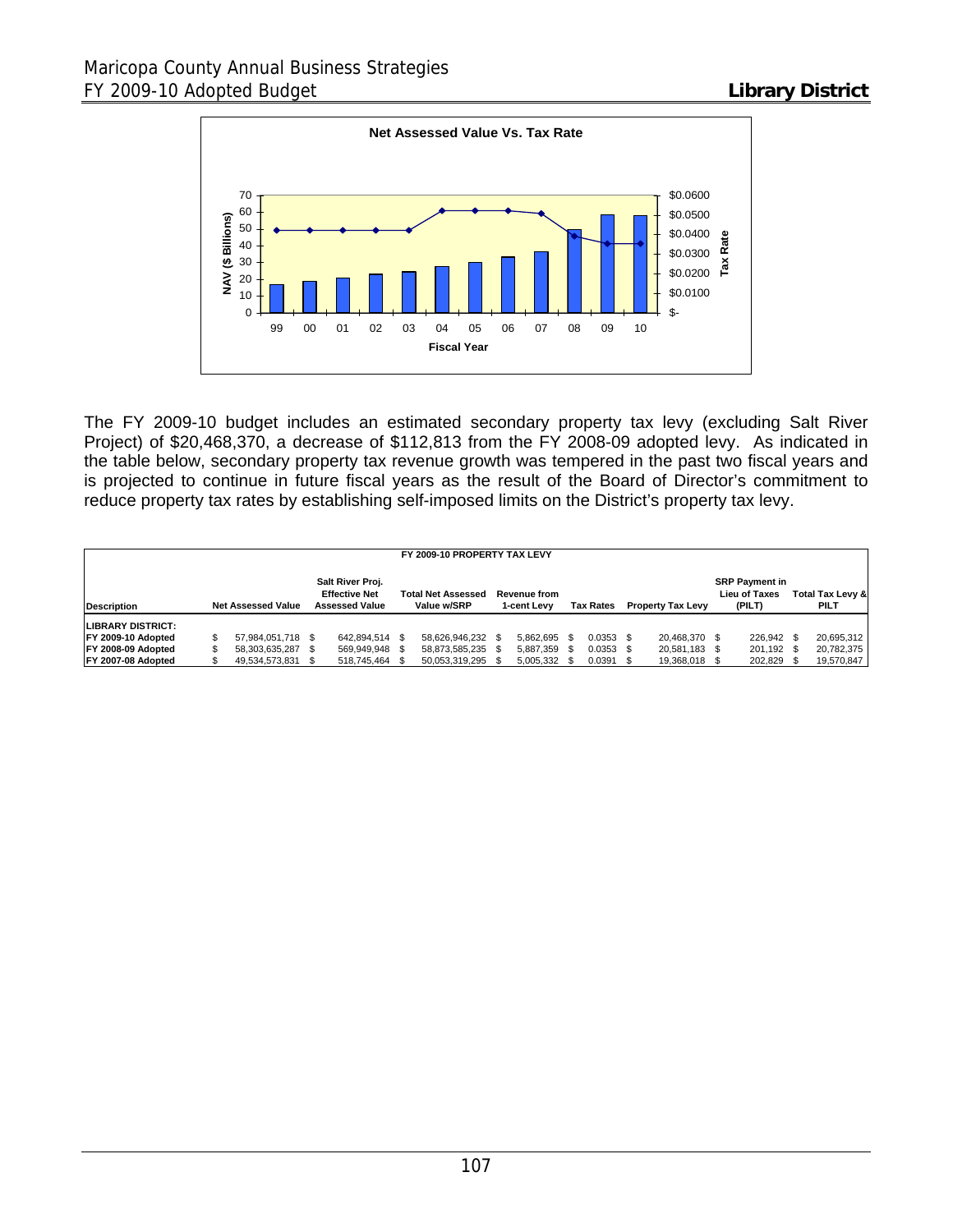**Net Assessed Value Vs. Tax Rate**

The FY 2009-10 budget includes an estimated secondary property tax levy (excluding Salt River Project) of $20,468,370, a decrease of $112,813 from the FY 2008-09 adopted levy. As indicated in the table below, secondary property tax revenue growth was tempered in the past two fiscal years and is projected to continue in future fiscal years as the result of the Board of Director's commitment to reduce property tax rates by establishing self-imposed limits on the District's property tax levy.

**FY 2009-10 PROPERTY TAX LEVY**

| Description | Net Assessed Value | Salt River Proj. Effective Net Assessed Value | Total Net Assessed Value w/SRP | Revenue from 1-cent Levy | Tax Rates | Property Tax Levy | SRP Payment in Lieu of Taxes (PILT) | Total Tax Levy & PILT |
|---|---|---|---|---|---|---|---|---|
| **LIBRARY DISTRICT:** | | | | | | | | |
| **FY 2009-10 Adopted** | $ 57,984,051,718 | $ 642,894,514 | $ 58,626,946,232 | $ 5,862,695 | $ 0.0353 | $ 20,468,370 | $ 226,942 | $ 20,695,312 |
| **FY 2008-09 Adopted** | $ 58,303,635,287 | $ 569,949,948 | $ 58,873,585,235 | $ 5,887,359 | $ 0.0353 | $ 20,581,183 | $ 201,192 | $ 20,782,375 |
| **FY 2007-08 Adopted** | $ 49,534,573,831 | $ 518,745,464 | $ 50,053,319,295 | $ 5,005,332 | $ 0.0391 | $ 19,368,018 | $ 202,829 | $ 19,570,847 |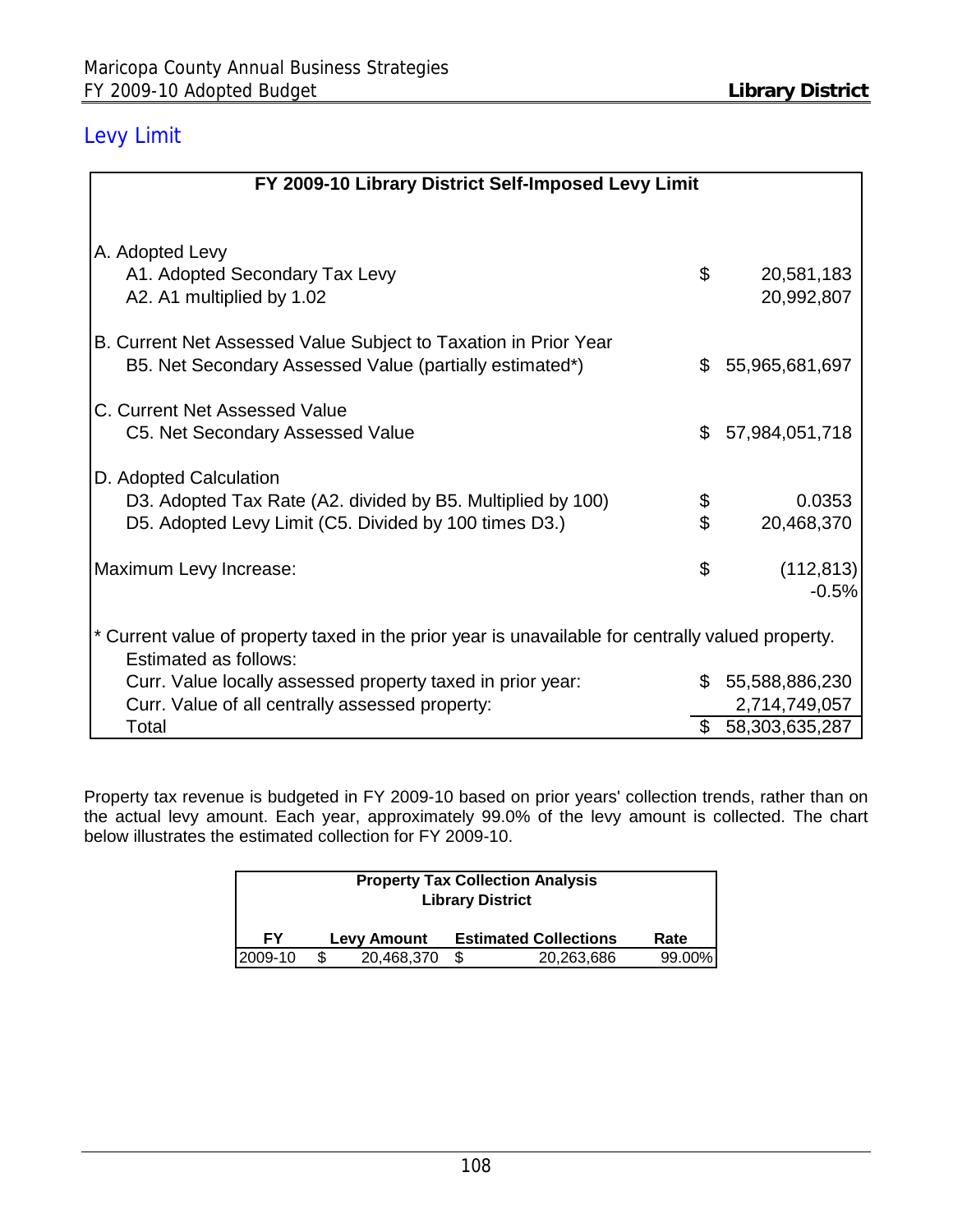## Levy Limit

| FY 2009-10 Library District Self-Imposed Levy Limit | | |
|---|---|---|
| **A. Adopted Levy** | | |
| A1. Adopted Secondary Tax Levy | $ | 20,581,183 |
| A2. A1 multiplied by 1.02 | | 20,992,807 |
| **B. Current Net Assessed Value Subject to Taxation in Prior Year** | | |
| B5. Net Secondary Assessed Value (partially estimated*) | $ | 55,965,681,697 |
| **C. Current Net Assessed Value** | | |
| C5. Net Secondary Assessed Value | $ | 57,984,051,718 |
| **D. Adopted Calculation** | | |
| D3. Adopted Tax Rate (A2. divided by B5. Multiplied by 100) | $ | 0.0353 |
| D5. Adopted Levy Limit (C5. Divided by 100 times D3.) | $ | 20,468,370 |
| Maximum Levy Increase: | $ | (112,813) |
| | | -0.5% |
| * Current value of property taxed in the prior year is unavailable for centrally valued property. Estimated as follows: | | |
| Curr. Value locally assessed property taxed in prior year: | $ | 55,588,886,230 |
| Curr. Value of all centrally assessed property: | | 2,714,749,057 |
| Total | $ | 58,303,635,287 |

Property tax revenue is budgeted in FY 2009-10 based on prior years' collection trends, rather than on the actual levy amount. Each year, approximately 99.0% of the levy amount is collected. The chart below illustrates the estimated collection for FY 2009-10.

**Property Tax Collection Analysis**
**Library District**

| FY | Levy Amount | Estimated Collections | Rate |
|---|---|---|---|
| 2009-10 | $ 20,468,370 | $ 20,263,686 | 99.00% |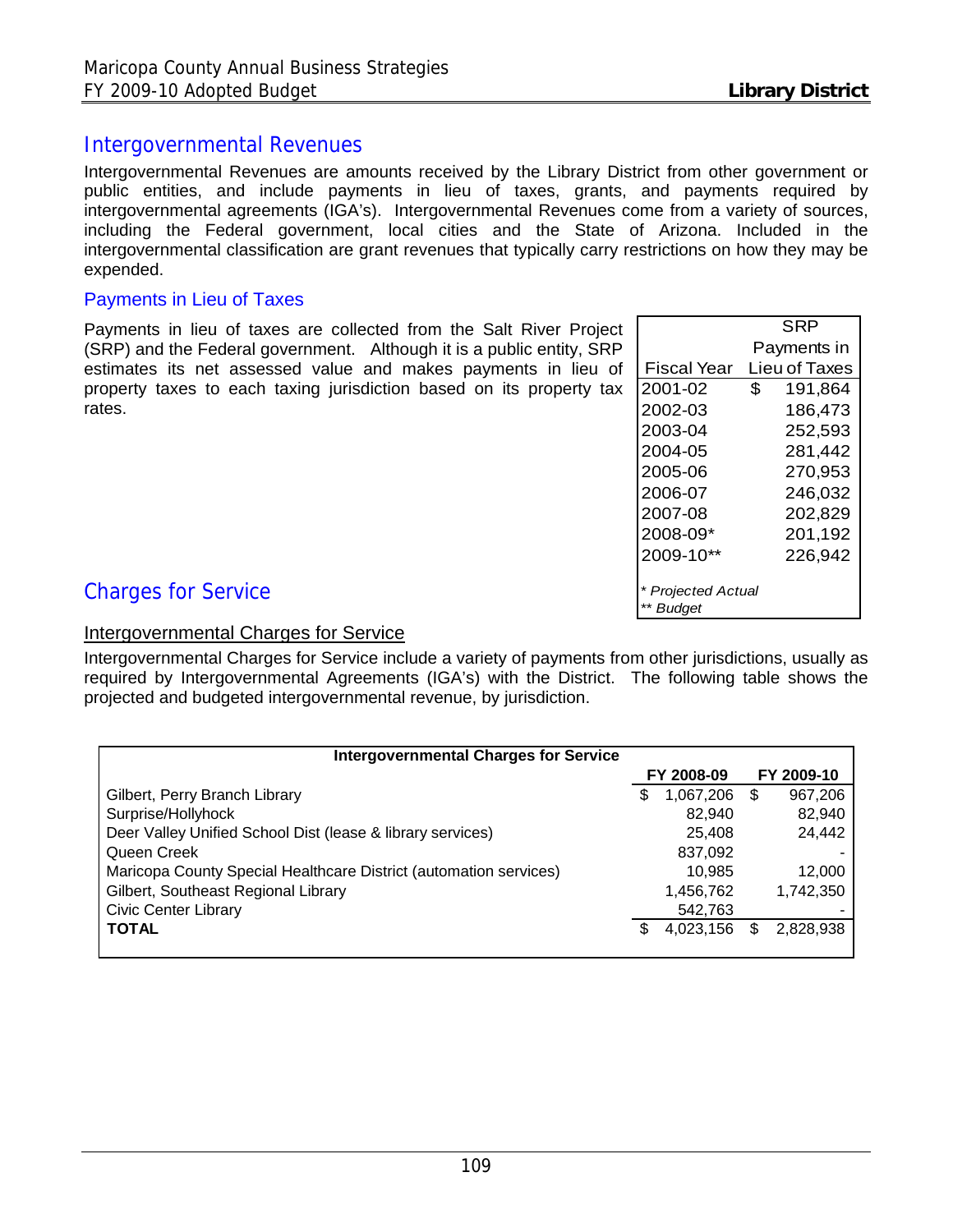## Intergovernmental Revenues

Intergovernmental Revenues are amounts received by the Library District from other government or public entities, and include payments in lieu of taxes, grants, and payments required by intergovernmental agreements (IGA's). Intergovernmental Revenues come from a variety of sources, including the Federal government, local cities and the State of Arizona. Included in the intergovernmental classification are grant revenues that typically carry restrictions on how they may be expended.

### Payments in Lieu of Taxes

Payments in lieu of taxes are collected from the Salt River Project (SRP) and the Federal government. Although it is a public entity, SRP estimates its net assessed value and makes payments in lieu of property taxes to each taxing jurisdiction based on its property tax rates.

| Fiscal Year | SRP Payments in Lieu of Taxes |
|---|---|
| 2001-02 | $ 191,864 |
| 2002-03 | 186,473 |
| 2003-04 | 252,593 |
| 2004-05 | 281,442 |
| 2005-06 | 270,953 |
| 2006-07 | 246,032 |
| 2007-08 | 202,829 |
| 2008-09* | 201,192 |
| 2009-10** | 226,942 |

*\* Projected Actual*
*\*\* Budget*

## Charges for Service

### Intergovernmental Charges for Service

Intergovernmental Charges for Service include a variety of payments from other jurisdictions, usually as required by Intergovernmental Agreements (IGA's) with the District. The following table shows the projected and budgeted intergovernmental revenue, by jurisdiction.

| Intergovernmental Charges for Service | FY 2008-09 | FY 2009-10 |
|---|---|---|
| Gilbert, Perry Branch Library | $ 1,067,206 | $ 967,206 |
| Surprise/Hollyhock | 82,940 | 82,940 |
| Deer Valley Unified School Dist (lease & library services) | 25,408 | 24,442 |
| Queen Creek | 837,092 | - |
| Maricopa County Special Healthcare District (automation services) | 10,985 | 12,000 |
| Gilbert, Southeast Regional Library | 1,456,762 | 1,742,350 |
| Civic Center Library | 542,763 | - |
| **TOTAL** | $ 4,023,156 | $ 2,828,938 |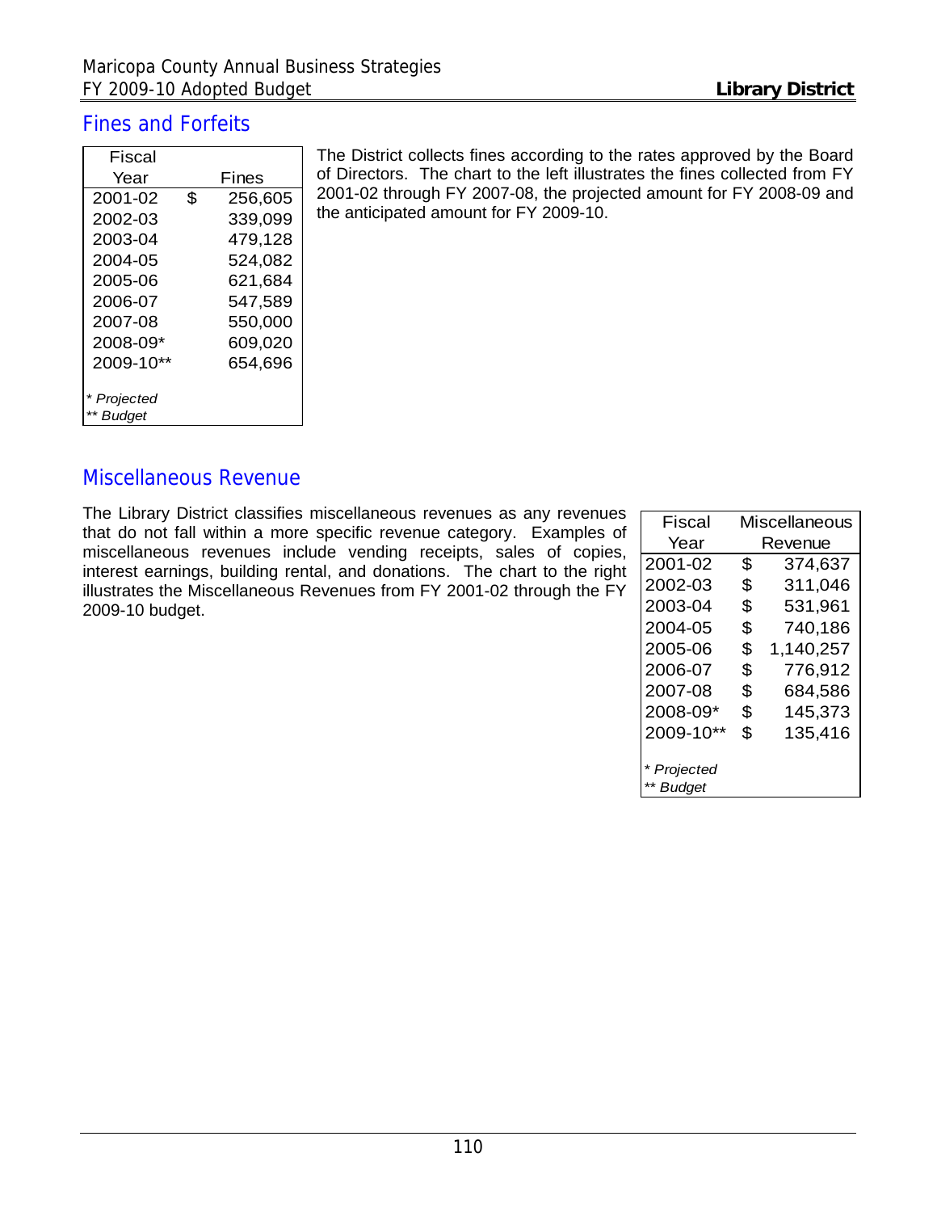## Fines and Forfeits

| Fiscal Year | Fines |
|---|---|
| 2001-02 | $ 256,605 |
| 2002-03 | 339,099 |
| 2003-04 | 479,128 |
| 2004-05 | 524,082 |
| 2005-06 | 621,684 |
| 2006-07 | 547,589 |
| 2007-08 | 550,000 |
| 2008-09* | 609,020 |
| 2009-10** | 654,696 |

*\* Projected*
*\*\* Budget*

The District collects fines according to the rates approved by the Board of Directors. The chart to the left illustrates the fines collected from FY 2001-02 through FY 2007-08, the projected amount for FY 2008-09 and the anticipated amount for FY 2009-10.

## Miscellaneous Revenue

The Library District classifies miscellaneous revenues as any revenues that do not fall within a more specific revenue category. Examples of miscellaneous revenues include vending receipts, sales of copies, interest earnings, building rental, and donations. The chart to the right illustrates the Miscellaneous Revenues from FY 2001-02 through the FY 2009-10 budget.

| Fiscal Year | Miscellaneous Revenue |
|---|---|
| 2001-02 | $ 374,637 |
| 2002-03 | $ 311,046 |
| 2003-04 | $ 531,961 |
| 2004-05 | $ 740,186 |
| 2005-06 | $ 1,140,257 |
| 2006-07 | $ 776,912 |
| 2007-08 | $ 684,586 |
| 2008-09* | $ 145,373 |
| 2009-10** | $ 135,416 |

*\* Projected*
*\*\* Budget*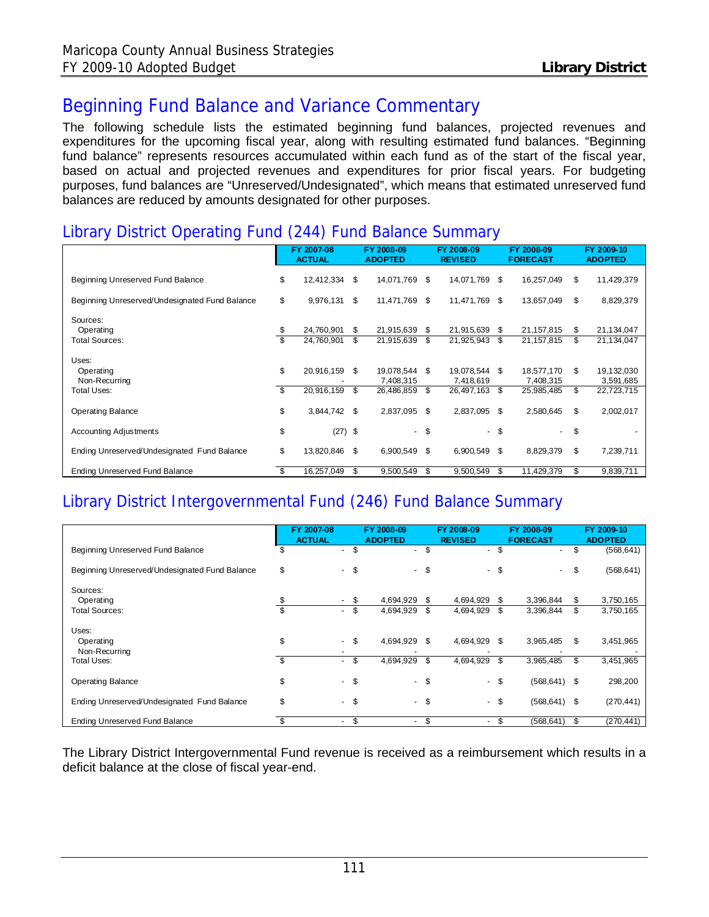# Beginning Fund Balance and Variance Commentary

The following schedule lists the estimated beginning fund balances, projected revenues and expenditures for the upcoming fiscal year, along with resulting estimated fund balances. "Beginning fund balance" represents resources accumulated within each fund as of the start of the fiscal year, based on actual and projected revenues and expenditures for prior fiscal years. For budgeting purposes, fund balances are "Unreserved/Undesignated", which means that estimated unreserved fund balances are reduced by amounts designated for other purposes.

## Library District Operating Fund (244) Fund Balance Summary

| | FY 2007-08 ACTUAL | FY 2008-09 ADOPTED | FY 2008-09 REVISED | FY 2008-09 FORECAST | FY 2009-10 ADOPTED |
|---|---|---|---|---|---|
| Beginning Unreserved Fund Balance | $ 12,412,334 | $ 14,071,769 | $ 14,071,769 | $ 16,257,049 | $ 11,429,379 |
| Beginning Unreserved/Undesignated Fund Balance | $ 9,976,131 | $ 11,471,769 | $ 11,471,769 | $ 13,657,049 | $ 8,829,379 |
| Sources: | | | | | |
| Operating | $ 24,760,901 | $ 21,915,639 | $ 21,915,639 | $ 21,157,815 | $ 21,134,047 |
| Total Sources: | $ 24,760,901 | $ 21,915,639 | $ 21,925,943 | $ 21,157,815 | $ 21,134,047 |
| Uses: | | | | | |
| Operating | $ 20,916,159 | $ 19,078,544 | $ 19,078,544 | $ 18,577,170 | $ 19,132,030 |
| Non-Recurring | - | 7,408,315 | 7,418,619 | 7,408,315 | 3,591,685 |
| Total Uses: | $ 20,916,159 | $ 26,486,859 | $ 26,497,163 | $ 25,985,485 | $ 22,723,715 |
| Operating Balance | $ 3,844,742 | $ 2,837,095 | $ 2,837,095 | $ 2,580,645 | $ 2,002,017 |
| Accounting Adjustments | $ (27) | $ - | $ - | $ - | $ - |
| Ending Unreserved/Undesignated Fund Balance | $ 13,820,846 | $ 6,900,549 | $ 6,900,549 | $ 8,829,379 | $ 7,239,711 |
| Ending Unreserved Fund Balance | $ 16,257,049 | $ 9,500,549 | $ 9,500,549 | $ 11,429,379 | $ 9,839,711 |

## Library District Intergovernmental Fund (246) Fund Balance Summary

| | FY 2007-08 ACTUAL | FY 2008-09 ADOPTED | FY 2008-09 REVISED | FY 2008-09 FORECAST | FY 2009-10 ADOPTED |
|---|---|---|---|---|---|
| Beginning Unreserved Fund Balance | $ - | $ - | $ - | $ - | $ (568,641) |
| Beginning Unreserved/Undesignated Fund Balance | $ - | $ - | $ - | $ - | $ (568,641) |
| Sources: | | | | | |
| Operating | $ - | $ 4,694,929 | $ 4,694,929 | $ 3,396,844 | $ 3,750,165 |
| Total Sources: | $ - | $ 4,694,929 | $ 4,694,929 | $ 3,396,844 | $ 3,750,165 |
| Uses: | | | | | |
| Operating | $ - | $ 4,694,929 | $ 4,694,929 | $ 3,965,485 | $ 3,451,965 |
| Non-Recurring | - | - | - | - | - |
| Total Uses: | $ - | $ 4,694,929 | $ 4,694,929 | $ 3,965,485 | $ 3,451,965 |
| Operating Balance | $ - | $ - | $ - | $ (568,641) | $ 298,200 |
| Ending Unreserved/Undesignated Fund Balance | $ - | $ - | $ - | $ (568,641) | $ (270,441) |
| Ending Unreserved Fund Balance | $ - | $ - | $ - | $ (568,641) | $ (270,441) |

The Library District Intergovernmental Fund revenue is received as a reimbursement which results in a deficit balance at the close of fiscal year-end.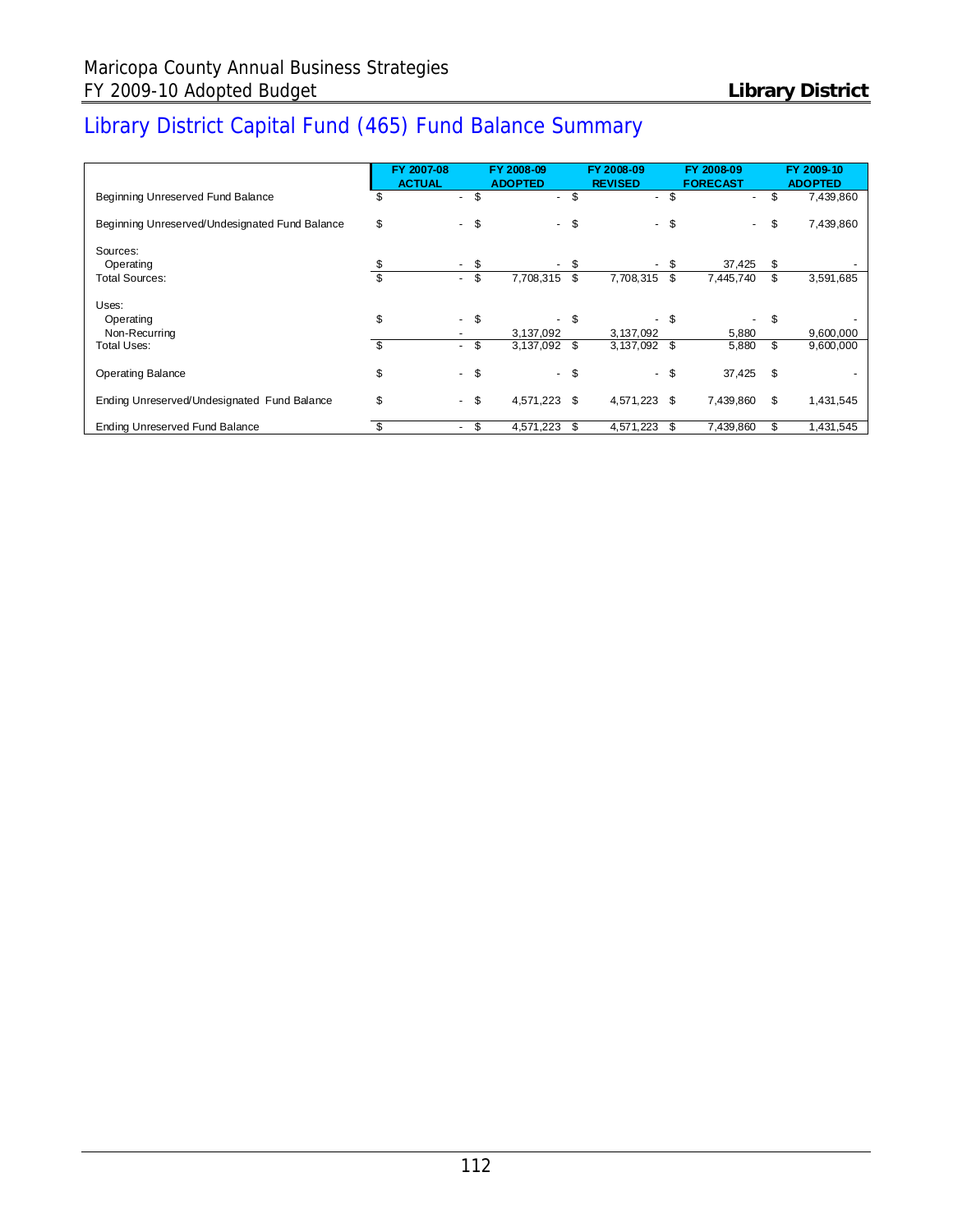# Library District Capital Fund (465) Fund Balance Summary

| | FY 2007-08 ACTUAL | FY 2008-09 ADOPTED | FY 2008-09 REVISED | FY 2008-09 FORECAST | FY 2009-10 ADOPTED |
|---|---|---|---|---|---|
| Beginning Unreserved Fund Balance | $ - | $ - | $ - | $ - | $ 7,439,860 |
| Beginning Unreserved/Undesignated Fund Balance | $ - | $ - | $ - | $ - | $ 7,439,860 |
| Sources: | | | | | |
| Operating | $ - | $ - | $ - | $ 37,425 | $ - |
| Total Sources: | $ - | $ 7,708,315 | $ 7,708,315 | $ 7,445,740 | $ 3,591,685 |
| Uses: | | | | | |
| Operating | $ - | $ - | $ - | $ - | $ - |
| Non-Recurring | - | 3,137,092 | 3,137,092 | 5,880 | 9,600,000 |
| Total Uses: | $ - | $ 3,137,092 | $ 3,137,092 | $ 5,880 | $ 9,600,000 |
| Operating Balance | $ - | $ - | $ - | $ 37,425 | $ - |
| Ending Unreserved/Undesignated Fund Balance | $ - | $ 4,571,223 | $ 4,571,223 | $ 7,439,860 | $ 1,431,545 |
| Ending Unreserved Fund Balance | $ - | $ 4,571,223 | $ 4,571,223 | $ 7,439,860 | $ 1,431,545 |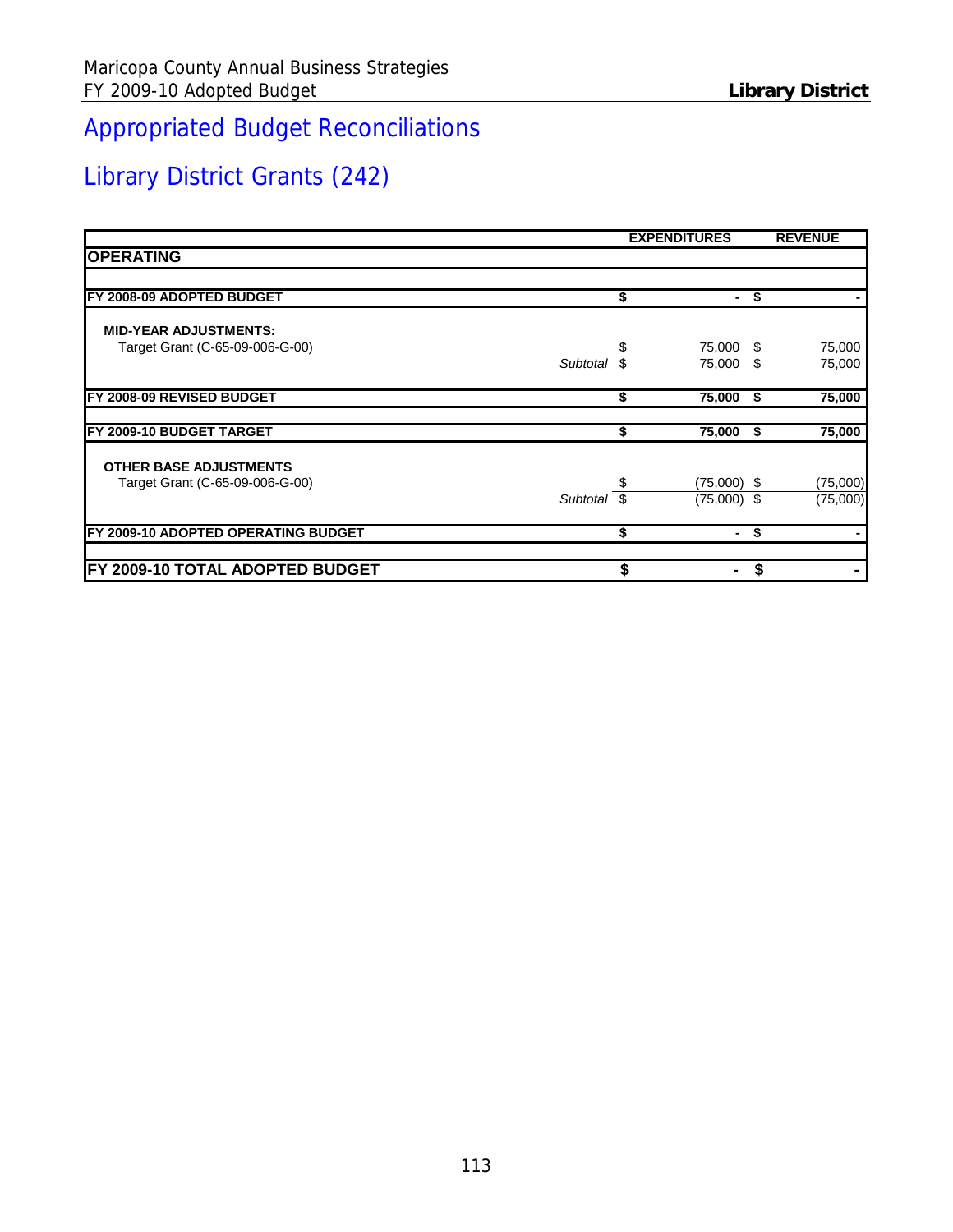# Appropriated Budget Reconciliations

## Library District Grants (242)

| | | EXPENDITURES | REVENUE |
|---|---|---|---|
| **OPERATING** | | | |
| **FY 2008-09 ADOPTED BUDGET** | | $ - | $ - |
| **MID-YEAR ADJUSTMENTS:** | | | |
| Target Grant (C-65-09-006-G-00) | | $ 75,000 | $ 75,000 |
| | *Subtotal* | $ 75,000 | $ 75,000 |
| **FY 2008-09 REVISED BUDGET** | | $ 75,000 | $ 75,000 |
| **FY 2009-10 BUDGET TARGET** | | $ 75,000 | $ 75,000 |
| **OTHER BASE ADJUSTMENTS** | | | |
| Target Grant (C-65-09-006-G-00) | | $ (75,000) | $ (75,000) |
| | *Subtotal* | $ (75,000) | $ (75,000) |
| **FY 2009-10 ADOPTED OPERATING BUDGET** | | $ - | $ - |
| **FY 2009-10 TOTAL ADOPTED BUDGET** | | $ - | $ - |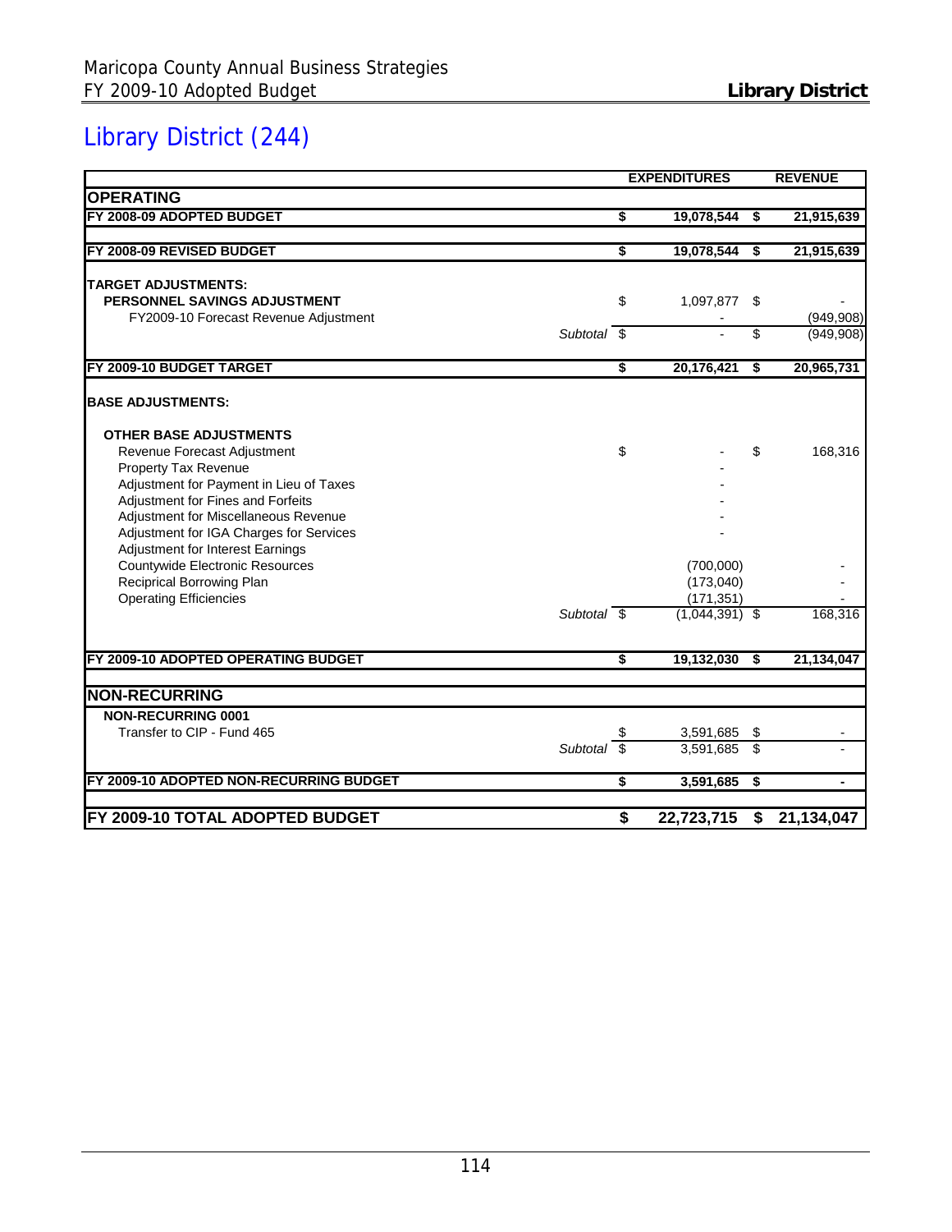# Library District (244)

| | | EXPENDITURES | REVENUE |
|---|---|---|---|
| **OPERATING** | | | |
| **FY 2008-09 ADOPTED BUDGET** | | **$ 19,078,544** | **$ 21,915,639** |
| **FY 2008-09 REVISED BUDGET** | | **$ 19,078,544** | **$ 21,915,639** |
| **TARGET ADJUSTMENTS:** | | | |
| **PERSONNEL SAVINGS ADJUSTMENT** | | $ 1,097,877 | $ - |
| FY2009-10 Forecast Revenue Adjustment | | - | (949,908) |
| | *Subtotal* | $ - | $ (949,908) |
| **FY 2009-10 BUDGET TARGET** | | **$ 20,176,421** | **$ 20,965,731** |
| **BASE ADJUSTMENTS:** | | | |
| **OTHER BASE ADJUSTMENTS** | | | |
| Revenue Forecast Adjustment | | $ - | $ 168,316 |
| Property Tax Revenue | | - | |
| Adjustment for Payment in Lieu of Taxes | | - | |
| Adjustment for Fines and Forfeits | | - | |
| Adjustment for Miscellaneous Revenue | | - | |
| Adjustment for IGA Charges for Services | | - | |
| Adjustment for Interest Earnings | | | |
| Countywide Electronic Resources | | (700,000) | - |
| Reciprical Borrowing Plan | | (173,040) | - |
| Operating Efficiencies | | (171,351) | - |
| | *Subtotal* | $ (1,044,391) | $ 168,316 |
| **FY 2009-10 ADOPTED OPERATING BUDGET** | | **$ 19,132,030** | **$ 21,134,047** |
| **NON-RECURRING** | | | |
| **NON-RECURRING 0001** | | | |
| Transfer to CIP - Fund 465 | | $ 3,591,685 | $ - |
| | *Subtotal* | $ 3,591,685 | $ - |
| **FY 2009-10 ADOPTED NON-RECURRING BUDGET** | | **$ 3,591,685** | **$ -** |
| **FY 2009-10 TOTAL ADOPTED BUDGET** | | **$ 22,723,715** | **$ 21,134,047** |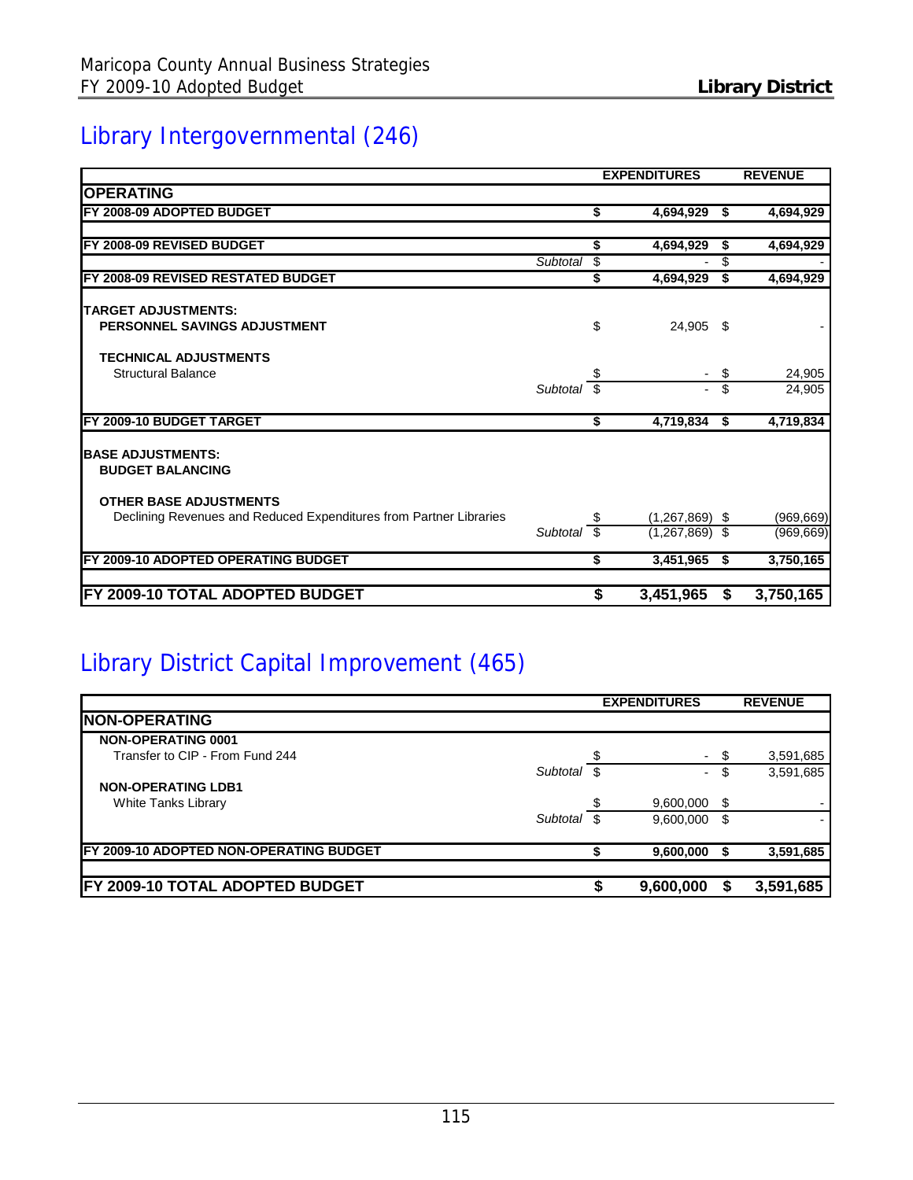## Library Intergovernmental (246)

| | | EXPENDITURES | REVENUE |
|---|---|---|---|
| **OPERATING** | | | |
| **FY 2008-09 ADOPTED BUDGET** | | **$ 4,694,929** | **$ 4,694,929** |
| **FY 2008-09 REVISED BUDGET** | | **$ 4,694,929** | **$ 4,694,929** |
| | *Subtotal* | $ - | $ - |
| **FY 2008-09 REVISED RESTATED BUDGET** | | **$ 4,694,929** | **$ 4,694,929** |
| **TARGET ADJUSTMENTS:** | | | |
| **PERSONNEL SAVINGS ADJUSTMENT** | | $ 24,905 | $ - |
| **TECHNICAL ADJUSTMENTS** | | | |
| Structural Balance | | $ - | $ 24,905 |
| | *Subtotal* | $ - | $ 24,905 |
| **FY 2009-10 BUDGET TARGET** | | **$ 4,719,834** | **$ 4,719,834** |
| **BASE ADJUSTMENTS:** | | | |
| **BUDGET BALANCING** | | | |
| **OTHER BASE ADJUSTMENTS** | | | |
| Declining Revenues and Reduced Expenditures from Partner Libraries | | $ (1,267,869) | $ (969,669) |
| | *Subtotal* | $ (1,267,869) | $ (969,669) |
| **FY 2009-10 ADOPTED OPERATING BUDGET** | | **$ 3,451,965** | **$ 3,750,165** |
| **FY 2009-10 TOTAL ADOPTED BUDGET** | | **$ 3,451,965** | **$ 3,750,165** |

## Library District Capital Improvement (465)

| | | EXPENDITURES | REVENUE |
|---|---|---|---|
| **NON-OPERATING** | | | |
| **NON-OPERATING 0001** | | | |
| Transfer to CIP - From Fund 244 | | $ - | $ 3,591,685 |
| | *Subtotal* | $ - | $ 3,591,685 |
| **NON-OPERATING LDB1** | | | |
| White Tanks Library | | $ 9,600,000 | $ - |
| | *Subtotal* | $ 9,600,000 | $ - |
| **FY 2009-10 ADOPTED NON-OPERATING BUDGET** | | **$ 9,600,000** | **$ 3,591,685** |
| **FY 2009-10 TOTAL ADOPTED BUDGET** | | **$ 9,600,000** | **$ 3,591,685** |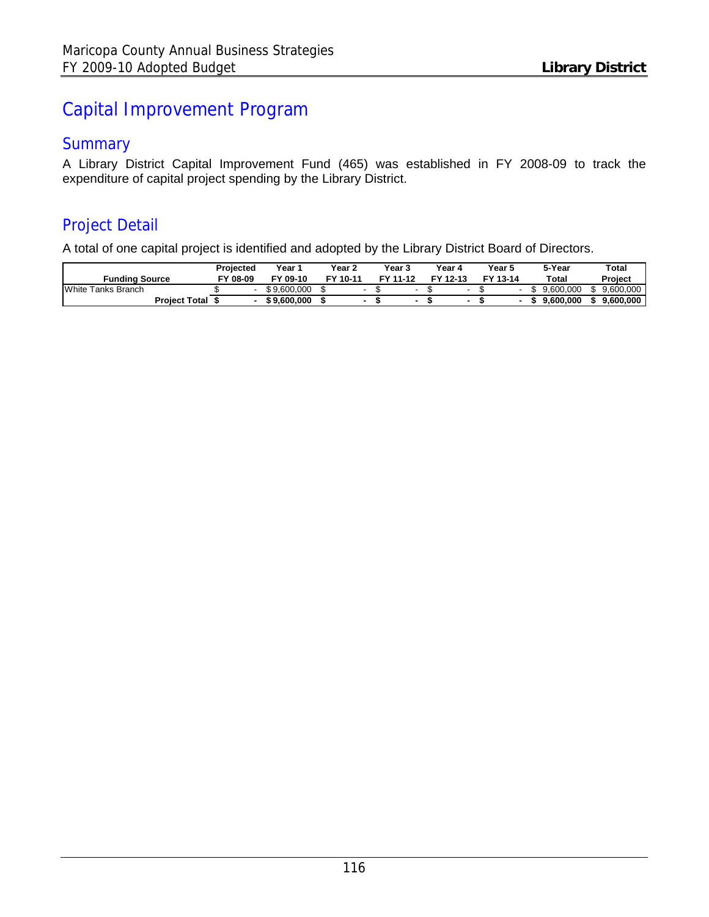# Capital Improvement Program

## Summary

A Library District Capital Improvement Fund (465) was established in FY 2008-09 to track the expenditure of capital project spending by the Library District.

## Project Detail

A total of one capital project is identified and adopted by the Library District Board of Directors.

| Funding Source | Projected FY 08-09 | Year 1 FY 09-10 | Year 2 FY 10-11 | Year 3 FY 11-12 | Year 4 FY 12-13 | Year 5 FY 13-14 | 5-Year Total | Total Project |
|---|---|---|---|---|---|---|---|---|
| White Tanks Branch | $ - | $ 9,600,000 | $ - | $ - | $ - | $ - | $ 9,600,000 | $ 9,600,000 |
| **Project Total** | **$ -** | **$ 9,600,000** | **$ -** | **$ -** | **$ -** | **$ -** | **$ 9,600,000** | **$ 9,600,000** |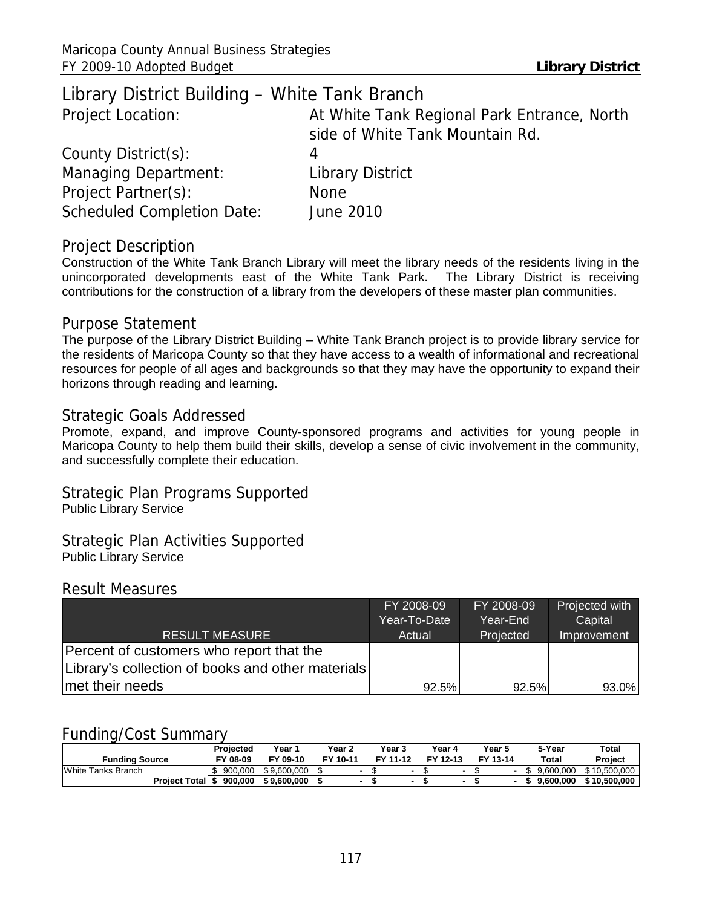# Library District Building – White Tank Branch

| | |
|---|---|
| Project Location: | At White Tank Regional Park Entrance, North side of White Tank Mountain Rd. |
| County District(s): | 4 |
| Managing Department: | Library District |
| Project Partner(s): | None |
| Scheduled Completion Date: | June 2010 |

## Project Description

Construction of the White Tank Branch Library will meet the library needs of the residents living in the unincorporated developments east of the White Tank Park. The Library District is receiving contributions for the construction of a library from the developers of these master plan communities.

## Purpose Statement

The purpose of the Library District Building – White Tank Branch project is to provide library service for the residents of Maricopa County so that they have access to a wealth of informational and recreational resources for people of all ages and backgrounds so that they may have the opportunity to expand their horizons through reading and learning.

## Strategic Goals Addressed

Promote, expand, and improve County-sponsored programs and activities for young people in Maricopa County to help them build their skills, develop a sense of civic involvement in the community, and successfully complete their education.

## Strategic Plan Programs Supported

Public Library Service

## Strategic Plan Activities Supported

Public Library Service

## Result Measures

| RESULT MEASURE | FY 2008-09 Year-To-Date Actual | FY 2008-09 Year-End Projected | Projected with Capital Improvement |
|---|---|---|---|
| Percent of customers who report that the Library's collection of books and other materials met their needs | 92.5% | 92.5% | 93.0% |

## Funding/Cost Summary

| Funding Source | Projected FY 08-09 | Year 1 FY 09-10 | Year 2 FY 10-11 | Year 3 FY 11-12 | Year 4 FY 12-13 | Year 5 FY 13-14 | 5-Year Total | Total Project |
|---|---|---|---|---|---|---|---|---|
| White Tanks Branch | $ 900,000 | $ 9,600,000 | $ - | $ - | $ - | $ - | $ 9,600,000 | $ 10,500,000 |
| **Project Total** | **$ 900,000** | **$ 9,600,000** | **$ -** | **$ -** | **$ -** | **$ -** | **$ 9,600,000** | **$ 10,500,000** |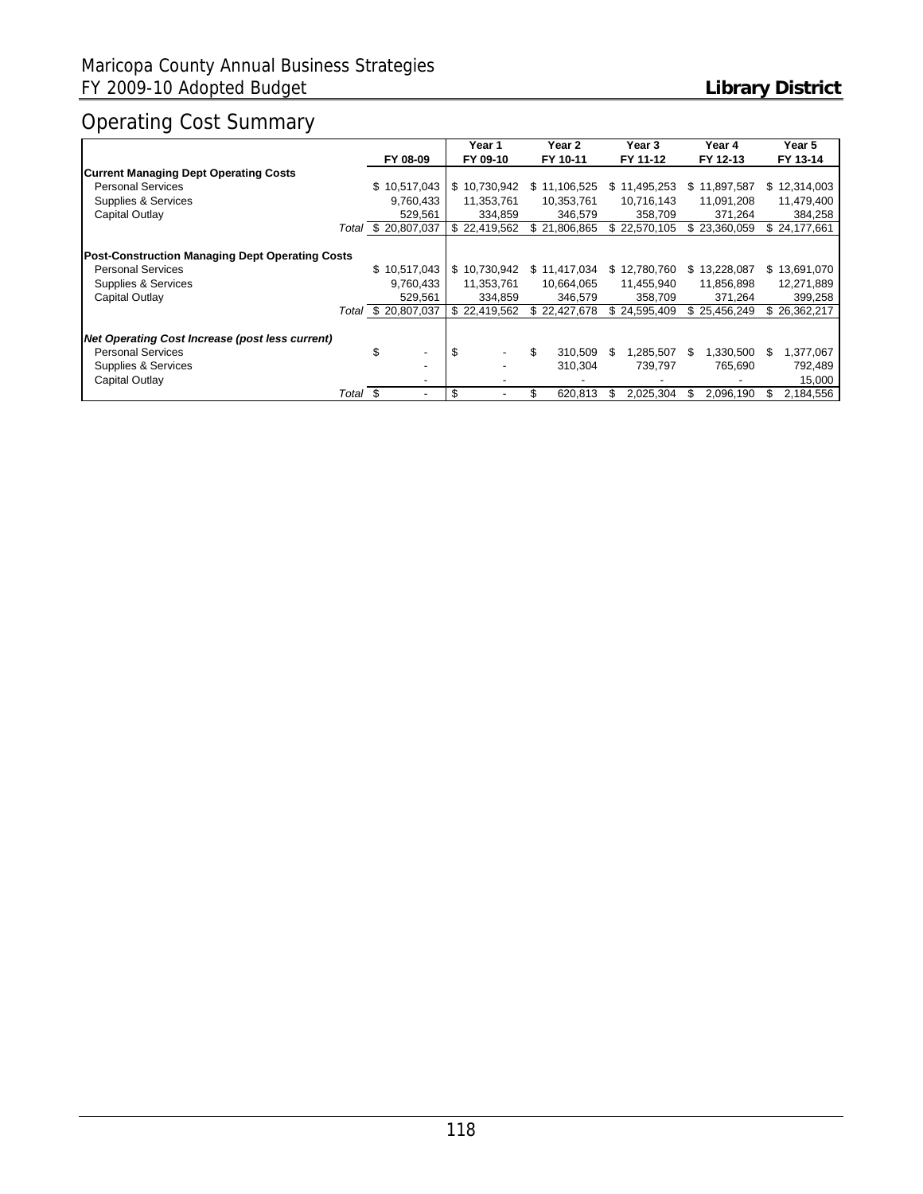# Operating Cost Summary

| | FY 08-09 | Year 1<br>FY 09-10 | Year 2<br>FY 10-11 | Year 3<br>FY 11-12 | Year 4<br>FY 12-13 | Year 5<br>FY 13-14 |
|---|---|---|---|---|---|---|
| **Current Managing Dept Operating Costs** | | | | | | |
| Personal Services | $ 10,517,043 | $ 10,730,942 | $ 11,106,525 | $ 11,495,253 | $ 11,897,587 | $ 12,314,003 |
| Supplies & Services | 9,760,433 | 11,353,761 | 10,353,761 | 10,716,143 | 11,091,208 | 11,479,400 |
| Capital Outlay | 529,561 | 334,859 | 346,579 | 358,709 | 371,264 | 384,258 |
| *Total* | $ 20,807,037 | $ 22,419,562 | $ 21,806,865 | $ 22,570,105 | $ 23,360,059 | $ 24,177,661 |
| **Post-Construction Managing Dept Operating Costs** | | | | | | |
| Personal Services | $ 10,517,043 | $ 10,730,942 | $ 11,417,034 | $ 12,780,760 | $ 13,228,087 | $ 13,691,070 |
| Supplies & Services | 9,760,433 | 11,353,761 | 10,664,065 | 11,455,940 | 11,856,898 | 12,271,889 |
| Capital Outlay | 529,561 | 334,859 | 346,579 | 358,709 | 371,264 | 399,258 |
| *Total* | $ 20,807,037 | $ 22,419,562 | $ 22,427,678 | $ 24,595,409 | $ 25,456,249 | $ 26,362,217 |
| ***Net Operating Cost Increase (post less current)*** | | | | | | |
| Personal Services | $ - | $ - | $ 310,509 | $ 1,285,507 | $ 1,330,500 | $ 1,377,067 |
| Supplies & Services | - | - | 310,304 | 739,797 | 765,690 | 792,489 |
| Capital Outlay | - | - | - | - | - | 15,000 |
| *Total* | $ - | $ - | $ 620,813 | $ 2,025,304 | $ 2,096,190 | $ 2,184,556 |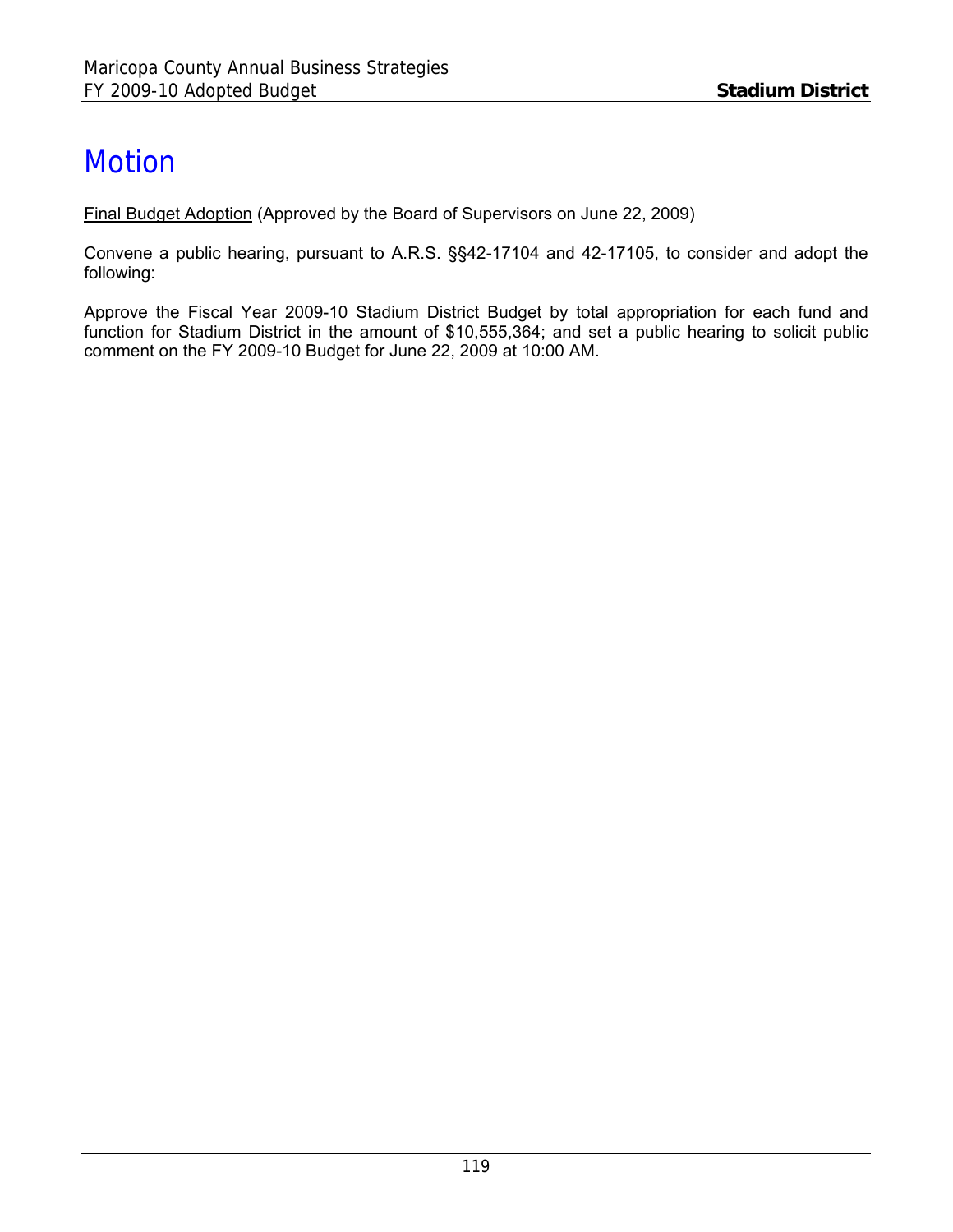# Motion

Final Budget Adoption (Approved by the Board of Supervisors on June 22, 2009)

Convene a public hearing, pursuant to A.R.S. §§42-17104 and 42-17105, to consider and adopt the following:

Approve the Fiscal Year 2009-10 Stadium District Budget by total appropriation for each fund and function for Stadium District in the amount of $10,555,364; and set a public hearing to solicit public comment on the FY 2009-10 Budget for June 22, 2009 at 10:00 AM.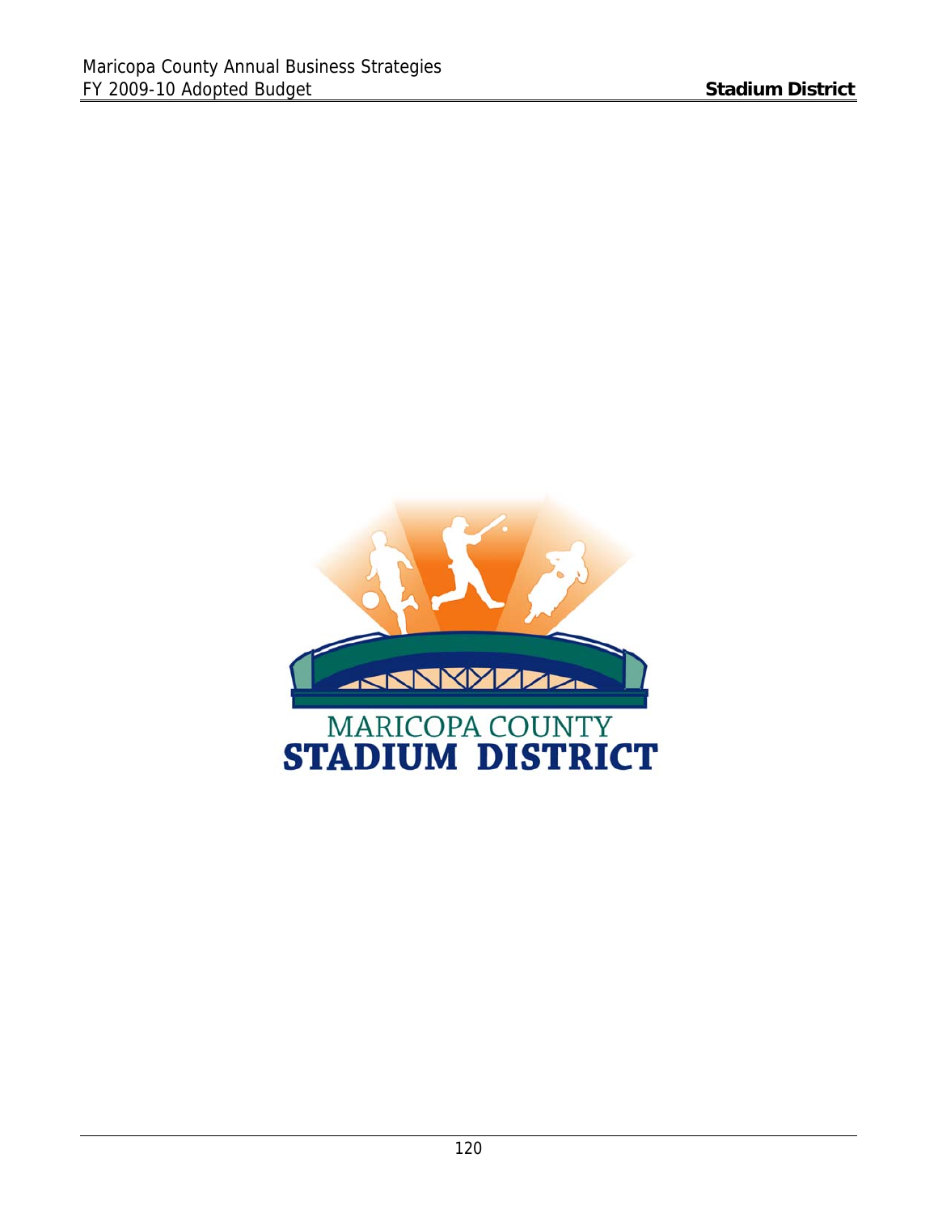MARICOPA COUNTY

STADIUM DISTRICT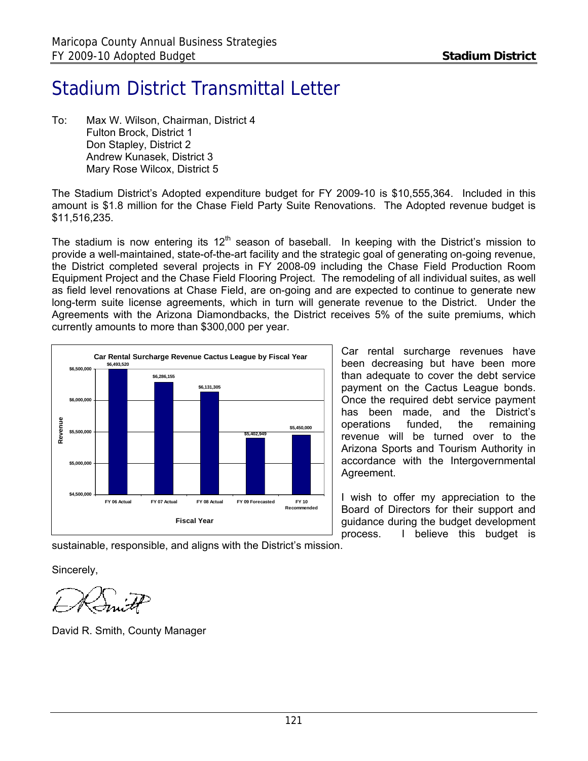# Stadium District Transmittal Letter

To: Max W. Wilson, Chairman, District 4
Fulton Brock, District 1
Don Stapley, District 2
Andrew Kunasek, District 3
Mary Rose Wilcox, District 5

The Stadium District's Adopted expenditure budget for FY 2009-10 is $10,555,364. Included in this amount is $1.8 million for the Chase Field Party Suite Renovations. The Adopted revenue budget is $11,516,235.

The stadium is now entering its 12th season of baseball. In keeping with the District's mission to provide a well-maintained, state-of-the-art facility and the strategic goal of generating on-going revenue, the District completed several projects in FY 2008-09 including the Chase Field Production Room Equipment Project and the Chase Field Flooring Project. The remodeling of all individual suites, as well as field level renovations at Chase Field, are on-going and are expected to continue to generate new long-term suite license agreements, which in turn will generate revenue to the District. Under the Agreements with the Arizona Diamondbacks, the District receives 5% of the suite premiums, which currently amounts to more than $300,000 per year.

**Car Rental Surcharge Revenue Cactus League by Fiscal Year**

| Fiscal Year | Revenue |
|---|---|
| FY 06 Actual | $6,493,520 |
| FY 07 Actual | $6,286,155 |
| FY 08 Actual | $6,131,305 |
| FY 09 Forecasted | $5,402,949 |
| FY 10 Recommended | $5,450,000 |

Car rental surcharge revenues have been decreasing but have been more than adequate to cover the debt service payment on the Cactus League bonds. Once the required debt service payment has been made, and the District's operations funded, the remaining revenue will be turned over to the Arizona Sports and Tourism Authority in accordance with the Intergovernmental Agreement.

I wish to offer my appreciation to the Board of Directors for their support and guidance during the budget development process. I believe this budget is sustainable, responsible, and aligns with the District's mission.

Sincerely,

David R. Smith, County Manager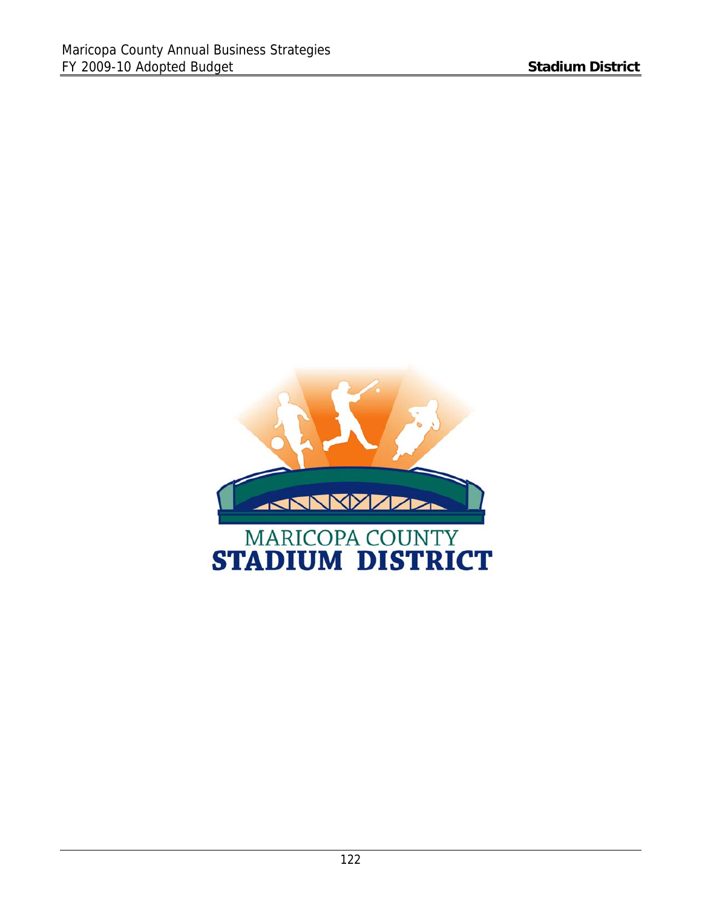MARICOPA COUNTY
STADIUM DISTRICT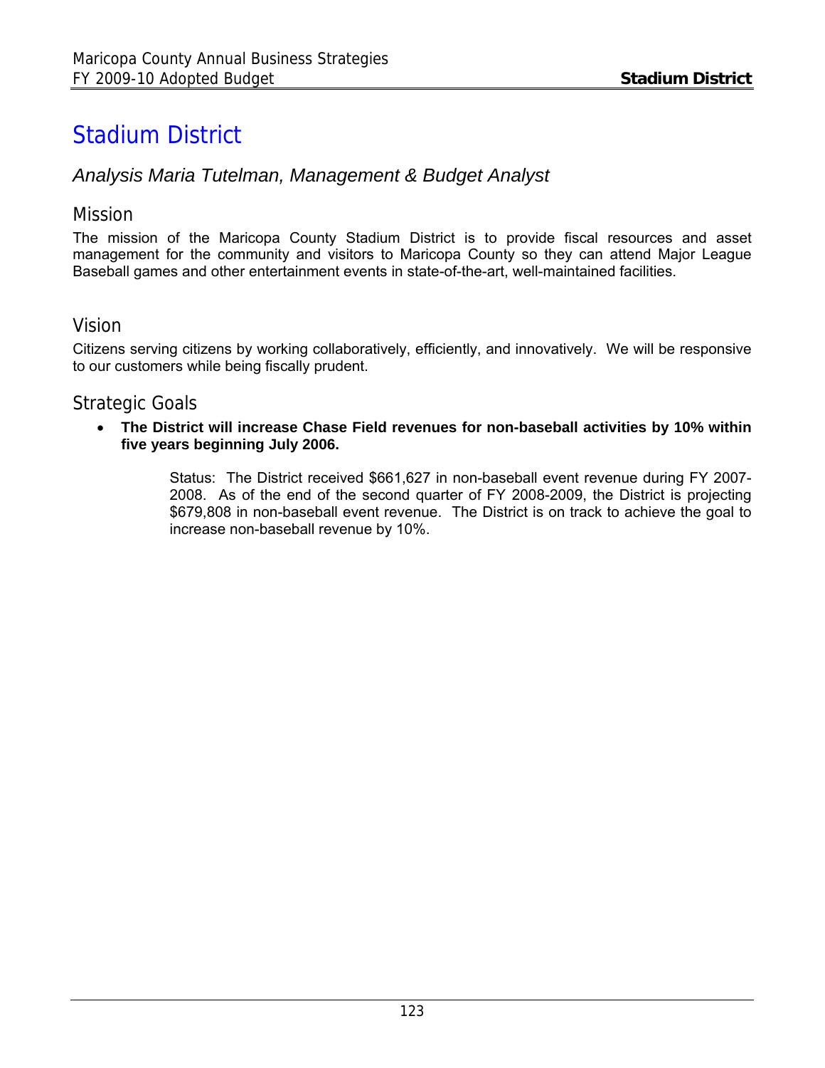# Stadium District

*Analysis Maria Tutelman, Management & Budget Analyst*

## Mission

The mission of the Maricopa County Stadium District is to provide fiscal resources and asset management for the community and visitors to Maricopa County so they can attend Major League Baseball games and other entertainment events in state-of-the-art, well-maintained facilities.

## Vision

Citizens serving citizens by working collaboratively, efficiently, and innovatively. We will be responsive to our customers while being fiscally prudent.

## Strategic Goals

- **The District will increase Chase Field revenues for non-baseball activities by 10% within five years beginning July 2006.**

  Status: The District received $661,627 in non-baseball event revenue during FY 2007-2008. As of the end of the second quarter of FY 2008-2009, the District is projecting $679,808 in non-baseball event revenue. The District is on track to achieve the goal to increase non-baseball revenue by 10%.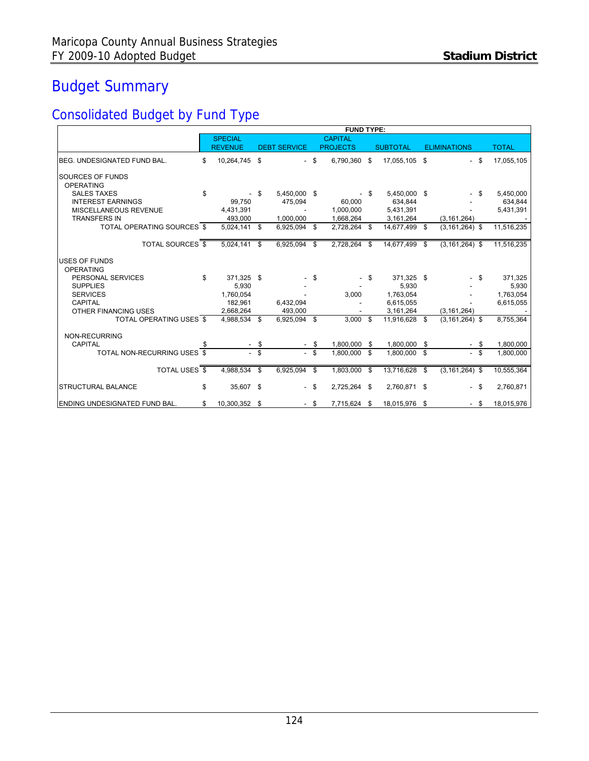# Budget Summary

## Consolidated Budget by Fund Type

| | FUND TYPE: | | | | | |
|---|---|---|---|---|---|---|
| | SPECIAL REVENUE | DEBT SERVICE | CAPITAL PROJECTS | SUBTOTAL | ELIMINATIONS | TOTAL |
| BEG. UNDESIGNATED FUND BAL. | $ 10,264,745 | $ - | $ 6,790,360 | $ 17,055,105 | $ - | $ 17,055,105 |
| SOURCES OF FUNDS | | | | | | |
| OPERATING | | | | | | |
| SALES TAXES | $ - | $ 5,450,000 | $ - | $ 5,450,000 | $ - | $ 5,450,000 |
| INTEREST EARNINGS | 99,750 | 475,094 | 60,000 | 634,844 | - | 634,844 |
| MISCELLANEOUS REVENUE | 4,431,391 | - | 1,000,000 | 5,431,391 | - | 5,431,391 |
| TRANSFERS IN | 493,000 | 1,000,000 | 1,668,264 | 3,161,264 | (3,161,264) | - |
| TOTAL OPERATING SOURCES | $ 5,024,141 | $ 6,925,094 | $ 2,728,264 | $ 14,677,499 | $ (3,161,264) | $ 11,516,235 |
| TOTAL SOURCES | $ 5,024,141 | $ 6,925,094 | $ 2,728,264 | $ 14,677,499 | $ (3,161,264) | $ 11,516,235 |
| USES OF FUNDS | | | | | | |
| OPERATING | | | | | | |
| PERSONAL SERVICES | $ 371,325 | $ - | $ - | $ 371,325 | $ - | $ 371,325 |
| SUPPLIES | 5,930 | - | - | 5,930 | - | 5,930 |
| SERVICES | 1,760,054 | - | 3,000 | 1,763,054 | - | 1,763,054 |
| CAPITAL | 182,961 | 6,432,094 | - | 6,615,055 | - | 6,615,055 |
| OTHER FINANCING USES | 2,668,264 | 493,000 | - | 3,161,264 | (3,161,264) | - |
| TOTAL OPERATING USES | $ 4,988,534 | $ 6,925,094 | $ 3,000 | $ 11,916,628 | $ (3,161,264) | $ 8,755,364 |
| NON-RECURRING | | | | | | |
| CAPITAL | $ - | $ - | $ 1,800,000 | $ 1,800,000 | $ - | $ 1,800,000 |
| TOTAL NON-RECURRING USES | $ - | $ - | $ 1,800,000 | $ 1,800,000 | $ - | $ 1,800,000 |
| TOTAL USES | $ 4,988,534 | $ 6,925,094 | $ 1,803,000 | $ 13,716,628 | $ (3,161,264) | $ 10,555,364 |
| STRUCTURAL BALANCE | $ 35,607 | $ - | $ 2,725,264 | $ 2,760,871 | $ - | $ 2,760,871 |
| ENDING UNDESIGNATED FUND BAL. | $ 10,300,352 | $ - | $ 7,715,624 | $ 18,015,976 | $ - | $ 18,015,976 |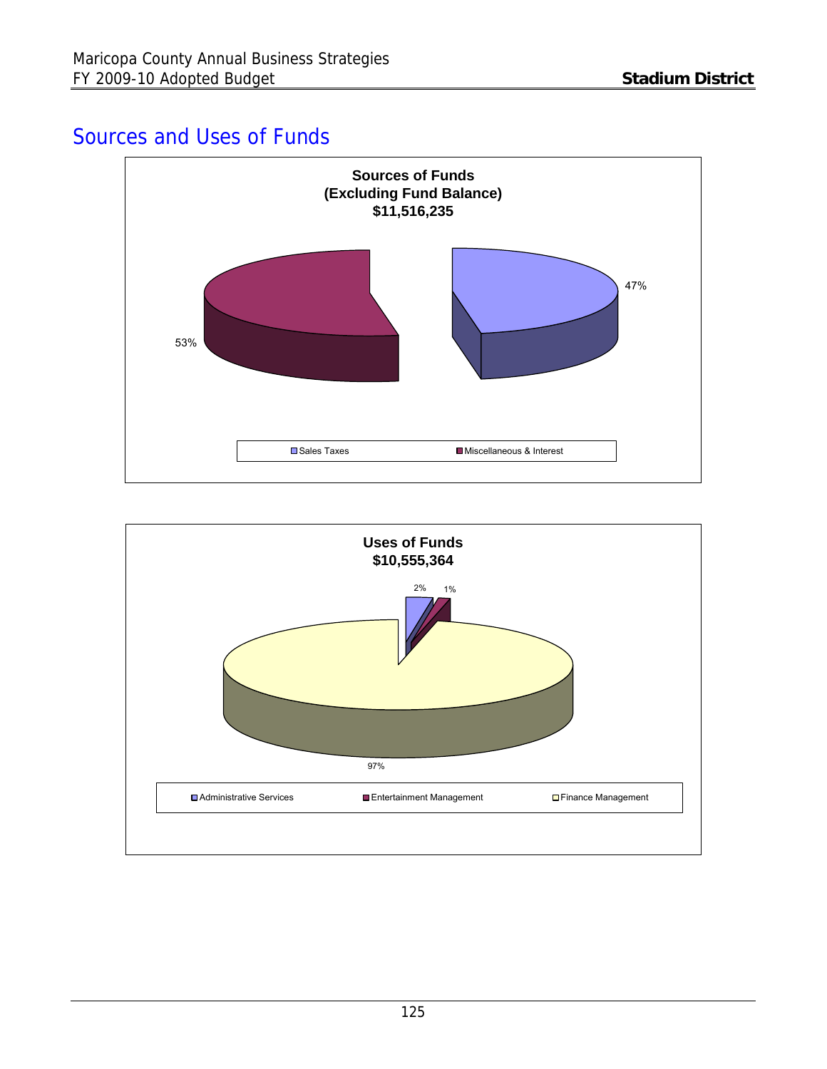## Sources and Uses of Funds

**Sources of Funds**
**(Excluding Fund Balance)**
**$11,516,235**

| Source | Percent |
|---|---|
| Sales Taxes | 47% |
| Miscellaneous & Interest | 53% |

**Uses of Funds**
**$10,555,364**

| Use | Percent |
|---|---|
| Administrative Services | 2% |
| Entertainment Management | 1% |
| Finance Management | 97% |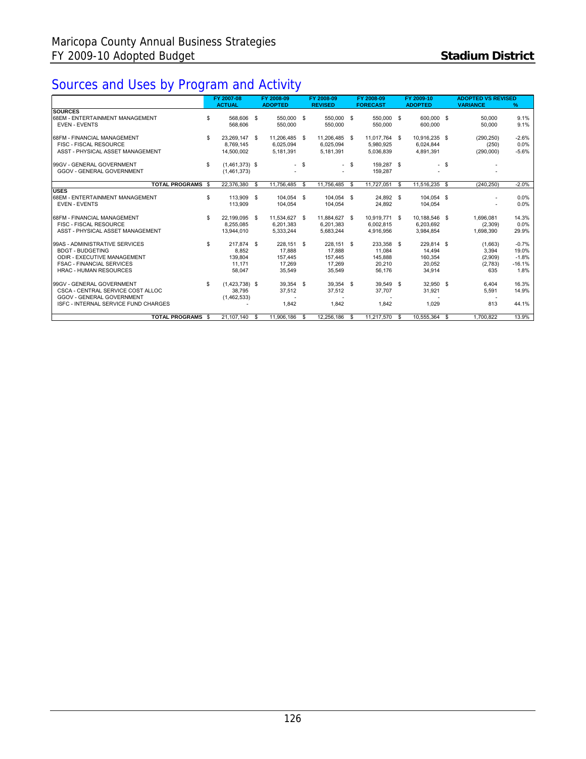Maricopa County Annual Business Strategies
FY 2009-10 Adopted Budget

**Stadium District**

# Sources and Uses by Program and Activity

| | FY 2007-08 ACTUAL | FY 2008-09 ADOPTED | FY 2008-09 REVISED | FY 2008-09 FORECAST | FY 2009-10 ADOPTED | ADOPTED VS REVISED VARIANCE | % |
|---|---|---|---|---|---|---|---|
| **SOURCES** | | | | | | | |
| 68EM - ENTERTAINMENT MANAGEMENT | $ 568,606 | $ 550,000 | $ 550,000 | $ 550,000 | $ 600,000 | $ 50,000 | 9.1% |
| EVEN - EVENTS | 568,606 | 550,000 | 550,000 | 550,000 | 600,000 | 50,000 | 9.1% |
| 68FM - FINANCIAL MANAGEMENT | $ 23,269,147 | $ 11,206,485 | $ 11,206,485 | $ 11,017,764 | $ 10,916,235 | $ (290,250) | -2.6% |
| FISC - FISCAL RESOURCE | 8,769,145 | 6,025,094 | 6,025,094 | 5,980,925 | 6,024,844 | (250) | 0.0% |
| ASST - PHYSICAL ASSET MANAGEMENT | 14,500,002 | 5,181,391 | 5,181,391 | 5,036,839 | 4,891,391 | (290,000) | -5.6% |
| 99GV - GENERAL GOVERNMENT | $ (1,461,373) | $ - | $ - | $ 159,287 | $ - | $ - | |
| GGOV - GENERAL GOVERNMENT | (1,461,373) | - | - | 159,287 | - | - | |
| **TOTAL PROGRAMS** | $ 22,376,380 | $ 11,756,485 | $ 11,756,485 | $ 11,727,051 | $ 11,516,235 | $ (240,250) | -2.0% |
| **USES** | | | | | | | |
| 68EM - ENTERTAINMENT MANAGEMENT | $ 113,909 | $ 104,054 | $ 104,054 | $ 24,892 | $ 104,054 | $ - | 0.0% |
| EVEN - EVENTS | 113,909 | 104,054 | 104,054 | 24,892 | 104,054 | - | 0.0% |
| 68FM - FINANCIAL MANAGEMENT | $ 22,199,095 | $ 11,534,627 | $ 11,884,627 | $ 10,919,771 | $ 10,188,546 | $ 1,696,081 | 14.3% |
| FISC - FISCAL RESOURCE | 8,255,085 | 6,201,383 | 6,201,383 | 6,002,815 | 6,203,692 | (2,309) | 0.0% |
| ASST - PHYSICAL ASSET MANAGEMENT | 13,944,010 | 5,333,244 | 5,683,244 | 4,916,956 | 3,984,854 | 1,698,390 | 29.9% |
| 99AS - ADMINISTRATIVE SERVICES | $ 217,874 | $ 228,151 | $ 228,151 | $ 233,358 | $ 229,814 | $ (1,663) | -0.7% |
| BDGT - BUDGETING | 8,852 | 17,888 | 17,888 | 11,084 | 14,494 | 3,394 | 19.0% |
| ODIR - EXECUTIVE MANAGEMENT | 139,804 | 157,445 | 157,445 | 145,888 | 160,354 | (2,909) | -1.8% |
| FSAC - FINANCIAL SERVICES | 11,171 | 17,269 | 17,269 | 20,210 | 20,052 | (2,783) | -16.1% |
| HRAC - HUMAN RESOURCES | 58,047 | 35,549 | 35,549 | 56,176 | 34,914 | 635 | 1.8% |
| 99GV - GENERAL GOVERNMENT | $ (1,423,738) | $ 39,354 | $ 39,354 | $ 39,549 | $ 32,950 | $ 6,404 | 16.3% |
| CSCA - CENTRAL SERVICE COST ALLOC | 38,795 | 37,512 | 37,512 | 37,707 | 31,921 | 5,591 | 14.9% |
| GGOV - GENERAL GOVERNMENT | (1,462,533) | - | - | - | - | - | |
| ISFC - INTERNAL SERVICE FUND CHARGES | - | 1,842 | 1,842 | 1,842 | 1,029 | 813 | 44.1% |
| **TOTAL PROGRAMS** | $ 21,107,140 | $ 11,906,186 | $ 12,256,186 | $ 11,217,570 | $ 10,555,364 | $ 1,700,822 | 13.9% |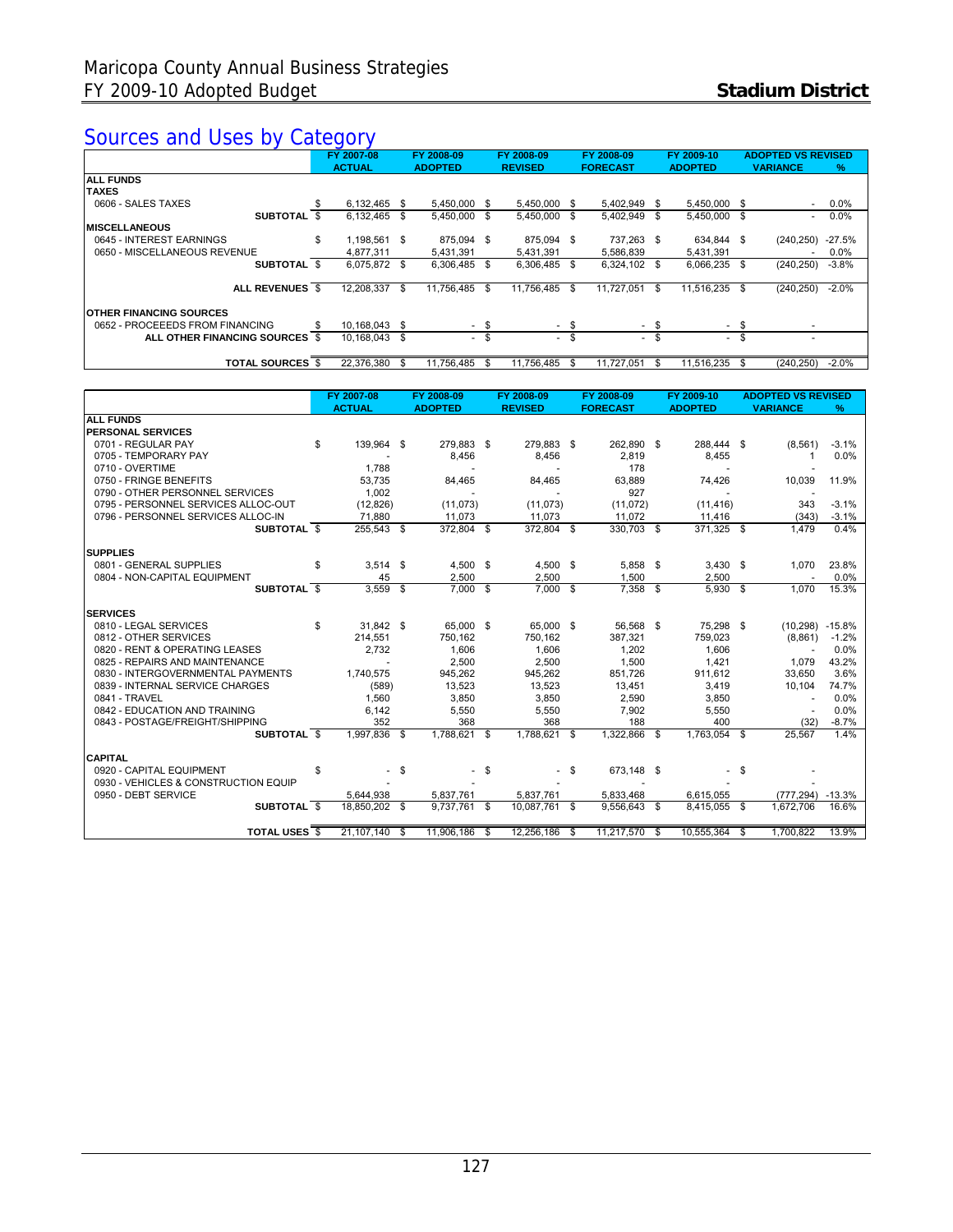# Maricopa County Annual Business Strategies
# FY 2009-10 Adopted Budget

**Stadium District**

## Sources and Uses by Category

| | FY 2007-08 ACTUAL | FY 2008-09 ADOPTED | FY 2008-09 REVISED | FY 2008-09 FORECAST | FY 2009-10 ADOPTED | ADOPTED VS REVISED VARIANCE | % |
|---|---|---|---|---|---|---|---|
| **ALL FUNDS** | | | | | | | |
| **TAXES** | | | | | | | |
| 0606 - SALES TAXES | $ 6,132,465 | $ 5,450,000 | $ 5,450,000 | $ 5,402,949 | $ 5,450,000 | $ - | 0.0% |
| **SUBTOTAL** | $ 6,132,465 | $ 5,450,000 | $ 5,450,000 | $ 5,402,949 | $ 5,450,000 | $ - | 0.0% |
| **MISCELLANEOUS** | | | | | | | |
| 0645 - INTEREST EARNINGS | $ 1,198,561 | $ 875,094 | $ 875,094 | $ 737,263 | $ 634,844 | $ (240,250) | -27.5% |
| 0650 - MISCELLANEOUS REVENUE | 4,877,311 | 5,431,391 | 5,431,391 | 5,586,839 | 5,431,391 | - | 0.0% |
| **SUBTOTAL** | $ 6,075,872 | $ 6,306,485 | $ 6,306,485 | $ 6,324,102 | $ 6,066,235 | $ (240,250) | -3.8% |
| **ALL REVENUES** | $ 12,208,337 | $ 11,756,485 | $ 11,756,485 | $ 11,727,051 | $ 11,516,235 | $ (240,250) | -2.0% |
| **OTHER FINANCING SOURCES** | | | | | | | |
| 0652 - PROCEEEDS FROM FINANCING | $ 10,168,043 | $ - | $ - | $ - | $ - | $ - | |
| **ALL OTHER FINANCING SOURCES** | $ 10,168,043 | $ - | $ - | $ - | $ - | $ - | |
| **TOTAL SOURCES** | $ 22,376,380 | $ 11,756,485 | $ 11,756,485 | $ 11,727,051 | $ 11,516,235 | $ (240,250) | -2.0% |

| | FY 2007-08 ACTUAL | FY 2008-09 ADOPTED | FY 2008-09 REVISED | FY 2008-09 FORECAST | FY 2009-10 ADOPTED | ADOPTED VS REVISED VARIANCE | % |
|---|---|---|---|---|---|---|---|
| **ALL FUNDS** | | | | | | | |
| **PERSONAL SERVICES** | | | | | | | |
| 0701 - REGULAR PAY | $ 139,964 | $ 279,883 | $ 279,883 | $ 262,890 | $ 288,444 | $ (8,561) | -3.1% |
| 0705 - TEMPORARY PAY | - | 8,456 | 8,456 | 2,819 | 8,455 | 1 | 0.0% |
| 0710 - OVERTIME | 1,788 | - | - | 178 | - | - | |
| 0750 - FRINGE BENEFITS | 53,735 | 84,465 | 84,465 | 63,889 | 74,426 | 10,039 | 11.9% |
| 0790 - OTHER PERSONNEL SERVICES | 1,002 | - | - | 927 | - | - | |
| 0795 - PERSONNEL SERVICES ALLOC-OUT | (12,826) | (11,073) | (11,073) | (11,072) | (11,416) | 343 | -3.1% |
| 0796 - PERSONNEL SERVICES ALLOC-IN | 71,880 | 11,073 | 11,073 | 11,072 | 11,416 | (343) | -3.1% |
| **SUBTOTAL** | $ 255,543 | $ 372,804 | $ 372,804 | $ 330,703 | $ 371,325 | $ 1,479 | 0.4% |
| **SUPPLIES** | | | | | | | |
| 0801 - GENERAL SUPPLIES | $ 3,514 | $ 4,500 | $ 4,500 | $ 5,858 | $ 3,430 | $ 1,070 | 23.8% |
| 0804 - NON-CAPITAL EQUIPMENT | 45 | 2,500 | 2,500 | 1,500 | 2,500 | - | 0.0% |
| **SUBTOTAL** | $ 3,559 | $ 7,000 | $ 7,000 | $ 7,358 | $ 5,930 | $ 1,070 | 15.3% |
| **SERVICES** | | | | | | | |
| 0810 - LEGAL SERVICES | $ 31,842 | $ 65,000 | $ 65,000 | $ 56,568 | $ 75,298 | $ (10,298) | -15.8% |
| 0812 - OTHER SERVICES | 214,551 | 750,162 | 750,162 | 387,321 | 759,023 | (8,861) | -1.2% |
| 0820 - RENT & OPERATING LEASES | 2,732 | 1,606 | 1,606 | 1,202 | 1,606 | - | 0.0% |
| 0825 - REPAIRS AND MAINTENANCE | - | 2,500 | 2,500 | 1,500 | 1,421 | 1,079 | 43.2% |
| 0830 - INTERGOVERNMENTAL PAYMENTS | 1,740,575 | 945,262 | 945,262 | 851,726 | 911,612 | 33,650 | 3.6% |
| 0839 - INTERNAL SERVICE CHARGES | (589) | 13,523 | 13,523 | 13,451 | 3,419 | 10,104 | 74.7% |
| 0841 - TRAVEL | 1,560 | 3,850 | 3,850 | 2,590 | 3,850 | - | 0.0% |
| 0842 - EDUCATION AND TRAINING | 6,142 | 5,550 | 5,550 | 7,902 | 5,550 | - | 0.0% |
| 0843 - POSTAGE/FREIGHT/SHIPPING | 352 | 368 | 368 | 188 | 400 | (32) | -8.7% |
| **SUBTOTAL** | $ 1,997,836 | $ 1,788,621 | $ 1,788,621 | $ 1,322,866 | $ 1,763,054 | $ 25,567 | 1.4% |
| **CAPITAL** | | | | | | | |
| 0920 - CAPITAL EQUIPMENT | $ - | $ - | $ - | $ 673,148 | $ - | $ - | |
| 0930 - VEHICLES & CONSTRUCTION EQUIP | - | - | - | - | - | - | |
| 0950 - DEBT SERVICE | 5,644,938 | 5,837,761 | 5,837,761 | 5,833,468 | 6,615,055 | (777,294) | -13.3% |
| **SUBTOTAL** | $ 18,850,202 | $ 9,737,761 | $ 10,087,761 | $ 9,556,643 | $ 8,415,055 | $ 1,672,706 | 16.6% |
| **TOTAL USES** | $ 21,107,140 | $ 11,906,186 | $ 12,256,186 | $ 11,217,570 | $ 10,555,364 | $ 1,700,822 | 13.9% |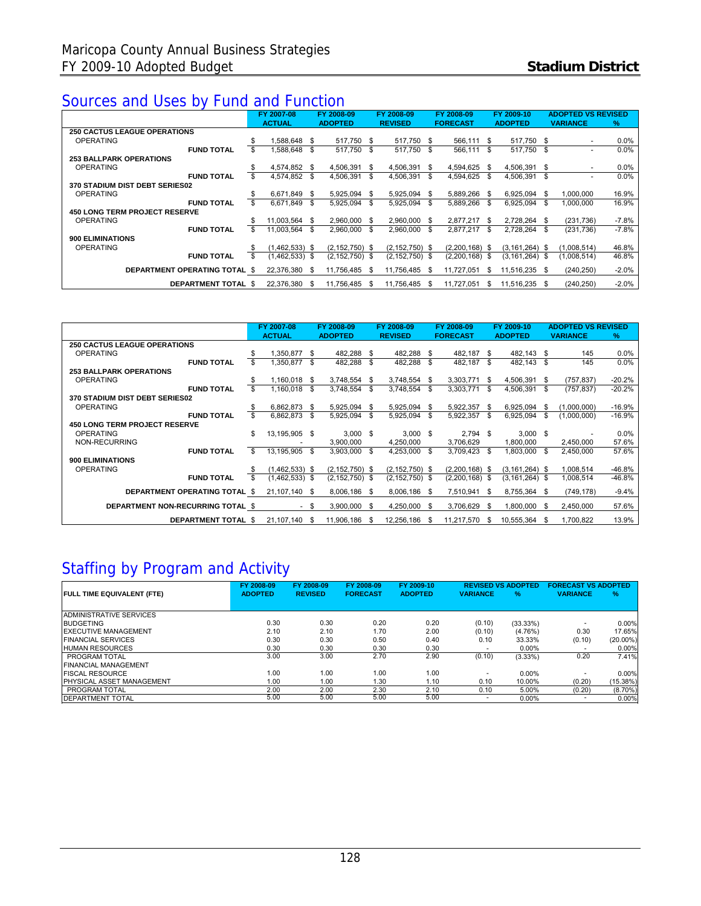## Sources and Uses by Fund and Function

| | FY 2007-08 ACTUAL | FY 2008-09 ADOPTED | FY 2008-09 REVISED | FY 2008-09 FORECAST | FY 2009-10 ADOPTED | ADOPTED VS REVISED VARIANCE | % |
|---|---|---|---|---|---|---|---|
| **250 CACTUS LEAGUE OPERATIONS** | | | | | | | |
| OPERATING | $ 1,588,648 | $ 517,750 | $ 517,750 | $ 566,111 | $ 517,750 | $ - | 0.0% |
| **FUND TOTAL** | $ 1,588,648 | $ 517,750 | $ 517,750 | $ 566,111 | $ 517,750 | $ - | 0.0% |
| **253 BALLPARK OPERATIONS** | | | | | | | |
| OPERATING | $ 4,574,852 | $ 4,506,391 | $ 4,506,391 | $ 4,594,625 | $ 4,506,391 | $ - | 0.0% |
| **FUND TOTAL** | $ 4,574,852 | $ 4,506,391 | $ 4,506,391 | $ 4,594,625 | $ 4,506,391 | $ - | 0.0% |
| **370 STADIUM DIST DEBT SERIES02** | | | | | | | |
| OPERATING | $ 6,671,849 | $ 5,925,094 | $ 5,925,094 | $ 5,889,266 | $ 6,925,094 | $ 1,000,000 | 16.9% |
| **FUND TOTAL** | $ 6,671,849 | $ 5,925,094 | $ 5,925,094 | $ 5,889,266 | $ 6,925,094 | $ 1,000,000 | 16.9% |
| **450 LONG TERM PROJECT RESERVE** | | | | | | | |
| OPERATING | $ 11,003,564 | $ 2,960,000 | $ 2,960,000 | $ 2,877,217 | $ 2,728,264 | $ (231,736) | -7.8% |
| **FUND TOTAL** | $ 11,003,564 | $ 2,960,000 | $ 2,960,000 | $ 2,877,217 | $ 2,728,264 | $ (231,736) | -7.8% |
| **900 ELIMINATIONS** | | | | | | | |
| OPERATING | $ (1,462,533) | $ (2,152,750) | $ (2,152,750) | $ (2,200,168) | $ (3,161,264) | $ (1,008,514) | 46.8% |
| **FUND TOTAL** | $ (1,462,533) | $ (2,152,750) | $ (2,152,750) | $ (2,200,168) | $ (3,161,264) | $ (1,008,514) | 46.8% |
| **DEPARTMENT OPERATING TOTAL** | $ 22,376,380 | $ 11,756,485 | $ 11,756,485 | $ 11,727,051 | $ 11,516,235 | $ (240,250) | -2.0% |
| **DEPARTMENT TOTAL** | $ 22,376,380 | $ 11,756,485 | $ 11,756,485 | $ 11,727,051 | $ 11,516,235 | $ (240,250) | -2.0% |

| | FY 2007-08 ACTUAL | FY 2008-09 ADOPTED | FY 2008-09 REVISED | FY 2008-09 FORECAST | FY 2009-10 ADOPTED | ADOPTED VS REVISED VARIANCE | % |
|---|---|---|---|---|---|---|---|
| **250 CACTUS LEAGUE OPERATIONS** | | | | | | | |
| OPERATING | $ 1,350,877 | $ 482,288 | $ 482,288 | $ 482,187 | $ 482,143 | $ 145 | 0.0% |
| **FUND TOTAL** | $ 1,350,877 | $ 482,288 | $ 482,288 | $ 482,187 | $ 482,143 | $ 145 | 0.0% |
| **253 BALLPARK OPERATIONS** | | | | | | | |
| OPERATING | $ 1,160,018 | $ 3,748,554 | $ 3,748,554 | $ 3,303,771 | $ 4,506,391 | $ (757,837) | -20.2% |
| **FUND TOTAL** | $ 1,160,018 | $ 3,748,554 | $ 3,748,554 | $ 3,303,771 | $ 4,506,391 | $ (757,837) | -20.2% |
| **370 STADIUM DIST DEBT SERIES02** | | | | | | | |
| OPERATING | $ 6,862,873 | $ 5,925,094 | $ 5,925,094 | $ 5,922,357 | $ 6,925,094 | $ (1,000,000) | -16.9% |
| **FUND TOTAL** | $ 6,862,873 | $ 5,925,094 | $ 5,925,094 | $ 5,922,357 | $ 6,925,094 | $ (1,000,000) | -16.9% |
| **450 LONG TERM PROJECT RESERVE** | | | | | | | |
| OPERATING | $ 13,195,905 | $ 3,000 | $ 3,000 | $ 2,794 | $ 3,000 | $ - | 0.0% |
| NON-RECURRING | - | 3,900,000 | 4,250,000 | 3,706,629 | 1,800,000 | 2,450,000 | 57.6% |
| **FUND TOTAL** | $ 13,195,905 | $ 3,903,000 | $ 4,253,000 | $ 3,709,423 | $ 1,803,000 | $ 2,450,000 | 57.6% |
| **900 ELIMINATIONS** | | | | | | | |
| OPERATING | $ (1,462,533) | $ (2,152,750) | $ (2,152,750) | $ (2,200,168) | $ (3,161,264) | $ 1,008,514 | -46.8% |
| **FUND TOTAL** | $ (1,462,533) | $ (2,152,750) | $ (2,152,750) | $ (2,200,168) | $ (3,161,264) | $ 1,008,514 | -46.8% |
| **DEPARTMENT OPERATING TOTAL** | $ 21,107,140 | $ 8,006,186 | $ 8,006,186 | $ 7,510,941 | $ 8,755,364 | $ (749,178) | -9.4% |
| **DEPARTMENT NON-RECURRING TOTAL** | $ - | $ 3,900,000 | $ 4,250,000 | $ 3,706,629 | $ 1,800,000 | $ 2,450,000 | 57.6% |
| **DEPARTMENT TOTAL** | $ 21,107,140 | $ 11,906,186 | $ 12,256,186 | $ 11,217,570 | $ 10,555,364 | $ 1,700,822 | 13.9% |

## Staffing by Program and Activity

| FULL TIME EQUIVALENT (FTE) | FY 2008-09 ADOPTED | FY 2008-09 REVISED | FY 2008-09 FORECAST | FY 2009-10 ADOPTED | REVISED VS ADOPTED VARIANCE | % | FORECAST VS ADOPTED VARIANCE | % |
|---|---|---|---|---|---|---|---|---|
| ADMINISTRATIVE SERVICES | | | | | | | | |
| BUDGETING | 0.30 | 0.30 | 0.20 | 0.20 | (0.10) | (33.33%) | - | 0.00% |
| EXECUTIVE MANAGEMENT | 2.10 | 2.10 | 1.70 | 2.00 | (0.10) | (4.76%) | 0.30 | 17.65% |
| FINANCIAL SERVICES | 0.30 | 0.30 | 0.50 | 0.40 | 0.10 | 33.33% | (0.10) | (20.00%) |
| HUMAN RESOURCES | 0.30 | 0.30 | 0.30 | 0.30 | - | 0.00% | - | 0.00% |
| PROGRAM TOTAL | 3.00 | 3.00 | 2.70 | 2.90 | (0.10) | (3.33%) | 0.20 | 7.41% |
| FINANCIAL MANAGEMENT | | | | | | | | |
| FISCAL RESOURCE | 1.00 | 1.00 | 1.00 | 1.00 | - | 0.00% | - | 0.00% |
| PHYSICAL ASSET MANAGEMENT | 1.00 | 1.00 | 1.30 | 1.10 | 0.10 | 10.00% | (0.20) | (15.38%) |
| PROGRAM TOTAL | 2.00 | 2.00 | 2.30 | 2.10 | 0.10 | 5.00% | (0.20) | (8.70%) |
| DEPARTMENT TOTAL | 5.00 | 5.00 | 5.00 | 5.00 | - | 0.00% | - | 0.00% |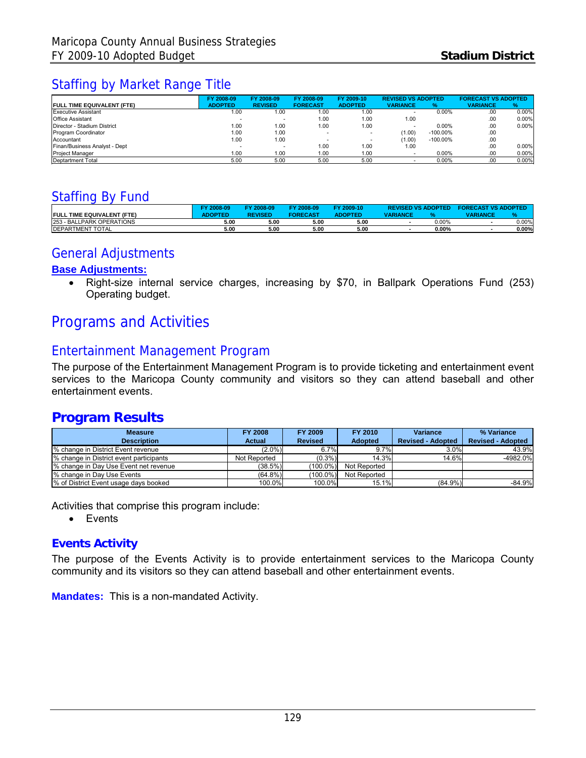## Staffing by Market Range Title

| FULL TIME EQUIVALENT (FTE) | FY 2008-09 ADOPTED | FY 2008-09 REVISED | FY 2008-09 FORECAST | FY 2009-10 ADOPTED | REVISED VS ADOPTED VARIANCE | REVISED VS ADOPTED % | FORECAST VS ADOPTED VARIANCE | FORECAST VS ADOPTED % |
|---|---|---|---|---|---|---|---|---|
| Executive Assistant | 1.00 | 1.00 | 1.00 | 1.00 | - | 0.00% | .00 | 0.00% |
| Office Assistant | - | - | 1.00 | 1.00 | 1.00 | | .00 | 0.00% |
| Director - Stadium District | 1.00 | 1.00 | 1.00 | 1.00 | - | 0.00% | .00 | 0.00% |
| Program Coordinator | 1.00 | 1.00 | - | - | (1.00) | -100.00% | .00 | |
| Accountant | 1.00 | 1.00 | - | - | (1.00) | -100.00% | .00 | |
| Finan/Business Analyst - Dept | - | - | 1.00 | 1.00 | 1.00 | | .00 | 0.00% |
| Project Manager | 1.00 | 1.00 | 1.00 | 1.00 | - | 0.00% | .00 | 0.00% |
| Deptartment Total | 5.00 | 5.00 | 5.00 | 5.00 | - | 0.00% | .00 | 0.00% |

## Staffing By Fund

| FULL TIME EQUIVALENT (FTE) | FY 2008-09 ADOPTED | FY 2008-09 REVISED | FY 2008-09 FORECAST | FY 2009-10 ADOPTED | REVISED VS ADOPTED VARIANCE | REVISED VS ADOPTED % | FORECAST VS ADOPTED VARIANCE | FORECAST VS ADOPTED % |
|---|---|---|---|---|---|---|---|---|
| 253 - BALLPARK OPERATIONS | 5.00 | 5.00 | 5.00 | 5.00 | - | 0.00% | - | 0.00% |
| **DEPARTMENT TOTAL** | **5.00** | **5.00** | **5.00** | **5.00** | **-** | **0.00%** | **-** | **0.00%** |

## General Adjustments

**Base Adjustments:**

- Right-size internal service charges, increasing by $70, in Ballpark Operations Fund (253) Operating budget.

# Programs and Activities

## Entertainment Management Program

The purpose of the Entertainment Management Program is to provide ticketing and entertainment event services to the Maricopa County community and visitors so they can attend baseball and other entertainment events.

## Program Results

| Measure Description | FY 2008 Actual | FY 2009 Revised | FY 2010 Adopted | Variance Revised - Adopted | % Variance Revised - Adopted |
|---|---|---|---|---|---|
| % change in District Event revenue | (2.0%) | 6.7% | 9.7% | 3.0% | 43.9% |
| % change in District event participants | Not Reported | (0.3%) | 14.3% | 14.6% | -4982.0% |
| % change in Day Use Event net revenue | (38.5%) | (100.0%) | Not Reported | | |
| % change in Day Use Events | (64.8%) | (100.0%) | Not Reported | | |
| % of District Event usage days booked | 100.0% | 100.0% | 15.1% | (84.9%) | -84.9% |

Activities that comprise this program include:

- Events

### Events Activity

The purpose of the Events Activity is to provide entertainment services to the Maricopa County community and its visitors so they can attend baseball and other entertainment events.

**Mandates:** This is a non-mandated Activity.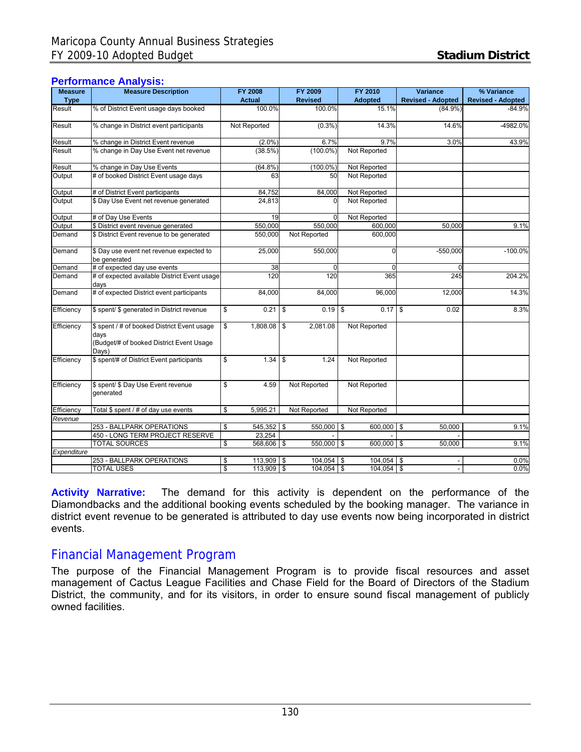## Performance Analysis:

| Measure Type | Measure Description | FY 2008 Actual | FY 2009 Revised | FY 2010 Adopted | Variance Revised - Adopted | % Variance Revised - Adopted |
|---|---|---|---|---|---|---|
| Result | % of District Event usage days booked | 100.0% | 100.0% | 15.1% | (84.9%) | -84.9% |
| Result | % change in District event participants | Not Reported | (0.3%) | 14.3% | 14.6% | -4982.0% |
| Result | % change in District Event revenue | (2.0%) | 6.7% | 9.7% | 3.0% | 43.9% |
| Result | % change in Day Use Event net revenue | (38.5%) | (100.0%) | Not Reported | | |
| Result | % change in Day Use Events | (64.8%) | (100.0%) | Not Reported | | |
| Output | # of booked District Event usage days | 63 | 50 | Not Reported | | |
| Output | # of District Event participants | 84,752 | 84,000 | Not Reported | | |
| Output | $ Day Use Event net revenue generated | 24,813 | 0 | Not Reported | | |
| Output | # of Day Use Events | 19 | 0 | Not Reported | | |
| Output | $ District event revenue generated | 550,000 | 550,000 | 600,000 | 50,000 | 9.1% |
| Demand | $ District Event revenue to be generated | 550,000 | Not Reported | 600,000 | | |
| Demand | $ Day use event net revenue expected to be generated | 25,000 | 550,000 | 0 | -550,000 | -100.0% |
| Demand | # of expected day use events | 38 | 0 | 0 | 0 | |
| Demand | # of expected available District Event usage days | 120 | 120 | 365 | 245 | 204.2% |
| Demand | # of expected District event participants | 84,000 | 84,000 | 96,000 | 12,000 | 14.3% |
| Efficiency | $ spent/ $ generated in District revenue | $ 0.21 | $ 0.19 | $ 0.17 | $ 0.02 | 8.3% |
| Efficiency | $ spent / # of booked District Event usage days (Budget/# of booked District Event Usage Days) | $ 1,808.08 | $ 2,081.08 | Not Reported | | |
| Efficiency | $ spent/# of District Event participants | $ 1.34 | $ 1.24 | Not Reported | | |
| Efficiency | $ spent/ $ Day Use Event revenue generated | $ 4.59 | Not Reported | Not Reported | | |
| Efficiency | Total $ spent / # of day use events | $ 5,995.21 | Not Reported | Not Reported | | |
| *Revenue* | | | | | | |
| | 253 - BALLPARK OPERATIONS | $ 545,352 | $ 550,000 | $ 600,000 | $ 50,000 | 9.1% |
| | 450 - LONG TERM PROJECT RESERVE | 23,254 | - | - | - | |
| | TOTAL SOURCES | $ 568,606 | $ 550,000 | $ 600,000 | $ 50,000 | 9.1% |
| *Expenditure* | | | | | | |
| | 253 - BALLPARK OPERATIONS | $ 113,909 | $ 104,054 | $ 104,054 | $ - | 0.0% |
| | TOTAL USES | $ 113,909 | $ 104,054 | $ 104,054 | $ - | 0.0% |

**Activity Narrative:** The demand for this activity is dependent on the performance of the Diamondbacks and the additional booking events scheduled by the booking manager. The variance in district event revenue to be generated is attributed to day use events now being incorporated in district events.

## Financial Management Program

The purpose of the Financial Management Program is to provide fiscal resources and asset management of Cactus League Facilities and Chase Field for the Board of Directors of the Stadium District, the community, and for its visitors, in order to ensure sound fiscal management of publicly owned facilities.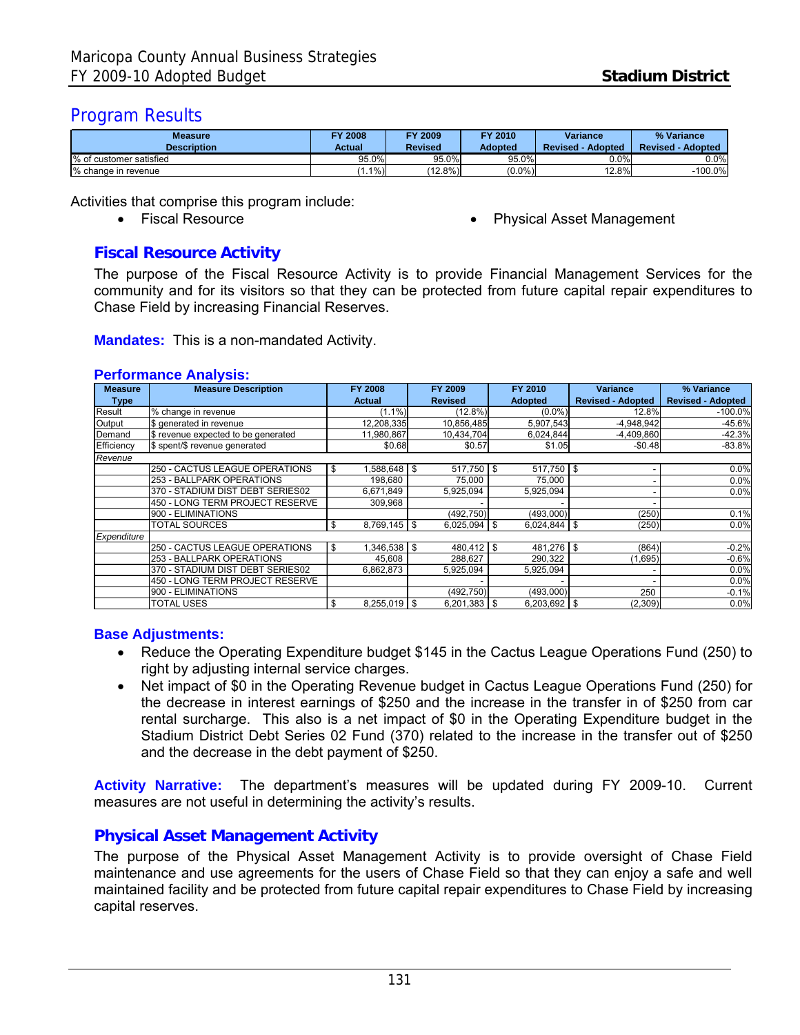## Program Results

| Measure Description | FY 2008 Actual | FY 2009 Revised | FY 2010 Adopted | Variance Revised - Adopted | % Variance Revised - Adopted |
|---|---|---|---|---|---|
| % of customer satisfied | 95.0% | 95.0% | 95.0% | 0.0% | 0.0% |
| % change in revenue | (1.1%) | (12.8%) | (0.0%) | 12.8% | -100.0% |

Activities that comprise this program include:

- Fiscal Resource
- Physical Asset Management

### Fiscal Resource Activity

The purpose of the Fiscal Resource Activity is to provide Financial Management Services for the community and for its visitors so that they can be protected from future capital repair expenditures to Chase Field by increasing Financial Reserves.

**Mandates:** This is a non-mandated Activity.

**Performance Analysis:**

| Measure Type | Measure Description | FY 2008 Actual | FY 2009 Revised | FY 2010 Adopted | Variance Revised - Adopted | % Variance Revised - Adopted |
|---|---|---|---|---|---|---|
| Result | % change in revenue | (1.1%) | (12.8%) | (0.0%) | 12.8% | -100.0% |
| Output | $ generated in revenue | 12,208,335 | 10,856,485 | 5,907,543 | -4,948,942 | -45.6% |
| Demand | $ revenue expected to be generated | 11,980,867 | 10,434,704 | 6,024,844 | -4,409,860 | -42.3% |
| Efficiency | $ spent/$ revenue generated | $0.68 | $0.57 | $1.05 | -$0.48 | -83.8% |
| *Revenue* | | | | | | |
| | 250 - CACTUS LEAGUE OPERATIONS | $ 1,588,648 | $ 517,750 | $ 517,750 | $ - | 0.0% |
| | 253 - BALLPARK OPERATIONS | 198,680 | 75,000 | 75,000 | - | 0.0% |
| | 370 - STADIUM DIST DEBT SERIES02 | 6,671,849 | 5,925,094 | 5,925,094 | - | 0.0% |
| | 450 - LONG TERM PROJECT RESERVE | 309,968 | - | - | - | |
| | 900 - ELIMINATIONS | | (492,750) | (493,000) | (250) | 0.1% |
| | TOTAL SOURCES | $ 8,769,145 | $ 6,025,094 | $ 6,024,844 | $ (250) | 0.0% |
| *Expenditure* | | | | | | |
| | 250 - CACTUS LEAGUE OPERATIONS | $ 1,346,538 | $ 480,412 | $ 481,276 | $ (864) | -0.2% |
| | 253 - BALLPARK OPERATIONS | 45,608 | 288,627 | 290,322 | (1,695) | -0.6% |
| | 370 - STADIUM DIST DEBT SERIES02 | 6,862,873 | 5,925,094 | 5,925,094 | - | 0.0% |
| | 450 - LONG TERM PROJECT RESERVE | | - | - | - | 0.0% |
| | 900 - ELIMINATIONS | | (492,750) | (493,000) | 250 | -0.1% |
| | TOTAL USES | $ 8,255,019 | $ 6,201,383 | $ 6,203,692 | $ (2,309) | 0.0% |

**Base Adjustments:**

- Reduce the Operating Expenditure budget $145 in the Cactus League Operations Fund (250) to right by adjusting internal service charges.
- Net impact of $0 in the Operating Revenue budget in Cactus League Operations Fund (250) for the decrease in interest earnings of $250 and the increase in the transfer in of $250 from car rental surcharge. This also is a net impact of $0 in the Operating Expenditure budget in the Stadium District Debt Series 02 Fund (370) related to the increase in the transfer out of $250 and the decrease in the debt payment of $250.

**Activity Narrative:** The department's measures will be updated during FY 2009-10. Current measures are not useful in determining the activity's results.

### Physical Asset Management Activity

The purpose of the Physical Asset Management Activity is to provide oversight of Chase Field maintenance and use agreements for the users of Chase Field so that they can enjoy a safe and well maintained facility and be protected from future capital repair expenditures to Chase Field by increasing capital reserves.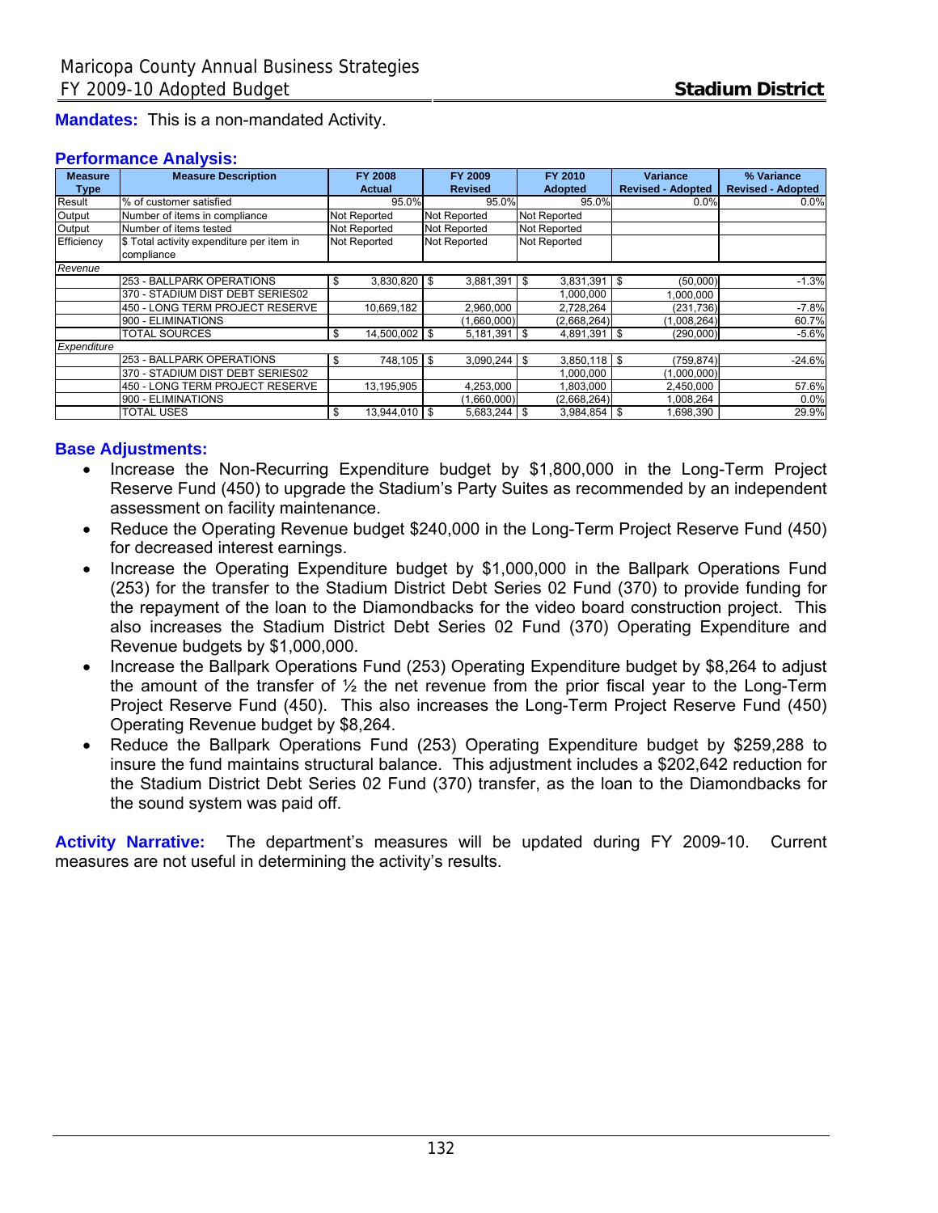**Mandates:** This is a non-mandated Activity.

**Performance Analysis:**

| Measure Type | Measure Description | FY 2008 Actual | FY 2009 Revised | FY 2010 Adopted | Variance Revised - Adopted | % Variance Revised - Adopted |
|---|---|---|---|---|---|---|
| Result | % of customer satisfied | 95.0% | 95.0% | 95.0% | 0.0% | 0.0% |
| Output | Number of items in compliance | Not Reported | Not Reported | Not Reported | | |
| Output | Number of items tested | Not Reported | Not Reported | Not Reported | | |
| Efficiency | $ Total activity expenditure per item in compliance | Not Reported | Not Reported | Not Reported | | |
| *Revenue* | | | | | | |
| | 253 - BALLPARK OPERATIONS | $ 3,830,820 | $ 3,881,391 | $ 3,831,391 | $ (50,000) | -1.3% |
| | 370 - STADIUM DIST DEBT SERIES02 | | | 1,000,000 | 1,000,000 | |
| | 450 - LONG TERM PROJECT RESERVE | 10,669,182 | 2,960,000 | 2,728,264 | (231,736) | -7.8% |
| | 900 - ELIMINATIONS | | (1,660,000) | (2,668,264) | (1,008,264) | 60.7% |
| | TOTAL SOURCES | $ 14,500,002 | $ 5,181,391 | $ 4,891,391 | $ (290,000) | -5.6% |
| *Expenditure* | | | | | | |
| | 253 - BALLPARK OPERATIONS | $ 748,105 | $ 3,090,244 | $ 3,850,118 | $ (759,874) | -24.6% |
| | 370 - STADIUM DIST DEBT SERIES02 | | | 1,000,000 | (1,000,000) | |
| | 450 - LONG TERM PROJECT RESERVE | 13,195,905 | 4,253,000 | 1,803,000 | 2,450,000 | 57.6% |
| | 900 - ELIMINATIONS | | (1,660,000) | (2,668,264) | 1,008,264 | 0.0% |
| | TOTAL USES | $ 13,944,010 | $ 5,683,244 | $ 3,984,854 | $ 1,698,390 | 29.9% |

**Base Adjustments:**

- Increase the Non-Recurring Expenditure budget by $1,800,000 in the Long-Term Project Reserve Fund (450) to upgrade the Stadium's Party Suites as recommended by an independent assessment on facility maintenance.
- Reduce the Operating Revenue budget $240,000 in the Long-Term Project Reserve Fund (450) for decreased interest earnings.
- Increase the Operating Expenditure budget by $1,000,000 in the Ballpark Operations Fund (253) for the transfer to the Stadium District Debt Series 02 Fund (370) to provide funding for the repayment of the loan to the Diamondbacks for the video board construction project. This also increases the Stadium District Debt Series 02 Fund (370) Operating Expenditure and Revenue budgets by $1,000,000.
- Increase the Ballpark Operations Fund (253) Operating Expenditure budget by $8,264 to adjust the amount of the transfer of ½ the net revenue from the prior fiscal year to the Long-Term Project Reserve Fund (450). This also increases the Long-Term Project Reserve Fund (450) Operating Revenue budget by $8,264.
- Reduce the Ballpark Operations Fund (253) Operating Expenditure budget by $259,288 to insure the fund maintains structural balance. This adjustment includes a $202,642 reduction for the Stadium District Debt Series 02 Fund (370) transfer, as the loan to the Diamondbacks for the sound system was paid off.

**Activity Narrative:** The department's measures will be updated during FY 2009-10. Current measures are not useful in determining the activity's results.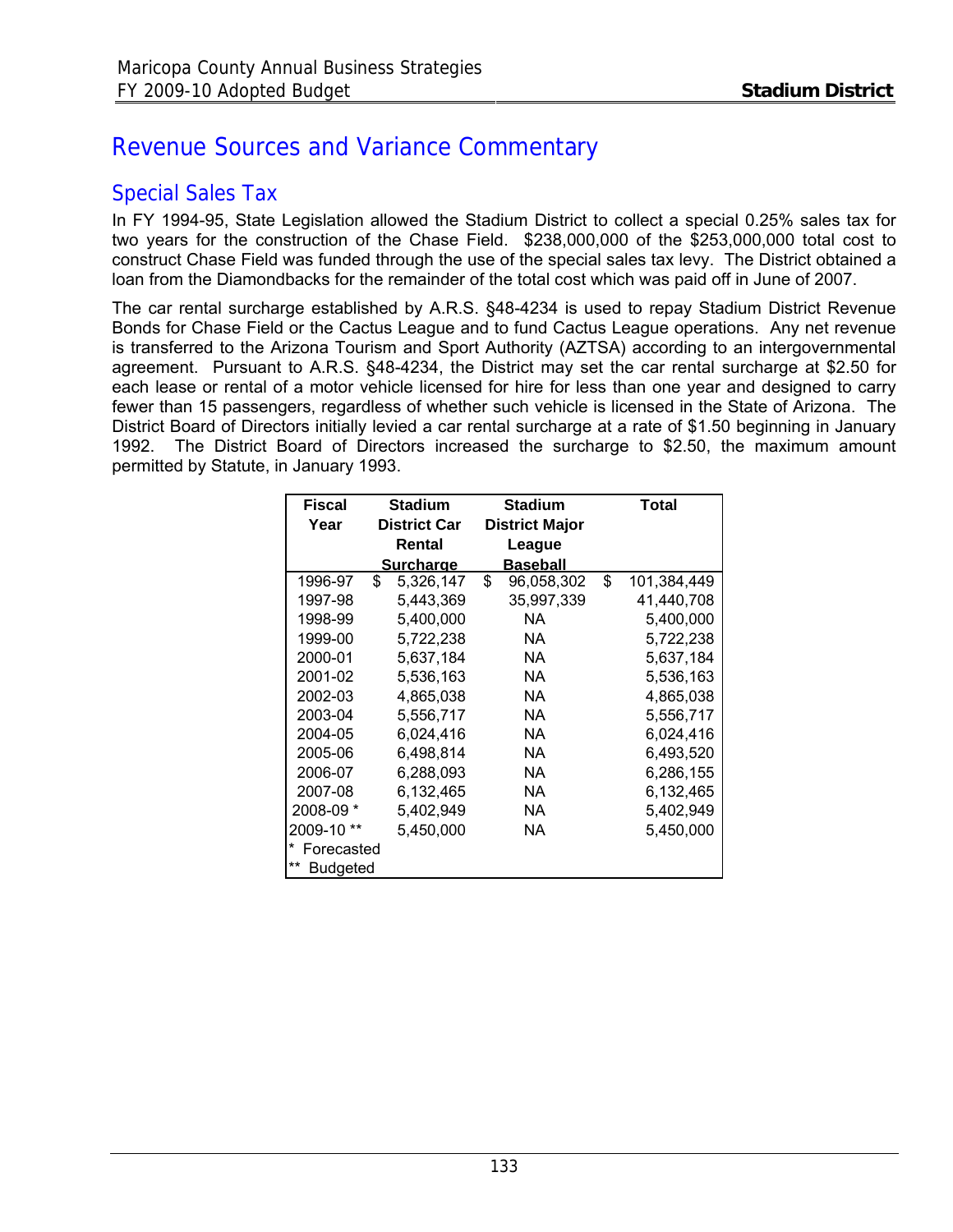# Revenue Sources and Variance Commentary

## Special Sales Tax

In FY 1994-95, State Legislation allowed the Stadium District to collect a special 0.25% sales tax for two years for the construction of the Chase Field. $238,000,000 of the $253,000,000 total cost to construct Chase Field was funded through the use of the special sales tax levy. The District obtained a loan from the Diamondbacks for the remainder of the total cost which was paid off in June of 2007.

The car rental surcharge established by A.R.S. §48-4234 is used to repay Stadium District Revenue Bonds for Chase Field or the Cactus League and to fund Cactus League operations. Any net revenue is transferred to the Arizona Tourism and Sport Authority (AZTSA) according to an intergovernmental agreement. Pursuant to A.R.S. §48-4234, the District may set the car rental surcharge at $2.50 for each lease or rental of a motor vehicle licensed for hire for less than one year and designed to carry fewer than 15 passengers, regardless of whether such vehicle is licensed in the State of Arizona. The District Board of Directors initially levied a car rental surcharge at a rate of $1.50 beginning in January 1992. The District Board of Directors increased the surcharge to $2.50, the maximum amount permitted by Statute, in January 1993.

| Fiscal Year | Stadium District Car Rental Surcharge | Stadium District Major League Baseball | Total |
|---|---|---|---|
| 1996-97 | $ 5,326,147 | $ 96,058,302 | $ 101,384,449 |
| 1997-98 | 5,443,369 | 35,997,339 | 41,440,708 |
| 1998-99 | 5,400,000 | NA | 5,400,000 |
| 1999-00 | 5,722,238 | NA | 5,722,238 |
| 2000-01 | 5,637,184 | NA | 5,637,184 |
| 2001-02 | 5,536,163 | NA | 5,536,163 |
| 2002-03 | 4,865,038 | NA | 4,865,038 |
| 2003-04 | 5,556,717 | NA | 5,556,717 |
| 2004-05 | 6,024,416 | NA | 6,024,416 |
| 2005-06 | 6,498,814 | NA | 6,493,520 |
| 2006-07 | 6,288,093 | NA | 6,286,155 |
| 2007-08 | 6,132,465 | NA | 6,132,465 |
| 2008-09 * | 5,402,949 | NA | 5,402,949 |
| 2009-10 ** | 5,450,000 | NA | 5,450,000 |

\* Forecasted

** Budgeted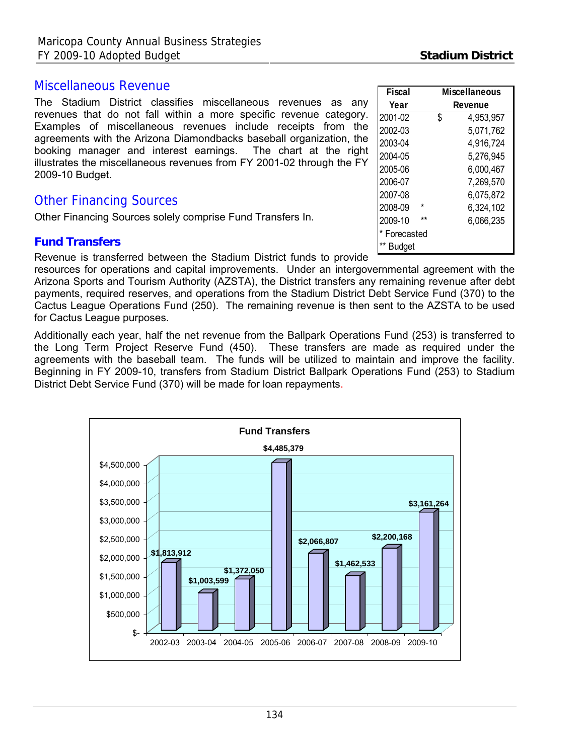## Miscellaneous Revenue

The Stadium District classifies miscellaneous revenues as any revenues that do not fall within a more specific revenue category. Examples of miscellaneous revenues include receipts from the agreements with the Arizona Diamondbacks baseball organization, the booking manager and interest earnings. The chart at the right illustrates the miscellaneous revenues from FY 2001-02 through the FY 2009-10 Budget.

| Fiscal Year | | Miscellaneous Revenue |
|---|---|---|
| 2001-02 | | $ 4,953,957 |
| 2002-03 | | 5,071,762 |
| 2003-04 | | 4,916,724 |
| 2004-05 | | 5,276,945 |
| 2005-06 | | 6,000,467 |
| 2006-07 | | 7,269,570 |
| 2007-08 | | 6,075,872 |
| 2008-09 | * | 6,324,102 |
| 2009-10 | ** | 6,066,235 |

\* Forecasted
\*\* Budget

## Other Financing Sources

Other Financing Sources solely comprise Fund Transfers In.

### Fund Transfers

Revenue is transferred between the Stadium District funds to provide resources for operations and capital improvements. Under an intergovernmental agreement with the Arizona Sports and Tourism Authority (AZSTA), the District transfers any remaining revenue after debt payments, required reserves, and operations from the Stadium District Debt Service Fund (370) to the Cactus League Operations Fund (250). The remaining revenue is then sent to the AZSTA to be used for Cactus League purposes.

Additionally each year, half the net revenue from the Ballpark Operations Fund (253) is transferred to the Long Term Project Reserve Fund (450). These transfers are made as required under the agreements with the baseball team. The funds will be utilized to maintain and improve the facility. Beginning in FY 2009-10, transfers from Stadium District Ballpark Operations Fund (253) to Stadium District Debt Service Fund (370) will be made for loan repayments.

**Fund Transfers**

| Fiscal Year | Fund Transfers |
|---|---|
| 2002-03 | $1,813,912 |
| 2003-04 | $1,003,599 |
| 2004-05 | $1,372,050 |
| 2005-06 | $4,485,379 |
| 2006-07 | $2,066,807 |
| 2007-08 | $1,462,533 |
| 2008-09 | $2,200,168 |
| 2009-10 | $3,161,264 |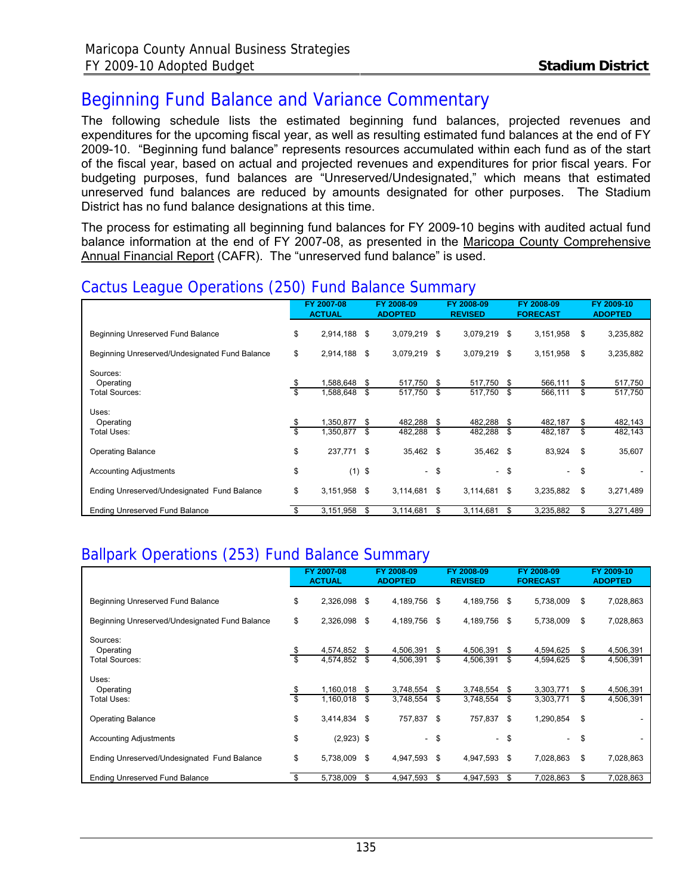# Beginning Fund Balance and Variance Commentary

The following schedule lists the estimated beginning fund balances, projected revenues and expenditures for the upcoming fiscal year, as well as resulting estimated fund balances at the end of FY 2009-10. "Beginning fund balance" represents resources accumulated within each fund as of the start of the fiscal year, based on actual and projected revenues and expenditures for prior fiscal years. For budgeting purposes, fund balances are "Unreserved/Undesignated," which means that estimated unreserved fund balances are reduced by amounts designated for other purposes. The Stadium District has no fund balance designations at this time.

The process for estimating all beginning fund balances for FY 2009-10 begins with audited actual fund balance information at the end of FY 2007-08, as presented in the Maricopa County Comprehensive Annual Financial Report (CAFR). The "unreserved fund balance" is used.

## Cactus League Operations (250) Fund Balance Summary

| | FY 2007-08 ACTUAL | FY 2008-09 ADOPTED | FY 2008-09 REVISED | FY 2008-09 FORECAST | FY 2009-10 ADOPTED |
|---|---|---|---|---|---|
| Beginning Unreserved Fund Balance | $ 2,914,188 | $ 3,079,219 | $ 3,079,219 | $ 3,151,958 | $ 3,235,882 |
| Beginning Unreserved/Undesignated Fund Balance | $ 2,914,188 | $ 3,079,219 | $ 3,079,219 | $ 3,151,958 | $ 3,235,882 |
| Sources: | | | | | |
| Operating | $ 1,588,648 | $ 517,750 | $ 517,750 | $ 566,111 | $ 517,750 |
| Total Sources: | $ 1,588,648 | $ 517,750 | $ 517,750 | $ 566,111 | $ 517,750 |
| Uses: | | | | | |
| Operating | $ 1,350,877 | $ 482,288 | $ 482,288 | $ 482,187 | $ 482,143 |
| Total Uses: | $ 1,350,877 | $ 482,288 | $ 482,288 | $ 482,187 | $ 482,143 |
| Operating Balance | $ 237,771 | $ 35,462 | $ 35,462 | $ 83,924 | $ 35,607 |
| Accounting Adjustments | $ (1) | $ - | $ - | $ - | $ - |
| Ending Unreserved/Undesignated Fund Balance | $ 3,151,958 | $ 3,114,681 | $ 3,114,681 | $ 3,235,882 | $ 3,271,489 |
| Ending Unreserved Fund Balance | $ 3,151,958 | $ 3,114,681 | $ 3,114,681 | $ 3,235,882 | $ 3,271,489 |

## Ballpark Operations (253) Fund Balance Summary

| | FY 2007-08 ACTUAL | FY 2008-09 ADOPTED | FY 2008-09 REVISED | FY 2008-09 FORECAST | FY 2009-10 ADOPTED |
|---|---|---|---|---|---|
| Beginning Unreserved Fund Balance | $ 2,326,098 | $ 4,189,756 | $ 4,189,756 | $ 5,738,009 | $ 7,028,863 |
| Beginning Unreserved/Undesignated Fund Balance | $ 2,326,098 | $ 4,189,756 | $ 4,189,756 | $ 5,738,009 | $ 7,028,863 |
| Sources: | | | | | |
| Operating | $ 4,574,852 | $ 4,506,391 | $ 4,506,391 | $ 4,594,625 | $ 4,506,391 |
| Total Sources: | $ 4,574,852 | $ 4,506,391 | $ 4,506,391 | $ 4,594,625 | $ 4,506,391 |
| Uses: | | | | | |
| Operating | $ 1,160,018 | $ 3,748,554 | $ 3,748,554 | $ 3,303,771 | $ 4,506,391 |
| Total Uses: | $ 1,160,018 | $ 3,748,554 | $ 3,748,554 | $ 3,303,771 | $ 4,506,391 |
| Operating Balance | $ 3,414,834 | $ 757,837 | $ 757,837 | $ 1,290,854 | $ - |
| Accounting Adjustments | $ (2,923) | $ - | $ - | $ - | $ - |
| Ending Unreserved/Undesignated Fund Balance | $ 5,738,009 | $ 4,947,593 | $ 4,947,593 | $ 7,028,863 | $ 7,028,863 |
| Ending Unreserved Fund Balance | $ 5,738,009 | $ 4,947,593 | $ 4,947,593 | $ 7,028,863 | $ 7,028,863 |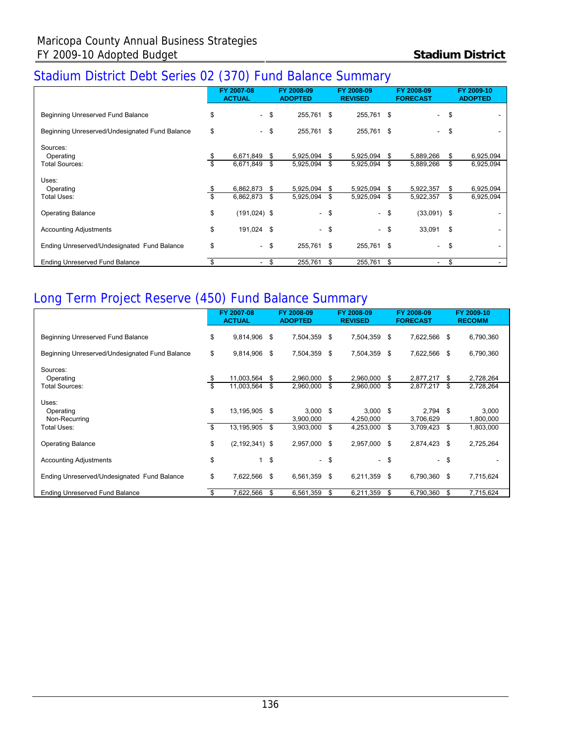## Stadium District Debt Series 02 (370) Fund Balance Summary

| | FY 2007-08 ACTUAL | FY 2008-09 ADOPTED | FY 2008-09 REVISED | FY 2008-09 FORECAST | FY 2009-10 ADOPTED |
|---|---|---|---|---|---|
| Beginning Unreserved Fund Balance | $ - | $ 255,761 | $ 255,761 | $ - | $ - |
| Beginning Unreserved/Undesignated Fund Balance | $ - | $ 255,761 | $ 255,761 | $ - | $ - |
| Sources: | | | | | |
| Operating | $ 6,671,849 | $ 5,925,094 | $ 5,925,094 | $ 5,889,266 | $ 6,925,094 |
| Total Sources: | $ 6,671,849 | $ 5,925,094 | $ 5,925,094 | $ 5,889,266 | $ 6,925,094 |
| Uses: | | | | | |
| Operating | $ 6,862,873 | $ 5,925,094 | $ 5,925,094 | $ 5,922,357 | $ 6,925,094 |
| Total Uses: | $ 6,862,873 | $ 5,925,094 | $ 5,925,094 | $ 5,922,357 | $ 6,925,094 |
| Operating Balance | $ (191,024) | $ - | $ - | $ (33,091) | $ - |
| Accounting Adjustments | $ 191,024 | $ - | $ - | $ 33,091 | $ - |
| Ending Unreserved/Undesignated Fund Balance | $ - | $ 255,761 | $ 255,761 | $ - | $ - |
| Ending Unreserved Fund Balance | $ - | $ 255,761 | $ 255,761 | $ - | $ - |

## Long Term Project Reserve (450) Fund Balance Summary

| | FY 2007-08 ACTUAL | FY 2008-09 ADOPTED | FY 2008-09 REVISED | FY 2008-09 FORECAST | FY 2009-10 RECOMM |
|---|---|---|---|---|---|
| Beginning Unreserved Fund Balance | $ 9,814,906 | $ 7,504,359 | $ 7,504,359 | $ 7,622,566 | $ 6,790,360 |
| Beginning Unreserved/Undesignated Fund Balance | $ 9,814,906 | $ 7,504,359 | $ 7,504,359 | $ 7,622,566 | $ 6,790,360 |
| Sources: | | | | | |
| Operating | $ 11,003,564 | $ 2,960,000 | $ 2,960,000 | $ 2,877,217 | $ 2,728,264 |
| Total Sources: | $ 11,003,564 | $ 2,960,000 | $ 2,960,000 | $ 2,877,217 | $ 2,728,264 |
| Uses: | | | | | |
| Operating | $ 13,195,905 | $ 3,000 | $ 3,000 | $ 2,794 | $ 3,000 |
| Non-Recurring | - | 3,900,000 | 4,250,000 | 3,706,629 | 1,800,000 |
| Total Uses: | $ 13,195,905 | $ 3,903,000 | $ 4,253,000 | $ 3,709,423 | $ 1,803,000 |
| Operating Balance | $ (2,192,341) | $ 2,957,000 | $ 2,957,000 | $ 2,874,423 | $ 2,725,264 |
| Accounting Adjustments | $ 1 | $ - | $ - | $ - | $ - |
| Ending Unreserved/Undesignated Fund Balance | $ 7,622,566 | $ 6,561,359 | $ 6,211,359 | $ 6,790,360 | $ 7,715,624 |
| Ending Unreserved Fund Balance | $ 7,622,566 | $ 6,561,359 | $ 6,211,359 | $ 6,790,360 | $ 7,715,624 |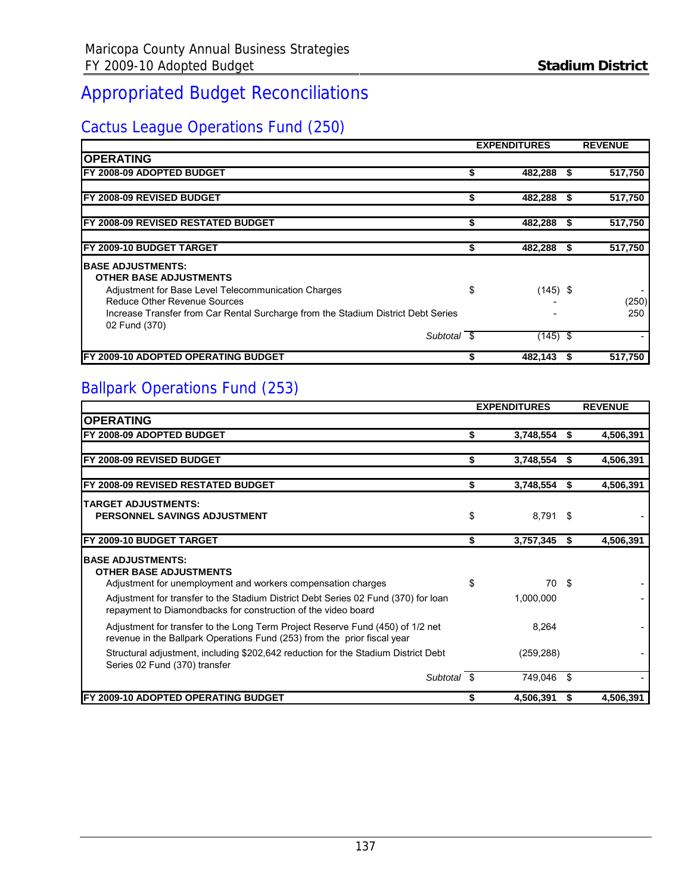# Appropriated Budget Reconciliations

## Cactus League Operations Fund (250)

| | EXPENDITURES | REVENUE |
|---|---|---|
| **OPERATING** | | |
| **FY 2008-09 ADOPTED BUDGET** | **$ 482,288** | **$ 517,750** |
| **FY 2008-09 REVISED BUDGET** | **$ 482,288** | **$ 517,750** |
| **FY 2008-09 REVISED RESTATED BUDGET** | **$ 482,288** | **$ 517,750** |
| **FY 2009-10 BUDGET TARGET** | **$ 482,288** | **$ 517,750** |
| **BASE ADJUSTMENTS:** | | |
| **OTHER BASE ADJUSTMENTS** | | |
| Adjustment for Base Level Telecommunication Charges | $ (145) | $ - |
| Reduce Other Revenue Sources | - | (250) |
| Increase Transfer from Car Rental Surcharge from the Stadium District Debt Series 02 Fund (370) | - | 250 |
| *Subtotal* | $ (145) | $ - |
| **FY 2009-10 ADOPTED OPERATING BUDGET** | **$ 482,143** | **$ 517,750** |

## Ballpark Operations Fund (253)

| | EXPENDITURES | REVENUE |
|---|---|---|
| **OPERATING** | | |
| **FY 2008-09 ADOPTED BUDGET** | **$ 3,748,554** | **$ 4,506,391** |
| **FY 2008-09 REVISED BUDGET** | **$ 3,748,554** | **$ 4,506,391** |
| **FY 2008-09 REVISED RESTATED BUDGET** | **$ 3,748,554** | **$ 4,506,391** |
| **TARGET ADJUSTMENTS:** | | |
| **PERSONNEL SAVINGS ADJUSTMENT** | $ 8,791 | $ - |
| **FY 2009-10 BUDGET TARGET** | **$ 3,757,345** | **$ 4,506,391** |
| **BASE ADJUSTMENTS:** | | |
| **OTHER BASE ADJUSTMENTS** | | |
| Adjustment for unemployment and workers compensation charges | $ 70 | $ - |
| Adjustment for transfer to the Stadium District Debt Series 02 Fund (370) for loan repayment to Diamondbacks for construction of the video board | 1,000,000 | - |
| Adjustment for transfer to the Long Term Project Reserve Fund (450) of 1/2 net revenue in the Ballpark Operations Fund (253) from the prior fiscal year | 8,264 | - |
| Structural adjustment, including $202,642 reduction for the Stadium District Debt Series 02 Fund (370) transfer | (259,288) | - |
| *Subtotal* | $ 749,046 | $ - |
| **FY 2009-10 ADOPTED OPERATING BUDGET** | **$ 4,506,391** | **$ 4,506,391** |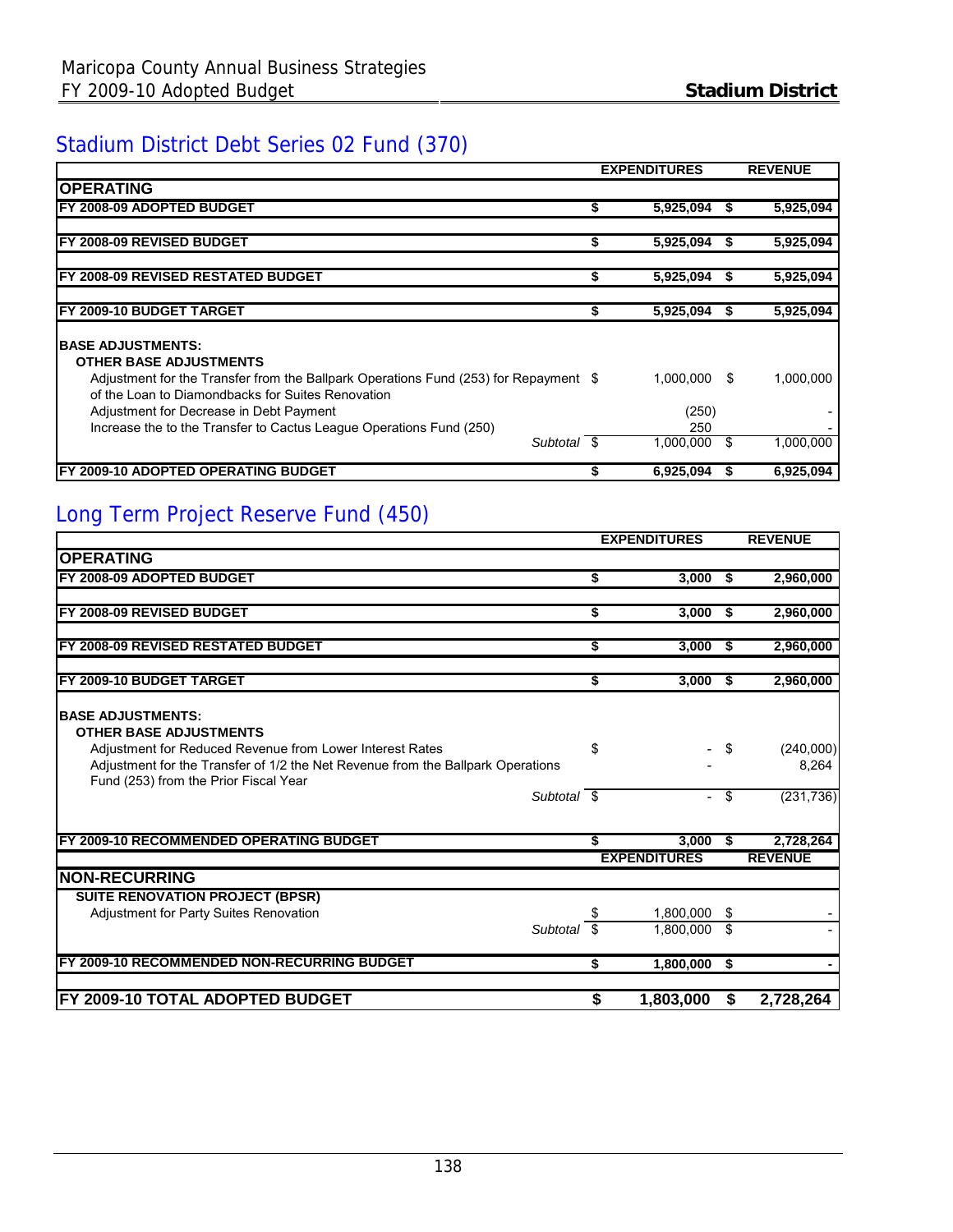## Stadium District Debt Series 02 Fund (370)

| | EXPENDITURES | REVENUE |
|---|---|---|
| **OPERATING** | | |
| **FY 2008-09 ADOPTED BUDGET** | **$ 5,925,094** | **$ 5,925,094** |
| **FY 2008-09 REVISED BUDGET** | **$ 5,925,094** | **$ 5,925,094** |
| **FY 2008-09 REVISED RESTATED BUDGET** | **$ 5,925,094** | **$ 5,925,094** |
| **FY 2009-10 BUDGET TARGET** | **$ 5,925,094** | **$ 5,925,094** |
| **BASE ADJUSTMENTS:** | | |
| **OTHER BASE ADJUSTMENTS** | | |
| Adjustment for the Transfer from the Ballpark Operations Fund (253) for Repayment of the Loan to Diamondbacks for Suites Renovation | $ 1,000,000 | $ 1,000,000 |
| Adjustment for Decrease in Debt Payment | (250) | - |
| Increase the to the Transfer to Cactus League Operations Fund (250) | 250 | - |
| *Subtotal* | $ 1,000,000 | $ 1,000,000 |
| **FY 2009-10 ADOPTED OPERATING BUDGET** | **$ 6,925,094** | **$ 6,925,094** |

## Long Term Project Reserve Fund (450)

| | EXPENDITURES | REVENUE |
|---|---|---|
| **OPERATING** | | |
| **FY 2008-09 ADOPTED BUDGET** | **$ 3,000** | **$ 2,960,000** |
| **FY 2008-09 REVISED BUDGET** | **$ 3,000** | **$ 2,960,000** |
| **FY 2008-09 REVISED RESTATED BUDGET** | **$ 3,000** | **$ 2,960,000** |
| **FY 2009-10 BUDGET TARGET** | **$ 3,000** | **$ 2,960,000** |
| **BASE ADJUSTMENTS:** | | |
| **OTHER BASE ADJUSTMENTS** | | |
| Adjustment for Reduced Revenue from Lower Interest Rates | $ - | $ (240,000) |
| Adjustment for the Transfer of 1/2 the Net Revenue from the Ballpark Operations Fund (253) from the Prior Fiscal Year | - | 8,264 |
| *Subtotal* | $ - | $ (231,736) |
| **FY 2009-10 RECOMMENDED OPERATING BUDGET** | **$ 3,000** | **$ 2,728,264** |
| | **EXPENDITURES** | **REVENUE** |
| **NON-RECURRING** | | |
| **SUITE RENOVATION PROJECT (BPSR)** | | |
| Adjustment for Party Suites Renovation | $ 1,800,000 | $ - |
| *Subtotal* | $ 1,800,000 | $ - |
| **FY 2009-10 RECOMMENDED NON-RECURRING BUDGET** | **$ 1,800,000** | **$ -** |
| **FY 2009-10 TOTAL ADOPTED BUDGET** | **$ 1,803,000** | **$ 2,728,264** |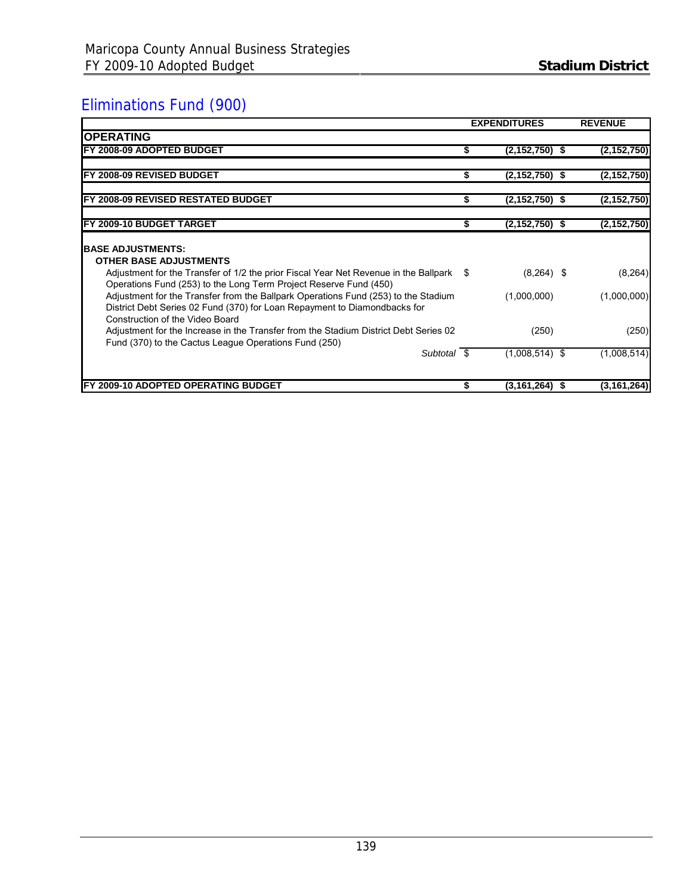## Eliminations Fund (900)

| | EXPENDITURES | REVENUE |
|---|---|---|
| **OPERATING** | | |
| **FY 2008-09 ADOPTED BUDGET** | **$ (2,152,750)** | **$ (2,152,750)** |
| **FY 2008-09 REVISED BUDGET** | **$ (2,152,750)** | **$ (2,152,750)** |
| **FY 2008-09 REVISED RESTATED BUDGET** | **$ (2,152,750)** | **$ (2,152,750)** |
| **FY 2009-10 BUDGET TARGET** | **$ (2,152,750)** | **$ (2,152,750)** |
| **BASE ADJUSTMENTS:** | | |
| **OTHER BASE ADJUSTMENTS** | | |
| Adjustment for the Transfer of 1/2 the prior Fiscal Year Net Revenue in the Ballpark Operations Fund (253) to the Long Term Project Reserve Fund (450) | $ (8,264) | $ (8,264) |
| Adjustment for the Transfer from the Ballpark Operations Fund (253) to the Stadium District Debt Series 02 Fund (370) for Loan Repayment to Diamondbacks for Construction of the Video Board | (1,000,000) | (1,000,000) |
| Adjustment for the Increase in the Transfer from the Stadium District Debt Series 02 Fund (370) to the Cactus League Operations Fund (250) | (250) | (250) |
| *Subtotal* | $ (1,008,514) | $ (1,008,514) |
| **FY 2009-10 ADOPTED OPERATING BUDGET** | **$ (3,161,264)** | **$ (3,161,264)** |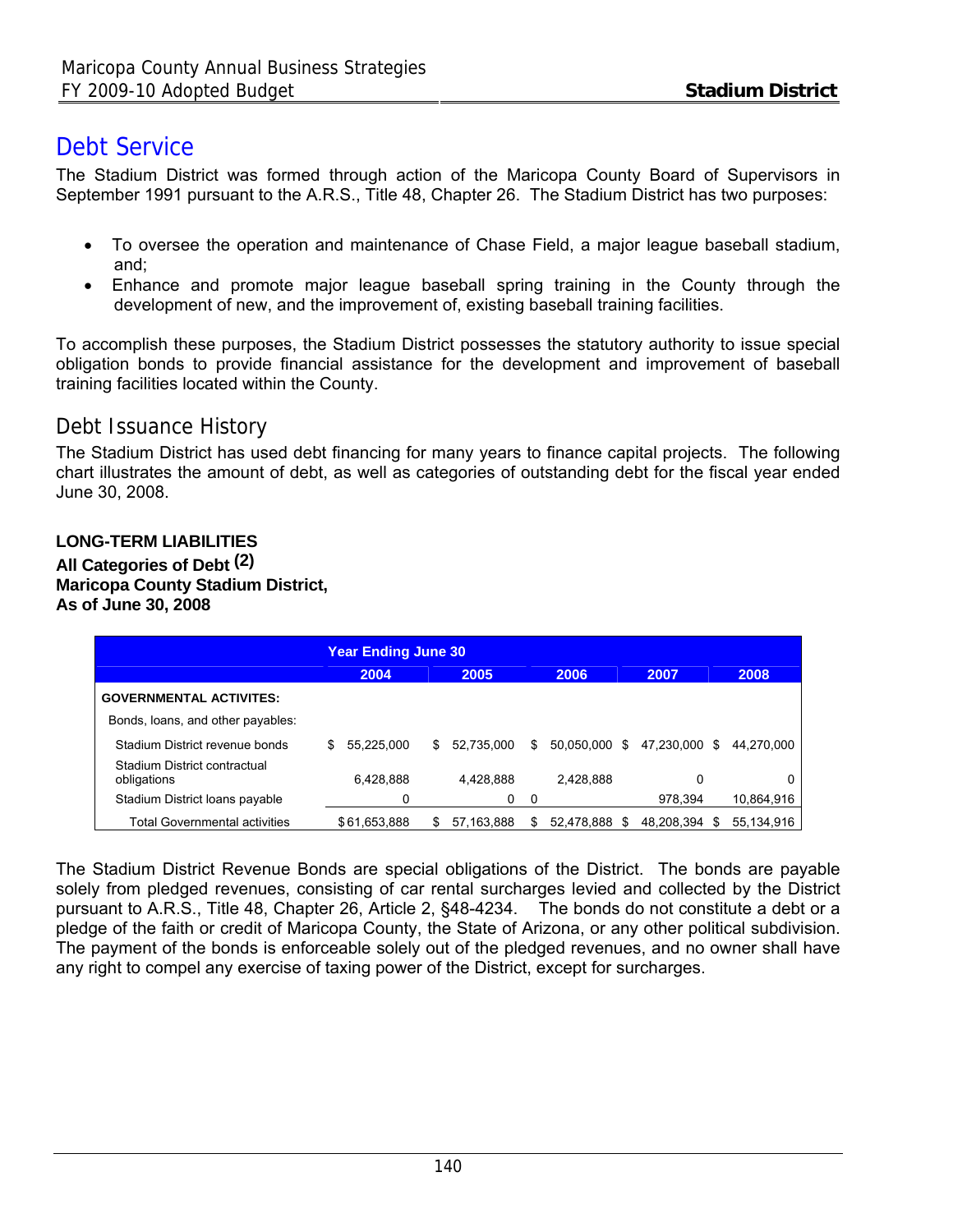# Debt Service

The Stadium District was formed through action of the Maricopa County Board of Supervisors in September 1991 pursuant to the A.R.S., Title 48, Chapter 26. The Stadium District has two purposes:

- To oversee the operation and maintenance of Chase Field, a major league baseball stadium, and;
- Enhance and promote major league baseball spring training in the County through the development of new, and the improvement of, existing baseball training facilities.

To accomplish these purposes, the Stadium District possesses the statutory authority to issue special obligation bonds to provide financial assistance for the development and improvement of baseball training facilities located within the County.

## Debt Issuance History

The Stadium District has used debt financing for many years to finance capital projects. The following chart illustrates the amount of debt, as well as categories of outstanding debt for the fiscal year ended June 30, 2008.

**LONG-TERM LIABILITIES**
**All Categories of Debt (2)**
**Maricopa County Stadium District,**
**As of June 30, 2008**

| | Year Ending June 30 | | | | |
|---|---|---|---|---|---|
| | 2004 | 2005 | 2006 | 2007 | 2008 |
| **GOVERNMENTAL ACTIVITES:** | | | | | |
| Bonds, loans, and other payables: | | | | | |
| Stadium District revenue bonds | $ 55,225,000 | $ 52,735,000 | $ 50,050,000 | $ 47,230,000 | $ 44,270,000 |
| Stadium District contractual obligations | 6,428,888 | 4,428,888 | 2,428,888 | 0 | 0 |
| Stadium District loans payable | 0 | 0 | 0 | 978,394 | 10,864,916 |
| Total Governmental activities | $61,653,888 | $ 57,163,888 | $ 52,478,888 | $ 48,208,394 | $ 55,134,916 |

The Stadium District Revenue Bonds are special obligations of the District. The bonds are payable solely from pledged revenues, consisting of car rental surcharges levied and collected by the District pursuant to A.R.S., Title 48, Chapter 26, Article 2, §48-4234. The bonds do not constitute a debt or a pledge of the faith or credit of Maricopa County, the State of Arizona, or any other political subdivision. The payment of the bonds is enforceable solely out of the pledged revenues, and no owner shall have any right to compel any exercise of taxing power of the District, except for surcharges.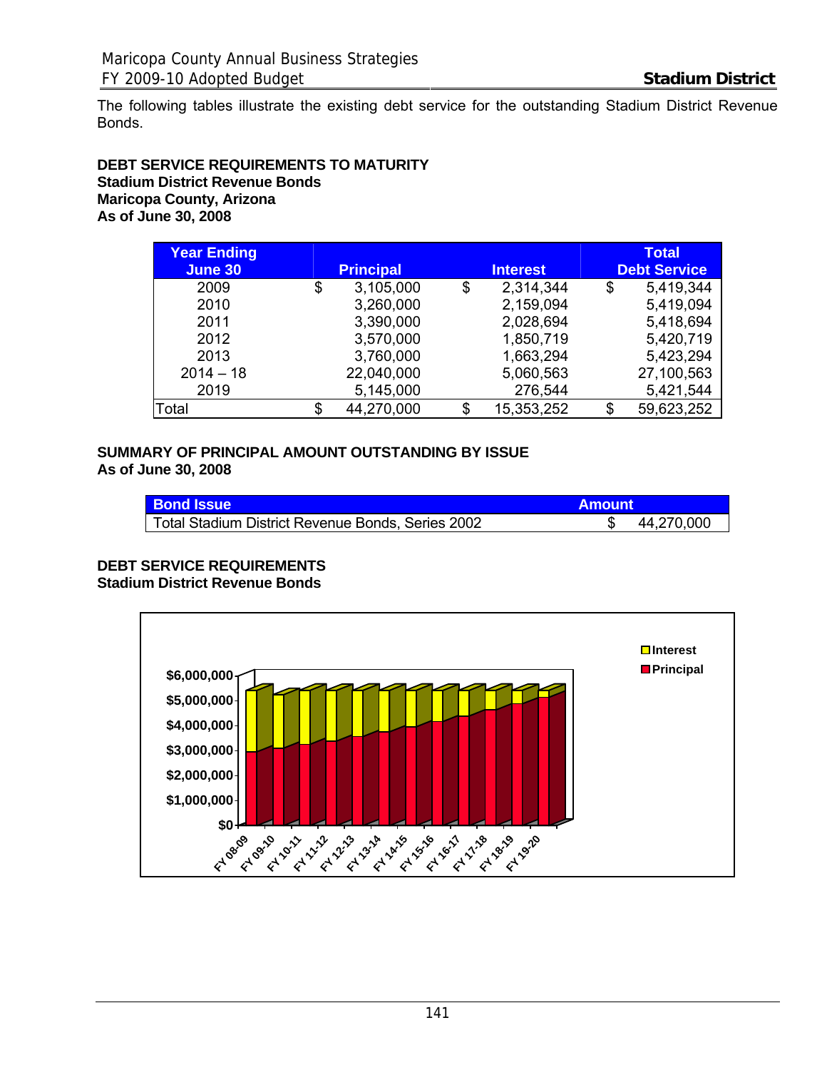The following tables illustrate the existing debt service for the outstanding Stadium District Revenue Bonds.

**DEBT SERVICE REQUIREMENTS TO MATURITY**
**Stadium District Revenue Bonds**
**Maricopa County, Arizona**
**As of June 30, 2008**

| Year Ending June 30 | Principal | Interest | Total Debt Service |
|---|---|---|---|
| 2009 | $ 3,105,000 | $ 2,314,344 | $ 5,419,344 |
| 2010 | 3,260,000 | 2,159,094 | 5,419,094 |
| 2011 | 3,390,000 | 2,028,694 | 5,418,694 |
| 2012 | 3,570,000 | 1,850,719 | 5,420,719 |
| 2013 | 3,760,000 | 1,663,294 | 5,423,294 |
| 2014 – 18 | 22,040,000 | 5,060,563 | 27,100,563 |
| 2019 | 5,145,000 | 276,544 | 5,421,544 |
| Total | $ 44,270,000 | $ 15,353,252 | $ 59,623,252 |

**SUMMARY OF PRINCIPAL AMOUNT OUTSTANDING BY ISSUE**
**As of June 30, 2008**

| Bond Issue | Amount |
|---|---|
| Total Stadium District Revenue Bonds, Series 2002 | $ 44,270,000 |

**DEBT SERVICE REQUIREMENTS**
**Stadium District Revenue Bonds**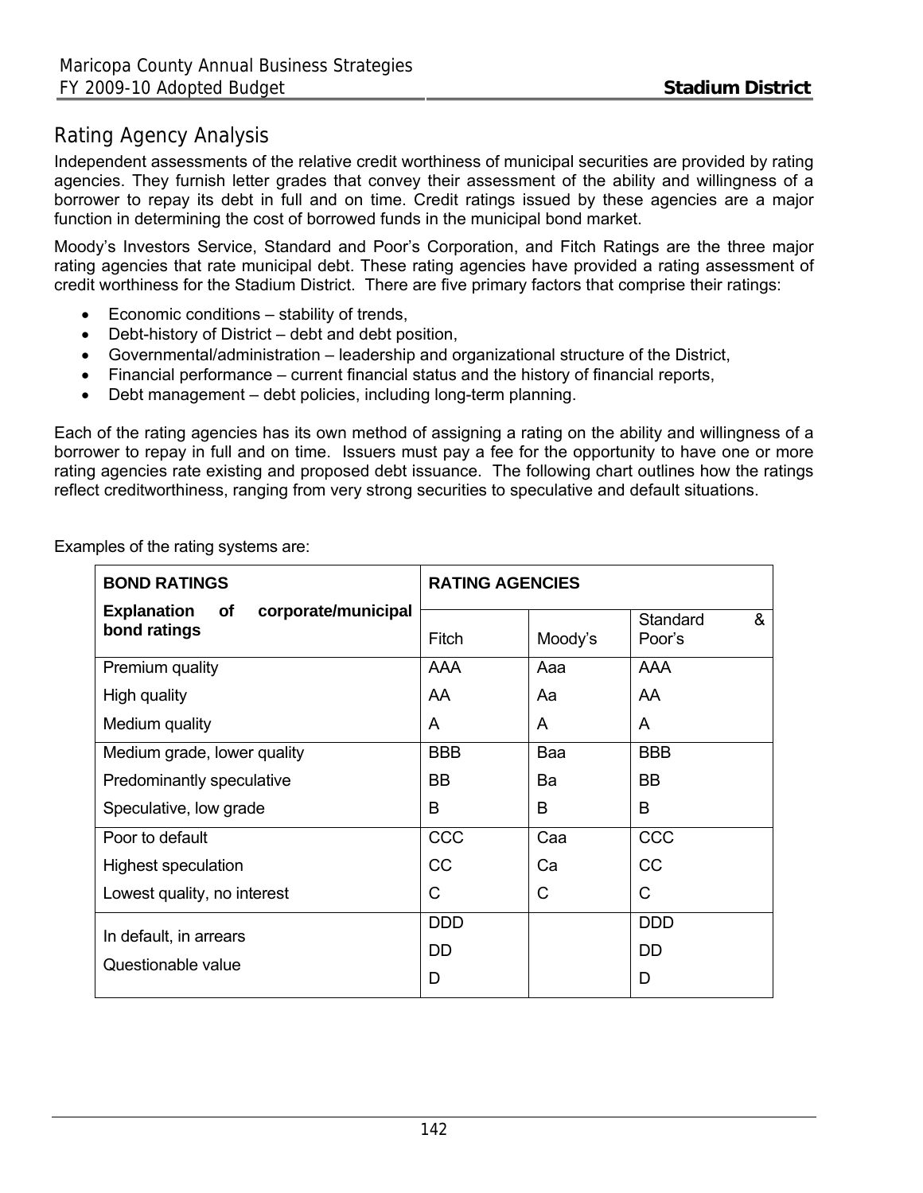## Rating Agency Analysis

Independent assessments of the relative credit worthiness of municipal securities are provided by rating agencies. They furnish letter grades that convey their assessment of the ability and willingness of a borrower to repay its debt in full and on time. Credit ratings issued by these agencies are a major function in determining the cost of borrowed funds in the municipal bond market.

Moody's Investors Service, Standard and Poor's Corporation, and Fitch Ratings are the three major rating agencies that rate municipal debt. These rating agencies have provided a rating assessment of credit worthiness for the Stadium District. There are five primary factors that comprise their ratings:

- Economic conditions – stability of trends,
- Debt-history of District – debt and debt position,
- Governmental/administration – leadership and organizational structure of the District,
- Financial performance – current financial status and the history of financial reports,
- Debt management – debt policies, including long-term planning.

Each of the rating agencies has its own method of assigning a rating on the ability and willingness of a borrower to repay in full and on time. Issuers must pay a fee for the opportunity to have one or more rating agencies rate existing and proposed debt issuance. The following chart outlines how the ratings reflect creditworthiness, ranging from very strong securities to speculative and default situations.

Examples of the rating systems are:

| **BOND RATINGS** | **RATING AGENCIES** | | |
|---|---|---|---|
| **Explanation of corporate/municipal bond ratings** | Fitch | Moody's | Standard & Poor's |
| Premium quality | AAA | Aaa | AAA |
| High quality | AA | Aa | AA |
| Medium quality | A | A | A |
| Medium grade, lower quality | BBB | Baa | BBB |
| Predominantly speculative | BB | Ba | BB |
| Speculative, low grade | B | B | B |
| Poor to default | CCC | Caa | CCC |
| Highest speculation | CC | Ca | CC |
| Lowest quality, no interest | C | C | C |
| In default, in arrears | DDD | | DDD |
| Questionable value | DD | | DD |
| | D | | D |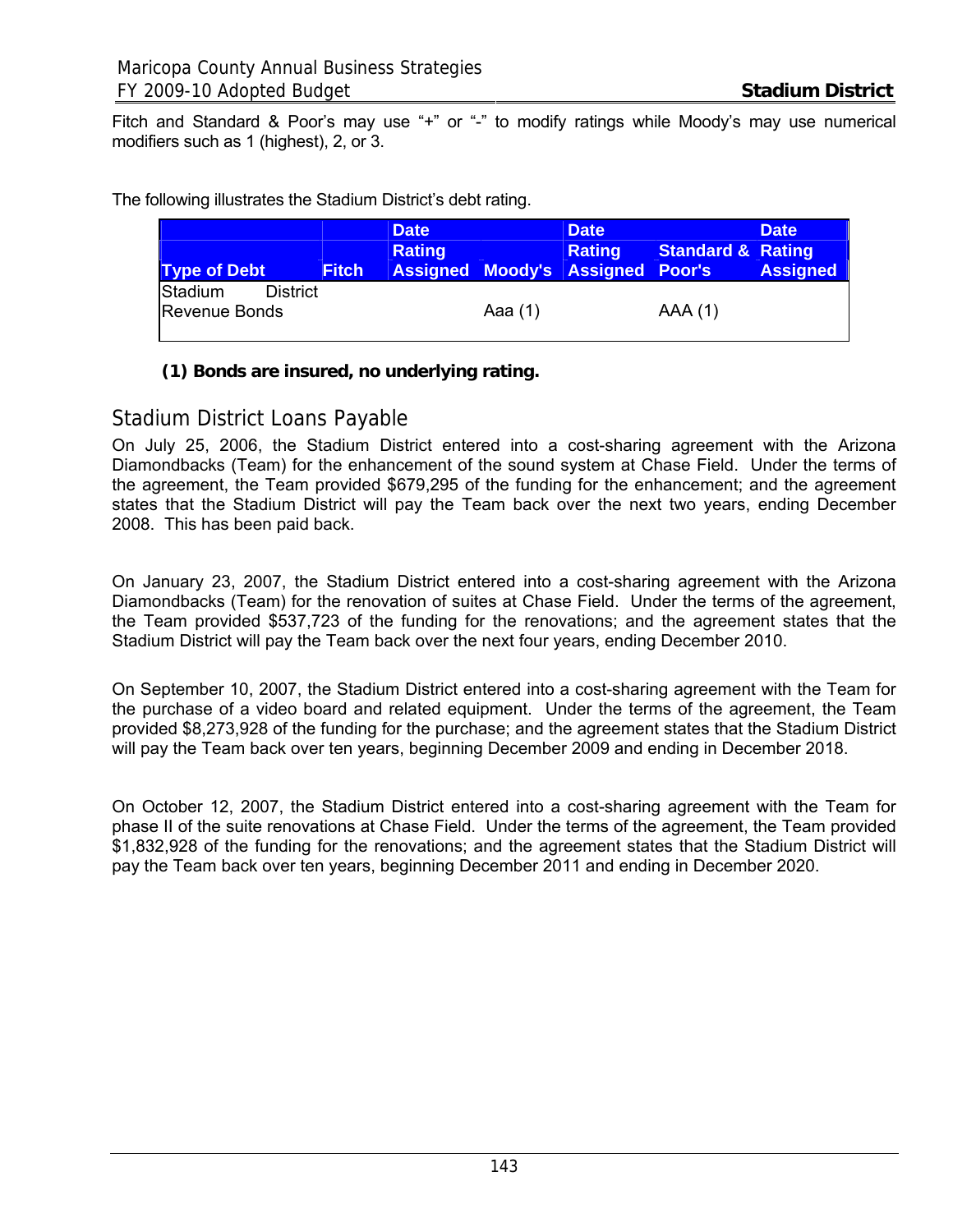Fitch and Standard & Poor's may use "+" or "-" to modify ratings while Moody's may use numerical modifiers such as 1 (highest), 2, or 3.

The following illustrates the Stadium District's debt rating.

| Type of Debt | Fitch | Date Rating Assigned | Moody's | Date Rating Assigned | Standard & Poor's | Date Rating Assigned |
|---|---|---|---|---|---|---|
| Stadium District Revenue Bonds | | | Aaa (1) | | AAA (1) | |

**(1) Bonds are insured, no underlying rating.**

## Stadium District Loans Payable

On July 25, 2006, the Stadium District entered into a cost-sharing agreement with the Arizona Diamondbacks (Team) for the enhancement of the sound system at Chase Field. Under the terms of the agreement, the Team provided $679,295 of the funding for the enhancement; and the agreement states that the Stadium District will pay the Team back over the next two years, ending December 2008. This has been paid back.

On January 23, 2007, the Stadium District entered into a cost-sharing agreement with the Arizona Diamondbacks (Team) for the renovation of suites at Chase Field. Under the terms of the agreement, the Team provided $537,723 of the funding for the renovations; and the agreement states that the Stadium District will pay the Team back over the next four years, ending December 2010.

On September 10, 2007, the Stadium District entered into a cost-sharing agreement with the Team for the purchase of a video board and related equipment. Under the terms of the agreement, the Team provided $8,273,928 of the funding for the purchase; and the agreement states that the Stadium District will pay the Team back over ten years, beginning December 2009 and ending in December 2018.

On October 12, 2007, the Stadium District entered into a cost-sharing agreement with the Team for phase II of the suite renovations at Chase Field. Under the terms of the agreement, the Team provided $1,832,928 of the funding for the renovations; and the agreement states that the Stadium District will pay the Team back over ten years, beginning December 2011 and ending in December 2020.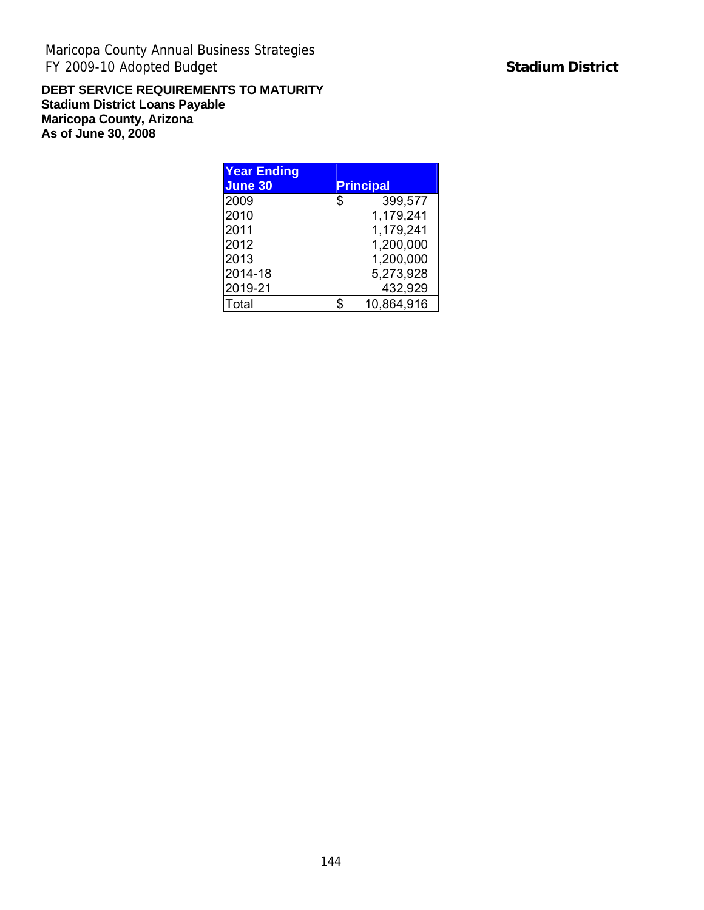**DEBT SERVICE REQUIREMENTS TO MATURITY**
**Stadium District Loans Payable**
**Maricopa County, Arizona**
**As of June 30, 2008**

| Year Ending June 30 | Principal |
|---|---|
| 2009 | $ 399,577 |
| 2010 | 1,179,241 |
| 2011 | 1,179,241 |
| 2012 | 1,200,000 |
| 2013 | 1,200,000 |
| 2014-18 | 5,273,928 |
| 2019-21 | 432,929 |
| Total | $ 10,864,916 |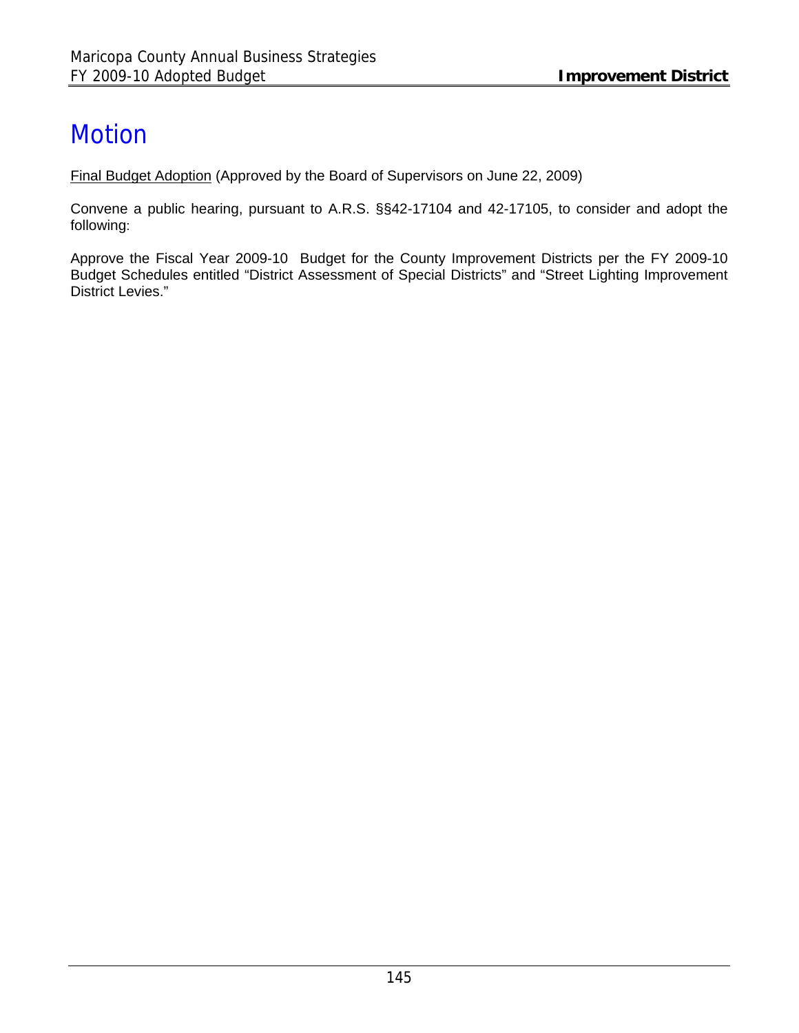# Motion

<u>Final Budget Adoption</u> (Approved by the Board of Supervisors on June 22, 2009)

Convene a public hearing, pursuant to A.R.S. §§42-17104 and 42-17105, to consider and adopt the following:

Approve the Fiscal Year 2009-10 Budget for the County Improvement Districts per the FY 2009-10 Budget Schedules entitled "District Assessment of Special Districts" and "Street Lighting Improvement District Levies."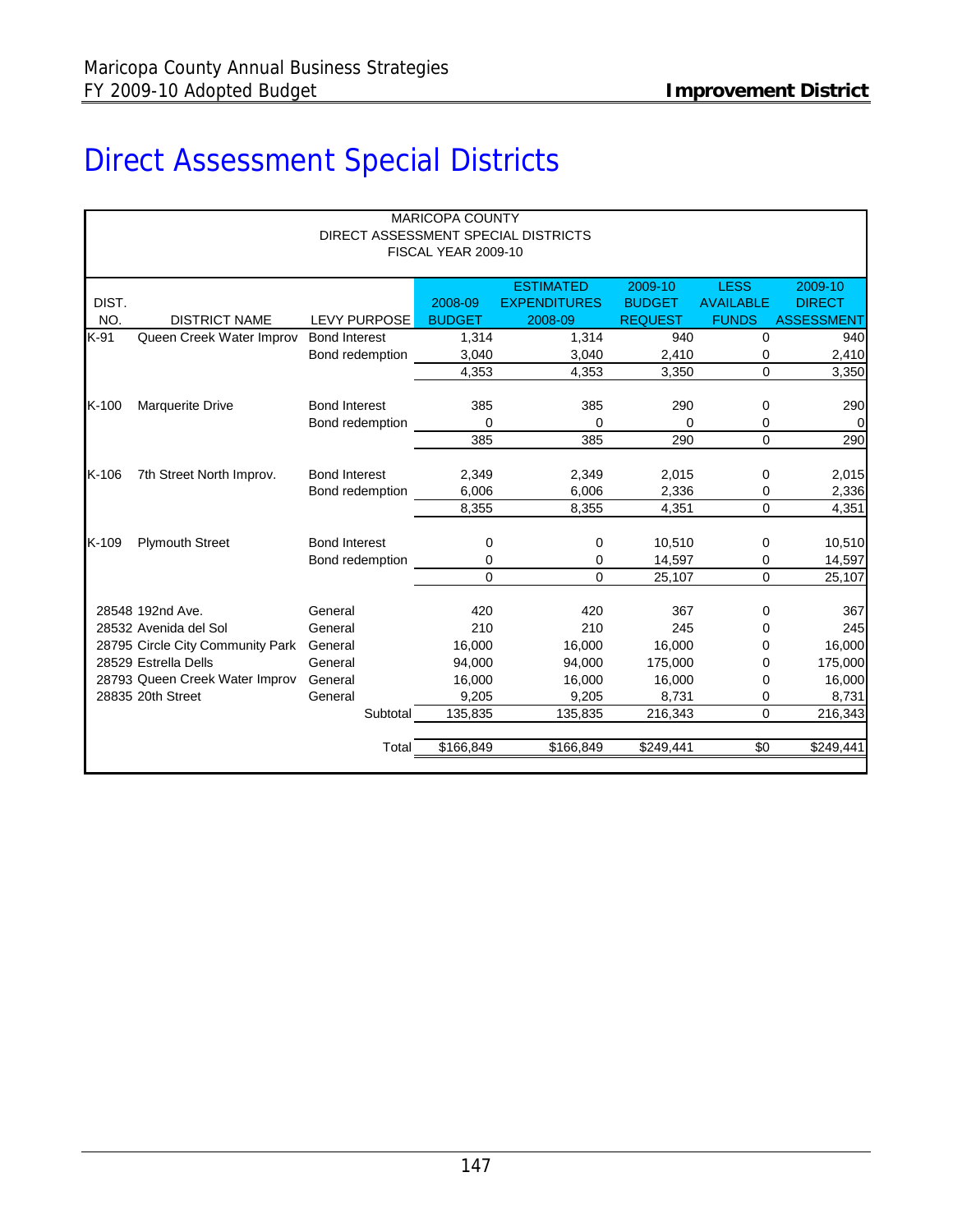# Direct Assessment Special Districts

MARICOPA COUNTY
DIRECT ASSESSMENT SPECIAL DISTRICTS
FISCAL YEAR 2009-10

| DIST. NO. | DISTRICT NAME | LEVY PURPOSE | 2008-09 BUDGET | ESTIMATED EXPENDITURES 2008-09 | 2009-10 BUDGET REQUEST | LESS AVAILABLE FUNDS | 2009-10 DIRECT ASSESSMENT |
|---|---|---|---|---|---|---|---|
| K-91 | Queen Creek Water Improv | Bond Interest | 1,314 | 1,314 | 940 | 0 | 940 |
| | | Bond redemption | 3,040 | 3,040 | 2,410 | 0 | 2,410 |
| | | | 4,353 | 4,353 | 3,350 | 0 | 3,350 |
| K-100 | Marquerite Drive | Bond Interest | 385 | 385 | 290 | 0 | 290 |
| | | Bond redemption | 0 | 0 | 0 | 0 | 0 |
| | | | 385 | 385 | 290 | 0 | 290 |
| K-106 | 7th Street North Improv. | Bond Interest | 2,349 | 2,349 | 2,015 | 0 | 2,015 |
| | | Bond redemption | 6,006 | 6,006 | 2,336 | 0 | 2,336 |
| | | | 8,355 | 8,355 | 4,351 | 0 | 4,351 |
| K-109 | Plymouth Street | Bond Interest | 0 | 0 | 10,510 | 0 | 10,510 |
| | | Bond redemption | 0 | 0 | 14,597 | 0 | 14,597 |
| | | | 0 | 0 | 25,107 | 0 | 25,107 |
| | 28548 192nd Ave. | General | 420 | 420 | 367 | 0 | 367 |
| | 28532 Avenida del Sol | General | 210 | 210 | 245 | 0 | 245 |
| | 28795 Circle City Community Park | General | 16,000 | 16,000 | 16,000 | 0 | 16,000 |
| | 28529 Estrella Dells | General | 94,000 | 94,000 | 175,000 | 0 | 175,000 |
| | 28793 Queen Creek Water Improv | General | 16,000 | 16,000 | 16,000 | 0 | 16,000 |
| | 28835 20th Street | General | 9,205 | 9,205 | 8,731 | 0 | 8,731 |
| | | Subtotal | 135,835 | 135,835 | 216,343 | 0 | 216,343 |
| | | Total | $166,849 | $166,849 | $249,441 | $0 | $249,441 |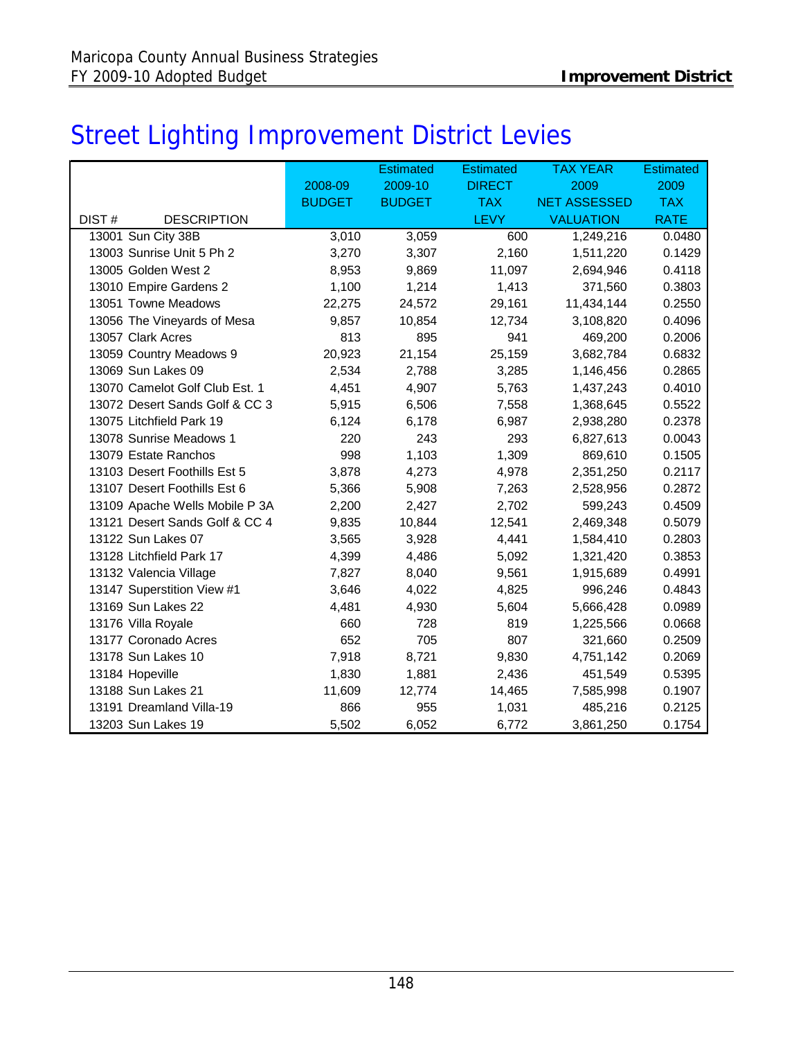# Street Lighting Improvement District Levies

| DIST # | DESCRIPTION | 2008-09 BUDGET | Estimated 2009-10 BUDGET | Estimated DIRECT TAX LEVY | TAX YEAR 2009 NET ASSESSED VALUATION | Estimated 2009 TAX RATE |
|---|---|---|---|---|---|---|
| 13001 | Sun City 38B | 3,010 | 3,059 | 600 | 1,249,216 | 0.0480 |
| 13003 | Sunrise Unit 5 Ph 2 | 3,270 | 3,307 | 2,160 | 1,511,220 | 0.1429 |
| 13005 | Golden West 2 | 8,953 | 9,869 | 11,097 | 2,694,946 | 0.4118 |
| 13010 | Empire Gardens 2 | 1,100 | 1,214 | 1,413 | 371,560 | 0.3803 |
| 13051 | Towne Meadows | 22,275 | 24,572 | 29,161 | 11,434,144 | 0.2550 |
| 13056 | The Vineyards of Mesa | 9,857 | 10,854 | 12,734 | 3,108,820 | 0.4096 |
| 13057 | Clark Acres | 813 | 895 | 941 | 469,200 | 0.2006 |
| 13059 | Country Meadows 9 | 20,923 | 21,154 | 25,159 | 3,682,784 | 0.6832 |
| 13069 | Sun Lakes 09 | 2,534 | 2,788 | 3,285 | 1,146,456 | 0.2865 |
| 13070 | Camelot Golf Club Est. 1 | 4,451 | 4,907 | 5,763 | 1,437,243 | 0.4010 |
| 13072 | Desert Sands Golf & CC 3 | 5,915 | 6,506 | 7,558 | 1,368,645 | 0.5522 |
| 13075 | Litchfield Park 19 | 6,124 | 6,178 | 6,987 | 2,938,280 | 0.2378 |
| 13078 | Sunrise Meadows 1 | 220 | 243 | 293 | 6,827,613 | 0.0043 |
| 13079 | Estate Ranchos | 998 | 1,103 | 1,309 | 869,610 | 0.1505 |
| 13103 | Desert Foothills Est 5 | 3,878 | 4,273 | 4,978 | 2,351,250 | 0.2117 |
| 13107 | Desert Foothills Est 6 | 5,366 | 5,908 | 7,263 | 2,528,956 | 0.2872 |
| 13109 | Apache Wells Mobile P 3A | 2,200 | 2,427 | 2,702 | 599,243 | 0.4509 |
| 13121 | Desert Sands Golf & CC 4 | 9,835 | 10,844 | 12,541 | 2,469,348 | 0.5079 |
| 13122 | Sun Lakes 07 | 3,565 | 3,928 | 4,441 | 1,584,410 | 0.2803 |
| 13128 | Litchfield Park 17 | 4,399 | 4,486 | 5,092 | 1,321,420 | 0.3853 |
| 13132 | Valencia Village | 7,827 | 8,040 | 9,561 | 1,915,689 | 0.4991 |
| 13147 | Superstition View #1 | 3,646 | 4,022 | 4,825 | 996,246 | 0.4843 |
| 13169 | Sun Lakes 22 | 4,481 | 4,930 | 5,604 | 5,666,428 | 0.0989 |
| 13176 | Villa Royale | 660 | 728 | 819 | 1,225,566 | 0.0668 |
| 13177 | Coronado Acres | 652 | 705 | 807 | 321,660 | 0.2509 |
| 13178 | Sun Lakes 10 | 7,918 | 8,721 | 9,830 | 4,751,142 | 0.2069 |
| 13184 | Hopeville | 1,830 | 1,881 | 2,436 | 451,549 | 0.5395 |
| 13188 | Sun Lakes 21 | 11,609 | 12,774 | 14,465 | 7,585,998 | 0.1907 |
| 13191 | Dreamland Villa-19 | 866 | 955 | 1,031 | 485,216 | 0.2125 |
| 13203 | Sun Lakes 19 | 5,502 | 6,052 | 6,772 | 3,861,250 | 0.1754 |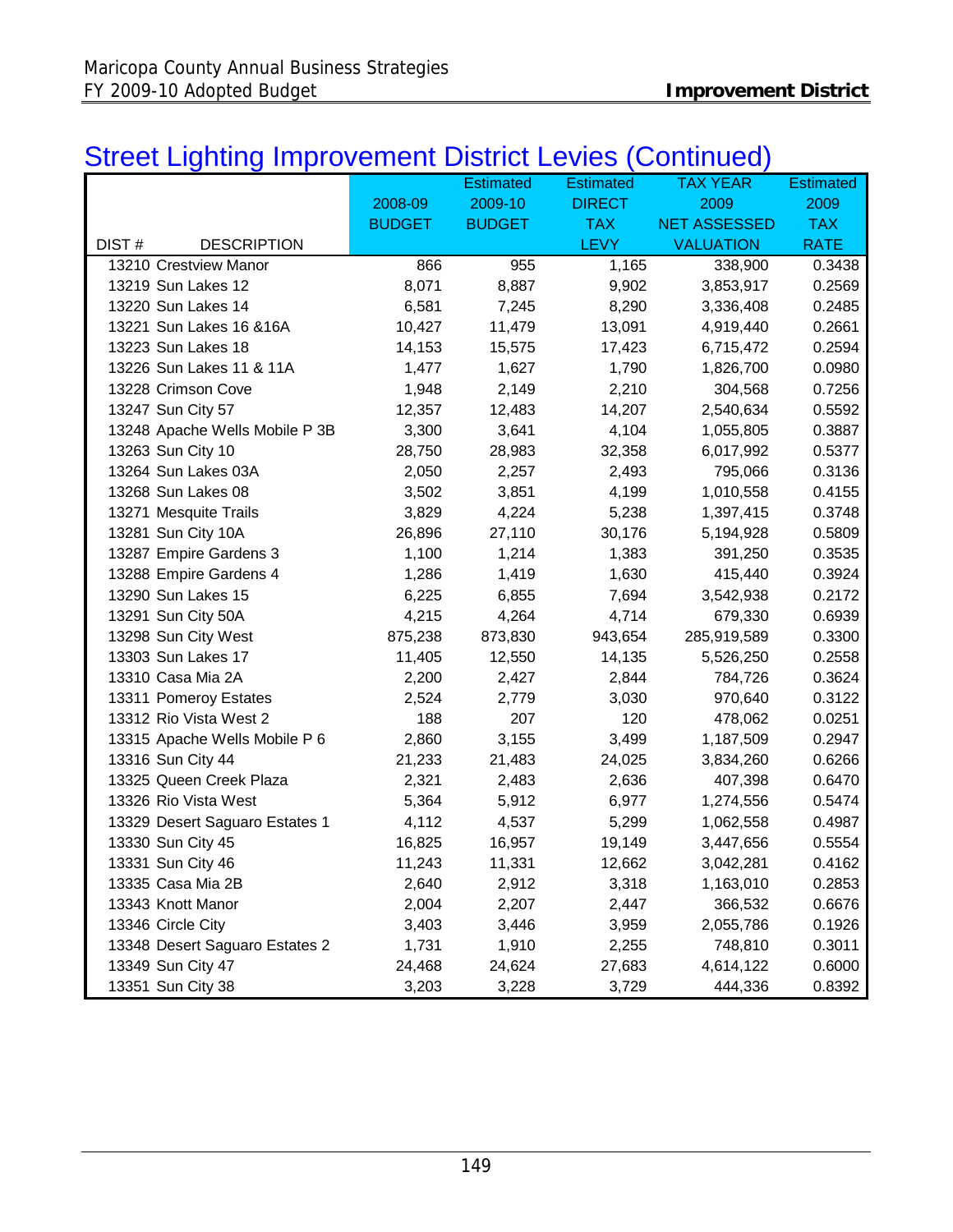## Street Lighting Improvement District Levies (Continued)

| DIST # | DESCRIPTION | 2008-09 BUDGET | Estimated 2009-10 BUDGET | Estimated DIRECT TAX LEVY | TAX YEAR 2009 NET ASSESSED VALUATION | Estimated 2009 TAX RATE |
|---|---|---|---|---|---|---|
| 13210 | Crestview Manor | 866 | 955 | 1,165 | 338,900 | 0.3438 |
| 13219 | Sun Lakes 12 | 8,071 | 8,887 | 9,902 | 3,853,917 | 0.2569 |
| 13220 | Sun Lakes 14 | 6,581 | 7,245 | 8,290 | 3,336,408 | 0.2485 |
| 13221 | Sun Lakes 16 &16A | 10,427 | 11,479 | 13,091 | 4,919,440 | 0.2661 |
| 13223 | Sun Lakes 18 | 14,153 | 15,575 | 17,423 | 6,715,472 | 0.2594 |
| 13226 | Sun Lakes 11 & 11A | 1,477 | 1,627 | 1,790 | 1,826,700 | 0.0980 |
| 13228 | Crimson Cove | 1,948 | 2,149 | 2,210 | 304,568 | 0.7256 |
| 13247 | Sun City 57 | 12,357 | 12,483 | 14,207 | 2,540,634 | 0.5592 |
| 13248 | Apache Wells Mobile P 3B | 3,300 | 3,641 | 4,104 | 1,055,805 | 0.3887 |
| 13263 | Sun City 10 | 28,750 | 28,983 | 32,358 | 6,017,992 | 0.5377 |
| 13264 | Sun Lakes 03A | 2,050 | 2,257 | 2,493 | 795,066 | 0.3136 |
| 13268 | Sun Lakes 08 | 3,502 | 3,851 | 4,199 | 1,010,558 | 0.4155 |
| 13271 | Mesquite Trails | 3,829 | 4,224 | 5,238 | 1,397,415 | 0.3748 |
| 13281 | Sun City 10A | 26,896 | 27,110 | 30,176 | 5,194,928 | 0.5809 |
| 13287 | Empire Gardens 3 | 1,100 | 1,214 | 1,383 | 391,250 | 0.3535 |
| 13288 | Empire Gardens 4 | 1,286 | 1,419 | 1,630 | 415,440 | 0.3924 |
| 13290 | Sun Lakes 15 | 6,225 | 6,855 | 7,694 | 3,542,938 | 0.2172 |
| 13291 | Sun City 50A | 4,215 | 4,264 | 4,714 | 679,330 | 0.6939 |
| 13298 | Sun City West | 875,238 | 873,830 | 943,654 | 285,919,589 | 0.3300 |
| 13303 | Sun Lakes 17 | 11,405 | 12,550 | 14,135 | 5,526,250 | 0.2558 |
| 13310 | Casa Mia 2A | 2,200 | 2,427 | 2,844 | 784,726 | 0.3624 |
| 13311 | Pomeroy Estates | 2,524 | 2,779 | 3,030 | 970,640 | 0.3122 |
| 13312 | Rio Vista West 2 | 188 | 207 | 120 | 478,062 | 0.0251 |
| 13315 | Apache Wells Mobile P 6 | 2,860 | 3,155 | 3,499 | 1,187,509 | 0.2947 |
| 13316 | Sun City 44 | 21,233 | 21,483 | 24,025 | 3,834,260 | 0.6266 |
| 13325 | Queen Creek Plaza | 2,321 | 2,483 | 2,636 | 407,398 | 0.6470 |
| 13326 | Rio Vista West | 5,364 | 5,912 | 6,977 | 1,274,556 | 0.5474 |
| 13329 | Desert Saguaro Estates 1 | 4,112 | 4,537 | 5,299 | 1,062,558 | 0.4987 |
| 13330 | Sun City 45 | 16,825 | 16,957 | 19,149 | 3,447,656 | 0.5554 |
| 13331 | Sun City 46 | 11,243 | 11,331 | 12,662 | 3,042,281 | 0.4162 |
| 13335 | Casa Mia 2B | 2,640 | 2,912 | 3,318 | 1,163,010 | 0.2853 |
| 13343 | Knott Manor | 2,004 | 2,207 | 2,447 | 366,532 | 0.6676 |
| 13346 | Circle City | 3,403 | 3,446 | 3,959 | 2,055,786 | 0.1926 |
| 13348 | Desert Saguaro Estates 2 | 1,731 | 1,910 | 2,255 | 748,810 | 0.3011 |
| 13349 | Sun City 47 | 24,468 | 24,624 | 27,683 | 4,614,122 | 0.6000 |
| 13351 | Sun City 38 | 3,203 | 3,228 | 3,729 | 444,336 | 0.8392 |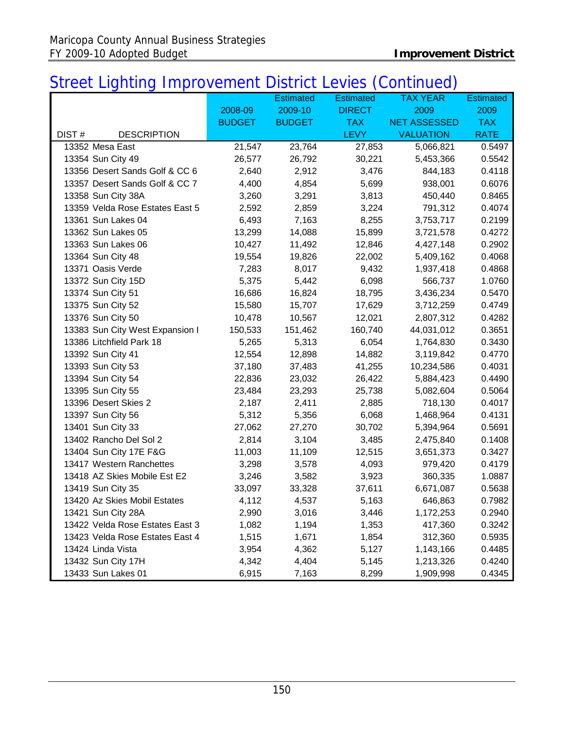## Street Lighting Improvement District Levies (Continued)

| DIST # | DESCRIPTION | 2008-09 BUDGET | Estimated 2009-10 BUDGET | Estimated DIRECT TAX LEVY | TAX YEAR 2009 NET ASSESSED VALUATION | Estimated 2009 TAX RATE |
|---|---|---|---|---|---|---|
| 13352 | Mesa East | 21,547 | 23,764 | 27,853 | 5,066,821 | 0.5497 |
| 13354 | Sun City 49 | 26,577 | 26,792 | 30,221 | 5,453,366 | 0.5542 |
| 13356 | Desert Sands Golf & CC 6 | 2,640 | 2,912 | 3,476 | 844,183 | 0.4118 |
| 13357 | Desert Sands Golf & CC 7 | 4,400 | 4,854 | 5,699 | 938,001 | 0.6076 |
| 13358 | Sun City 38A | 3,260 | 3,291 | 3,813 | 450,440 | 0.8465 |
| 13359 | Velda Rose Estates East 5 | 2,592 | 2,859 | 3,224 | 791,312 | 0.4074 |
| 13361 | Sun Lakes 04 | 6,493 | 7,163 | 8,255 | 3,753,717 | 0.2199 |
| 13362 | Sun Lakes 05 | 13,299 | 14,088 | 15,899 | 3,721,578 | 0.4272 |
| 13363 | Sun Lakes 06 | 10,427 | 11,492 | 12,846 | 4,427,148 | 0.2902 |
| 13364 | Sun City 48 | 19,554 | 19,826 | 22,002 | 5,409,162 | 0.4068 |
| 13371 | Oasis Verde | 7,283 | 8,017 | 9,432 | 1,937,418 | 0.4868 |
| 13372 | Sun City 15D | 5,375 | 5,442 | 6,098 | 566,737 | 1.0760 |
| 13374 | Sun City 51 | 16,686 | 16,824 | 18,795 | 3,436,234 | 0.5470 |
| 13375 | Sun City 52 | 15,580 | 15,707 | 17,629 | 3,712,259 | 0.4749 |
| 13376 | Sun City 50 | 10,478 | 10,567 | 12,021 | 2,807,312 | 0.4282 |
| 13383 | Sun City West Expansion I | 150,533 | 151,462 | 160,740 | 44,031,012 | 0.3651 |
| 13386 | Litchfield Park 18 | 5,265 | 5,313 | 6,054 | 1,764,830 | 0.3430 |
| 13392 | Sun City 41 | 12,554 | 12,898 | 14,882 | 3,119,842 | 0.4770 |
| 13393 | Sun City 53 | 37,180 | 37,483 | 41,255 | 10,234,586 | 0.4031 |
| 13394 | Sun City 54 | 22,836 | 23,032 | 26,422 | 5,884,423 | 0.4490 |
| 13395 | Sun City 55 | 23,484 | 23,293 | 25,738 | 5,082,604 | 0.5064 |
| 13396 | Desert Skies 2 | 2,187 | 2,411 | 2,885 | 718,130 | 0.4017 |
| 13397 | Sun City 56 | 5,312 | 5,356 | 6,068 | 1,468,964 | 0.4131 |
| 13401 | Sun City 33 | 27,062 | 27,270 | 30,702 | 5,394,964 | 0.5691 |
| 13402 | Rancho Del Sol 2 | 2,814 | 3,104 | 3,485 | 2,475,840 | 0.1408 |
| 13404 | Sun City 17E F&G | 11,003 | 11,109 | 12,515 | 3,651,373 | 0.3427 |
| 13417 | Western Ranchettes | 3,298 | 3,578 | 4,093 | 979,420 | 0.4179 |
| 13418 | AZ Skies Mobile Est E2 | 3,246 | 3,582 | 3,923 | 360,335 | 1.0887 |
| 13419 | Sun City 35 | 33,097 | 33,328 | 37,611 | 6,671,087 | 0.5638 |
| 13420 | Az Skies Mobil Estates | 4,112 | 4,537 | 5,163 | 646,863 | 0.7982 |
| 13421 | Sun City 28A | 2,990 | 3,016 | 3,446 | 1,172,253 | 0.2940 |
| 13422 | Velda Rose Estates East 3 | 1,082 | 1,194 | 1,353 | 417,360 | 0.3242 |
| 13423 | Velda Rose Estates East 4 | 1,515 | 1,671 | 1,854 | 312,360 | 0.5935 |
| 13424 | Linda Vista | 3,954 | 4,362 | 5,127 | 1,143,166 | 0.4485 |
| 13432 | Sun City 17H | 4,342 | 4,404 | 5,145 | 1,213,326 | 0.4240 |
| 13433 | Sun Lakes 01 | 6,915 | 7,163 | 8,299 | 1,909,998 | 0.4345 |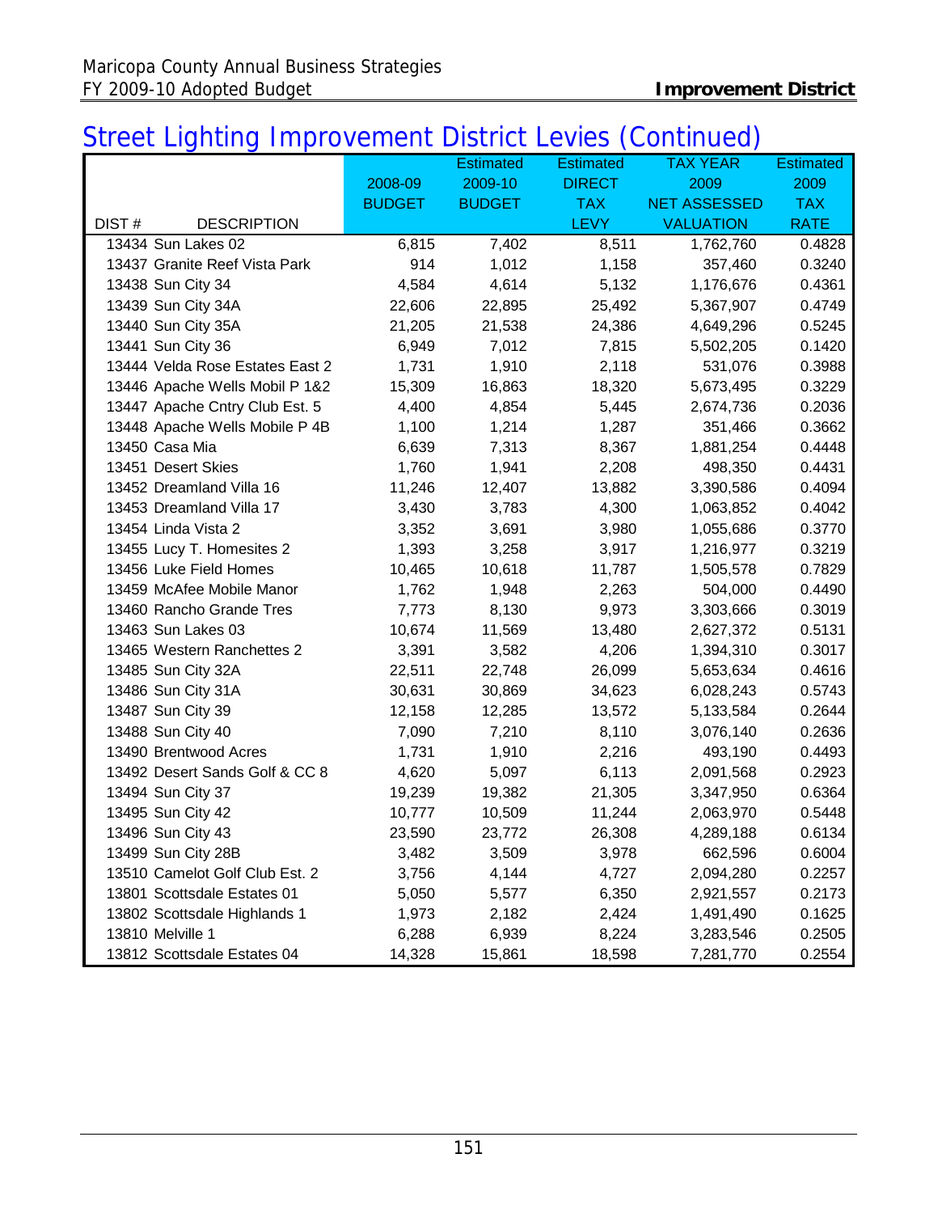## Street Lighting Improvement District Levies (Continued)

| DIST # | DESCRIPTION | 2008-09 BUDGET | Estimated 2009-10 BUDGET | Estimated DIRECT TAX LEVY | TAX YEAR 2009 NET ASSESSED VALUATION | Estimated 2009 TAX RATE |
|---|---|---|---|---|---|---|
| 13434 | Sun Lakes 02 | 6,815 | 7,402 | 8,511 | 1,762,760 | 0.4828 |
| 13437 | Granite Reef Vista Park | 914 | 1,012 | 1,158 | 357,460 | 0.3240 |
| 13438 | Sun City 34 | 4,584 | 4,614 | 5,132 | 1,176,676 | 0.4361 |
| 13439 | Sun City 34A | 22,606 | 22,895 | 25,492 | 5,367,907 | 0.4749 |
| 13440 | Sun City 35A | 21,205 | 21,538 | 24,386 | 4,649,296 | 0.5245 |
| 13441 | Sun City 36 | 6,949 | 7,012 | 7,815 | 5,502,205 | 0.1420 |
| 13444 | Velda Rose Estates East 2 | 1,731 | 1,910 | 2,118 | 531,076 | 0.3988 |
| 13446 | Apache Wells Mobil P 1&2 | 15,309 | 16,863 | 18,320 | 5,673,495 | 0.3229 |
| 13447 | Apache Cntry Club Est. 5 | 4,400 | 4,854 | 5,445 | 2,674,736 | 0.2036 |
| 13448 | Apache Wells Mobile P 4B | 1,100 | 1,214 | 1,287 | 351,466 | 0.3662 |
| 13450 | Casa Mia | 6,639 | 7,313 | 8,367 | 1,881,254 | 0.4448 |
| 13451 | Desert Skies | 1,760 | 1,941 | 2,208 | 498,350 | 0.4431 |
| 13452 | Dreamland Villa 16 | 11,246 | 12,407 | 13,882 | 3,390,586 | 0.4094 |
| 13453 | Dreamland Villa 17 | 3,430 | 3,783 | 4,300 | 1,063,852 | 0.4042 |
| 13454 | Linda Vista 2 | 3,352 | 3,691 | 3,980 | 1,055,686 | 0.3770 |
| 13455 | Lucy T. Homesites 2 | 1,393 | 3,258 | 3,917 | 1,216,977 | 0.3219 |
| 13456 | Luke Field Homes | 10,465 | 10,618 | 11,787 | 1,505,578 | 0.7829 |
| 13459 | McAfee Mobile Manor | 1,762 | 1,948 | 2,263 | 504,000 | 0.4490 |
| 13460 | Rancho Grande Tres | 7,773 | 8,130 | 9,973 | 3,303,666 | 0.3019 |
| 13463 | Sun Lakes 03 | 10,674 | 11,569 | 13,480 | 2,627,372 | 0.5131 |
| 13465 | Western Ranchettes 2 | 3,391 | 3,582 | 4,206 | 1,394,310 | 0.3017 |
| 13485 | Sun City 32A | 22,511 | 22,748 | 26,099 | 5,653,634 | 0.4616 |
| 13486 | Sun City 31A | 30,631 | 30,869 | 34,623 | 6,028,243 | 0.5743 |
| 13487 | Sun City 39 | 12,158 | 12,285 | 13,572 | 5,133,584 | 0.2644 |
| 13488 | Sun City 40 | 7,090 | 7,210 | 8,110 | 3,076,140 | 0.2636 |
| 13490 | Brentwood Acres | 1,731 | 1,910 | 2,216 | 493,190 | 0.4493 |
| 13492 | Desert Sands Golf & CC 8 | 4,620 | 5,097 | 6,113 | 2,091,568 | 0.2923 |
| 13494 | Sun City 37 | 19,239 | 19,382 | 21,305 | 3,347,950 | 0.6364 |
| 13495 | Sun City 42 | 10,777 | 10,509 | 11,244 | 2,063,970 | 0.5448 |
| 13496 | Sun City 43 | 23,590 | 23,772 | 26,308 | 4,289,188 | 0.6134 |
| 13499 | Sun City 28B | 3,482 | 3,509 | 3,978 | 662,596 | 0.6004 |
| 13510 | Camelot Golf Club Est. 2 | 3,756 | 4,144 | 4,727 | 2,094,280 | 0.2257 |
| 13801 | Scottsdale Estates 01 | 5,050 | 5,577 | 6,350 | 2,921,557 | 0.2173 |
| 13802 | Scottsdale Highlands 1 | 1,973 | 2,182 | 2,424 | 1,491,490 | 0.1625 |
| 13810 | Melville 1 | 6,288 | 6,939 | 8,224 | 3,283,546 | 0.2505 |
| 13812 | Scottsdale Estates 04 | 14,328 | 15,861 | 18,598 | 7,281,770 | 0.2554 |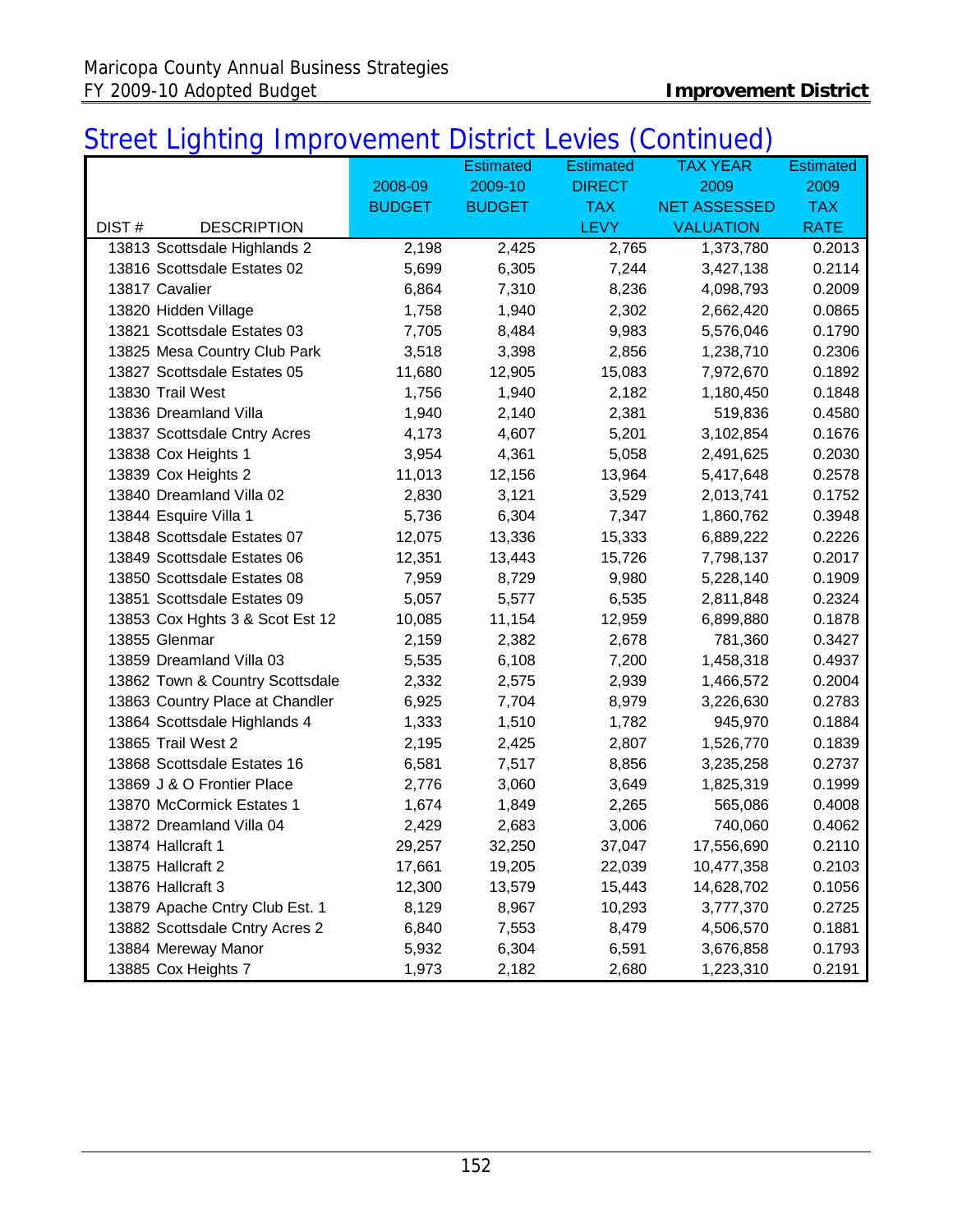## Street Lighting Improvement District Levies (Continued)

| DIST # | DESCRIPTION | 2008-09 BUDGET | Estimated 2009-10 BUDGET | Estimated DIRECT TAX LEVY | TAX YEAR 2009 NET ASSESSED VALUATION | Estimated 2009 TAX RATE |
|---|---|---|---|---|---|---|
| 13813 | Scottsdale Highlands 2 | 2,198 | 2,425 | 2,765 | 1,373,780 | 0.2013 |
| 13816 | Scottsdale Estates 02 | 5,699 | 6,305 | 7,244 | 3,427,138 | 0.2114 |
| 13817 | Cavalier | 6,864 | 7,310 | 8,236 | 4,098,793 | 0.2009 |
| 13820 | Hidden Village | 1,758 | 1,940 | 2,302 | 2,662,420 | 0.0865 |
| 13821 | Scottsdale Estates 03 | 7,705 | 8,484 | 9,983 | 5,576,046 | 0.1790 |
| 13825 | Mesa Country Club Park | 3,518 | 3,398 | 2,856 | 1,238,710 | 0.2306 |
| 13827 | Scottsdale Estates 05 | 11,680 | 12,905 | 15,083 | 7,972,670 | 0.1892 |
| 13830 | Trail West | 1,756 | 1,940 | 2,182 | 1,180,450 | 0.1848 |
| 13836 | Dreamland Villa | 1,940 | 2,140 | 2,381 | 519,836 | 0.4580 |
| 13837 | Scottsdale Cntry Acres | 4,173 | 4,607 | 5,201 | 3,102,854 | 0.1676 |
| 13838 | Cox Heights 1 | 3,954 | 4,361 | 5,058 | 2,491,625 | 0.2030 |
| 13839 | Cox Heights 2 | 11,013 | 12,156 | 13,964 | 5,417,648 | 0.2578 |
| 13840 | Dreamland Villa 02 | 2,830 | 3,121 | 3,529 | 2,013,741 | 0.1752 |
| 13844 | Esquire Villa 1 | 5,736 | 6,304 | 7,347 | 1,860,762 | 0.3948 |
| 13848 | Scottsdale Estates 07 | 12,075 | 13,336 | 15,333 | 6,889,222 | 0.2226 |
| 13849 | Scottsdale Estates 06 | 12,351 | 13,443 | 15,726 | 7,798,137 | 0.2017 |
| 13850 | Scottsdale Estates 08 | 7,959 | 8,729 | 9,980 | 5,228,140 | 0.1909 |
| 13851 | Scottsdale Estates 09 | 5,057 | 5,577 | 6,535 | 2,811,848 | 0.2324 |
| 13853 | Cox Hghts 3 & Scot Est 12 | 10,085 | 11,154 | 12,959 | 6,899,880 | 0.1878 |
| 13855 | Glenmar | 2,159 | 2,382 | 2,678 | 781,360 | 0.3427 |
| 13859 | Dreamland Villa 03 | 5,535 | 6,108 | 7,200 | 1,458,318 | 0.4937 |
| 13862 | Town & Country Scottsdale | 2,332 | 2,575 | 2,939 | 1,466,572 | 0.2004 |
| 13863 | Country Place at Chandler | 6,925 | 7,704 | 8,979 | 3,226,630 | 0.2783 |
| 13864 | Scottsdale Highlands 4 | 1,333 | 1,510 | 1,782 | 945,970 | 0.1884 |
| 13865 | Trail West 2 | 2,195 | 2,425 | 2,807 | 1,526,770 | 0.1839 |
| 13868 | Scottsdale Estates 16 | 6,581 | 7,517 | 8,856 | 3,235,258 | 0.2737 |
| 13869 | J & O Frontier Place | 2,776 | 3,060 | 3,649 | 1,825,319 | 0.1999 |
| 13870 | McCormick Estates 1 | 1,674 | 1,849 | 2,265 | 565,086 | 0.4008 |
| 13872 | Dreamland Villa 04 | 2,429 | 2,683 | 3,006 | 740,060 | 0.4062 |
| 13874 | Hallcraft 1 | 29,257 | 32,250 | 37,047 | 17,556,690 | 0.2110 |
| 13875 | Hallcraft 2 | 17,661 | 19,205 | 22,039 | 10,477,358 | 0.2103 |
| 13876 | Hallcraft 3 | 12,300 | 13,579 | 15,443 | 14,628,702 | 0.1056 |
| 13879 | Apache Cntry Club Est. 1 | 8,129 | 8,967 | 10,293 | 3,777,370 | 0.2725 |
| 13882 | Scottsdale Cntry Acres 2 | 6,840 | 7,553 | 8,479 | 4,506,570 | 0.1881 |
| 13884 | Mereway Manor | 5,932 | 6,304 | 6,591 | 3,676,858 | 0.1793 |
| 13885 | Cox Heights 7 | 1,973 | 2,182 | 2,680 | 1,223,310 | 0.2191 |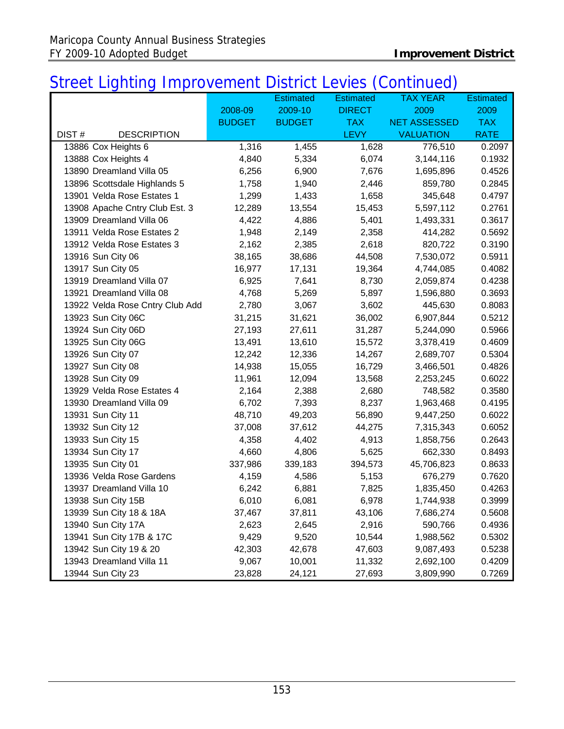## Street Lighting Improvement District Levies (Continued)

| DIST # | DESCRIPTION | 2008-09 BUDGET | Estimated 2009-10 BUDGET | Estimated DIRECT TAX LEVY | TAX YEAR 2009 NET ASSESSED VALUATION | Estimated 2009 TAX RATE |
|---|---|---|---|---|---|---|
| 13886 | Cox Heights 6 | 1,316 | 1,455 | 1,628 | 776,510 | 0.2097 |
| 13888 | Cox Heights 4 | 4,840 | 5,334 | 6,074 | 3,144,116 | 0.1932 |
| 13890 | Dreamland Villa 05 | 6,256 | 6,900 | 7,676 | 1,695,896 | 0.4526 |
| 13896 | Scottsdale Highlands 5 | 1,758 | 1,940 | 2,446 | 859,780 | 0.2845 |
| 13901 | Velda Rose Estates 1 | 1,299 | 1,433 | 1,658 | 345,648 | 0.4797 |
| 13908 | Apache Cntry Club Est. 3 | 12,289 | 13,554 | 15,453 | 5,597,112 | 0.2761 |
| 13909 | Dreamland Villa 06 | 4,422 | 4,886 | 5,401 | 1,493,331 | 0.3617 |
| 13911 | Velda Rose Estates 2 | 1,948 | 2,149 | 2,358 | 414,282 | 0.5692 |
| 13912 | Velda Rose Estates 3 | 2,162 | 2,385 | 2,618 | 820,722 | 0.3190 |
| 13916 | Sun City 06 | 38,165 | 38,686 | 44,508 | 7,530,072 | 0.5911 |
| 13917 | Sun City 05 | 16,977 | 17,131 | 19,364 | 4,744,085 | 0.4082 |
| 13919 | Dreamland Villa 07 | 6,925 | 7,641 | 8,730 | 2,059,874 | 0.4238 |
| 13921 | Dreamland Villa 08 | 4,768 | 5,269 | 5,897 | 1,596,880 | 0.3693 |
| 13922 | Velda Rose Cntry Club Add | 2,780 | 3,067 | 3,602 | 445,630 | 0.8083 |
| 13923 | Sun City 06C | 31,215 | 31,621 | 36,002 | 6,907,844 | 0.5212 |
| 13924 | Sun City 06D | 27,193 | 27,611 | 31,287 | 5,244,090 | 0.5966 |
| 13925 | Sun City 06G | 13,491 | 13,610 | 15,572 | 3,378,419 | 0.4609 |
| 13926 | Sun City 07 | 12,242 | 12,336 | 14,267 | 2,689,707 | 0.5304 |
| 13927 | Sun City 08 | 14,938 | 15,055 | 16,729 | 3,466,501 | 0.4826 |
| 13928 | Sun City 09 | 11,961 | 12,094 | 13,568 | 2,253,245 | 0.6022 |
| 13929 | Velda Rose Estates 4 | 2,164 | 2,388 | 2,680 | 748,582 | 0.3580 |
| 13930 | Dreamland Villa 09 | 6,702 | 7,393 | 8,237 | 1,963,468 | 0.4195 |
| 13931 | Sun City 11 | 48,710 | 49,203 | 56,890 | 9,447,250 | 0.6022 |
| 13932 | Sun City 12 | 37,008 | 37,612 | 44,275 | 7,315,343 | 0.6052 |
| 13933 | Sun City 15 | 4,358 | 4,402 | 4,913 | 1,858,756 | 0.2643 |
| 13934 | Sun City 17 | 4,660 | 4,806 | 5,625 | 662,330 | 0.8493 |
| 13935 | Sun City 01 | 337,986 | 339,183 | 394,573 | 45,706,823 | 0.8633 |
| 13936 | Velda Rose Gardens | 4,159 | 4,586 | 5,153 | 676,279 | 0.7620 |
| 13937 | Dreamland Villa 10 | 6,242 | 6,881 | 7,825 | 1,835,450 | 0.4263 |
| 13938 | Sun City 15B | 6,010 | 6,081 | 6,978 | 1,744,938 | 0.3999 |
| 13939 | Sun City 18 & 18A | 37,467 | 37,811 | 43,106 | 7,686,274 | 0.5608 |
| 13940 | Sun City 17A | 2,623 | 2,645 | 2,916 | 590,766 | 0.4936 |
| 13941 | Sun City 17B & 17C | 9,429 | 9,520 | 10,544 | 1,988,562 | 0.5302 |
| 13942 | Sun City 19 & 20 | 42,303 | 42,678 | 47,603 | 9,087,493 | 0.5238 |
| 13943 | Dreamland Villa 11 | 9,067 | 10,001 | 11,332 | 2,692,100 | 0.4209 |
| 13944 | Sun City 23 | 23,828 | 24,121 | 27,693 | 3,809,990 | 0.7269 |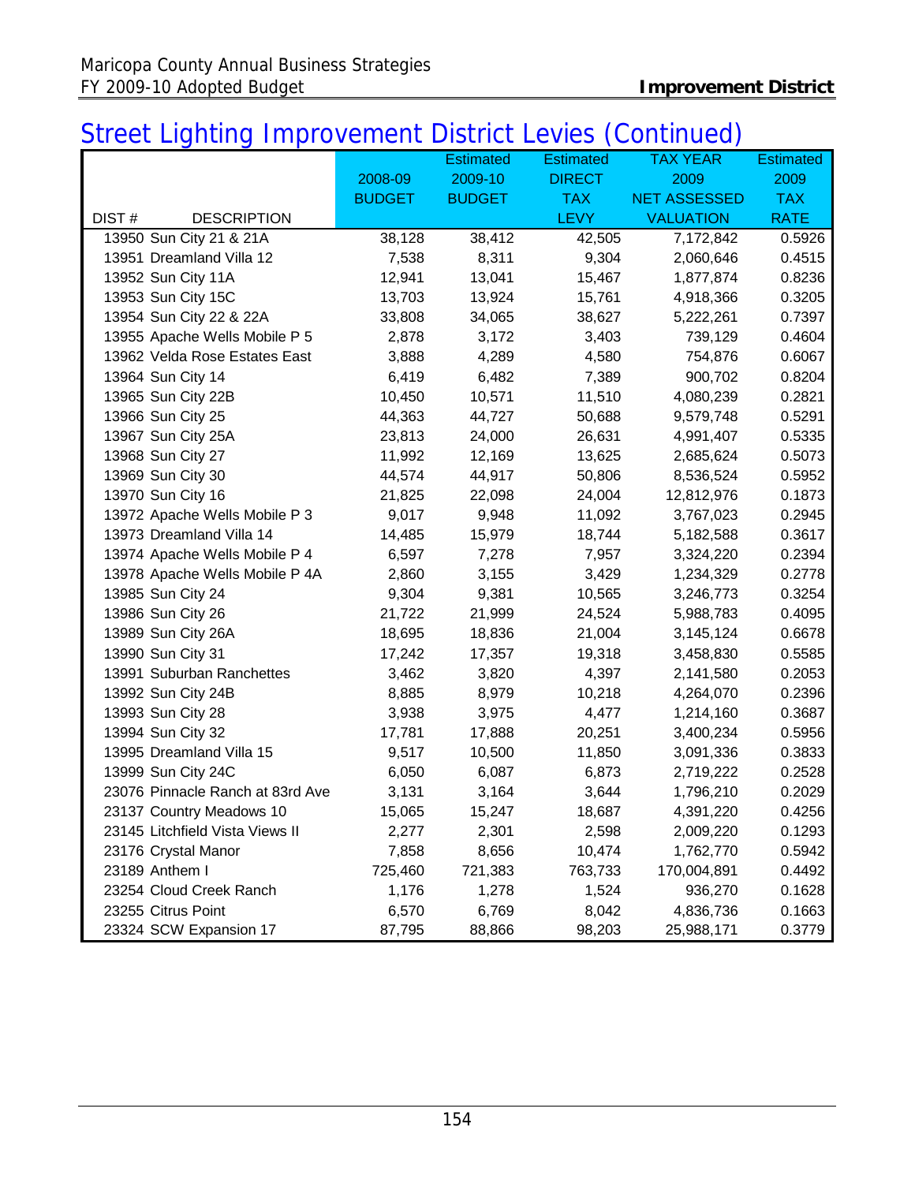# Street Lighting Improvement District Levies (Continued)

| DIST # | DESCRIPTION | 2008-09 BUDGET | Estimated 2009-10 BUDGET | Estimated DIRECT TAX LEVY | TAX YEAR 2009 NET ASSESSED VALUATION | Estimated 2009 TAX RATE |
|---|---|---|---|---|---|---|
| 13950 | Sun City 21 & 21A | 38,128 | 38,412 | 42,505 | 7,172,842 | 0.5926 |
| 13951 | Dreamland Villa 12 | 7,538 | 8,311 | 9,304 | 2,060,646 | 0.4515 |
| 13952 | Sun City 11A | 12,941 | 13,041 | 15,467 | 1,877,874 | 0.8236 |
| 13953 | Sun City 15C | 13,703 | 13,924 | 15,761 | 4,918,366 | 0.3205 |
| 13954 | Sun City 22 & 22A | 33,808 | 34,065 | 38,627 | 5,222,261 | 0.7397 |
| 13955 | Apache Wells Mobile P 5 | 2,878 | 3,172 | 3,403 | 739,129 | 0.4604 |
| 13962 | Velda Rose Estates East | 3,888 | 4,289 | 4,580 | 754,876 | 0.6067 |
| 13964 | Sun City 14 | 6,419 | 6,482 | 7,389 | 900,702 | 0.8204 |
| 13965 | Sun City 22B | 10,450 | 10,571 | 11,510 | 4,080,239 | 0.2821 |
| 13966 | Sun City 25 | 44,363 | 44,727 | 50,688 | 9,579,748 | 0.5291 |
| 13967 | Sun City 25A | 23,813 | 24,000 | 26,631 | 4,991,407 | 0.5335 |
| 13968 | Sun City 27 | 11,992 | 12,169 | 13,625 | 2,685,624 | 0.5073 |
| 13969 | Sun City 30 | 44,574 | 44,917 | 50,806 | 8,536,524 | 0.5952 |
| 13970 | Sun City 16 | 21,825 | 22,098 | 24,004 | 12,812,976 | 0.1873 |
| 13972 | Apache Wells Mobile P 3 | 9,017 | 9,948 | 11,092 | 3,767,023 | 0.2945 |
| 13973 | Dreamland Villa 14 | 14,485 | 15,979 | 18,744 | 5,182,588 | 0.3617 |
| 13974 | Apache Wells Mobile P 4 | 6,597 | 7,278 | 7,957 | 3,324,220 | 0.2394 |
| 13978 | Apache Wells Mobile P 4A | 2,860 | 3,155 | 3,429 | 1,234,329 | 0.2778 |
| 13985 | Sun City 24 | 9,304 | 9,381 | 10,565 | 3,246,773 | 0.3254 |
| 13986 | Sun City 26 | 21,722 | 21,999 | 24,524 | 5,988,783 | 0.4095 |
| 13989 | Sun City 26A | 18,695 | 18,836 | 21,004 | 3,145,124 | 0.6678 |
| 13990 | Sun City 31 | 17,242 | 17,357 | 19,318 | 3,458,830 | 0.5585 |
| 13991 | Suburban Ranchettes | 3,462 | 3,820 | 4,397 | 2,141,580 | 0.2053 |
| 13992 | Sun City 24B | 8,885 | 8,979 | 10,218 | 4,264,070 | 0.2396 |
| 13993 | Sun City 28 | 3,938 | 3,975 | 4,477 | 1,214,160 | 0.3687 |
| 13994 | Sun City 32 | 17,781 | 17,888 | 20,251 | 3,400,234 | 0.5956 |
| 13995 | Dreamland Villa 15 | 9,517 | 10,500 | 11,850 | 3,091,336 | 0.3833 |
| 13999 | Sun City 24C | 6,050 | 6,087 | 6,873 | 2,719,222 | 0.2528 |
| 23076 | Pinnacle Ranch at 83rd Ave | 3,131 | 3,164 | 3,644 | 1,796,210 | 0.2029 |
| 23137 | Country Meadows 10 | 15,065 | 15,247 | 18,687 | 4,391,220 | 0.4256 |
| 23145 | Litchfield Vista Views II | 2,277 | 2,301 | 2,598 | 2,009,220 | 0.1293 |
| 23176 | Crystal Manor | 7,858 | 8,656 | 10,474 | 1,762,770 | 0.5942 |
| 23189 | Anthem I | 725,460 | 721,383 | 763,733 | 170,004,891 | 0.4492 |
| 23254 | Cloud Creek Ranch | 1,176 | 1,278 | 1,524 | 936,270 | 0.1628 |
| 23255 | Citrus Point | 6,570 | 6,769 | 8,042 | 4,836,736 | 0.1663 |
| 23324 | SCW Expansion 17 | 87,795 | 88,866 | 98,203 | 25,988,171 | 0.3779 |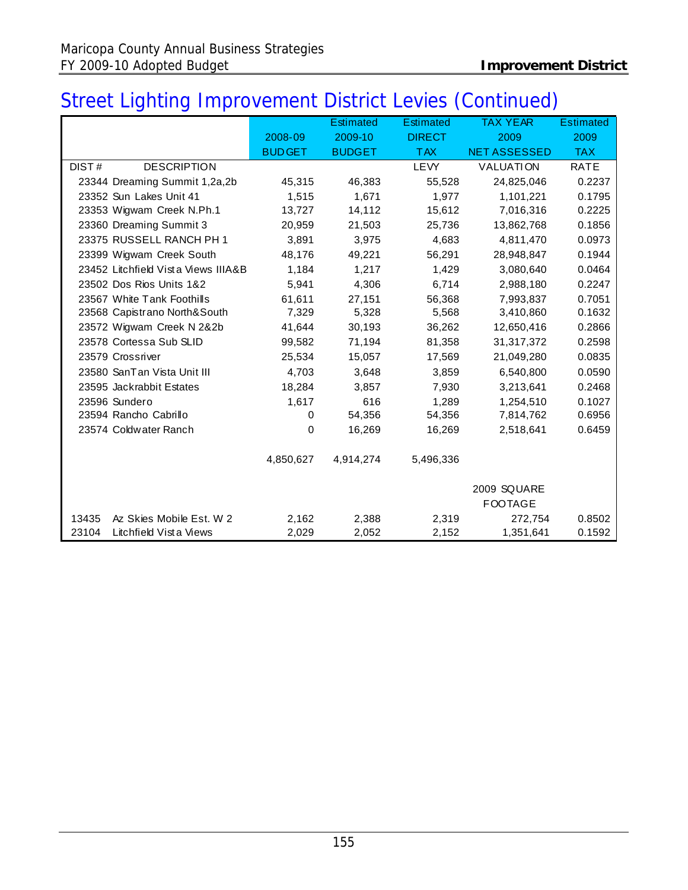# Street Lighting Improvement District Levies (Continued)

| DIST # | DESCRIPTION | 2008-09 BUDGET | Estimated 2009-10 BUDGET | Estimated DIRECT TAX LEVY | TAX YEAR 2009 NET ASSESSED VALUATION | Estimated 2009 TAX RATE |
|---|---|---|---|---|---|---|
| 23344 | Dreaming Summit 1,2a,2b | 45,315 | 46,383 | 55,528 | 24,825,046 | 0.2237 |
| 23352 | Sun Lakes Unit 41 | 1,515 | 1,671 | 1,977 | 1,101,221 | 0.1795 |
| 23353 | Wigwam Creek N.Ph.1 | 13,727 | 14,112 | 15,612 | 7,016,316 | 0.2225 |
| 23360 | Dreaming Summit 3 | 20,959 | 21,503 | 25,736 | 13,862,768 | 0.1856 |
| 23375 | RUSSELL RANCH PH 1 | 3,891 | 3,975 | 4,683 | 4,811,470 | 0.0973 |
| 23399 | Wigwam Creek South | 48,176 | 49,221 | 56,291 | 28,948,847 | 0.1944 |
| 23452 | Litchfield Vista Views IIIA&B | 1,184 | 1,217 | 1,429 | 3,080,640 | 0.0464 |
| 23502 | Dos Rios Units 1&2 | 5,941 | 4,306 | 6,714 | 2,988,180 | 0.2247 |
| 23567 | White Tank Foothills | 61,611 | 27,151 | 56,368 | 7,993,837 | 0.7051 |
| 23568 | Capistrano North&South | 7,329 | 5,328 | 5,568 | 3,410,860 | 0.1632 |
| 23572 | Wigwam Creek N 2&2b | 41,644 | 30,193 | 36,262 | 12,650,416 | 0.2866 |
| 23578 | Cortessa Sub SLID | 99,582 | 71,194 | 81,358 | 31,317,372 | 0.2598 |
| 23579 | Crossriver | 25,534 | 15,057 | 17,569 | 21,049,280 | 0.0835 |
| 23580 | SanTan Vista Unit III | 4,703 | 3,648 | 3,859 | 6,540,800 | 0.0590 |
| 23595 | Jackrabbit Estates | 18,284 | 3,857 | 7,930 | 3,213,641 | 0.2468 |
| 23596 | Sundero | 1,617 | 616 | 1,289 | 1,254,510 | 0.1027 |
| 23594 | Rancho Cabrillo | 0 | 54,356 | 54,356 | 7,814,762 | 0.6956 |
| 23574 | Coldwater Ranch | 0 | 16,269 | 16,269 | 2,518,641 | 0.6459 |
| | | 4,850,627 | 4,914,274 | 5,496,336 | | |
| | | | | | 2009 SQUARE FOOTAGE | |
| 13435 | Az Skies Mobile Est. W 2 | 2,162 | 2,388 | 2,319 | 272,754 | 0.8502 |
| 23104 | Litchfield Vista Views | 2,029 | 2,052 | 2,152 | 1,351,641 | 0.1592 |